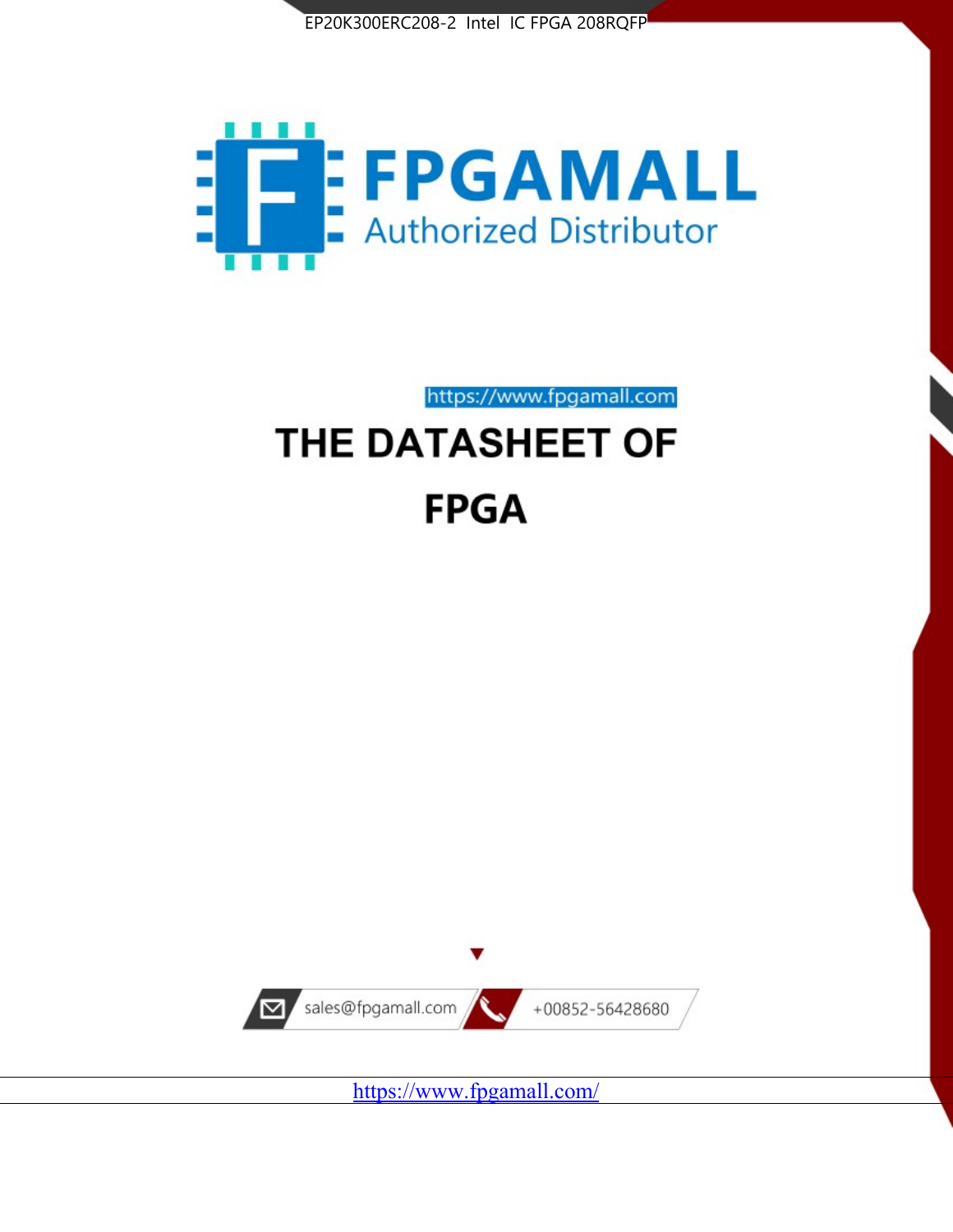EP20K300ERC208-2 Intel IC FPGA 208RQFP

FPGAMALL

Authorized Distributor

https://www.fpgamall.com

# THE DATASHEET OF

# FPGA

sales@fpgamall.com

+00852-56428680

https://www.fpgamall.com/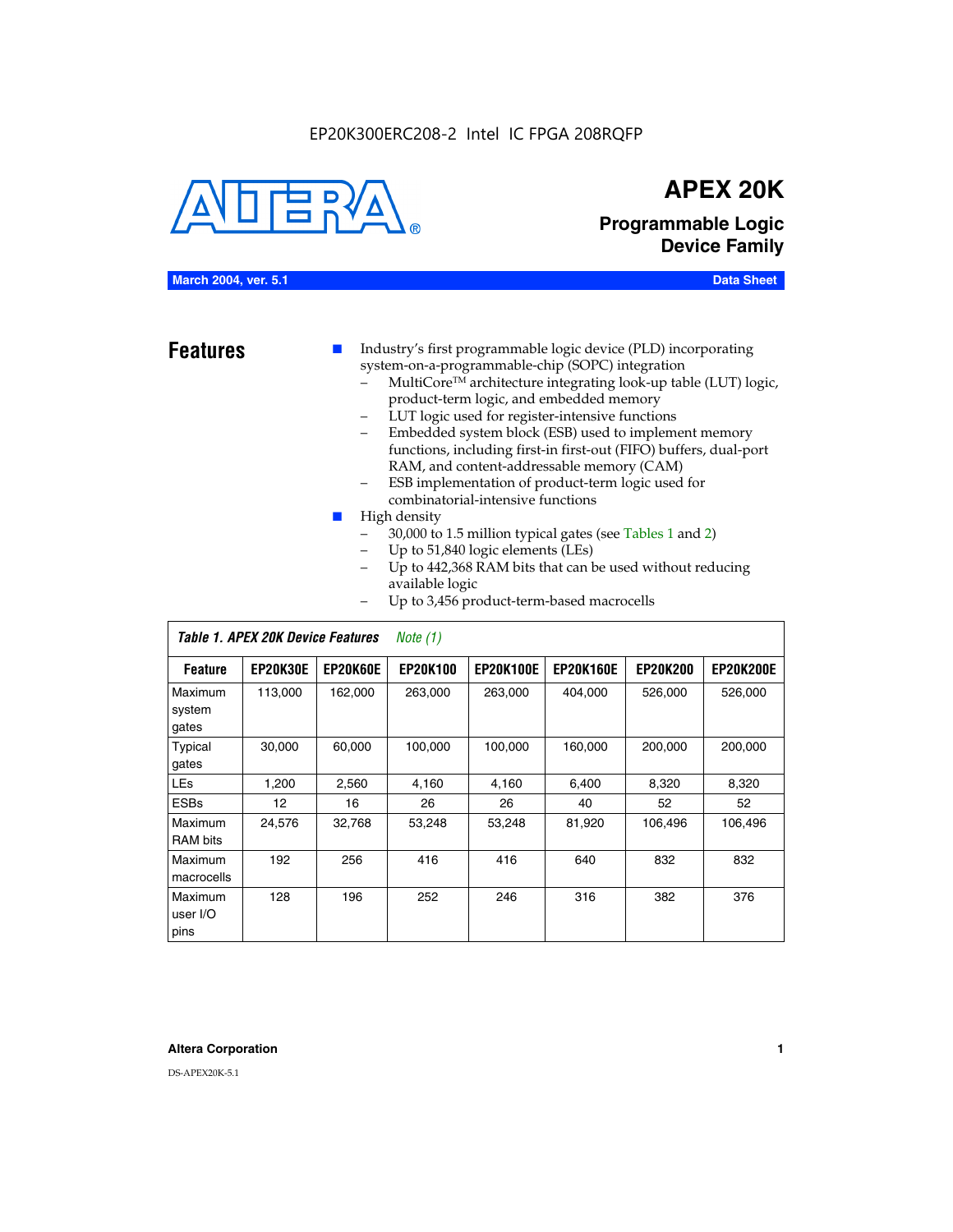EP20K300ERC208-2 Intel IC FPGA 208RQFP

# APEX 20K

## Programmable Logic Device Family

**March 2004, ver. 5.1** **Data Sheet**

## Features

- Industry's first programmable logic device (PLD) incorporating system-on-a-programmable-chip (SOPC) integration
  - MultiCore™ architecture integrating look-up table (LUT) logic, product-term logic, and embedded memory
  - LUT logic used for register-intensive functions
  - Embedded system block (ESB) used to implement memory functions, including first-in first-out (FIFO) buffers, dual-port RAM, and content-addressable memory (CAM)
  - ESB implementation of product-term logic used for combinatorial-intensive functions
- High density
  - 30,000 to 1.5 million typical gates (see Tables 1 and 2)
  - Up to 51,840 logic elements (LEs)
  - Up to 442,368 RAM bits that can be used without reducing available logic
  - Up to 3,456 product-term-based macrocells

*Table 1. APEX 20K Device Features* *Note (1)*

| Feature | EP20K30E | EP20K60E | EP20K100 | EP20K100E | EP20K160E | EP20K200 | EP20K200E |
|---|---|---|---|---|---|---|---|
| Maximum system gates | 113,000 | 162,000 | 263,000 | 263,000 | 404,000 | 526,000 | 526,000 |
| Typical gates | 30,000 | 60,000 | 100,000 | 100,000 | 160,000 | 200,000 | 200,000 |
| LEs | 1,200 | 2,560 | 4,160 | 4,160 | 6,400 | 8,320 | 8,320 |
| ESBs | 12 | 16 | 26 | 26 | 40 | 52 | 52 |
| Maximum RAM bits | 24,576 | 32,768 | 53,248 | 53,248 | 81,920 | 106,496 | 106,496 |
| Maximum macrocells | 192 | 256 | 416 | 416 | 640 | 832 | 832 |
| Maximum user I/O pins | 128 | 196 | 252 | 246 | 316 | 382 | 376 |

DS-APEX20K-5.1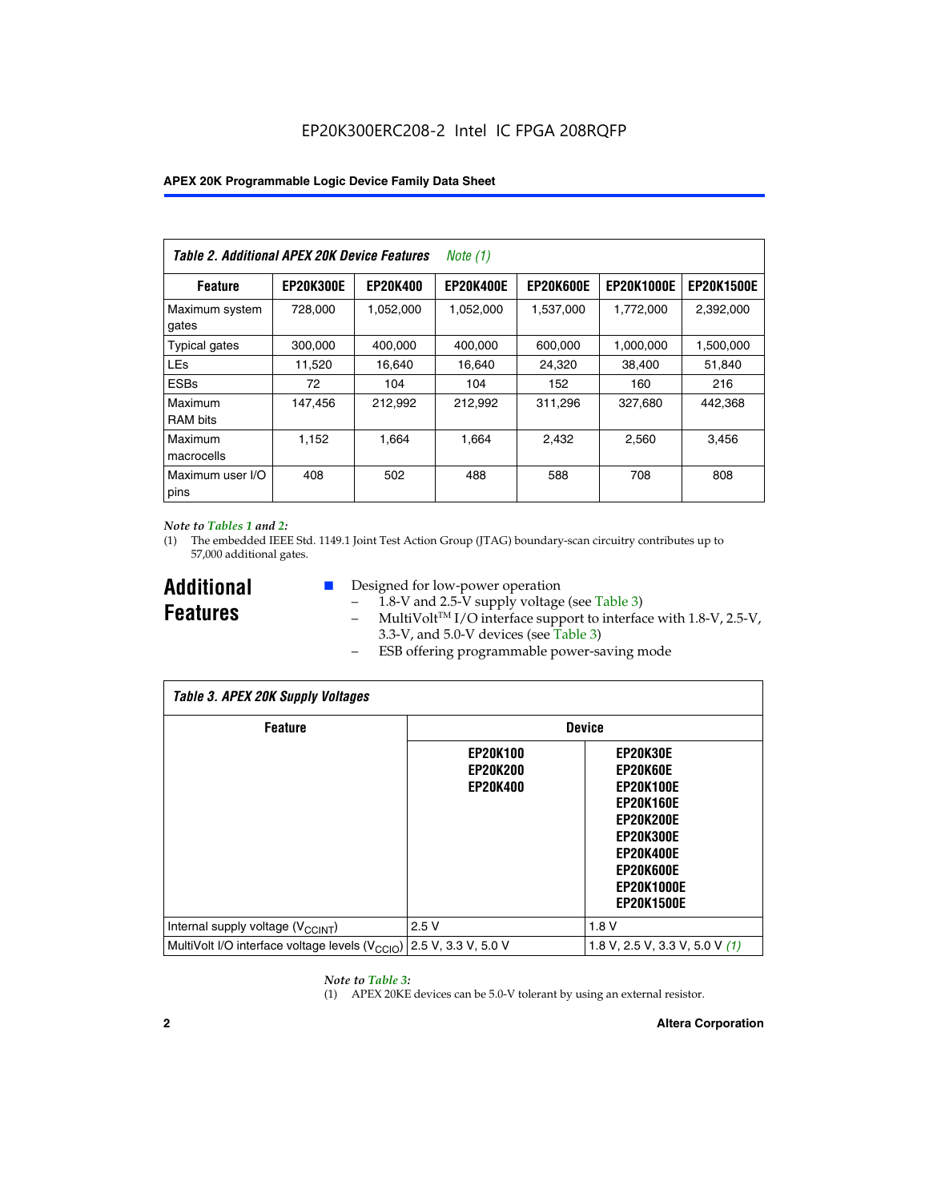**Table 2. Additional APEX 20K Device Features** *Note (1)*

| Feature | EP20K300E | EP20K400 | EP20K400E | EP20K600E | EP20K1000E | EP20K1500E |
|---|---|---|---|---|---|---|
| Maximum system gates | 728,000 | 1,052,000 | 1,052,000 | 1,537,000 | 1,772,000 | 2,392,000 |
| Typical gates | 300,000 | 400,000 | 400,000 | 600,000 | 1,000,000 | 1,500,000 |
| LEs | 11,520 | 16,640 | 16,640 | 24,320 | 38,400 | 51,840 |
| ESBs | 72 | 104 | 104 | 152 | 160 | 216 |
| Maximum RAM bits | 147,456 | 212,992 | 212,992 | 311,296 | 327,680 | 442,368 |
| Maximum macrocells | 1,152 | 1,664 | 1,664 | 2,432 | 2,560 | 3,456 |
| Maximum user I/O pins | 408 | 502 | 488 | 588 | 708 | 808 |

*Note to Tables 1 and 2:*

(1) The embedded IEEE Std. 1149.1 Joint Test Action Group (JTAG) boundary-scan circuitry contributes up to 57,000 additional gates.

## Additional Features

- Designed for low-power operation
  - 1.8-V and 2.5-V supply voltage (see Table 3)
  - MultiVolt™ I/O interface support to interface with 1.8-V, 2.5-V, 3.3-V, and 5.0-V devices (see Table 3)
  - ESB offering programmable power-saving mode

**Table 3. APEX 20K Supply Voltages**

| Feature | Device | |
|---|---|---|
| | EP20K100<br>EP20K200<br>EP20K400 | EP20K30E<br>EP20K60E<br>EP20K100E<br>EP20K160E<br>EP20K200E<br>EP20K300E<br>EP20K400E<br>EP20K600E<br>EP20K1000E<br>EP20K1500E |
| Internal supply voltage ($V_{CCINT}$) | 2.5 V | 1.8 V |
| MultiVolt I/O interface voltage levels ($V_{CCIO}$) | 2.5 V, 3.3 V, 5.0 V | 1.8 V, 2.5 V, 3.3 V, 5.0 V *(1)* |

*Note to Table 3:*

(1) APEX 20KE devices can be 5.0-V tolerant by using an external resistor.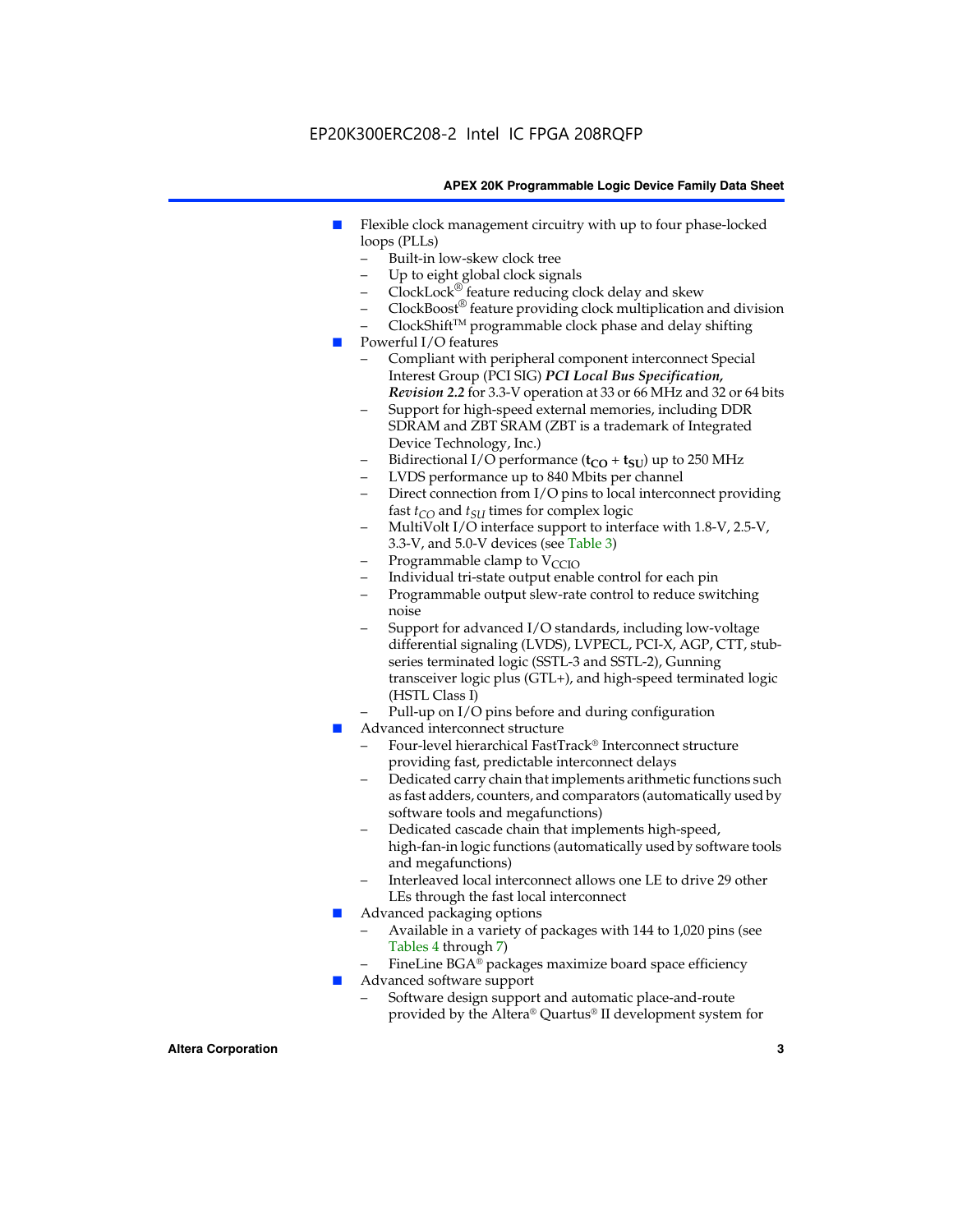- Flexible clock management circuitry with up to four phase-locked loops (PLLs)
  - Built-in low-skew clock tree
  - Up to eight global clock signals
  - ClockLock® feature reducing clock delay and skew
  - ClockBoost® feature providing clock multiplication and division
  - ClockShift™ programmable clock phase and delay shifting
- Powerful I/O features
  - Compliant with peripheral component interconnect Special Interest Group (PCI SIG) ***PCI Local Bus Specification, Revision 2.2*** for 3.3-V operation at 33 or 66 MHz and 32 or 64 bits
  - Support for high-speed external memories, including DDR SDRAM and ZBT SRAM (ZBT is a trademark of Integrated Device Technology, Inc.)
  - Bidirectional I/O performance ($\mathbf{t_{CO}} + \mathbf{t_{SU}}$) up to 250 MHz
  - LVDS performance up to 840 Mbits per channel
  - Direct connection from I/O pins to local interconnect providing fast $t_{CO}$ and $t_{SU}$ times for complex logic
  - MultiVolt I/O interface support to interface with 1.8-V, 2.5-V, 3.3-V, and 5.0-V devices (see Table 3)
  - Programmable clamp to $V_{CCIO}$
  - Individual tri-state output enable control for each pin
  - Programmable output slew-rate control to reduce switching noise
  - Support for advanced I/O standards, including low-voltage differential signaling (LVDS), LVPECL, PCI-X, AGP, CTT, stub-series terminated logic (SSTL-3 and SSTL-2), Gunning transceiver logic plus (GTL+), and high-speed terminated logic (HSTL Class I)
  - Pull-up on I/O pins before and during configuration
- Advanced interconnect structure
  - Four-level hierarchical FastTrack® Interconnect structure providing fast, predictable interconnect delays
  - Dedicated carry chain that implements arithmetic functions such as fast adders, counters, and comparators (automatically used by software tools and megafunctions)
  - Dedicated cascade chain that implements high-speed, high-fan-in logic functions (automatically used by software tools and megafunctions)
  - Interleaved local interconnect allows one LE to drive 29 other LEs through the fast local interconnect
- Advanced packaging options
  - Available in a variety of packages with 144 to 1,020 pins (see Tables 4 through 7)
  - FineLine BGA® packages maximize board space efficiency
- Advanced software support
  - Software design support and automatic place-and-route provided by the Altera® Quartus® II development system for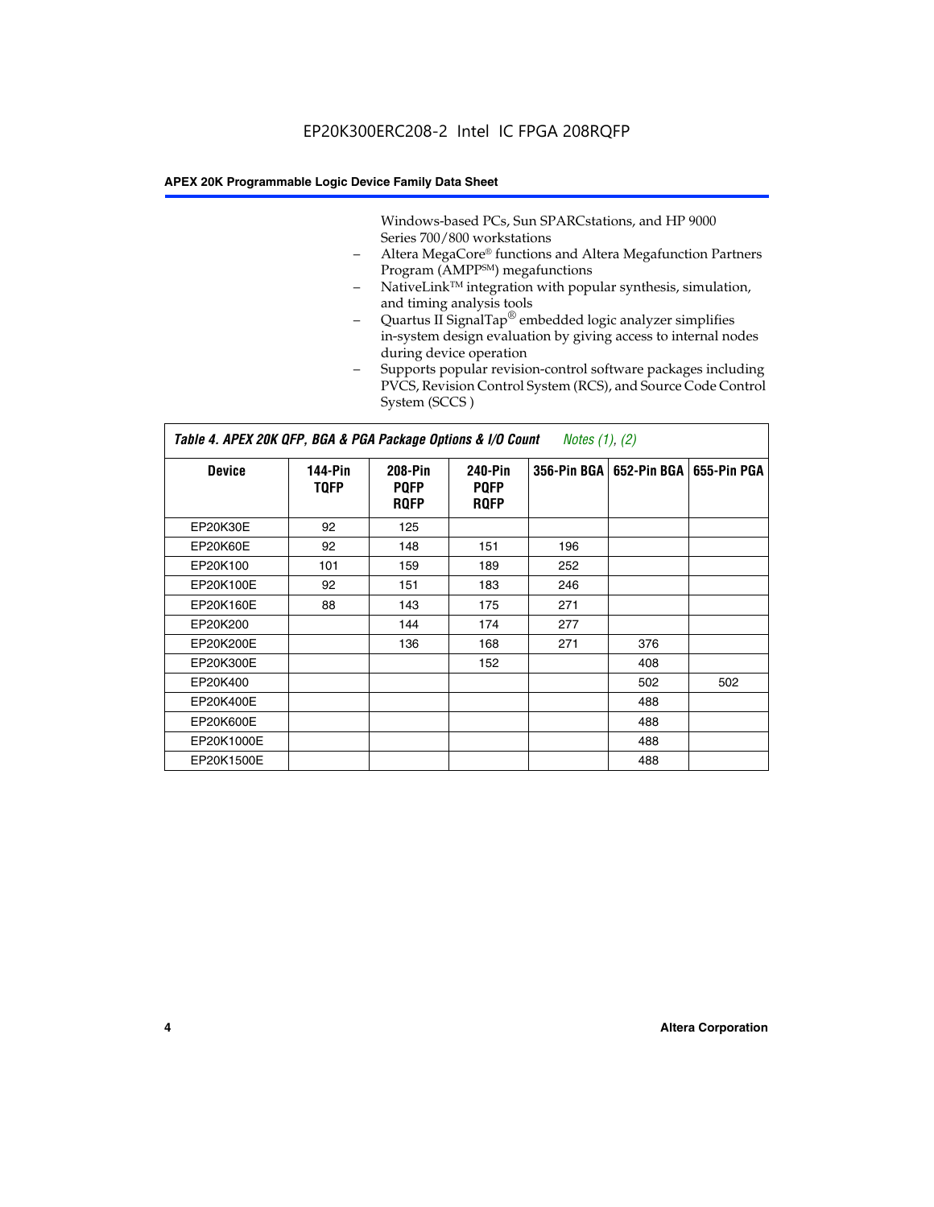Windows-based PCs, Sun SPARCstations, and HP 9000 Series 700/800 workstations

- Altera MegaCore® functions and Altera Megafunction Partners Program (AMPP℠) megafunctions
- NativeLink™ integration with popular synthesis, simulation, and timing analysis tools
- Quartus II SignalTap® embedded logic analyzer simplifies in-system design evaluation by giving access to internal nodes during device operation
- Supports popular revision-control software packages including PVCS, Revision Control System (RCS), and Source Code Control System (SCCS )

**Table 4. APEX 20K QFP, BGA & PGA Package Options & I/O Count** *Notes (1), (2)*

| Device | 144-Pin TQFP | 208-Pin PQFP RQFP | 240-Pin PQFP RQFP | 356-Pin BGA | 652-Pin BGA | 655-Pin PGA |
|---|---|---|---|---|---|---|
| EP20K30E | 92 | 125 | | | | |
| EP20K60E | 92 | 148 | 151 | 196 | | |
| EP20K100 | 101 | 159 | 189 | 252 | | |
| EP20K100E | 92 | 151 | 183 | 246 | | |
| EP20K160E | 88 | 143 | 175 | 271 | | |
| EP20K200 | | 144 | 174 | 277 | | |
| EP20K200E | | 136 | 168 | 271 | 376 | |
| EP20K300E | | | 152 | | 408 | |
| EP20K400 | | | | | 502 | 502 |
| EP20K400E | | | | | 488 | |
| EP20K600E | | | | | 488 | |
| EP20K1000E | | | | | 488 | |
| EP20K1500E | | | | | 488 | |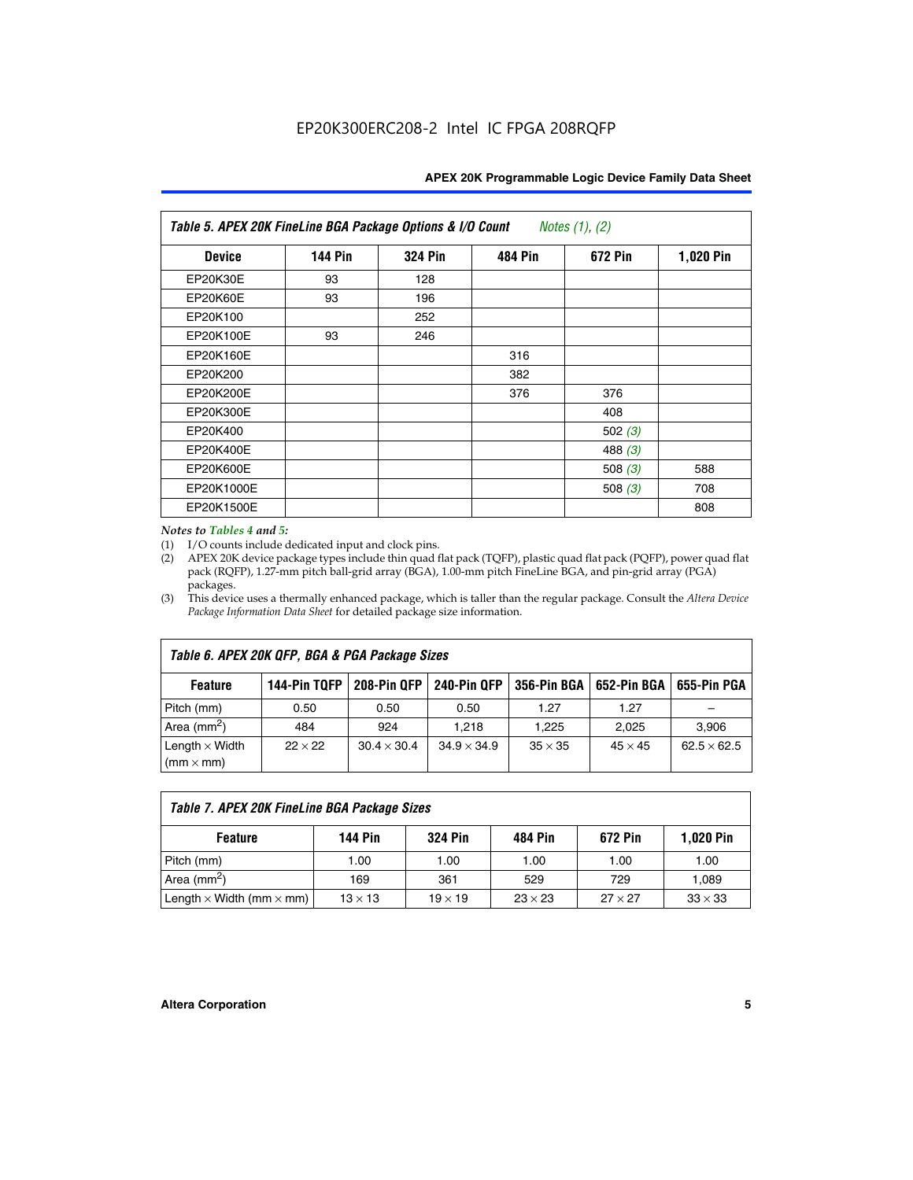EP20K300ERC208-2 Intel IC FPGA 208RQFP

| Table 5. APEX 20K FineLine BGA Package Options & I/O Count *Notes (1), (2)* | | | | | |
|---|---|---|---|---|---|
| **Device** | **144 Pin** | **324 Pin** | **484 Pin** | **672 Pin** | **1,020 Pin** |
| EP20K30E | 93 | 128 | | | |
| EP20K60E | 93 | 196 | | | |
| EP20K100 | | 252 | | | |
| EP20K100E | 93 | 246 | | | |
| EP20K160E | | | 316 | | |
| EP20K200 | | | 382 | | |
| EP20K200E | | | 376 | 376 | |
| EP20K300E | | | | 408 | |
| EP20K400 | | | | 502 *(3)* | |
| EP20K400E | | | | 488 *(3)* | |
| EP20K600E | | | | 508 *(3)* | 588 |
| EP20K1000E | | | | 508 *(3)* | 708 |
| EP20K1500E | | | | | 808 |

*Notes to Tables 4 and 5:*

(1) I/O counts include dedicated input and clock pins.

(2) APEX 20K device package types include thin quad flat pack (TQFP), plastic quad flat pack (PQFP), power quad flat pack (RQFP), 1.27-mm pitch ball-grid array (BGA), 1.00-mm pitch FineLine BGA, and pin-grid array (PGA) packages.

(3) This device uses a thermally enhanced package, which is taller than the regular package. Consult the *Altera Device Package Information Data Sheet* for detailed package size information.

| Table 6. APEX 20K QFP, BGA & PGA Package Sizes | | | | | | |
|---|---|---|---|---|---|---|
| **Feature** | **144-Pin TQFP** | **208-Pin QFP** | **240-Pin QFP** | **356-Pin BGA** | **652-Pin BGA** | **655-Pin PGA** |
| Pitch (mm) | 0.50 | 0.50 | 0.50 | 1.27 | 1.27 | – |
| Area (mm$^2$) | 484 | 924 | 1,218 | 1,225 | 2,025 | 3,906 |
| Length × Width (mm × mm) | 22 × 22 | 30.4 × 30.4 | 34.9 × 34.9 | 35 × 35 | 45 × 45 | 62.5 × 62.5 |

| Table 7. APEX 20K FineLine BGA Package Sizes | | | | | |
|---|---|---|---|---|---|
| **Feature** | **144 Pin** | **324 Pin** | **484 Pin** | **672 Pin** | **1,020 Pin** |
| Pitch (mm) | 1.00 | 1.00 | 1.00 | 1.00 | 1.00 |
| Area (mm$^2$) | 169 | 361 | 529 | 729 | 1,089 |
| Length × Width (mm × mm) | 13 × 13 | 19 × 19 | 23 × 23 | 27 × 27 | 33 × 33 |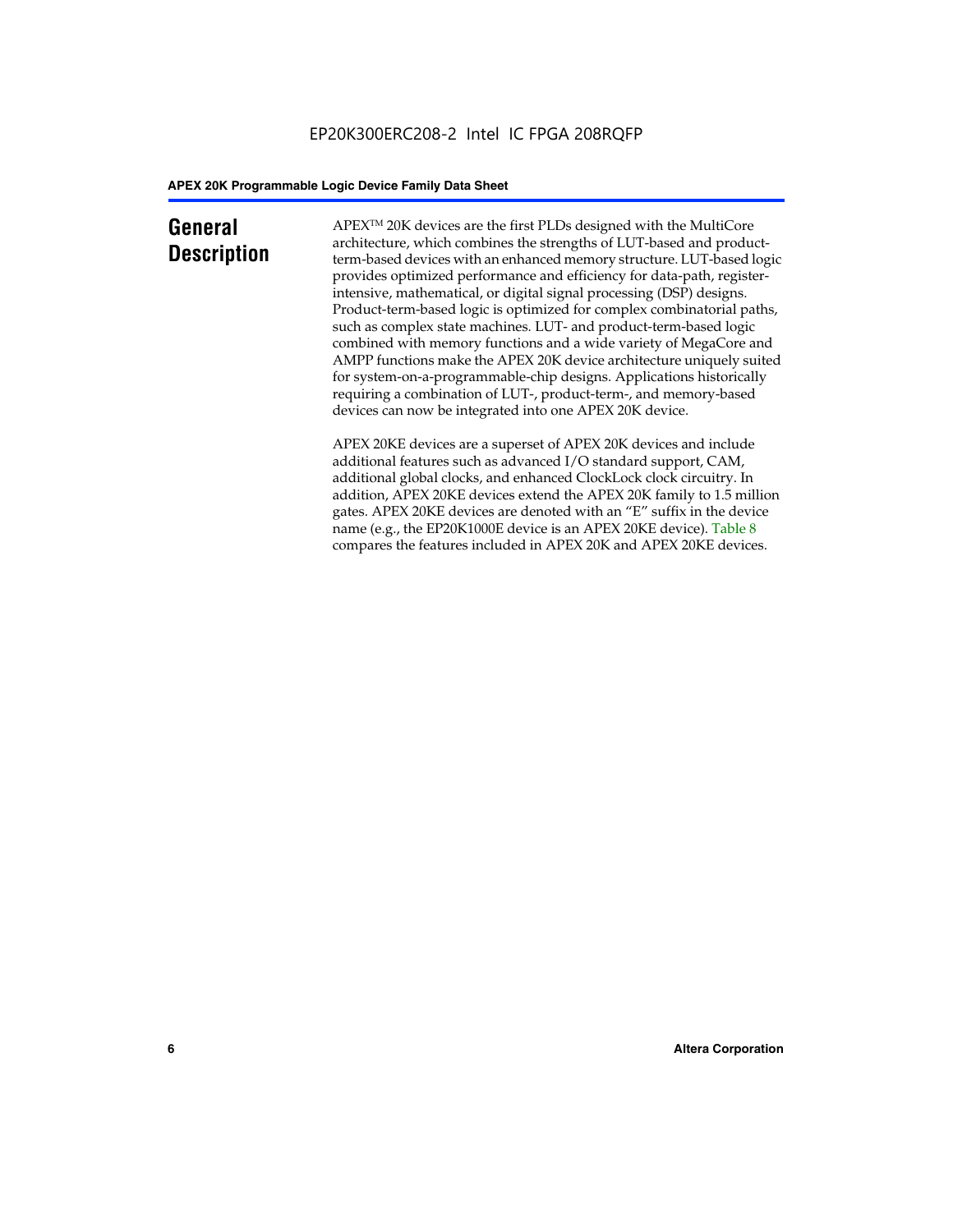# General Description

APEX™ 20K devices are the first PLDs designed with the MultiCore architecture, which combines the strengths of LUT-based and product-term-based devices with an enhanced memory structure. LUT-based logic provides optimized performance and efficiency for data-path, register-intensive, mathematical, or digital signal processing (DSP) designs. Product-term-based logic is optimized for complex combinatorial paths, such as complex state machines. LUT- and product-term-based logic combined with memory functions and a wide variety of MegaCore and AMPP functions make the APEX 20K device architecture uniquely suited for system-on-a-programmable-chip designs. Applications historically requiring a combination of LUT-, product-term-, and memory-based devices can now be integrated into one APEX 20K device.

APEX 20KE devices are a superset of APEX 20K devices and include additional features such as advanced I/O standard support, CAM, additional global clocks, and enhanced ClockLock clock circuitry. In addition, APEX 20KE devices extend the APEX 20K family to 1.5 million gates. APEX 20KE devices are denoted with an "E" suffix in the device name (e.g., the EP20K1000E device is an APEX 20KE device). Table 8 compares the features included in APEX 20K and APEX 20KE devices.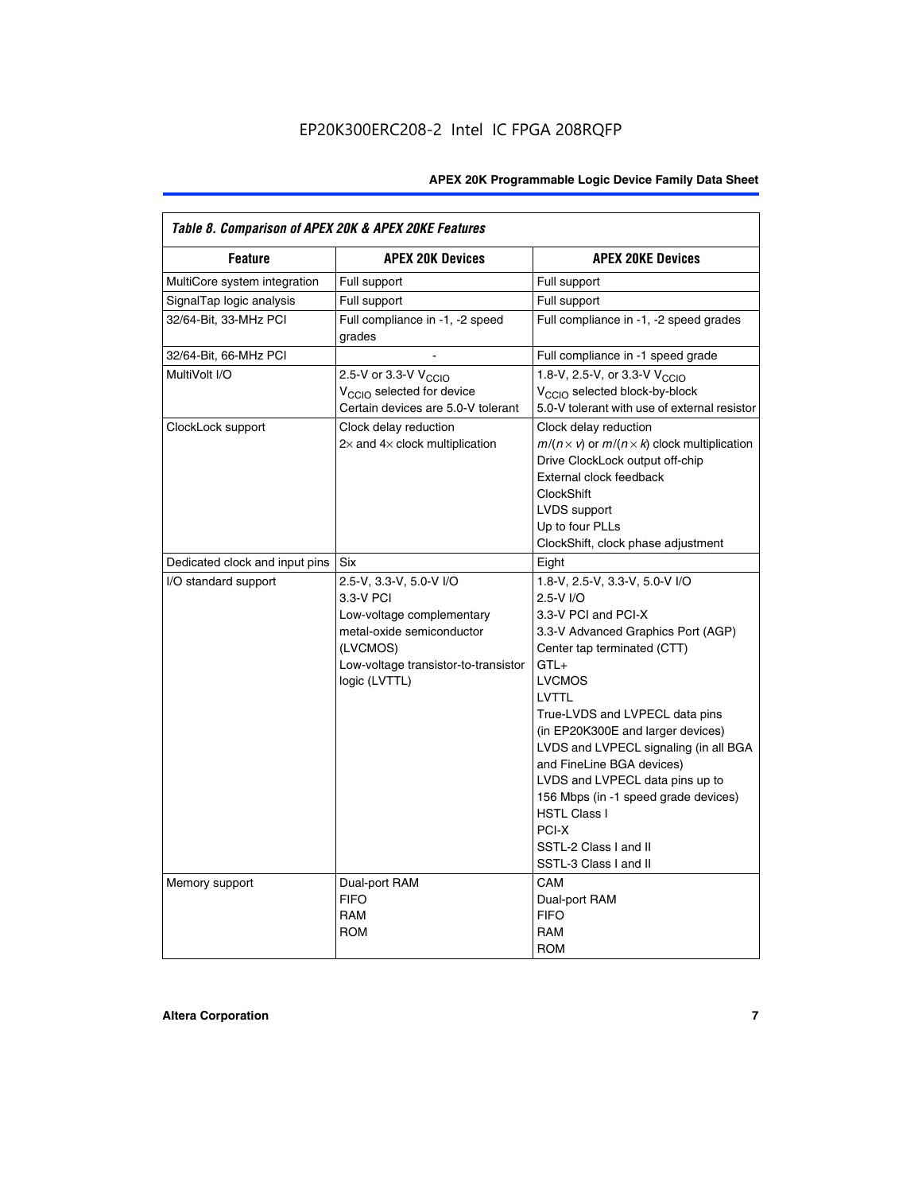*Table 8. Comparison of APEX 20K & APEX 20KE Features*

| Feature | APEX 20K Devices | APEX 20KE Devices |
|---|---|---|
| MultiCore system integration | Full support | Full support |
| SignalTap logic analysis | Full support | Full support |
| 32/64-Bit, 33-MHz PCI | Full compliance in -1, -2 speed grades | Full compliance in -1, -2 speed grades |
| 32/64-Bit, 66-MHz PCI | - | Full compliance in -1 speed grade |
| MultiVolt I/O | 2.5-V or 3.3-V $V_{CCIO}$<br>$V_{CCIO}$ selected for device<br>Certain devices are 5.0-V tolerant | 1.8-V, 2.5-V, or 3.3-V $V_{CCIO}$<br>$V_{CCIO}$ selected block-by-block<br>5.0-V tolerant with use of external resistor |
| ClockLock support | Clock delay reduction<br>2× and 4× clock multiplication | Clock delay reduction<br>$m/(n \times v)$ or $m/(n \times k)$ clock multiplication<br>Drive ClockLock output off-chip<br>External clock feedback<br>ClockShift<br>LVDS support<br>Up to four PLLs<br>ClockShift, clock phase adjustment |
| Dedicated clock and input pins | Six | Eight |
| I/O standard support | 2.5-V, 3.3-V, 5.0-V I/O<br>3.3-V PCI<br>Low-voltage complementary metal-oxide semiconductor (LVCMOS)<br>Low-voltage transistor-to-transistor logic (LVTTL) | 1.8-V, 2.5-V, 3.3-V, 5.0-V I/O<br>2.5-V I/O<br>3.3-V PCI and PCI-X<br>3.3-V Advanced Graphics Port (AGP)<br>Center tap terminated (CTT)<br>GTL+<br>LVCMOS<br>LVTTL<br>True-LVDS and LVPECL data pins (in EP20K300E and larger devices)<br>LVDS and LVPECL signaling (in all BGA and FineLine BGA devices)<br>LVDS and LVPECL data pins up to 156 Mbps (in -1 speed grade devices)<br>HSTL Class I<br>PCI-X<br>SSTL-2 Class I and II<br>SSTL-3 Class I and II |
| Memory support | Dual-port RAM<br>FIFO<br>RAM<br>ROM | CAM<br>Dual-port RAM<br>FIFO<br>RAM<br>ROM |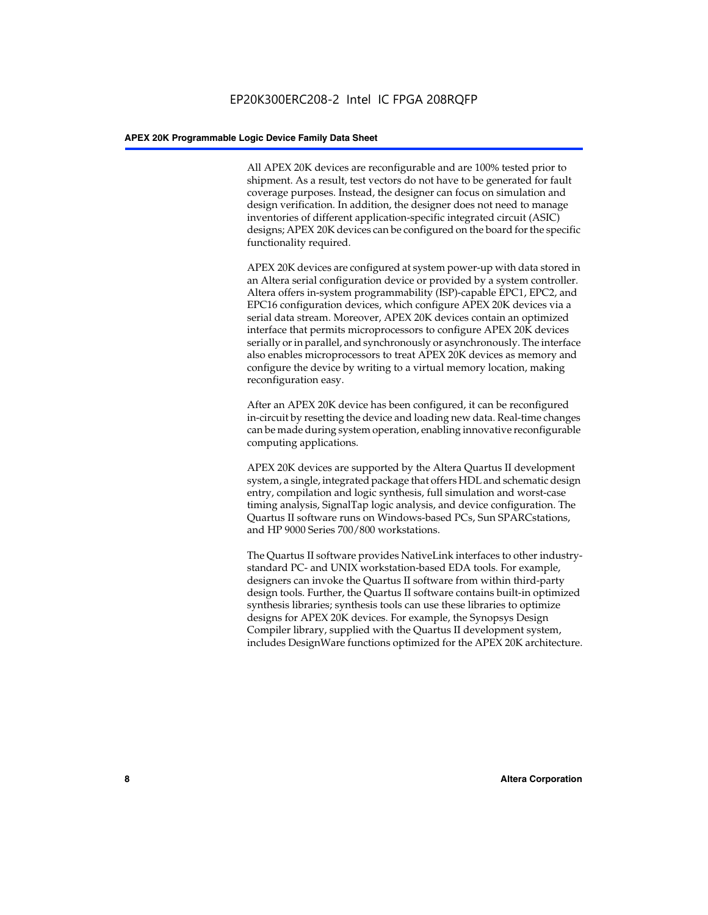All APEX 20K devices are reconfigurable and are 100% tested prior to shipment. As a result, test vectors do not have to be generated for fault coverage purposes. Instead, the designer can focus on simulation and design verification. In addition, the designer does not need to manage inventories of different application-specific integrated circuit (ASIC) designs; APEX 20K devices can be configured on the board for the specific functionality required.

APEX 20K devices are configured at system power-up with data stored in an Altera serial configuration device or provided by a system controller. Altera offers in-system programmability (ISP)-capable EPC1, EPC2, and EPC16 configuration devices, which configure APEX 20K devices via a serial data stream. Moreover, APEX 20K devices contain an optimized interface that permits microprocessors to configure APEX 20K devices serially or in parallel, and synchronously or asynchronously. The interface also enables microprocessors to treat APEX 20K devices as memory and configure the device by writing to a virtual memory location, making reconfiguration easy.

After an APEX 20K device has been configured, it can be reconfigured in-circuit by resetting the device and loading new data. Real-time changes can be made during system operation, enabling innovative reconfigurable computing applications.

APEX 20K devices are supported by the Altera Quartus II development system, a single, integrated package that offers HDL and schematic design entry, compilation and logic synthesis, full simulation and worst-case timing analysis, SignalTap logic analysis, and device configuration. The Quartus II software runs on Windows-based PCs, Sun SPARCstations, and HP 9000 Series 700/800 workstations.

The Quartus II software provides NativeLink interfaces to other industry-standard PC- and UNIX workstation-based EDA tools. For example, designers can invoke the Quartus II software from within third-party design tools. Further, the Quartus II software contains built-in optimized synthesis libraries; synthesis tools can use these libraries to optimize designs for APEX 20K devices. For example, the Synopsys Design Compiler library, supplied with the Quartus II development system, includes DesignWare functions optimized for the APEX 20K architecture.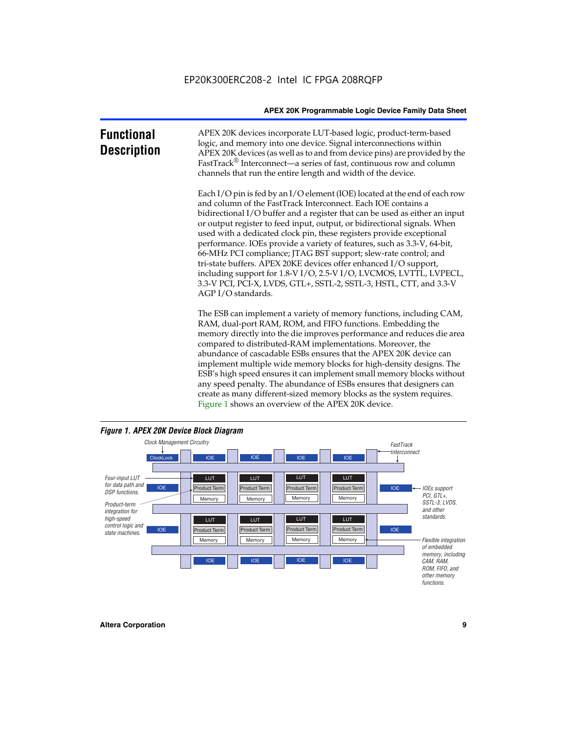# Functional Description

APEX 20K devices incorporate LUT-based logic, product-term-based logic, and memory into one device. Signal interconnections within APEX 20K devices (as well as to and from device pins) are provided by the FastTrack® Interconnect—a series of fast, continuous row and column channels that run the entire length and width of the device.

Each I/O pin is fed by an I/O element (IOE) located at the end of each row and column of the FastTrack Interconnect. Each IOE contains a bidirectional I/O buffer and a register that can be used as either an input or output register to feed input, output, or bidirectional signals. When used with a dedicated clock pin, these registers provide exceptional performance. IOEs provide a variety of features, such as 3.3-V, 64-bit, 66-MHz PCI compliance; JTAG BST support; slew-rate control; and tri-state buffers. APEX 20KE devices offer enhanced I/O support, including support for 1.8-V I/O, 2.5-V I/O, LVCMOS, LVTTL, LVPECL, 3.3-V PCI, PCI-X, LVDS, GTL+, SSTL-2, SSTL-3, HSTL, CTT, and 3.3-V AGP I/O standards.

The ESB can implement a variety of memory functions, including CAM, RAM, dual-port RAM, ROM, and FIFO functions. Embedding the memory directly into the die improves performance and reduces die area compared to distributed-RAM implementations. Moreover, the abundance of cascadable ESBs ensures that the APEX 20K device can implement multiple wide memory blocks for high-density designs. The ESB's high speed ensures it can implement small memory blocks without any speed penalty. The abundance of ESBs ensures that designers can create as many different-sized memory blocks as the system requires. Figure 1 shows an overview of the APEX 20K device.

*Figure 1. APEX 20K Device Block Diagram*

Clock Management Circuitry

FastTrack Interconnect

ClockLock

IOE

LUT

Product Term

Memory

Four-input LUT for data path and DSP functions.

Product-term integration for high-speed control logic and state machines.

IOEs support PCI, GTL+, SSTL-3, LVDS, and other standards.

Flexible integration of embedded memory, including CAM, RAM, ROM, FIFO, and other memory functions.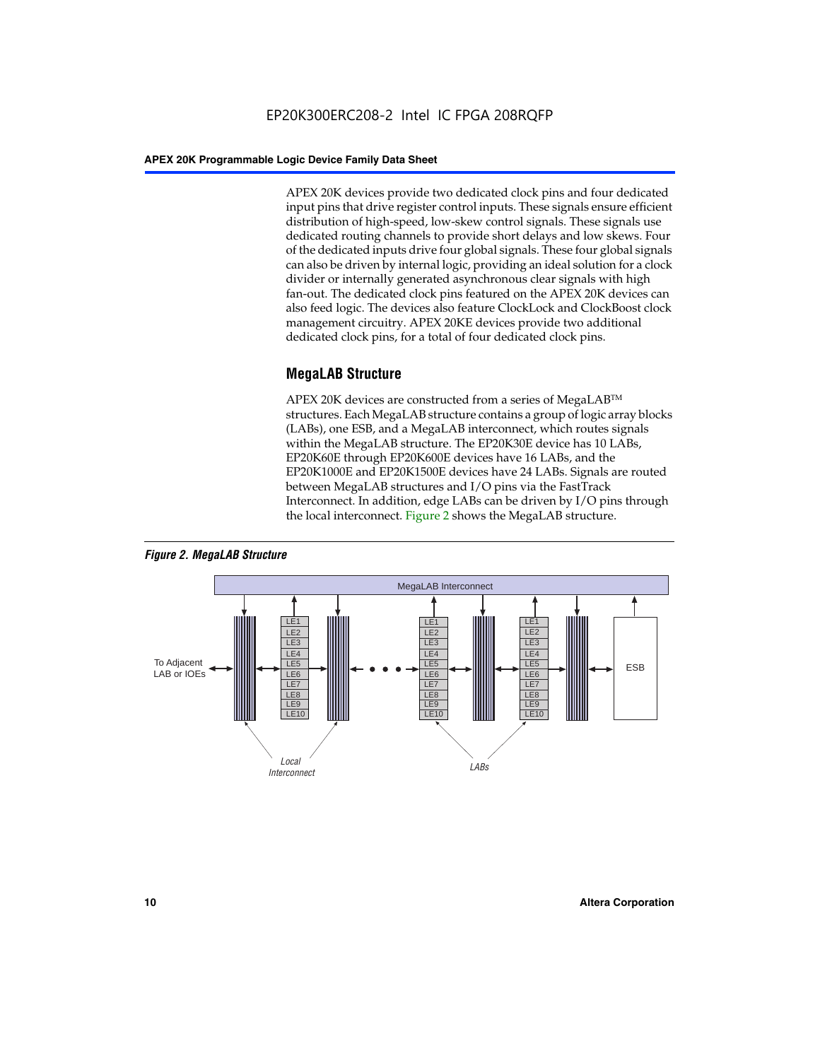APEX 20K devices provide two dedicated clock pins and four dedicated input pins that drive register control inputs. These signals ensure efficient distribution of high-speed, low-skew control signals. These signals use dedicated routing channels to provide short delays and low skews. Four of the dedicated inputs drive four global signals. These four global signals can also be driven by internal logic, providing an ideal solution for a clock divider or internally generated asynchronous clear signals with high fan-out. The dedicated clock pins featured on the APEX 20K devices can also feed logic. The devices also feature ClockLock and ClockBoost clock management circuitry. APEX 20KE devices provide two additional dedicated clock pins, for a total of four dedicated clock pins.

## MegaLAB Structure

APEX 20K devices are constructed from a series of MegaLAB™ structures. Each MegaLAB structure contains a group of logic array blocks (LABs), one ESB, and a MegaLAB interconnect, which routes signals within the MegaLAB structure. The EP20K30E device has 10 LABs, EP20K60E through EP20K600E devices have 16 LABs, and the EP20K1000E and EP20K1500E devices have 24 LABs. Signals are routed between MegaLAB structures and I/O pins via the FastTrack Interconnect. In addition, edge LABs can be driven by I/O pins through the local interconnect. Figure 2 shows the MegaLAB structure.

*Figure 2. MegaLAB Structure*

MegaLAB Interconnect

To Adjacent LAB or IOEs

LE1
LE2
LE3
LE4
LE5
LE6
LE7
LE8
LE9
LE10

ESB

Local Interconnect

LABs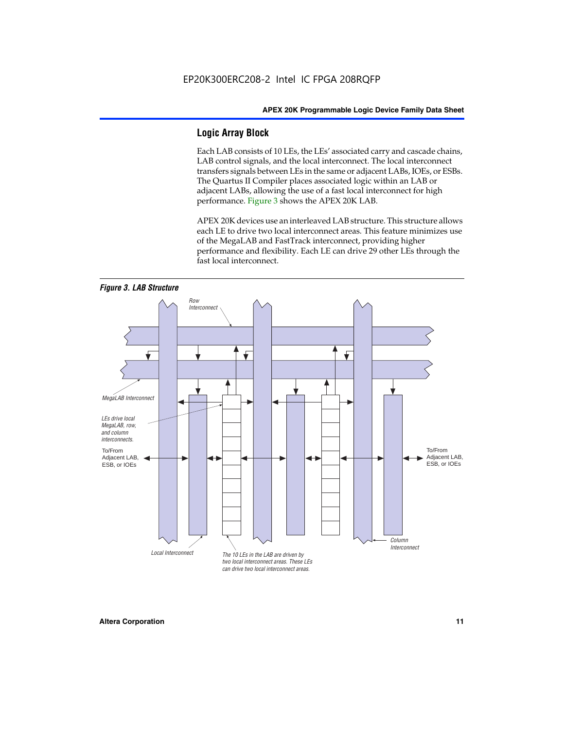## Logic Array Block

Each LAB consists of 10 LEs, the LEs' associated carry and cascade chains, LAB control signals, and the local interconnect. The local interconnect transfers signals between LEs in the same or adjacent LABs, IOEs, or ESBs. The Quartus II Compiler places associated logic within an LAB or adjacent LABs, allowing the use of a fast local interconnect for high performance. Figure 3 shows the APEX 20K LAB.

APEX 20K devices use an interleaved LAB structure. This structure allows each LE to drive two local interconnect areas. This feature minimizes use of the MegaLAB and FastTrack interconnect, providing higher performance and flexibility. Each LE can drive 29 other LEs through the fast local interconnect.

*Figure 3. LAB Structure*

Row Interconnect

MegaLAB Interconnect

LEs drive local MegaLAB, row, and column interconnects.

To/From Adjacent LAB, ESB, or IOEs

To/From Adjacent LAB, ESB, or IOEs

Column Interconnect

Local Interconnect

The 10 LEs in the LAB are driven by two local interconnect areas. These LEs can drive two local interconnect areas.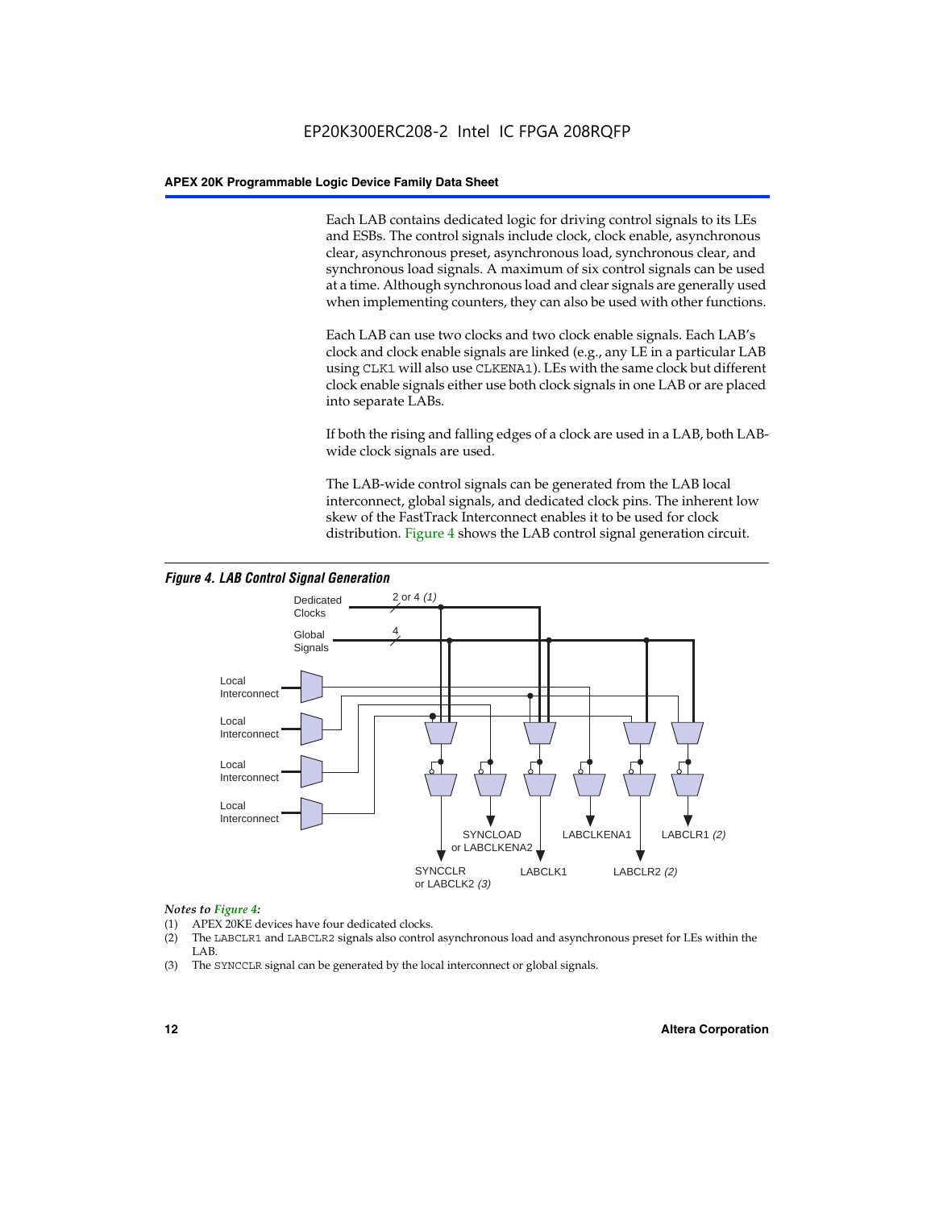Each LAB contains dedicated logic for driving control signals to its LEs and ESBs. The control signals include clock, clock enable, asynchronous clear, asynchronous preset, asynchronous load, synchronous clear, and synchronous load signals. A maximum of six control signals can be used at a time. Although synchronous load and clear signals are generally used when implementing counters, they can also be used with other functions.

Each LAB can use two clocks and two clock enable signals. Each LAB's clock and clock enable signals are linked (e.g., any LE in a particular LAB using `CLK1` will also use `CLKENA1`). LEs with the same clock but different clock enable signals either use both clock signals in one LAB or are placed into separate LABs.

If both the rising and falling edges of a clock are used in a LAB, both LAB-wide clock signals are used.

The LAB-wide control signals can be generated from the LAB local interconnect, global signals, and dedicated clock pins. The inherent low skew of the FastTrack Interconnect enables it to be used for clock distribution. Figure 4 shows the LAB control signal generation circuit.

***Figure 4. LAB Control Signal Generation***

Dedicated Clocks
2 or 4 *(1)*
Global Signals
4
Local Interconnect
Local Interconnect
Local Interconnect
Local Interconnect
SYNCLOAD or LABCLKENA2
LABCLKENA1
LABCLR1 *(2)*
SYNCCLR or LABCLK2 *(3)*
LABCLK1
LABCLR2 *(2)*

*Notes to Figure 4:*

(1) APEX 20KE devices have four dedicated clocks.
(2) The `LABCLR1` and `LABCLR2` signals also control asynchronous load and asynchronous preset for LEs within the LAB.
(3) The `SYNCCLR` signal can be generated by the local interconnect or global signals.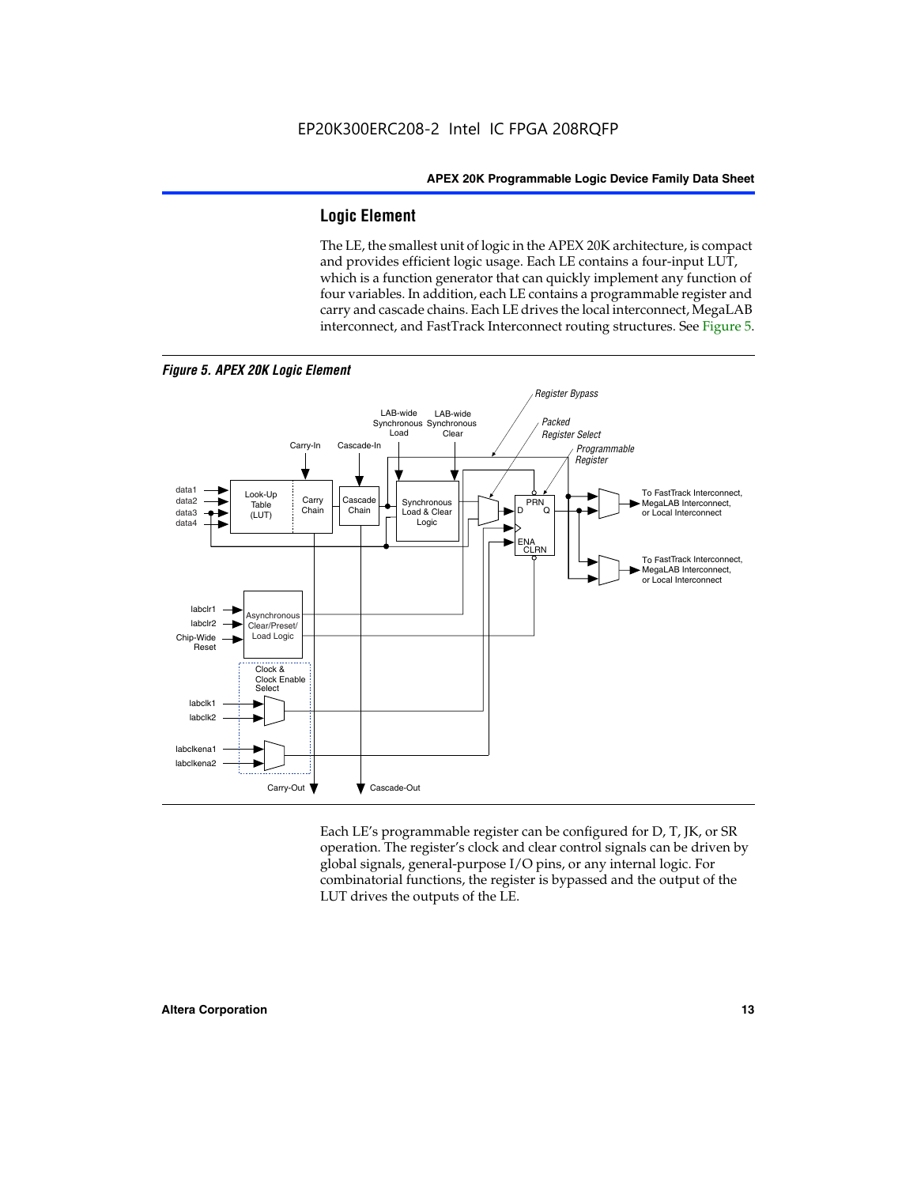## Logic Element

The LE, the smallest unit of logic in the APEX 20K architecture, is compact and provides efficient logic usage. Each LE contains a four-input LUT, which is a function generator that can quickly implement any function of four variables. In addition, each LE contains a programmable register and carry and cascade chains. Each LE drives the local interconnect, MegaLAB interconnect, and FastTrack Interconnect routing structures. See Figure 5.

*Figure 5. APEX 20K Logic Element*

Register Bypass
LAB-wide Synchronous Load
LAB-wide Synchronous Clear
Packed Register Select
Programmable Register
Carry-In
Cascade-In
data1
data2
data3
data4
Look-Up Table (LUT)
Carry Chain
Cascade Chain
Synchronous Load & Clear Logic
PRN
D
Q
ENA
CLRN
To FastTrack Interconnect, MegaLAB Interconnect, or Local Interconnect
To FastTrack Interconnect, MegaLAB Interconnect, or Local Interconnect
labclr1
labclr2
Chip-Wide Reset
Asynchronous Clear/Preset/ Load Logic
Clock & Clock Enable Select
labclk1
labclk2
labclkena1
labclkena2
Carry-Out
Cascade-Out

Each LE's programmable register can be configured for D, T, JK, or SR operation. The register's clock and clear control signals can be driven by global signals, general-purpose I/O pins, or any internal logic. For combinatorial functions, the register is bypassed and the output of the LUT drives the outputs of the LE.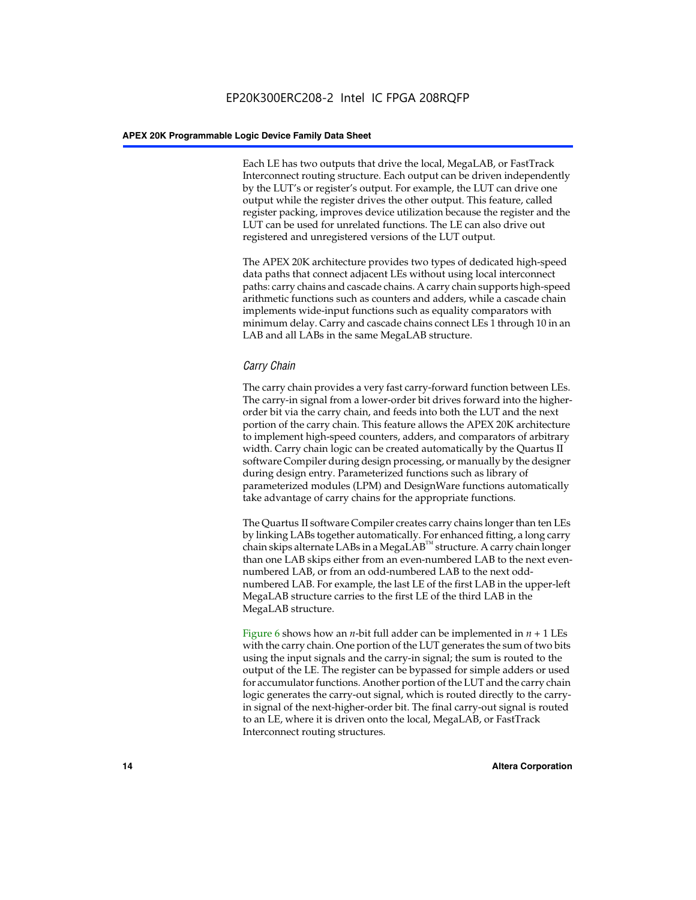Each LE has two outputs that drive the local, MegaLAB, or FastTrack Interconnect routing structure. Each output can be driven independently by the LUT's or register's output. For example, the LUT can drive one output while the register drives the other output. This feature, called register packing, improves device utilization because the register and the LUT can be used for unrelated functions. The LE can also drive out registered and unregistered versions of the LUT output.

The APEX 20K architecture provides two types of dedicated high-speed data paths that connect adjacent LEs without using local interconnect paths: carry chains and cascade chains. A carry chain supports high-speed arithmetic functions such as counters and adders, while a cascade chain implements wide-input functions such as equality comparators with minimum delay. Carry and cascade chains connect LEs 1 through 10 in an LAB and all LABs in the same MegaLAB structure.

### *Carry Chain*

The carry chain provides a very fast carry-forward function between LEs. The carry-in signal from a lower-order bit drives forward into the higher-order bit via the carry chain, and feeds into both the LUT and the next portion of the carry chain. This feature allows the APEX 20K architecture to implement high-speed counters, adders, and comparators of arbitrary width. Carry chain logic can be created automatically by the Quartus II software Compiler during design processing, or manually by the designer during design entry. Parameterized functions such as library of parameterized modules (LPM) and DesignWare functions automatically take advantage of carry chains for the appropriate functions.

The Quartus II software Compiler creates carry chains longer than ten LEs by linking LABs together automatically. For enhanced fitting, a long carry chain skips alternate LABs in a MegaLAB™ structure. A carry chain longer than one LAB skips either from an even-numbered LAB to the next even-numbered LAB, or from an odd-numbered LAB to the next odd-numbered LAB. For example, the last LE of the first LAB in the upper-left MegaLAB structure carries to the first LE of the third LAB in the MegaLAB structure.

Figure 6 shows how an $n$-bit full adder can be implemented in $n + 1$ LEs with the carry chain. One portion of the LUT generates the sum of two bits using the input signals and the carry-in signal; the sum is routed to the output of the LE. The register can be bypassed for simple adders or used for accumulator functions. Another portion of the LUT and the carry chain logic generates the carry-out signal, which is routed directly to the carry-in signal of the next-higher-order bit. The final carry-out signal is routed to an LE, where it is driven onto the local, MegaLAB, or FastTrack Interconnect routing structures.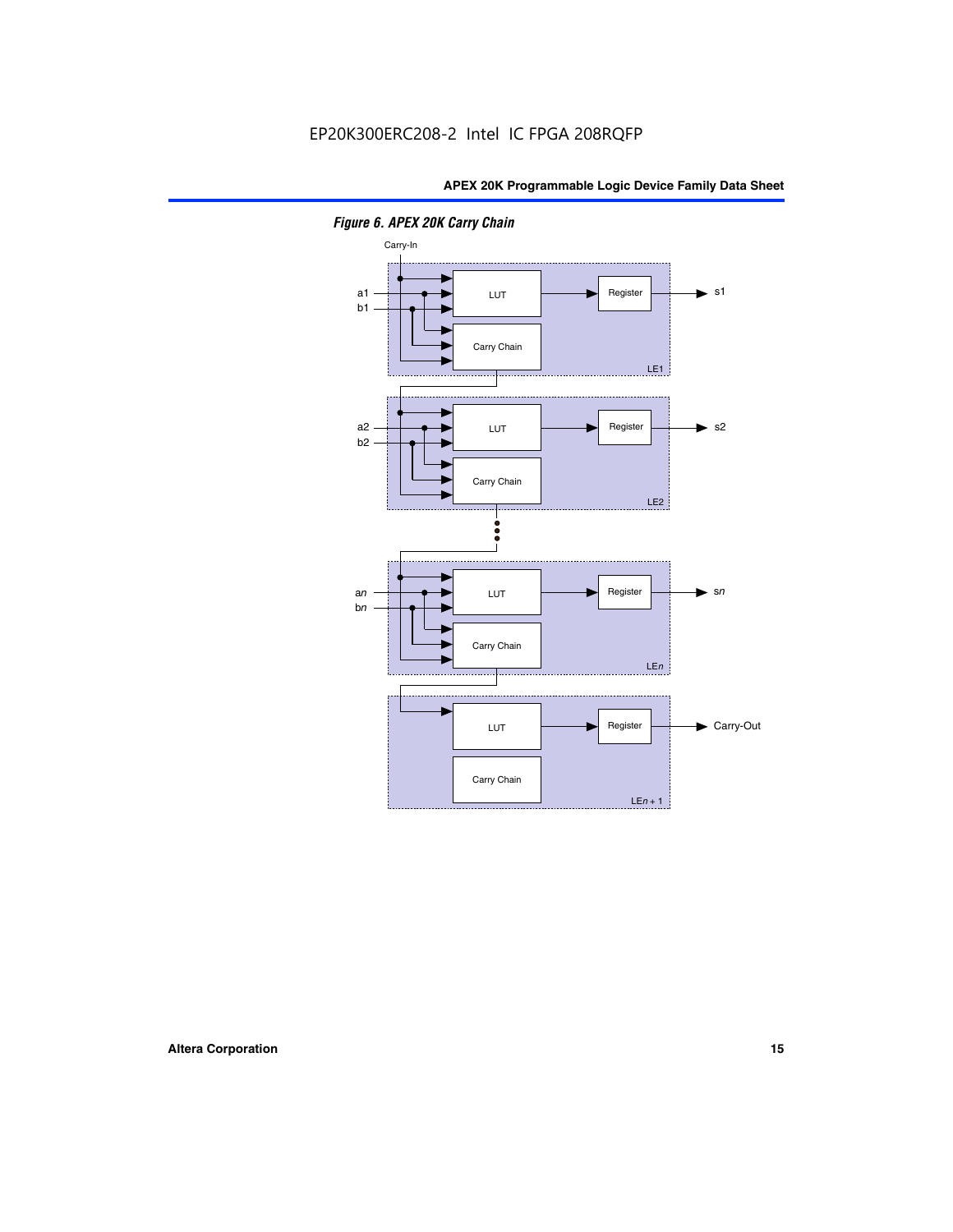*Figure 6. APEX 20K Carry Chain*

Carry-In

a1
b1

LUT

Register

s1

Carry Chain

LE1

a2
b2

LUT

Register

s2

Carry Chain

LE2

a*n*
b*n*

LUT

Register

s*n*

Carry Chain

LE*n*

LUT

Register

Carry-Out

Carry Chain

LE*n* + 1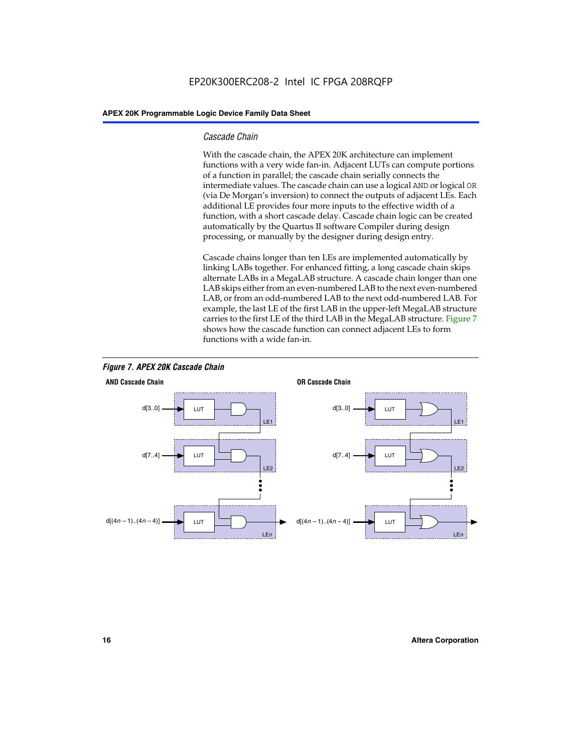### Cascade Chain

With the cascade chain, the APEX 20K architecture can implement functions with a very wide fan-in. Adjacent LUTs can compute portions of a function in parallel; the cascade chain serially connects the intermediate values. The cascade chain can use a logical AND or logical OR (via De Morgan's inversion) to connect the outputs of adjacent LEs. Each additional LE provides four more inputs to the effective width of a function, with a short cascade delay. Cascade chain logic can be created automatically by the Quartus II software Compiler during design processing, or manually by the designer during design entry.

Cascade chains longer than ten LEs are implemented automatically by linking LABs together. For enhanced fitting, a long cascade chain skips alternate LABs in a MegaLAB structure. A cascade chain longer than one LAB skips either from an even-numbered LAB to the next even-numbered LAB, or from an odd-numbered LAB to the next odd-numbered LAB. For example, the last LE of the first LAB in the upper-left MegaLAB structure carries to the first LE of the third LAB in the MegaLAB structure. Figure 7 shows how the cascade function can connect adjacent LEs to form functions with a wide fan-in.

*Figure 7. APEX 20K Cascade Chain*

AND Cascade Chain

d[3..0]
LUT
LE1
d[7..4]
LUT
LE2
d[(4n – 1)..(4n – 4)]
LUT
LEn

OR Cascade Chain

d[3..0]
LUT
LE1
d[7..4]
LUT
LE2
d[(4n – 1)..(4n – 4)]
LUT
LEn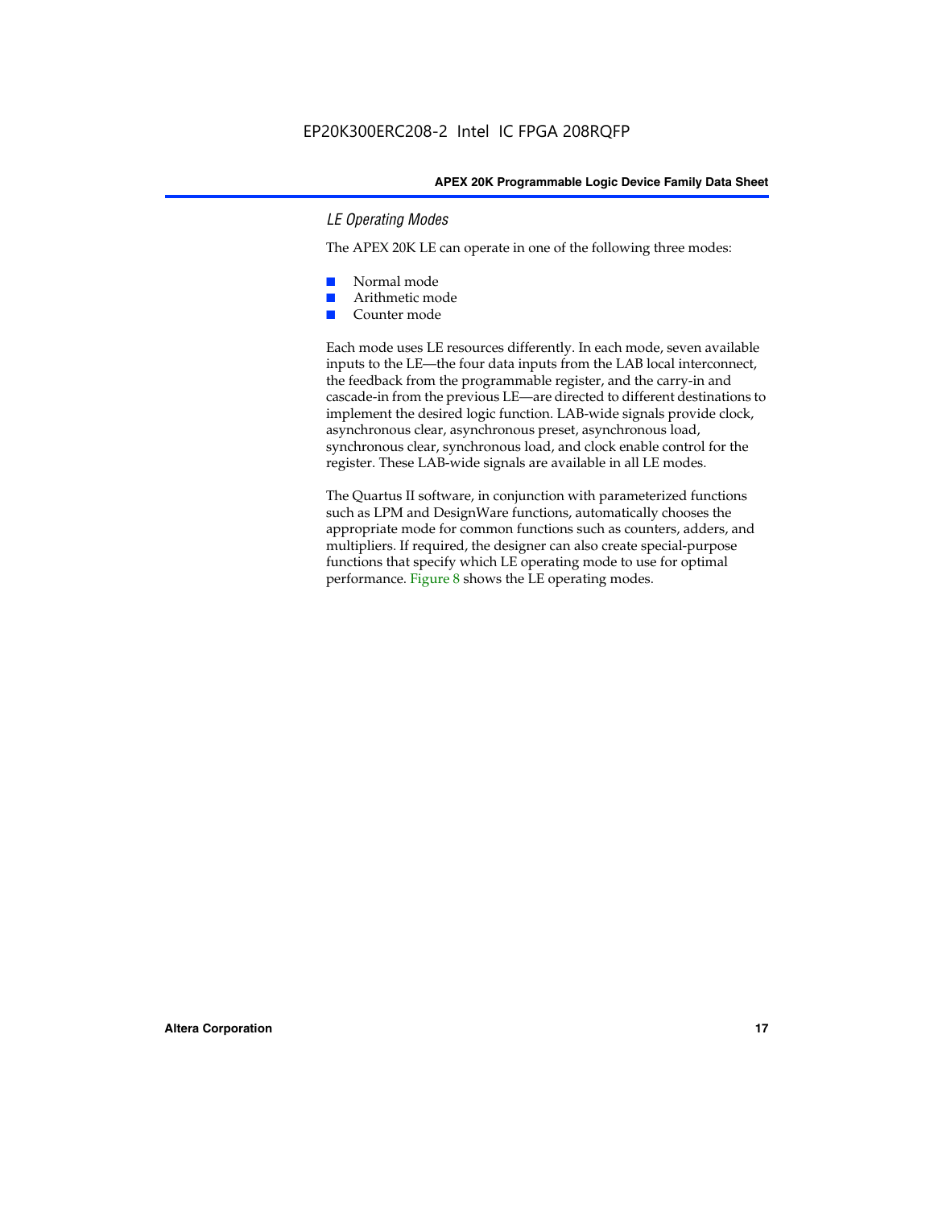### *LE Operating Modes*

The APEX 20K LE can operate in one of the following three modes:

- Normal mode
- Arithmetic mode
- Counter mode

Each mode uses LE resources differently. In each mode, seven available inputs to the LE—the four data inputs from the LAB local interconnect, the feedback from the programmable register, and the carry-in and cascade-in from the previous LE—are directed to different destinations to implement the desired logic function. LAB-wide signals provide clock, asynchronous clear, asynchronous preset, asynchronous load, synchronous clear, synchronous load, and clock enable control for the register. These LAB-wide signals are available in all LE modes.

The Quartus II software, in conjunction with parameterized functions such as LPM and DesignWare functions, automatically chooses the appropriate mode for common functions such as counters, adders, and multipliers. If required, the designer can also create special-purpose functions that specify which LE operating mode to use for optimal performance. Figure 8 shows the LE operating modes.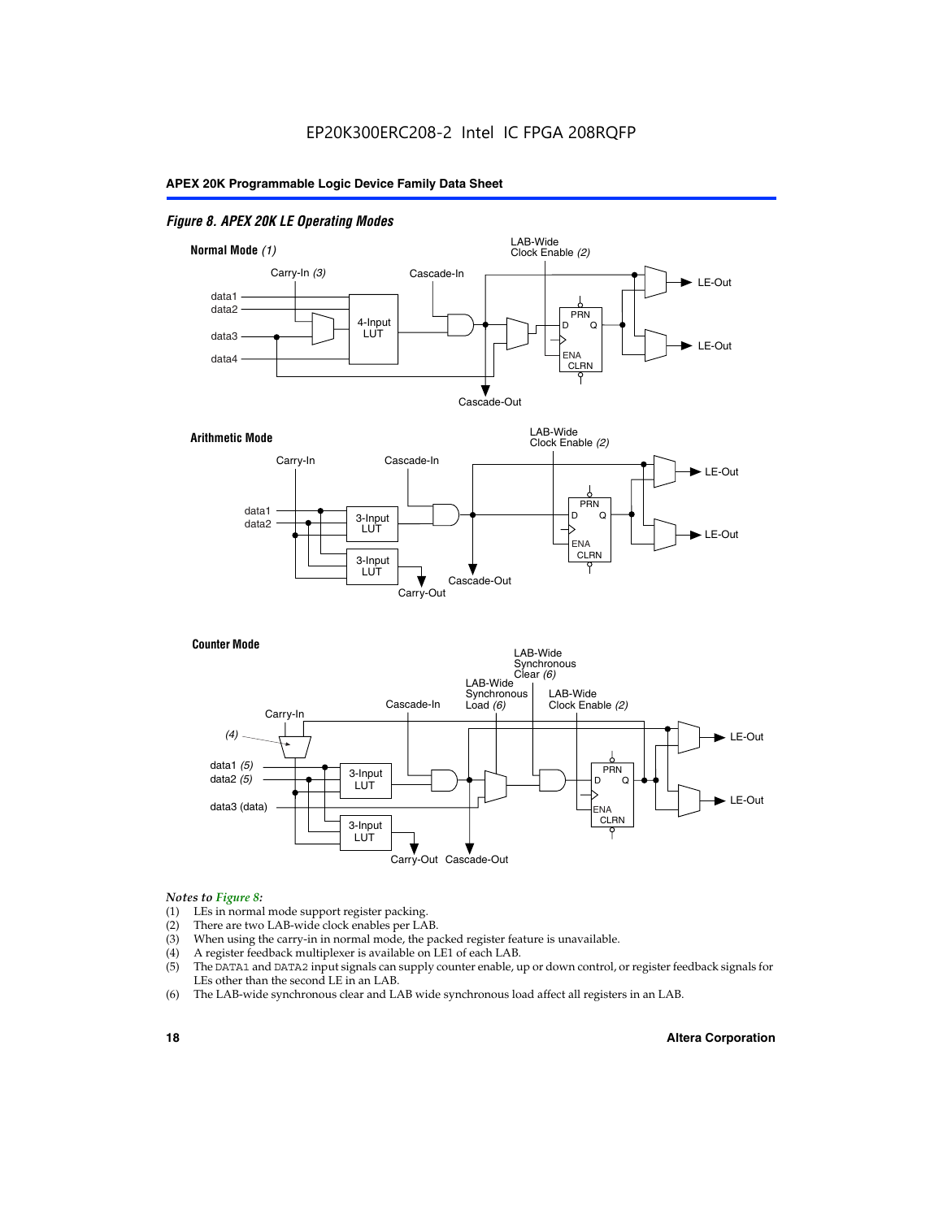*Figure 8. APEX 20K LE Operating Modes*

**Normal Mode** *(1)*

Carry-In *(3)*
Cascade-In
LAB-Wide
Clock Enable *(2)*
data1
data2
data3
data4
4-Input
LUT
PRN
D Q
ENA
CLRN
LE-Out
LE-Out
Cascade-Out

**Arithmetic Mode**

Carry-In
Cascade-In
LAB-Wide
Clock Enable *(2)*
data1
data2
3-Input
LUT
3-Input
LUT
PRN
D Q
ENA
CLRN
LE-Out
LE-Out
Carry-Out
Cascade-Out

**Counter Mode**

Carry-In
*(4)*
Cascade-In
LAB-Wide
Synchronous
Load *(6)*
LAB-Wide
Synchronous
Clear *(6)*
LAB-Wide
Clock Enable *(2)*
data1 *(5)*
data2 *(5)*
data3 (data)
3-Input
LUT
3-Input
LUT
PRN
D Q
ENA
CLRN
LE-Out
LE-Out
Carry-Out
Cascade-Out

*Notes to Figure 8:*

(1) LEs in normal mode support register packing.
(2) There are two LAB-wide clock enables per LAB.
(3) When using the carry-in in normal mode, the packed register feature is unavailable.
(4) A register feedback multiplexer is available on LE1 of each LAB.
(5) The DATA1 and DATA2 input signals can supply counter enable, up or down control, or register feedback signals for LEs other than the second LE in an LAB.
(6) The LAB-wide synchronous clear and LAB wide synchronous load affect all registers in an LAB.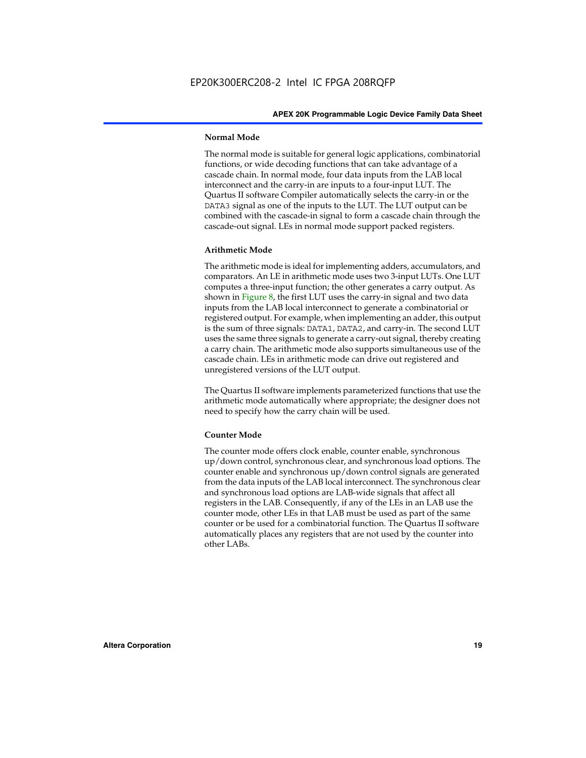#### Normal Mode

The normal mode is suitable for general logic applications, combinatorial functions, or wide decoding functions that can take advantage of a cascade chain. In normal mode, four data inputs from the LAB local interconnect and the carry-in are inputs to a four-input LUT. The Quartus II software Compiler automatically selects the carry-in or the DATA3 signal as one of the inputs to the LUT. The LUT output can be combined with the cascade-in signal to form a cascade chain through the cascade-out signal. LEs in normal mode support packed registers.

#### Arithmetic Mode

The arithmetic mode is ideal for implementing adders, accumulators, and comparators. An LE in arithmetic mode uses two 3-input LUTs. One LUT computes a three-input function; the other generates a carry output. As shown in Figure 8, the first LUT uses the carry-in signal and two data inputs from the LAB local interconnect to generate a combinatorial or registered output. For example, when implementing an adder, this output is the sum of three signals: DATA1, DATA2, and carry-in. The second LUT uses the same three signals to generate a carry-out signal, thereby creating a carry chain. The arithmetic mode also supports simultaneous use of the cascade chain. LEs in arithmetic mode can drive out registered and unregistered versions of the LUT output.

The Quartus II software implements parameterized functions that use the arithmetic mode automatically where appropriate; the designer does not need to specify how the carry chain will be used.

#### Counter Mode

The counter mode offers clock enable, counter enable, synchronous up/down control, synchronous clear, and synchronous load options. The counter enable and synchronous up/down control signals are generated from the data inputs of the LAB local interconnect. The synchronous clear and synchronous load options are LAB-wide signals that affect all registers in the LAB. Consequently, if any of the LEs in an LAB use the counter mode, other LEs in that LAB must be used as part of the same counter or be used for a combinatorial function. The Quartus II software automatically places any registers that are not used by the counter into other LABs.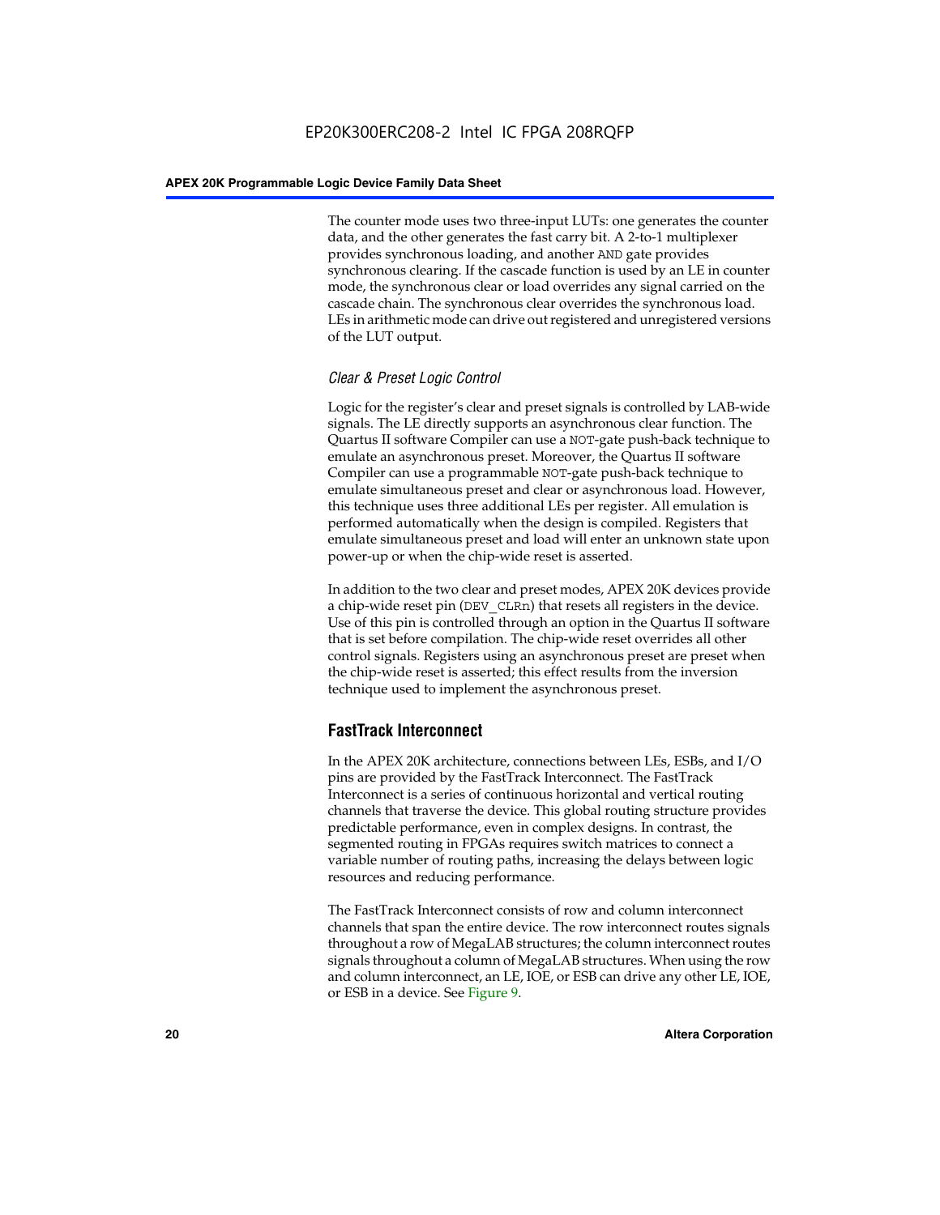The counter mode uses two three-input LUTs: one generates the counter data, and the other generates the fast carry bit. A 2-to-1 multiplexer provides synchronous loading, and another AND gate provides synchronous clearing. If the cascade function is used by an LE in counter mode, the synchronous clear or load overrides any signal carried on the cascade chain. The synchronous clear overrides the synchronous load. LEs in arithmetic mode can drive out registered and unregistered versions of the LUT output.

### *Clear & Preset Logic Control*

Logic for the register's clear and preset signals is controlled by LAB-wide signals. The LE directly supports an asynchronous clear function. The Quartus II software Compiler can use a NOT-gate push-back technique to emulate an asynchronous preset. Moreover, the Quartus II software Compiler can use a programmable NOT-gate push-back technique to emulate simultaneous preset and clear or asynchronous load. However, this technique uses three additional LEs per register. All emulation is performed automatically when the design is compiled. Registers that emulate simultaneous preset and load will enter an unknown state upon power-up or when the chip-wide reset is asserted.

In addition to the two clear and preset modes, APEX 20K devices provide a chip-wide reset pin (DEV_CLRn) that resets all registers in the device. Use of this pin is controlled through an option in the Quartus II software that is set before compilation. The chip-wide reset overrides all other control signals. Registers using an asynchronous preset are preset when the chip-wide reset is asserted; this effect results from the inversion technique used to implement the asynchronous preset.

## FastTrack Interconnect

In the APEX 20K architecture, connections between LEs, ESBs, and I/O pins are provided by the FastTrack Interconnect. The FastTrack Interconnect is a series of continuous horizontal and vertical routing channels that traverse the device. This global routing structure provides predictable performance, even in complex designs. In contrast, the segmented routing in FPGAs requires switch matrices to connect a variable number of routing paths, increasing the delays between logic resources and reducing performance.

The FastTrack Interconnect consists of row and column interconnect channels that span the entire device. The row interconnect routes signals throughout a row of MegaLAB structures; the column interconnect routes signals throughout a column of MegaLAB structures. When using the row and column interconnect, an LE, IOE, or ESB can drive any other LE, IOE, or ESB in a device. See Figure 9.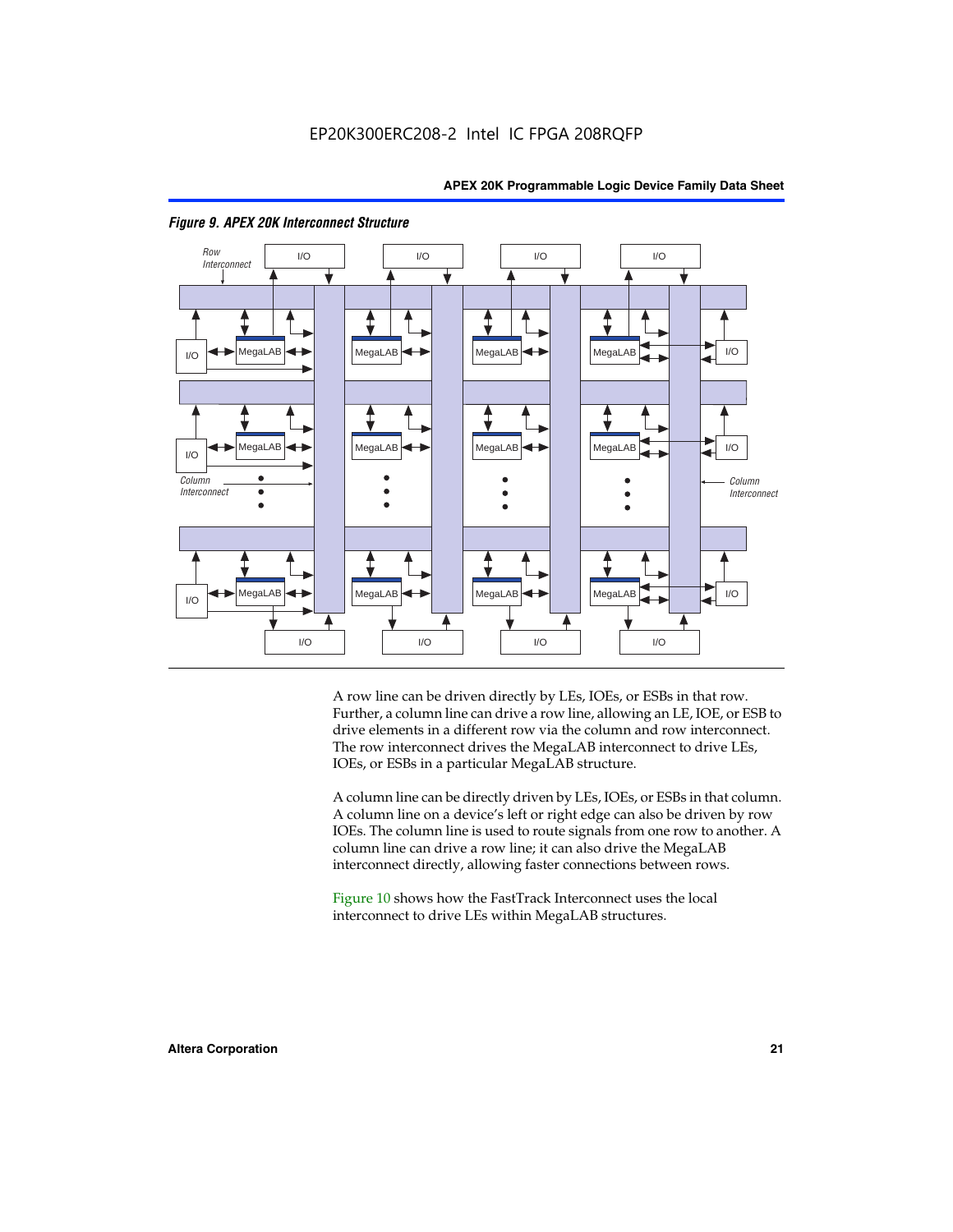*Figure 9. APEX 20K Interconnect Structure*

Row Interconnect

I/O

MegaLAB

Column Interconnect

A row line can be driven directly by LEs, IOEs, or ESBs in that row. Further, a column line can drive a row line, allowing an LE, IOE, or ESB to drive elements in a different row via the column and row interconnect. The row interconnect drives the MegaLAB interconnect to drive LEs, IOEs, or ESBs in a particular MegaLAB structure.

A column line can be directly driven by LEs, IOEs, or ESBs in that column. A column line on a device's left or right edge can also be driven by row IOEs. The column line is used to route signals from one row to another. A column line can drive a row line; it can also drive the MegaLAB interconnect directly, allowing faster connections between rows.

Figure 10 shows how the FastTrack Interconnect uses the local interconnect to drive LEs within MegaLAB structures.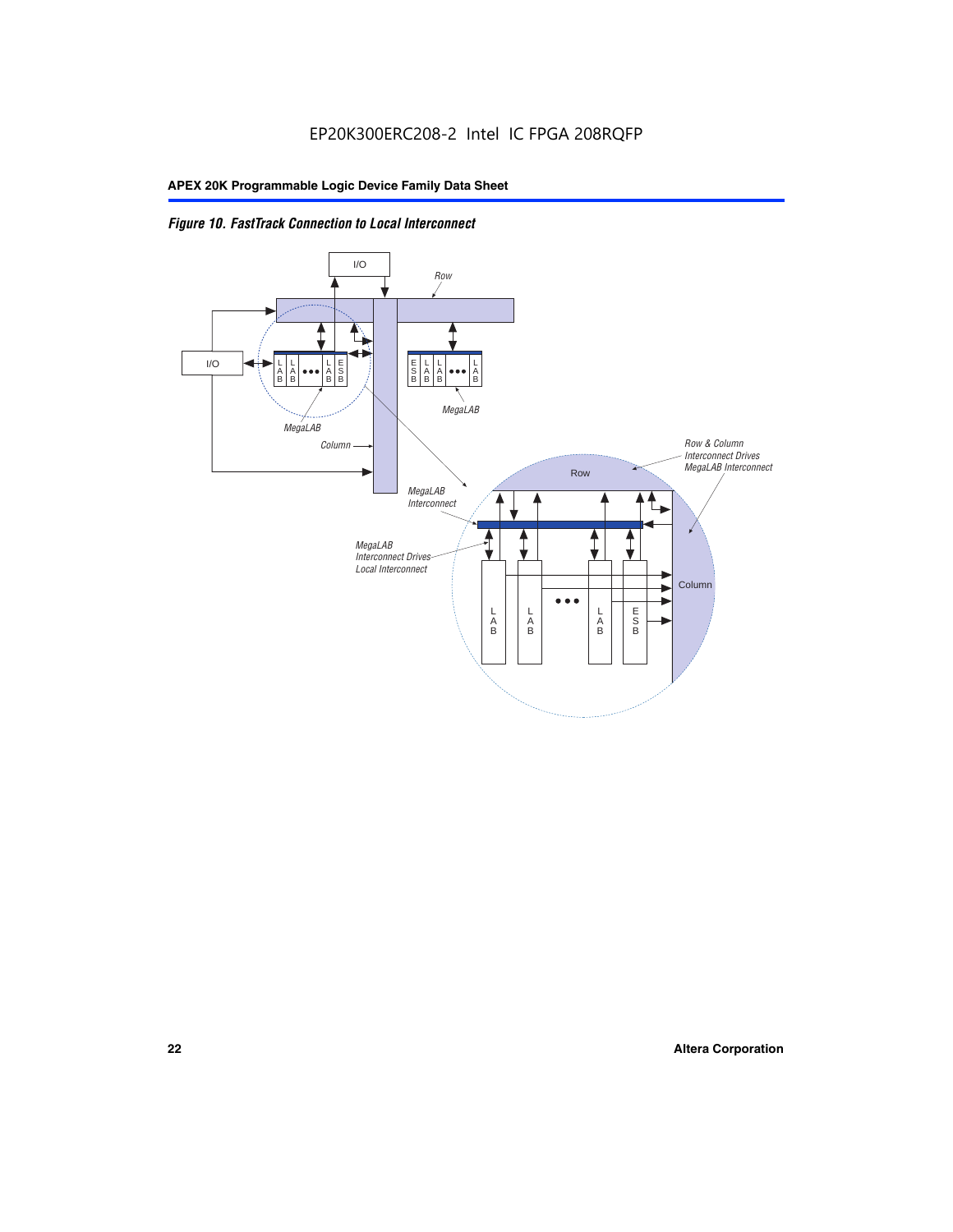*Figure 10. FastTrack Connection to Local Interconnect*

I/O

Row

I/O

L A B

L A B

L A B

E S B

E S B

L A B

L A B

L A B

MegaLAB

MegaLAB

Column

Row & Column Interconnect Drives MegaLAB Interconnect

Row

MegaLAB Interconnect

MegaLAB Interconnect Drives Local Interconnect

Column

L A B

L A B

L A B

E S B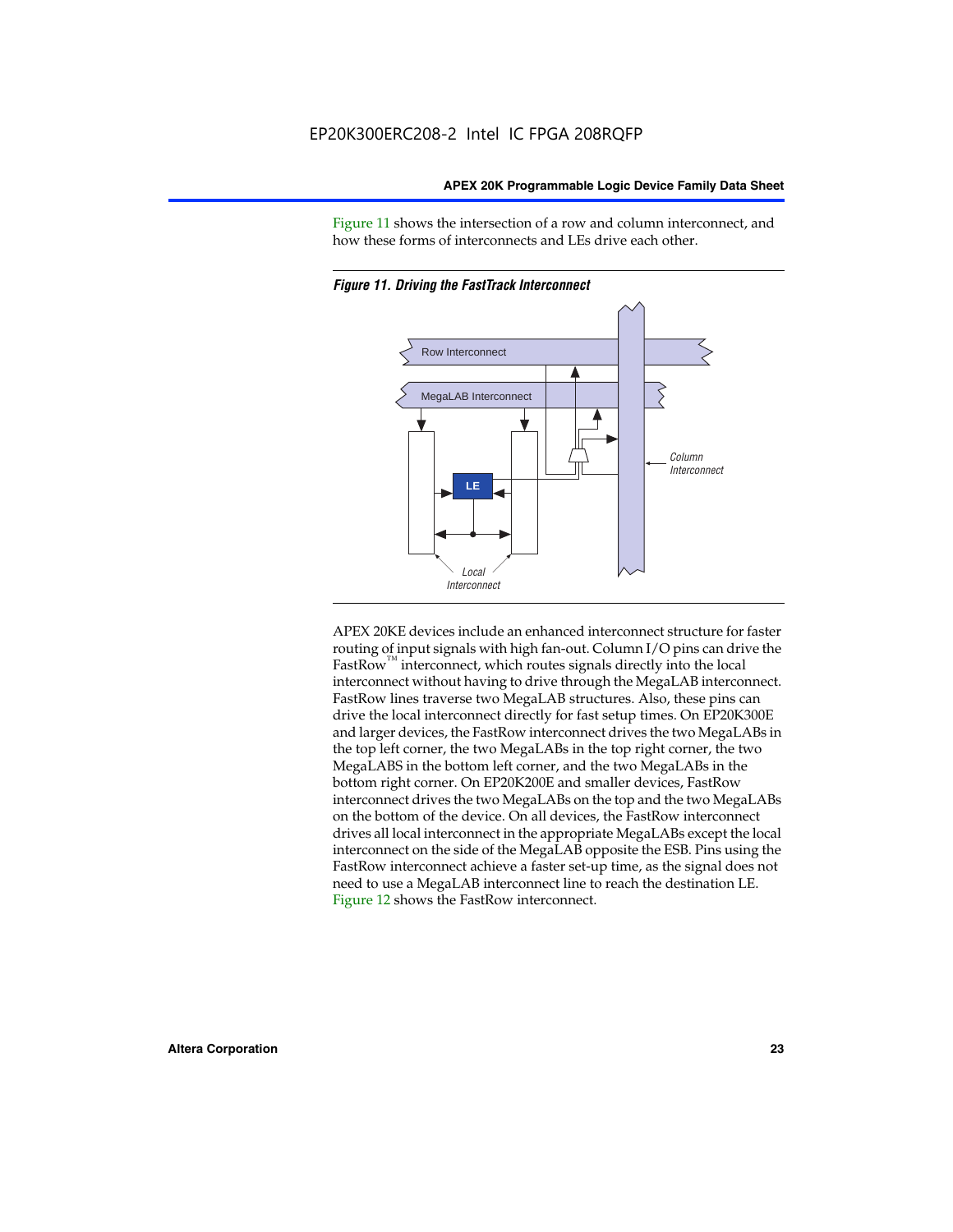Figure 11 shows the intersection of a row and column interconnect, and how these forms of interconnects and LEs drive each other.

*Figure 11. Driving the FastTrack Interconnect*

Row Interconnect

MegaLAB Interconnect

LE

Column Interconnect

Local Interconnect

APEX 20KE devices include an enhanced interconnect structure for faster routing of input signals with high fan-out. Column I/O pins can drive the FastRow™ interconnect, which routes signals directly into the local interconnect without having to drive through the MegaLAB interconnect. FastRow lines traverse two MegaLAB structures. Also, these pins can drive the local interconnect directly for fast setup times. On EP20K300E and larger devices, the FastRow interconnect drives the two MegaLABs in the top left corner, the two MegaLABs in the top right corner, the two MegaLABS in the bottom left corner, and the two MegaLABs in the bottom right corner. On EP20K200E and smaller devices, FastRow interconnect drives the two MegaLABs on the top and the two MegaLABs on the bottom of the device. On all devices, the FastRow interconnect drives all local interconnect in the appropriate MegaLABs except the local interconnect on the side of the MegaLAB opposite the ESB. Pins using the FastRow interconnect achieve a faster set-up time, as the signal does not need to use a MegaLAB interconnect line to reach the destination LE. Figure 12 shows the FastRow interconnect.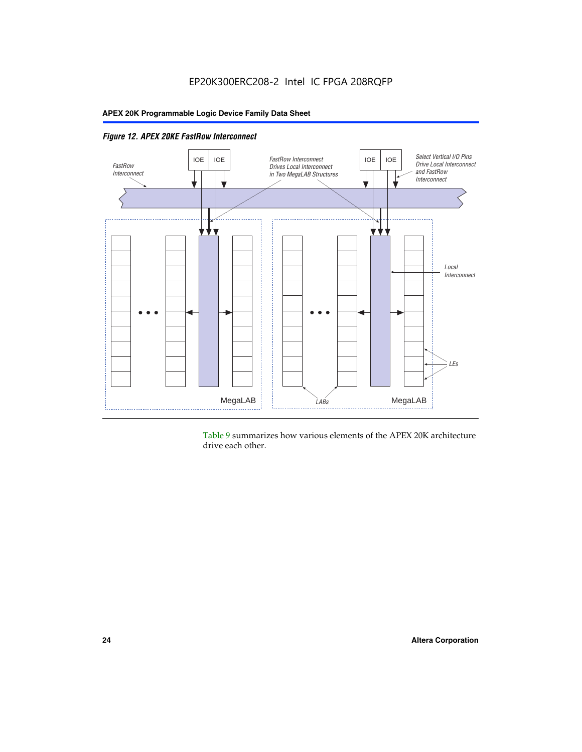*Figure 12. APEX 20KE FastRow Interconnect*

FastRow Interconnect

IOE

IOE

FastRow Interconnect Drives Local Interconnect in Two MegaLAB Structures

IOE

IOE

Select Vertical I/O Pins Drive Local Interconnect and FastRow Interconnect

Local Interconnect

LEs

LABs

MegaLAB

MegaLAB

Table 9 summarizes how various elements of the APEX 20K architecture drive each other.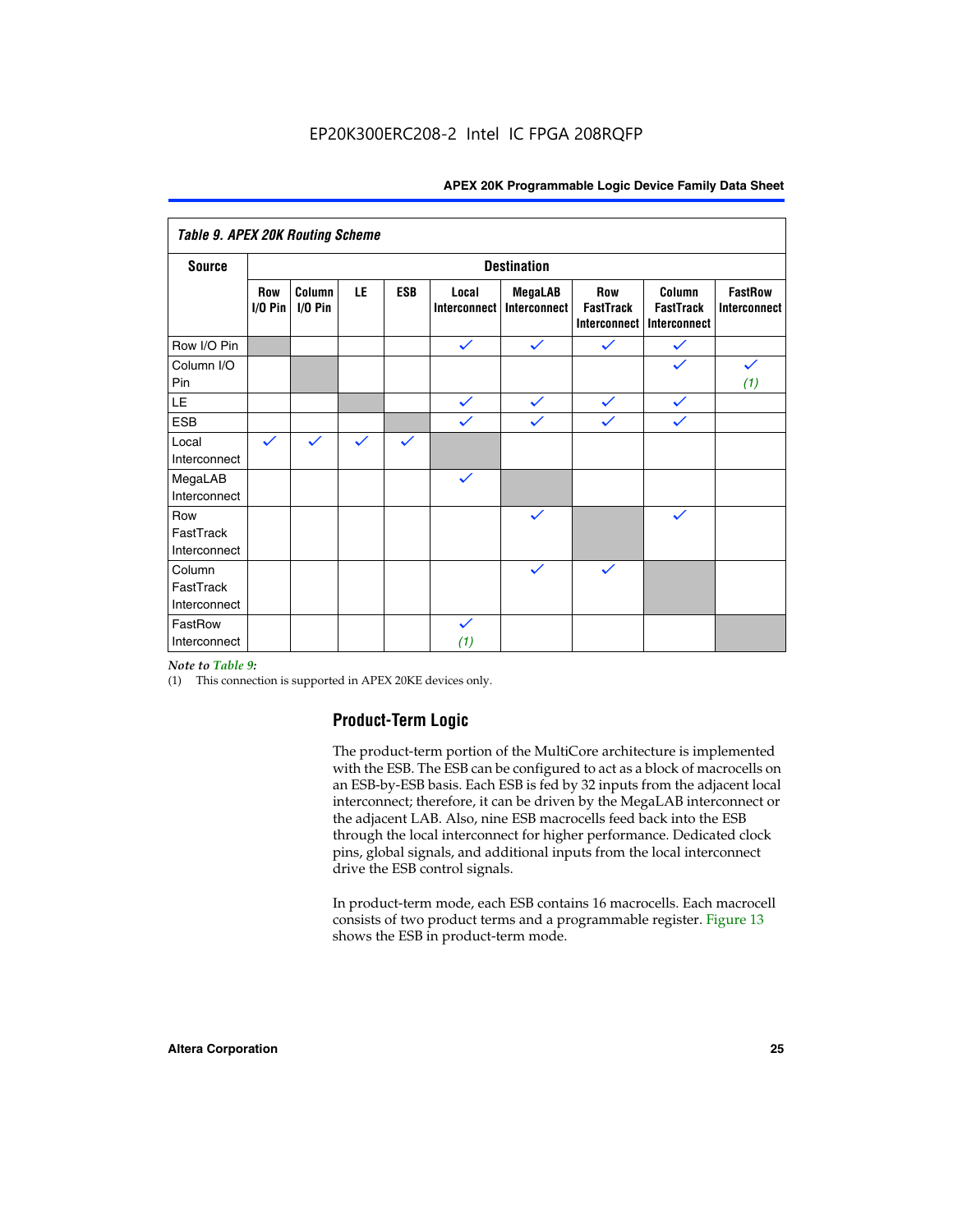EP20K300ERC208-2 Intel IC FPGA 208RQFP

| *Table 9. APEX 20K Routing Scheme* | | | | | | | | | |
|---|---|---|---|---|---|---|---|---|---|
| **Source** | **Destination** | | | | | | | | |
| | **Row I/O Pin** | **Column I/O Pin** | **LE** | **ESB** | **Local Interconnect** | **MegaLAB Interconnect** | **Row FastTrack Interconnect** | **Column FastTrack Interconnect** | **FastRow Interconnect** |
| Row I/O Pin | | | | | ✓ | ✓ | ✓ | ✓ | |
| Column I/O Pin | | | | | | | | ✓ | ✓ *(1)* |
| LE | | | | | ✓ | ✓ | ✓ | ✓ | |
| ESB | | | | | ✓ | ✓ | ✓ | ✓ | |
| Local Interconnect | ✓ | ✓ | ✓ | ✓ | | | | | |
| MegaLAB Interconnect | | | | | ✓ | | | | |
| Row FastTrack Interconnect | | | | | | ✓ | | ✓ | |
| Column FastTrack Interconnect | | | | | | ✓ | ✓ | | |
| FastRow Interconnect | | | | | ✓ *(1)* | | | | |

*Note to Table 9:*

(1) This connection is supported in APEX 20KE devices only.

## Product-Term Logic

The product-term portion of the MultiCore architecture is implemented with the ESB. The ESB can be configured to act as a block of macrocells on an ESB-by-ESB basis. Each ESB is fed by 32 inputs from the adjacent local interconnect; therefore, it can be driven by the MegaLAB interconnect or the adjacent LAB. Also, nine ESB macrocells feed back into the ESB through the local interconnect for higher performance. Dedicated clock pins, global signals, and additional inputs from the local interconnect drive the ESB control signals.

In product-term mode, each ESB contains 16 macrocells. Each macrocell consists of two product terms and a programmable register. Figure 13 shows the ESB in product-term mode.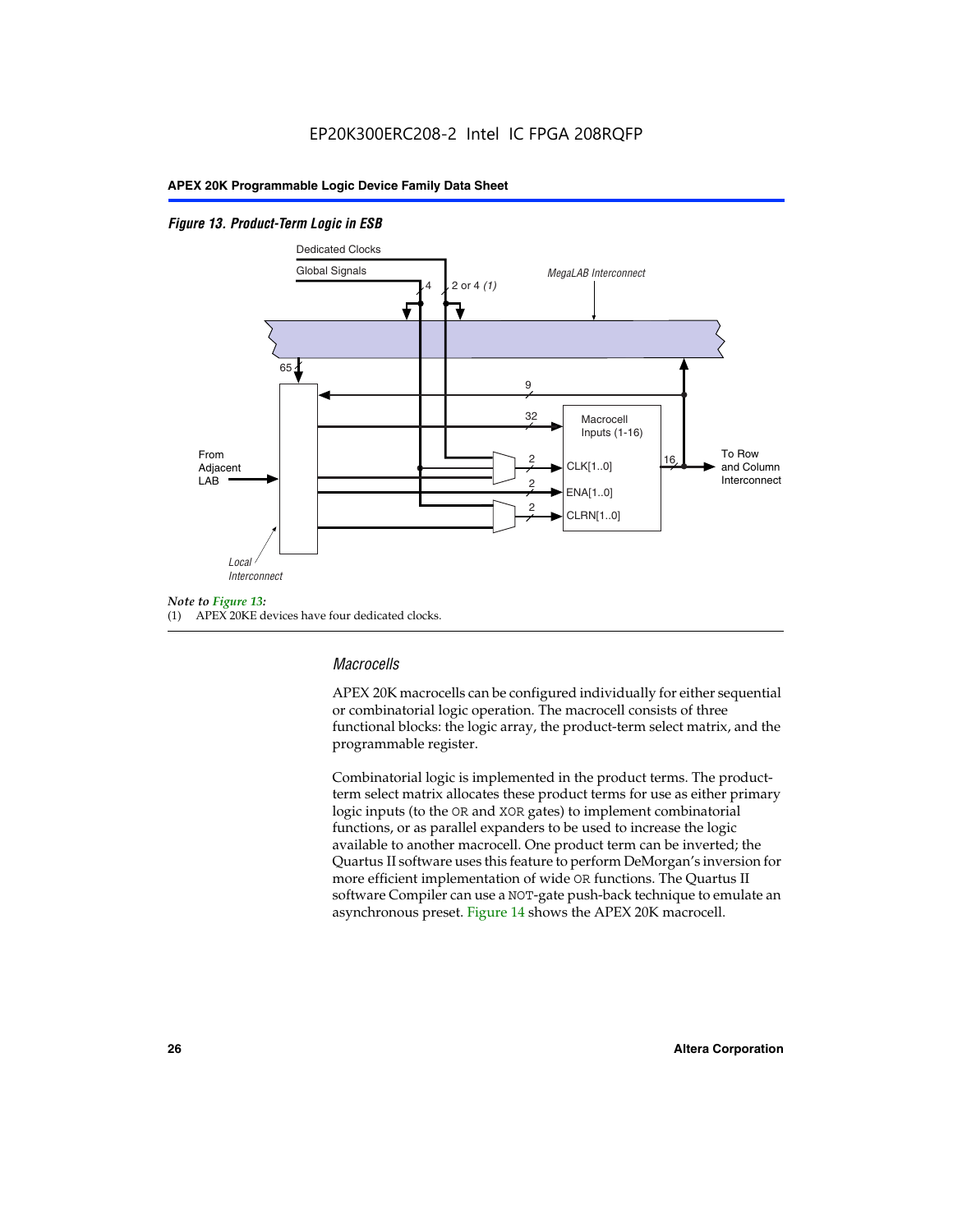*Figure 13. Product-Term Logic in ESB*

*Note to Figure 13:*

(1) APEX 20KE devices have four dedicated clocks.

### *Macrocells*

APEX 20K macrocells can be configured individually for either sequential or combinatorial logic operation. The macrocell consists of three functional blocks: the logic array, the product-term select matrix, and the programmable register.

Combinatorial logic is implemented in the product terms. The product-term select matrix allocates these product terms for use as either primary logic inputs (to the OR and XOR gates) to implement combinatorial functions, or as parallel expanders to be used to increase the logic available to another macrocell. One product term can be inverted; the Quartus II software uses this feature to perform DeMorgan's inversion for more efficient implementation of wide OR functions. The Quartus II software Compiler can use a NOT-gate push-back technique to emulate an asynchronous preset. Figure 14 shows the APEX 20K macrocell.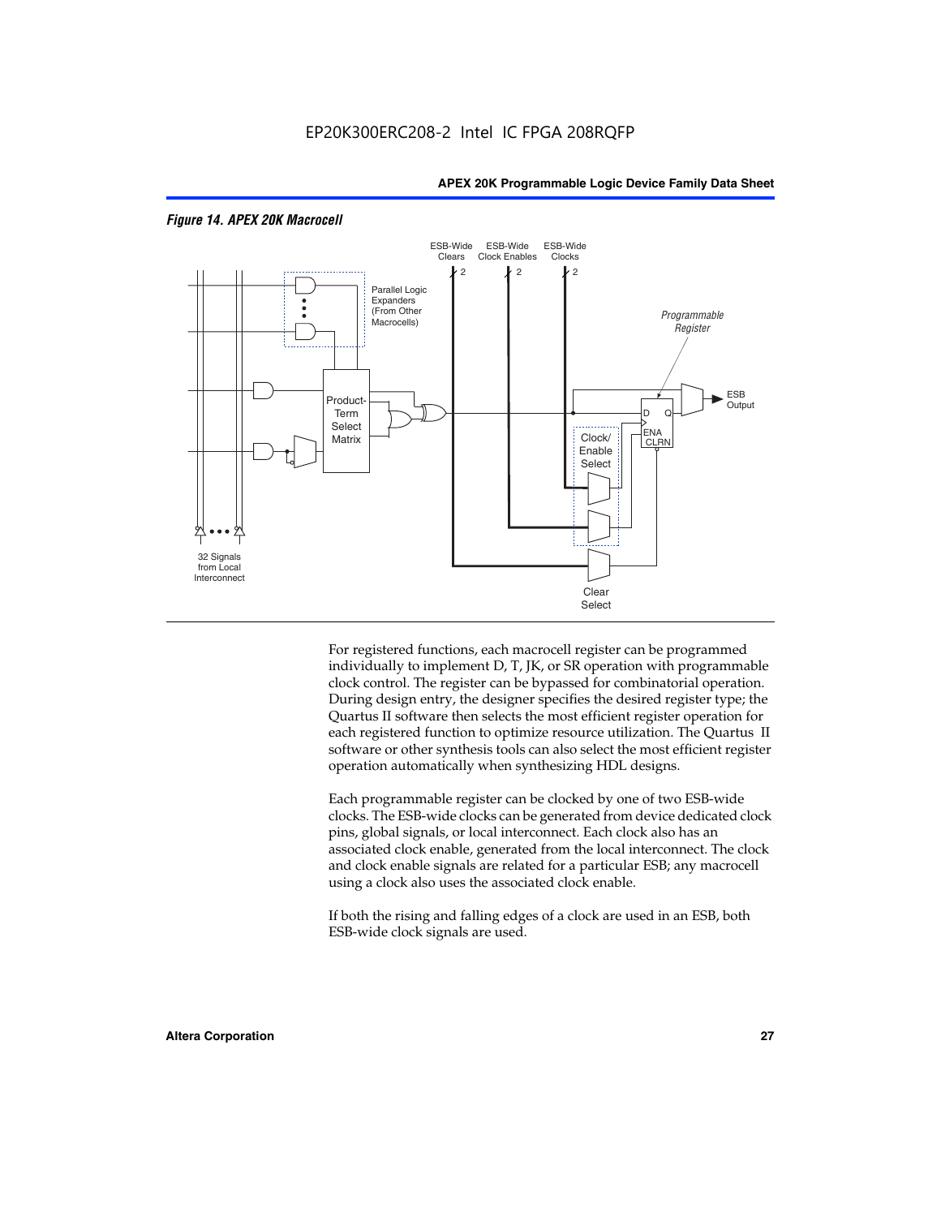*Figure 14. APEX 20K Macrocell*

ESB-Wide Clears
ESB-Wide Clock Enables
ESB-Wide Clocks
2
2
2
Parallel Logic Expanders (From Other Macrocells)
Programmable Register
Product-Term Select Matrix
ESB Output
D Q
ENA
CLRN
Clock/ Enable Select
32 Signals from Local Interconnect
Clear Select

For registered functions, each macrocell register can be programmed individually to implement D, T, JK, or SR operation with programmable clock control. The register can be bypassed for combinatorial operation. During design entry, the designer specifies the desired register type; the Quartus II software then selects the most efficient register operation for each registered function to optimize resource utilization. The Quartus II software or other synthesis tools can also select the most efficient register operation automatically when synthesizing HDL designs.

Each programmable register can be clocked by one of two ESB-wide clocks. The ESB-wide clocks can be generated from device dedicated clock pins, global signals, or local interconnect. Each clock also has an associated clock enable, generated from the local interconnect. The clock and clock enable signals are related for a particular ESB; any macrocell using a clock also uses the associated clock enable.

If both the rising and falling edges of a clock are used in an ESB, both ESB-wide clock signals are used.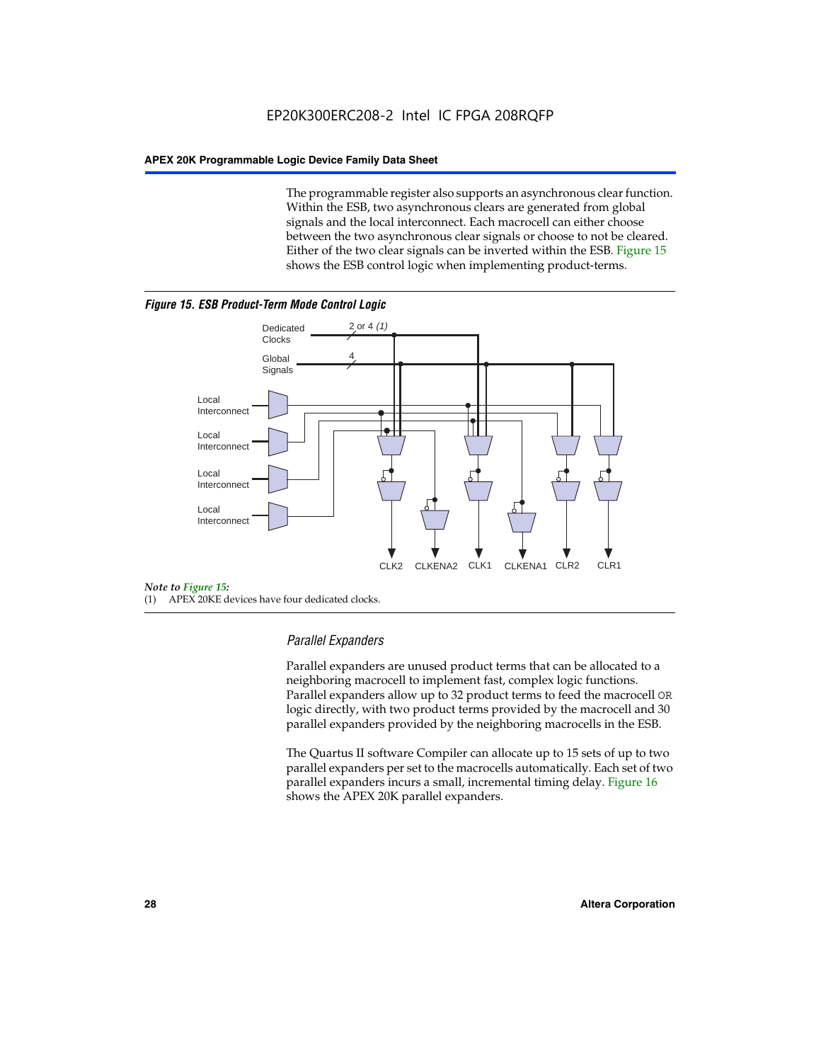The programmable register also supports an asynchronous clear function. Within the ESB, two asynchronous clears are generated from global signals and the local interconnect. Each macrocell can either choose between the two asynchronous clear signals or choose to not be cleared. Either of the two clear signals can be inverted within the ESB. Figure 15 shows the ESB control logic when implementing product-terms.

***Figure 15. ESB Product-Term Mode Control Logic***

Dedicated Clocks
2 or 4 *(1)*
Global Signals
4
Local Interconnect
Local Interconnect
Local Interconnect
Local Interconnect
CLK2
CLKENA2
CLK1
CLKENA1
CLR2
CLR1

*Note to Figure 15:*

(1) APEX 20KE devices have four dedicated clocks.

### *Parallel Expanders*

Parallel expanders are unused product terms that can be allocated to a neighboring macrocell to implement fast, complex logic functions. Parallel expanders allow up to 32 product terms to feed the macrocell OR logic directly, with two product terms provided by the macrocell and 30 parallel expanders provided by the neighboring macrocells in the ESB.

The Quartus II software Compiler can allocate up to 15 sets of up to two parallel expanders per set to the macrocells automatically. Each set of two parallel expanders incurs a small, incremental timing delay. Figure 16 shows the APEX 20K parallel expanders.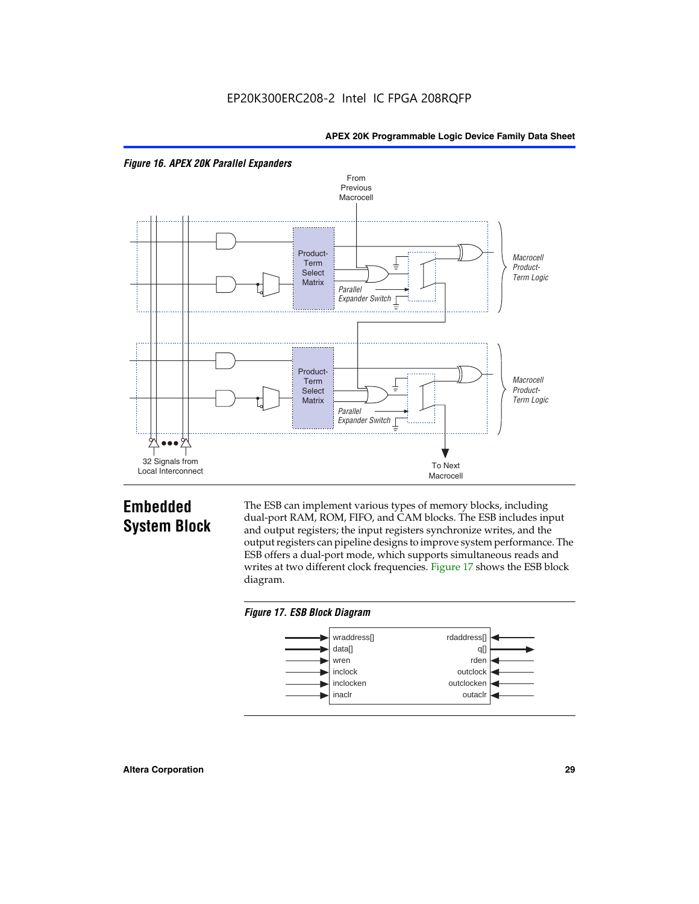*Figure 16. APEX 20K Parallel Expanders*

From
Previous
Macrocell

Product-
Term
Select
Matrix

Parallel
Expander Switch

Macrocell
Product-
Term Logic

Product-
Term
Select
Matrix

Parallel
Expander Switch

Macrocell
Product-
Term Logic

32 Signals from
Local Interconnect

To Next
Macrocell

## Embedded System Block

The ESB can implement various types of memory blocks, including dual-port RAM, ROM, FIFO, and CAM blocks. The ESB includes input and output registers; the input registers synchronize writes, and the output registers can pipeline designs to improve system performance. The ESB offers a dual-port mode, which supports simultaneous reads and writes at two different clock frequencies. Figure 17 shows the ESB block diagram.

*Figure 17. ESB Block Diagram*

wraddress[]
data[]
wren
inclock
inclocken
inaclr

rdaddress[]
q[]
rden
outclock
outclocken
outaclr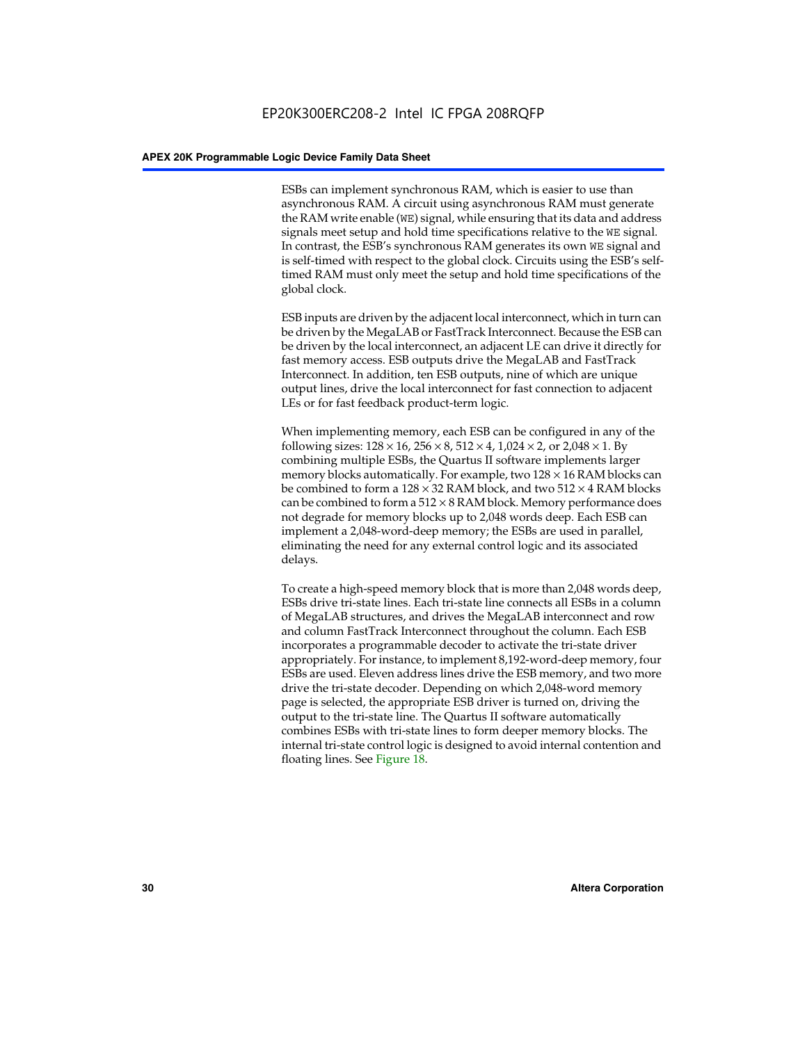ESBs can implement synchronous RAM, which is easier to use than asynchronous RAM. A circuit using asynchronous RAM must generate the RAM write enable (`WE`) signal, while ensuring that its data and address signals meet setup and hold time specifications relative to the `WE` signal. In contrast, the ESB's synchronous RAM generates its own `WE` signal and is self-timed with respect to the global clock. Circuits using the ESB's self-timed RAM must only meet the setup and hold time specifications of the global clock.

ESB inputs are driven by the adjacent local interconnect, which in turn can be driven by the MegaLAB or FastTrack Interconnect. Because the ESB can be driven by the local interconnect, an adjacent LE can drive it directly for fast memory access. ESB outputs drive the MegaLAB and FastTrack Interconnect. In addition, ten ESB outputs, nine of which are unique output lines, drive the local interconnect for fast connection to adjacent LEs or for fast feedback product-term logic.

When implementing memory, each ESB can be configured in any of the following sizes: 128 × 16, 256 × 8, 512 × 4, 1,024 × 2, or 2,048 × 1. By combining multiple ESBs, the Quartus II software implements larger memory blocks automatically. For example, two 128 × 16 RAM blocks can be combined to form a 128 × 32 RAM block, and two 512 × 4 RAM blocks can be combined to form a 512 × 8 RAM block. Memory performance does not degrade for memory blocks up to 2,048 words deep. Each ESB can implement a 2,048-word-deep memory; the ESBs are used in parallel, eliminating the need for any external control logic and its associated delays.

To create a high-speed memory block that is more than 2,048 words deep, ESBs drive tri-state lines. Each tri-state line connects all ESBs in a column of MegaLAB structures, and drives the MegaLAB interconnect and row and column FastTrack Interconnect throughout the column. Each ESB incorporates a programmable decoder to activate the tri-state driver appropriately. For instance, to implement 8,192-word-deep memory, four ESBs are used. Eleven address lines drive the ESB memory, and two more drive the tri-state decoder. Depending on which 2,048-word memory page is selected, the appropriate ESB driver is turned on, driving the output to the tri-state line. The Quartus II software automatically combines ESBs with tri-state lines to form deeper memory blocks. The internal tri-state control logic is designed to avoid internal contention and floating lines. See Figure 18.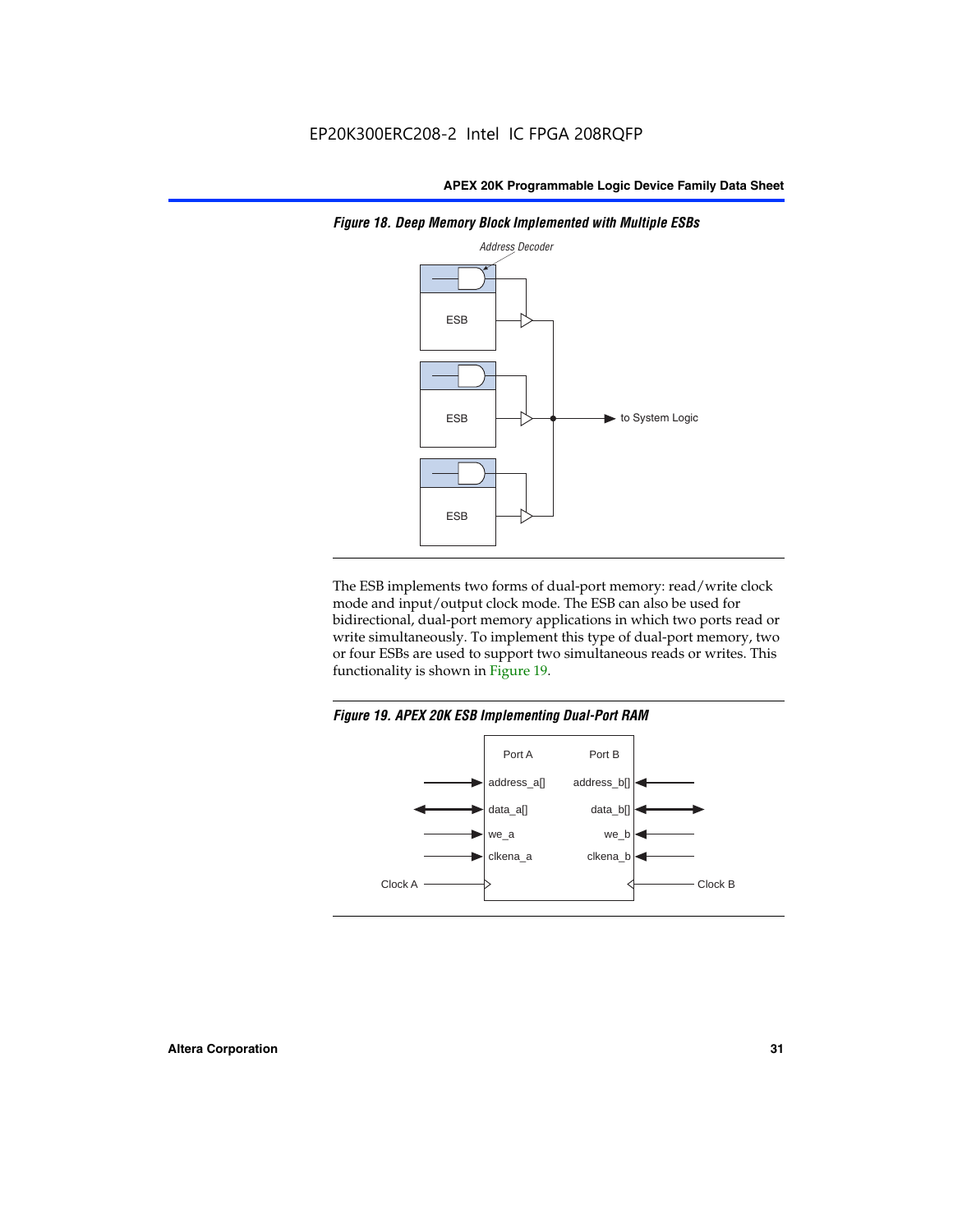*Figure 18. Deep Memory Block Implemented with Multiple ESBs*

Address Decoder

ESB

ESB

ESB

to System Logic

The ESB implements two forms of dual-port memory: read/write clock mode and input/output clock mode. The ESB can also be used for bidirectional, dual-port memory applications in which two ports read or write simultaneously. To implement this type of dual-port memory, two or four ESBs are used to support two simultaneous reads or writes. This functionality is shown in Figure 19.

*Figure 19. APEX 20K ESB Implementing Dual-Port RAM*

Port A

Port B

address_a[]

address_b[]

data_a[]

data_b[]

we_a

we_b

clkena_a

clkena_b

Clock A

Clock B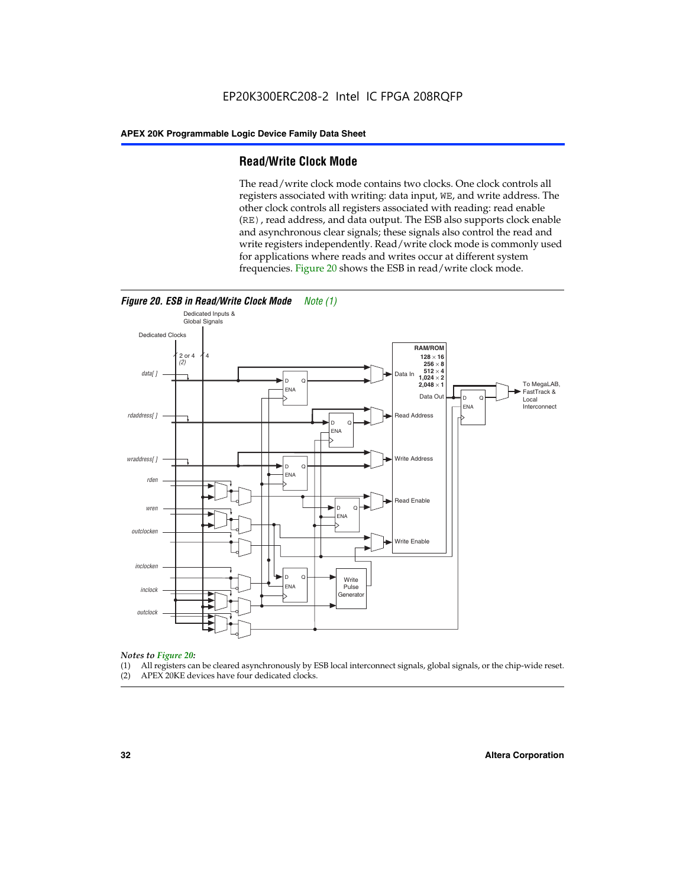## Read/Write Clock Mode

The read/write clock mode contains two clocks. One clock controls all registers associated with writing: data input, WE, and write address. The other clock controls all registers associated with reading: read enable (RE), read address, and data output. The ESB also supports clock enable and asynchronous clear signals; these signals also control the read and write registers independently. Read/write clock mode is commonly used for applications where reads and writes occur at different system frequencies. Figure 20 shows the ESB in read/write clock mode.

*Figure 20. ESB in Read/Write Clock Mode Note (1)*

Dedicated Inputs & Global Signals
Dedicated Clocks
2 or 4 (2)
4
data[ ]
rdaddress[ ]
wraddress[ ]
rden
wren
outclocken
inclocken
inclock
outclock
D Q ENA
RAM/ROM
128 × 16
256 × 8
512 × 4
1,024 × 2
2,048 × 1
Data In
Data Out
Read Address
Write Address
Read Enable
Write Enable
Write Pulse Generator
To MegaLAB, FastTrack & Local Interconnect

*Notes to Figure 20:*

(1) All registers can be cleared asynchronously by ESB local interconnect signals, global signals, or the chip-wide reset.
(2) APEX 20KE devices have four dedicated clocks.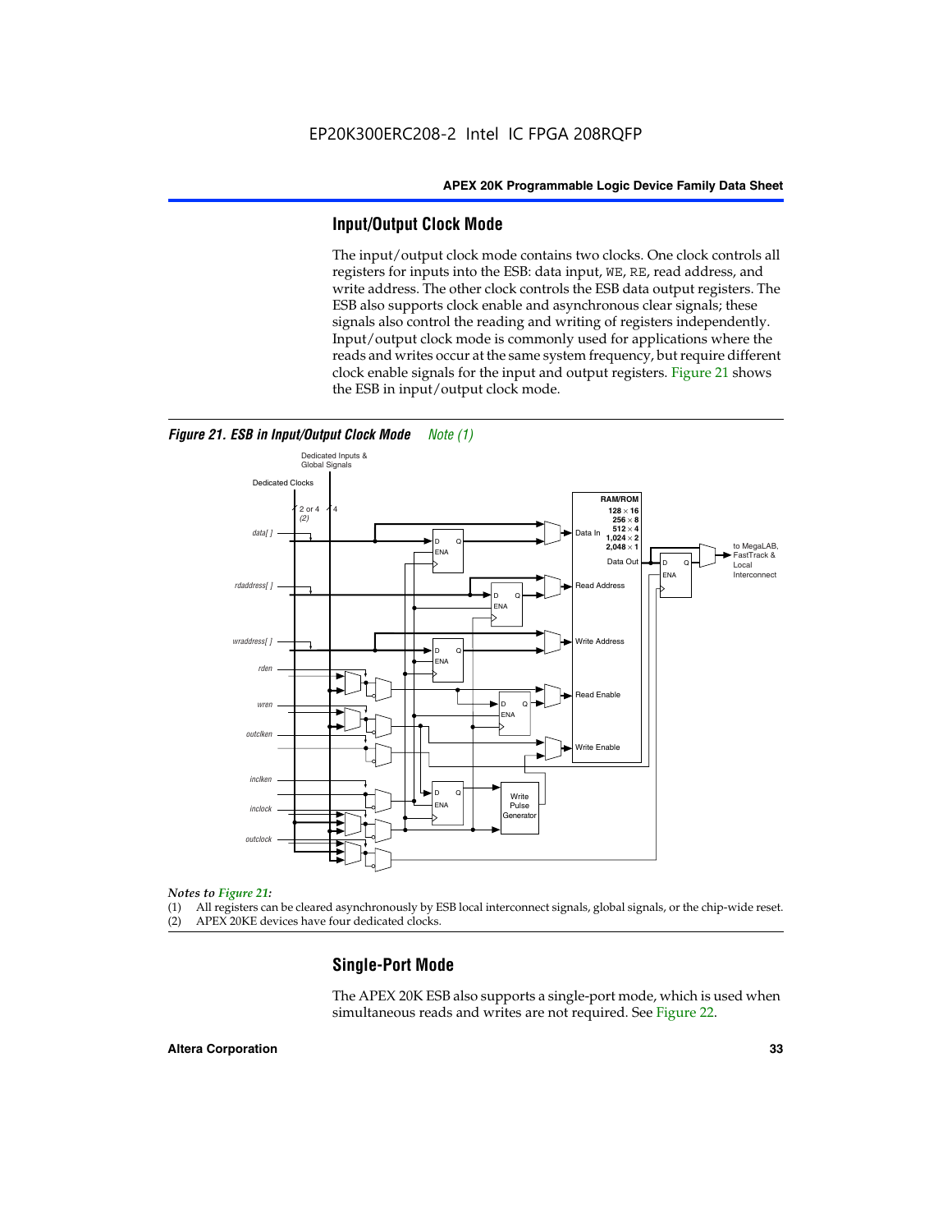## Input/Output Clock Mode

The input/output clock mode contains two clocks. One clock controls all registers for inputs into the ESB: data input, WE, RE, read address, and write address. The other clock controls the ESB data output registers. The ESB also supports clock enable and asynchronous clear signals; these signals also control the reading and writing of registers independently. Input/output clock mode is commonly used for applications where the reads and writes occur at the same system frequency, but require different clock enable signals for the input and output registers. Figure 21 shows the ESB in input/output clock mode.

*Figure 21. ESB in Input/Output Clock Mode* *Note (1)*

Dedicated Inputs & Global Signals
Dedicated Clocks
2 or 4 (2)
4
data[ ]
rdaddress[ ]
wraddress[ ]
rden
wren
outclken
inclken
inclock
outclock
RAM/ROM
128 × 16
256 × 8
512 × 4
1,024 × 2
2,048 × 1
Data In
Data Out
Read Address
Write Address
Read Enable
Write Enable
Write Pulse Generator
D Q ENA
to MegaLAB, FastTrack & Local Interconnect

*Notes to Figure 21:*

(1) All registers can be cleared asynchronously by ESB local interconnect signals, global signals, or the chip-wide reset.
(2) APEX 20KE devices have four dedicated clocks.

## Single-Port Mode

The APEX 20K ESB also supports a single-port mode, which is used when simultaneous reads and writes are not required. See Figure 22.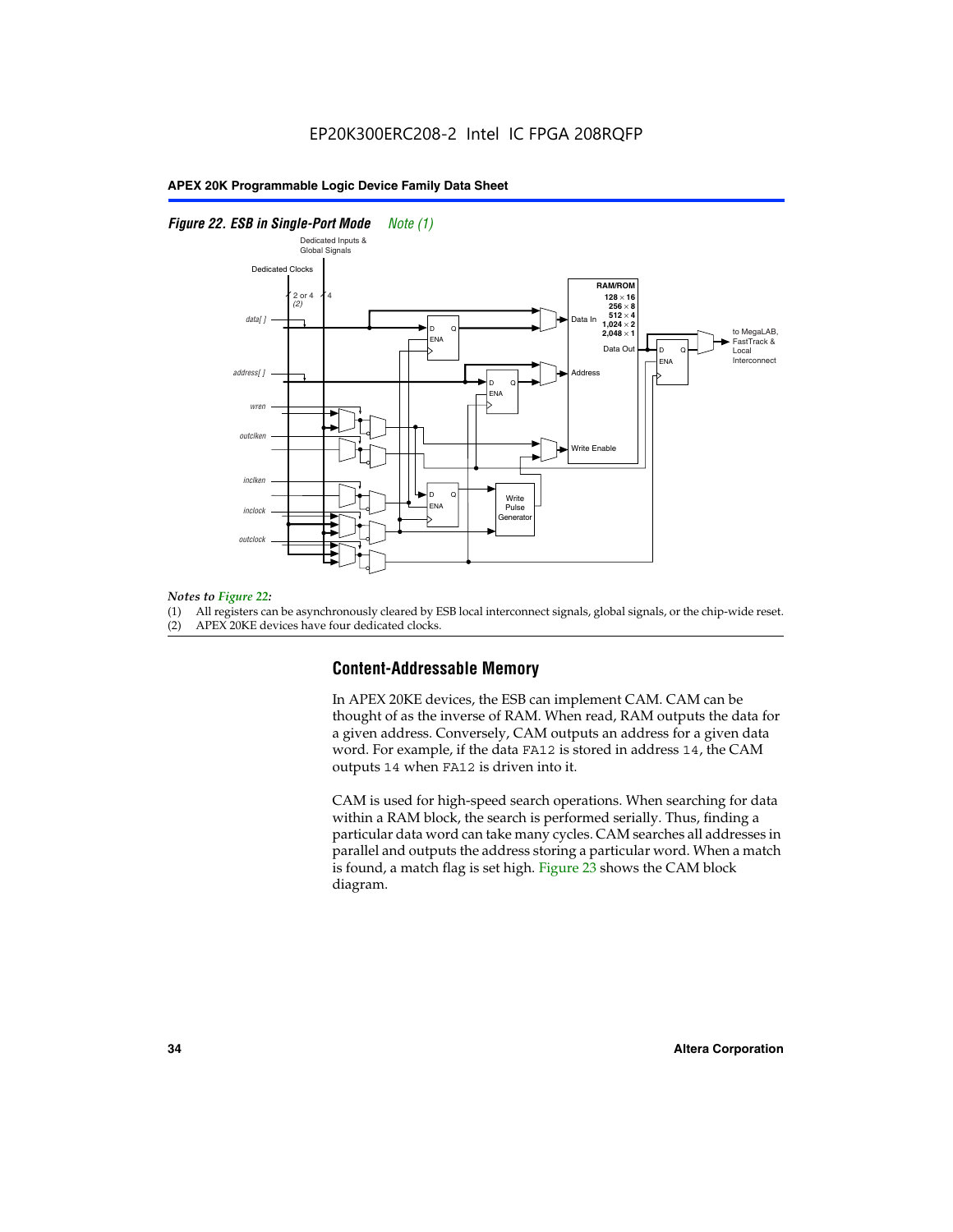*Figure 22. ESB in Single-Port Mode* *Note (1)*

Dedicated Inputs & Global Signals

Dedicated Clocks

2 or 4 (2)

4

data[ ]

address[ ]

wren

outclken

inclken

inclock

outclock

D Q ENA

RAM/ROM
128 × 16
256 × 8
512 × 4
1,024 × 2
2,048 × 1

Data In

Data Out

Address

Write Enable

Write Pulse Generator

to MegaLAB, FastTrack & Local Interconnect

*Notes to Figure 22:*

(1) All registers can be asynchronously cleared by ESB local interconnect signals, global signals, or the chip-wide reset.
(2) APEX 20KE devices have four dedicated clocks.

## Content-Addressable Memory

In APEX 20KE devices, the ESB can implement CAM. CAM can be thought of as the inverse of RAM. When read, RAM outputs the data for a given address. Conversely, CAM outputs an address for a given data word. For example, if the data `FA12` is stored in address `14`, the CAM outputs `14` when `FA12` is driven into it.

CAM is used for high-speed search operations. When searching for data within a RAM block, the search is performed serially. Thus, finding a particular data word can take many cycles. CAM searches all addresses in parallel and outputs the address storing a particular word. When a match is found, a match flag is set high. Figure 23 shows the CAM block diagram.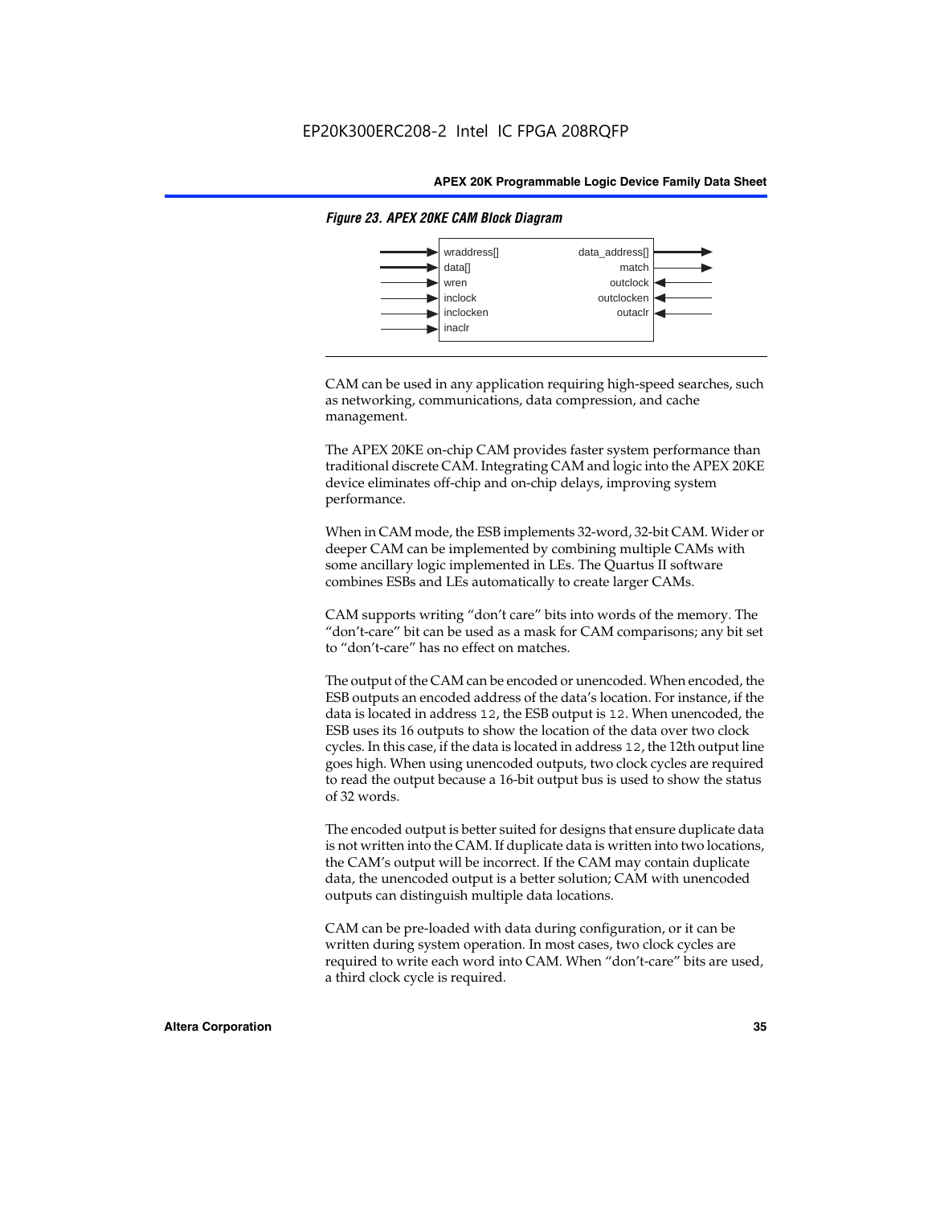*Figure 23. APEX 20KE CAM Block Diagram*

wraddress[]
data[]
wren
inclock
inclocken
inaclr
data_address[]
match
outclock
outclocken
outaclr

CAM can be used in any application requiring high-speed searches, such as networking, communications, data compression, and cache management.

The APEX 20KE on-chip CAM provides faster system performance than traditional discrete CAM. Integrating CAM and logic into the APEX 20KE device eliminates off-chip and on-chip delays, improving system performance.

When in CAM mode, the ESB implements 32-word, 32-bit CAM. Wider or deeper CAM can be implemented by combining multiple CAMs with some ancillary logic implemented in LEs. The Quartus II software combines ESBs and LEs automatically to create larger CAMs.

CAM supports writing "don't care" bits into words of the memory. The "don't-care" bit can be used as a mask for CAM comparisons; any bit set to "don't-care" has no effect on matches.

The output of the CAM can be encoded or unencoded. When encoded, the ESB outputs an encoded address of the data's location. For instance, if the data is located in address `12`, the ESB output is `12`. When unencoded, the ESB uses its 16 outputs to show the location of the data over two clock cycles. In this case, if the data is located in address `12`, the 12th output line goes high. When using unencoded outputs, two clock cycles are required to read the output because a 16-bit output bus is used to show the status of 32 words.

The encoded output is better suited for designs that ensure duplicate data is not written into the CAM. If duplicate data is written into two locations, the CAM's output will be incorrect. If the CAM may contain duplicate data, the unencoded output is a better solution; CAM with unencoded outputs can distinguish multiple data locations.

CAM can be pre-loaded with data during configuration, or it can be written during system operation. In most cases, two clock cycles are required to write each word into CAM. When "don't-care" bits are used, a third clock cycle is required.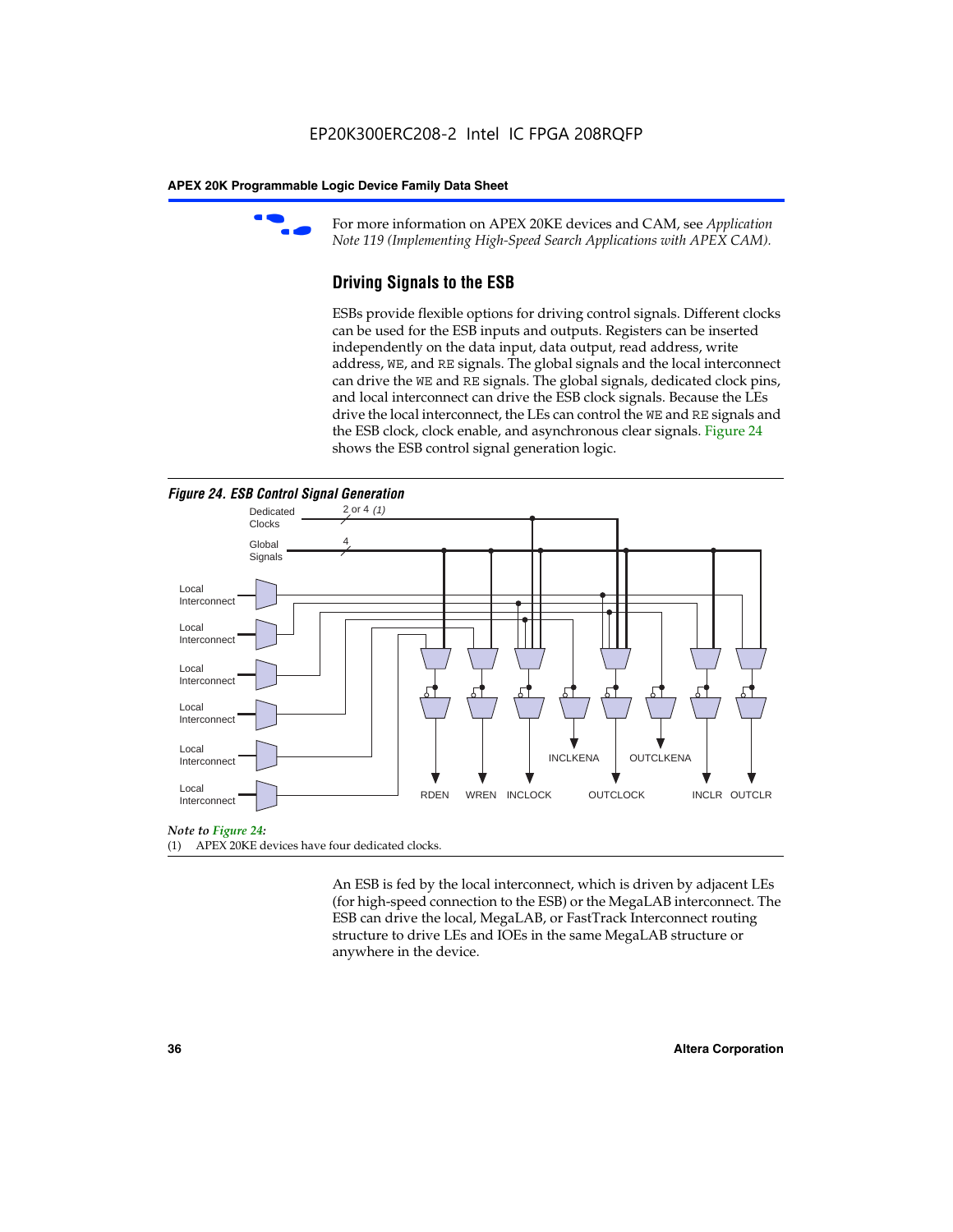For more information on APEX 20KE devices and CAM, see *Application Note 119 (Implementing High-Speed Search Applications with APEX CAM).*

### Driving Signals to the ESB

ESBs provide flexible options for driving control signals. Different clocks can be used for the ESB inputs and outputs. Registers can be inserted independently on the data input, data output, read address, write address, WE, and RE signals. The global signals and the local interconnect can drive the WE and RE signals. The global signals, dedicated clock pins, and local interconnect can drive the ESB clock signals. Because the LEs drive the local interconnect, the LEs can control the WE and RE signals and the ESB clock, clock enable, and asynchronous clear signals. Figure 24 shows the ESB control signal generation logic.

*Figure 24. ESB Control Signal Generation*

Dedicated Clocks
2 or 4 *(1)*
Global Signals
4
Local Interconnect
Local Interconnect
Local Interconnect
Local Interconnect
Local Interconnect
Local Interconnect
RDEN
WREN
INCLOCK
INCLKENA
OUTCLOCK
OUTCLKENA
INCLR
OUTCLR

*Note to Figure 24:*
(1) APEX 20KE devices have four dedicated clocks.

An ESB is fed by the local interconnect, which is driven by adjacent LEs (for high-speed connection to the ESB) or the MegaLAB interconnect. The ESB can drive the local, MegaLAB, or FastTrack Interconnect routing structure to drive LEs and IOEs in the same MegaLAB structure or anywhere in the device.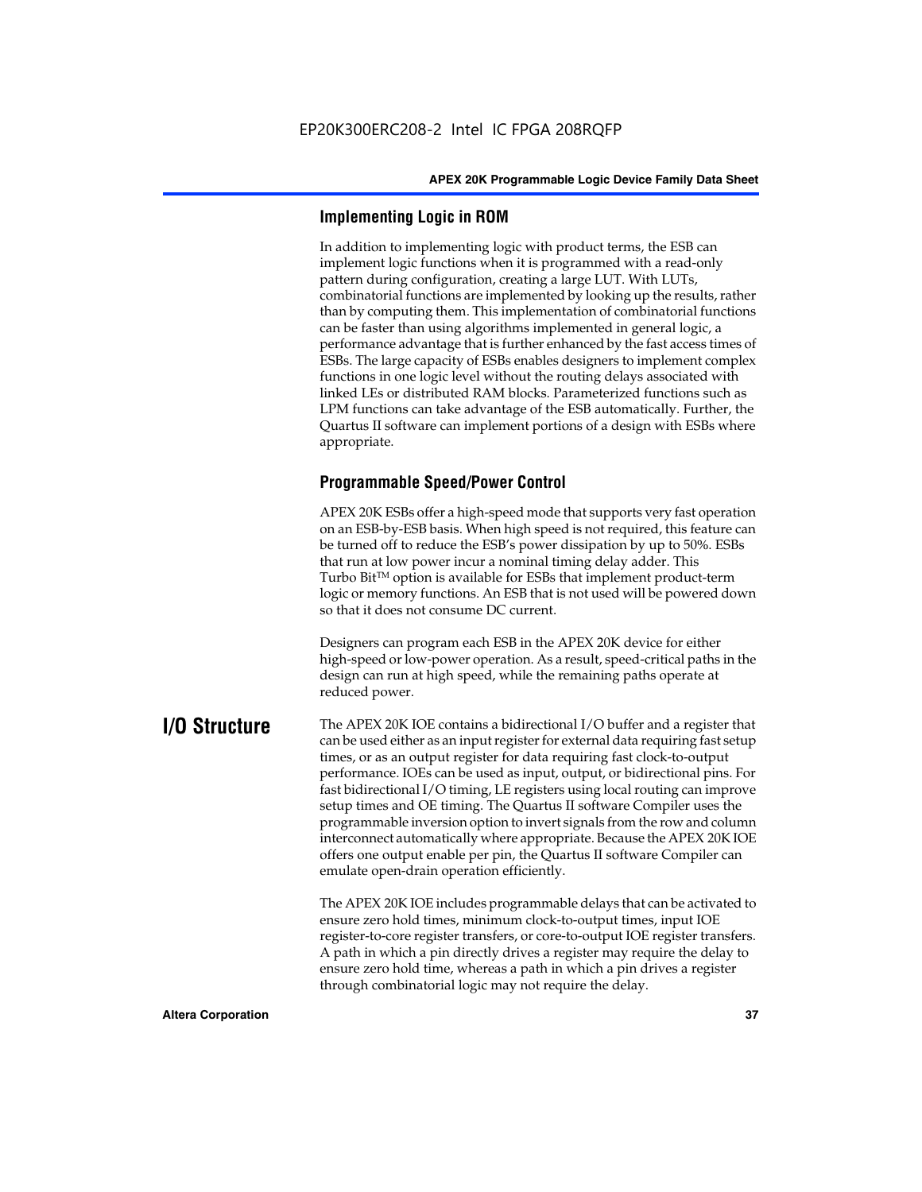### Implementing Logic in ROM

In addition to implementing logic with product terms, the ESB can implement logic functions when it is programmed with a read-only pattern during configuration, creating a large LUT. With LUTs, combinatorial functions are implemented by looking up the results, rather than by computing them. This implementation of combinatorial functions can be faster than using algorithms implemented in general logic, a performance advantage that is further enhanced by the fast access times of ESBs. The large capacity of ESBs enables designers to implement complex functions in one logic level without the routing delays associated with linked LEs or distributed RAM blocks. Parameterized functions such as LPM functions can take advantage of the ESB automatically. Further, the Quartus II software can implement portions of a design with ESBs where appropriate.

### Programmable Speed/Power Control

APEX 20K ESBs offer a high-speed mode that supports very fast operation on an ESB-by-ESB basis. When high speed is not required, this feature can be turned off to reduce the ESB's power dissipation by up to 50%. ESBs that run at low power incur a nominal timing delay adder. This Turbo Bit™ option is available for ESBs that implement product-term logic or memory functions. An ESB that is not used will be powered down so that it does not consume DC current.

Designers can program each ESB in the APEX 20K device for either high-speed or low-power operation. As a result, speed-critical paths in the design can run at high speed, while the remaining paths operate at reduced power.

## I/O Structure

The APEX 20K IOE contains a bidirectional I/O buffer and a register that can be used either as an input register for external data requiring fast setup times, or as an output register for data requiring fast clock-to-output performance. IOEs can be used as input, output, or bidirectional pins. For fast bidirectional I/O timing, LE registers using local routing can improve setup times and OE timing. The Quartus II software Compiler uses the programmable inversion option to invert signals from the row and column interconnect automatically where appropriate. Because the APEX 20K IOE offers one output enable per pin, the Quartus II software Compiler can emulate open-drain operation efficiently.

The APEX 20K IOE includes programmable delays that can be activated to ensure zero hold times, minimum clock-to-output times, input IOE register-to-core register transfers, or core-to-output IOE register transfers. A path in which a pin directly drives a register may require the delay to ensure zero hold time, whereas a path in which a pin drives a register through combinatorial logic may not require the delay.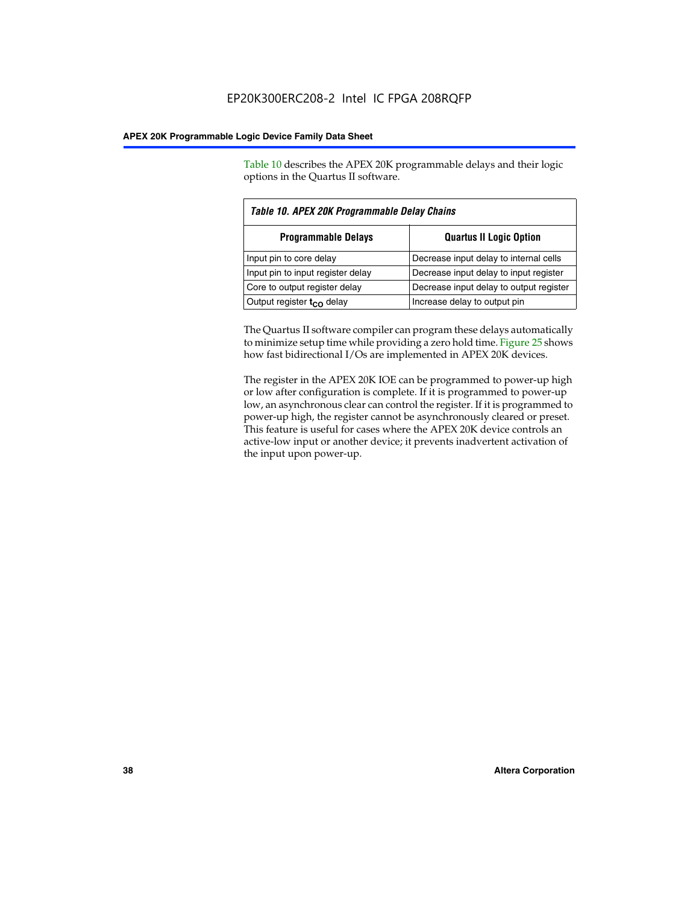Table 10 describes the APEX 20K programmable delays and their logic options in the Quartus II software.

*Table 10. APEX 20K Programmable Delay Chains*

| Programmable Delays | Quartus II Logic Option |
|---|---|
| Input pin to core delay | Decrease input delay to internal cells |
| Input pin to input register delay | Decrease input delay to input register |
| Core to output register delay | Decrease input delay to output register |
| Output register $t_{CO}$ delay | Increase delay to output pin |

The Quartus II software compiler can program these delays automatically to minimize setup time while providing a zero hold time. Figure 25 shows how fast bidirectional I/Os are implemented in APEX 20K devices.

The register in the APEX 20K IOE can be programmed to power-up high or low after configuration is complete. If it is programmed to power-up low, an asynchronous clear can control the register. If it is programmed to power-up high, the register cannot be asynchronously cleared or preset. This feature is useful for cases where the APEX 20K device controls an active-low input or another device; it prevents inadvertent activation of the input upon power-up.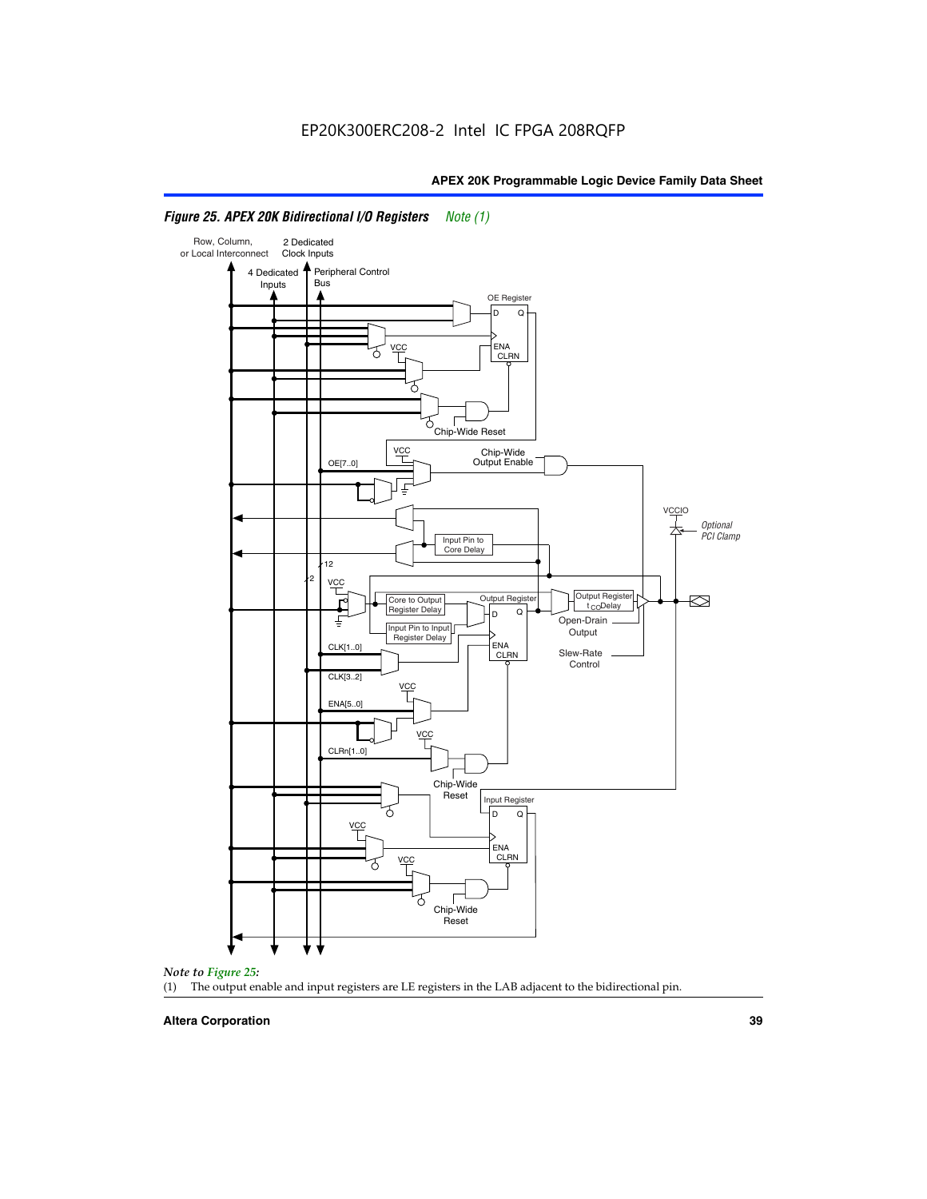*Figure 25. APEX 20K Bidirectional I/O Registers* *Note (1)*

Row, Column, or Local Interconnect

2 Dedicated Clock Inputs

4 Dedicated Inputs

Peripheral Control Bus

OE Register

D Q

ENA CLRN

VCC

Chip-Wide Reset

VCC

Chip-Wide Output Enable

OE[7..0]

VCCIO

Optional PCI Clamp

Input Pin to Core Delay

12

2

VCC

Core to Output Register Delay

Input Pin to Input Register Delay

Output Register

D Q

ENA CLRN

Output Register $t_{CO}$ Delay

Open-Drain Output

Slew-Rate Control

CLK[1..0]

CLK[3..2]

VCC

ENA[5..0]

VCC

CLRn[1..0]

Chip-Wide Reset

Input Register

D Q

ENA CLRN

VCC

VCC

Chip-Wide Reset

*Note to Figure 25:*

(1) The output enable and input registers are LE registers in the LAB adjacent to the bidirectional pin.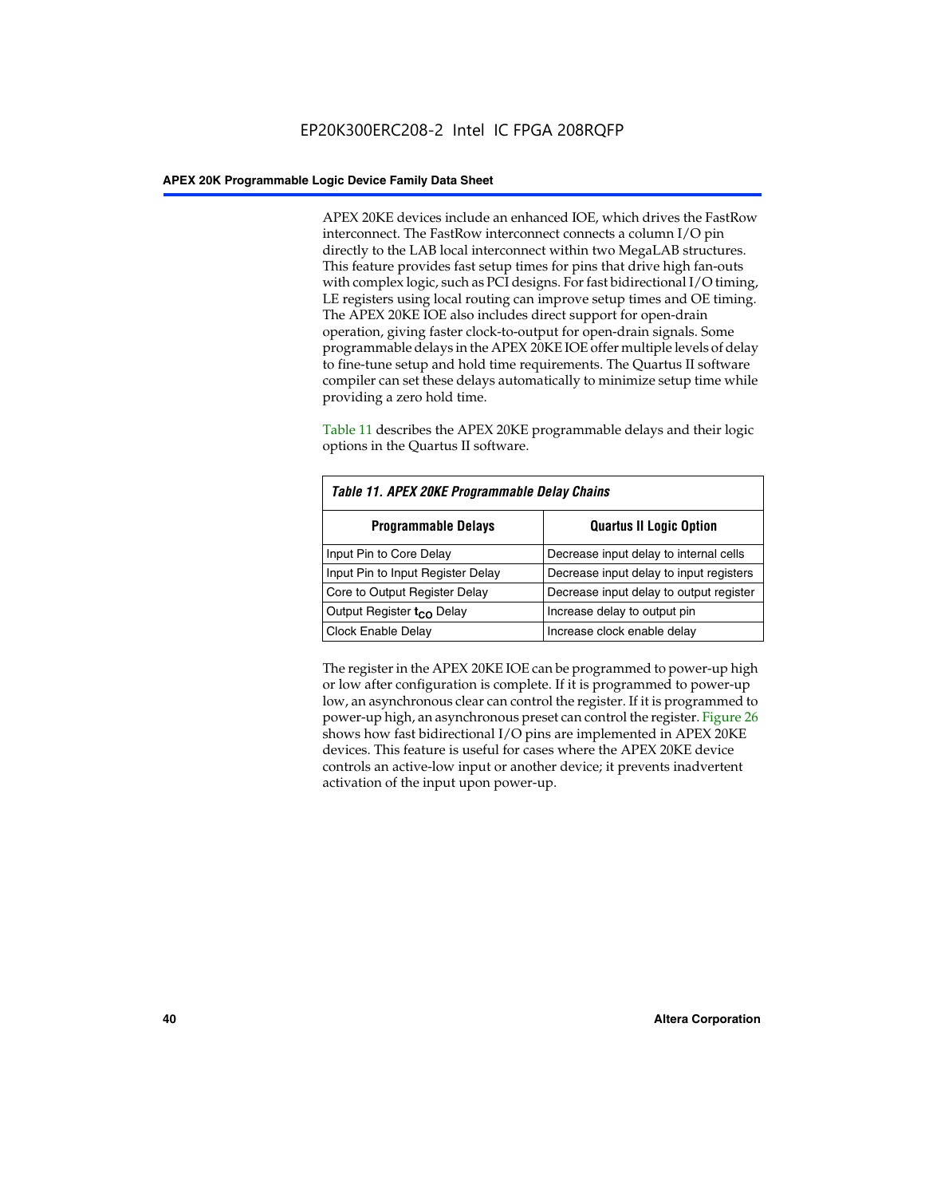APEX 20KE devices include an enhanced IOE, which drives the FastRow interconnect. The FastRow interconnect connects a column I/O pin directly to the LAB local interconnect within two MegaLAB structures. This feature provides fast setup times for pins that drive high fan-outs with complex logic, such as PCI designs. For fast bidirectional I/O timing, LE registers using local routing can improve setup times and OE timing. The APEX 20KE IOE also includes direct support for open-drain operation, giving faster clock-to-output for open-drain signals. Some programmable delays in the APEX 20KE IOE offer multiple levels of delay to fine-tune setup and hold time requirements. The Quartus II software compiler can set these delays automatically to minimize setup time while providing a zero hold time.

Table 11 describes the APEX 20KE programmable delays and their logic options in the Quartus II software.

*Table 11. APEX 20KE Programmable Delay Chains*

| Programmable Delays | Quartus II Logic Option |
|---|---|
| Input Pin to Core Delay | Decrease input delay to internal cells |
| Input Pin to Input Register Delay | Decrease input delay to input registers |
| Core to Output Register Delay | Decrease input delay to output register |
| Output Register $t_{CO}$ Delay | Increase delay to output pin |
| Clock Enable Delay | Increase clock enable delay |

The register in the APEX 20KE IOE can be programmed to power-up high or low after configuration is complete. If it is programmed to power-up low, an asynchronous clear can control the register. If it is programmed to power-up high, an asynchronous preset can control the register. Figure 26 shows how fast bidirectional I/O pins are implemented in APEX 20KE devices. This feature is useful for cases where the APEX 20KE device controls an active-low input or another device; it prevents inadvertent activation of the input upon power-up.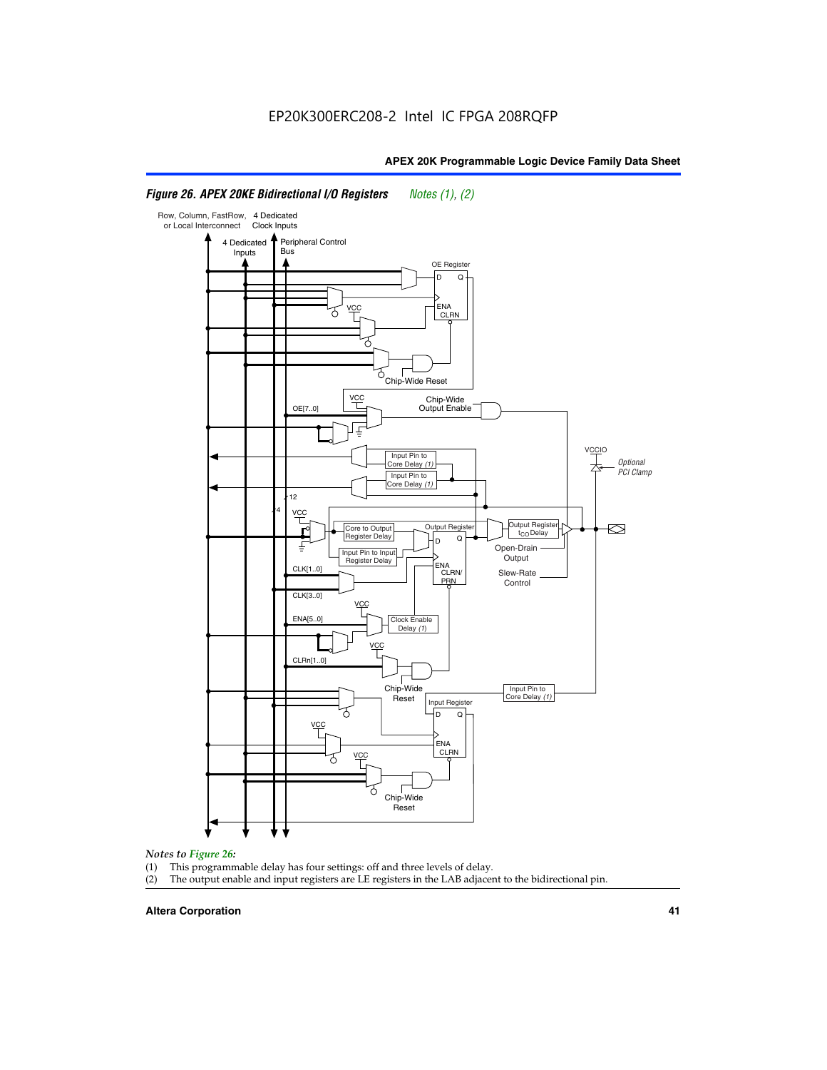*Figure 26. APEX 20KE Bidirectional I/O Registers* *Notes (1), (2)*

Row, Column, FastRow, or Local Interconnect
4 Dedicated Clock Inputs
4 Dedicated Inputs
Peripheral Control Bus
OE Register
D Q
ENA CLRN
VCC
Chip-Wide Reset
VCC
Chip-Wide Output Enable
OE[7..0]
Input Pin to Core Delay (1)
Input Pin to Core Delay (1)
VCCIO
Optional PCI Clamp
12
4
VCC
Core to Output Register Delay
Input Pin to Input Register Delay
Output Register
D Q
ENA CLRN/ PRN
Output Register $t_{CO}$ Delay
Open-Drain Output
Slew-Rate Control
CLK[1..0]
CLK[3..0]
VCC
ENA[5..0]
Clock Enable Delay (1)
VCC
CLRn[1..0]
Chip-Wide Reset
Input Pin to Core Delay (1)
Input Register
D Q
ENA CLRN
VCC
VCC
Chip-Wide Reset

*Notes to Figure 26:*

(1) This programmable delay has four settings: off and three levels of delay.
(2) The output enable and input registers are LE registers in the LAB adjacent to the bidirectional pin.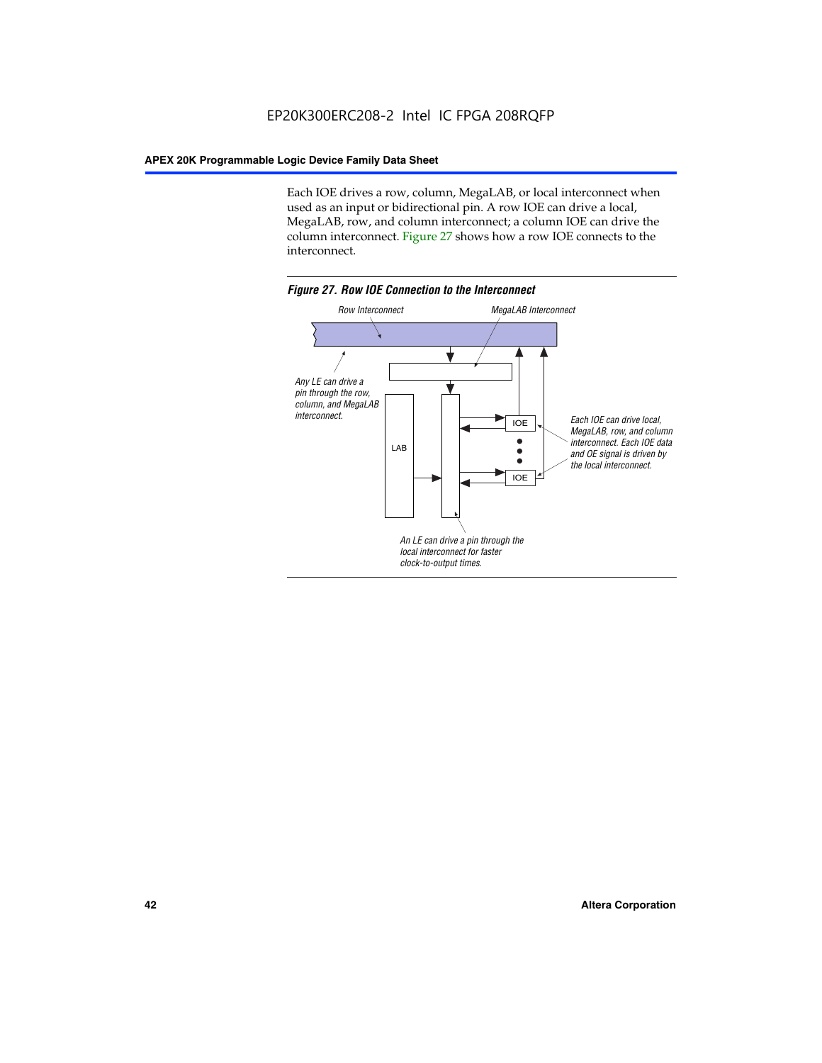Each IOE drives a row, column, MegaLAB, or local interconnect when used as an input or bidirectional pin. A row IOE can drive a local, MegaLAB, row, and column interconnect; a column IOE can drive the column interconnect. Figure 27 shows how a row IOE connects to the interconnect.

*Figure 27. Row IOE Connection to the Interconnect*

Row Interconnect

MegaLAB Interconnect

Any LE can drive a pin through the row, column, and MegaLAB interconnect.

LAB

IOE

IOE

Each IOE can drive local, MegaLAB, row, and column interconnect. Each IOE data and OE signal is driven by the local interconnect.

An LE can drive a pin through the local interconnect for faster clock-to-output times.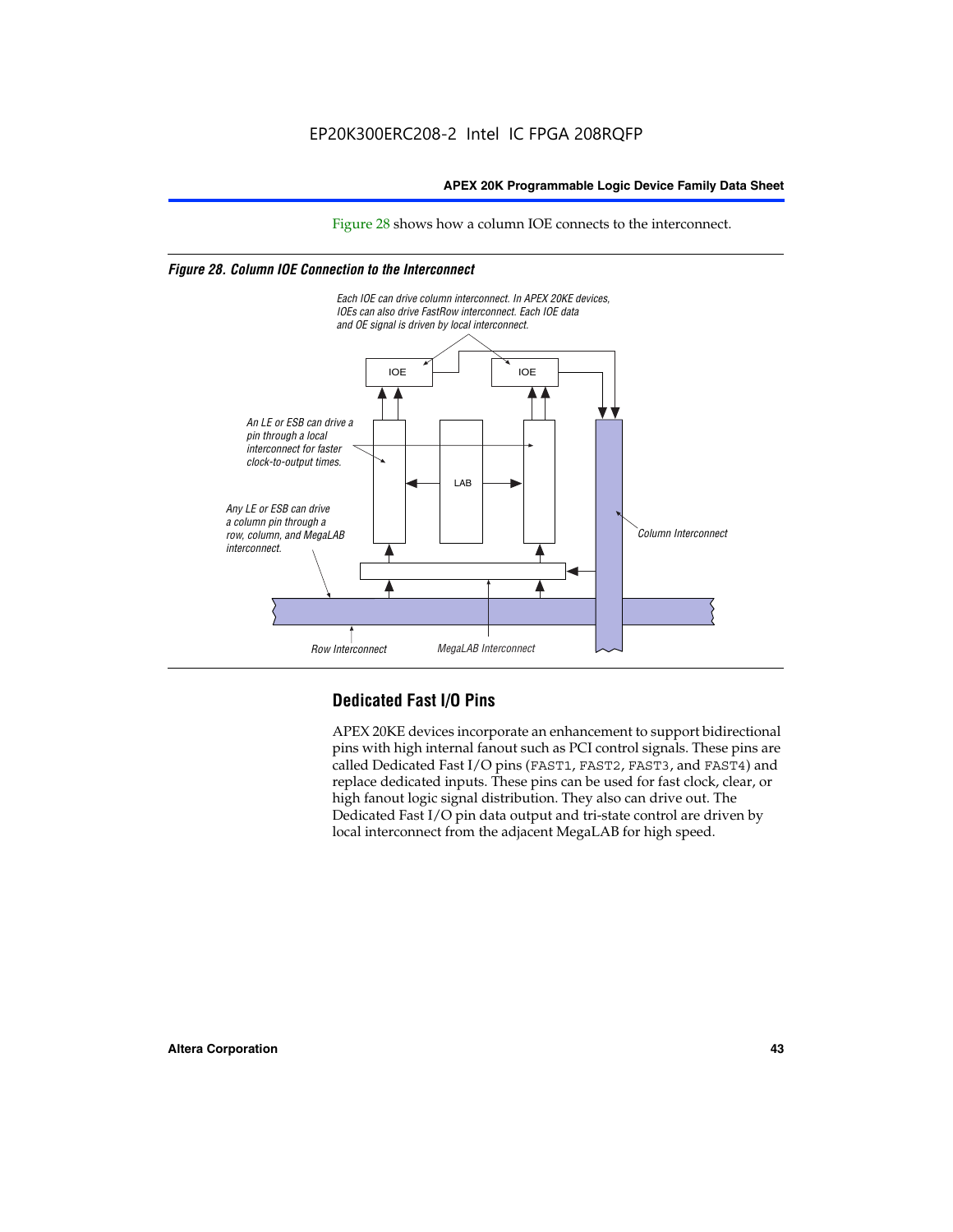Figure 28 shows how a column IOE connects to the interconnect.

*Figure 28. Column IOE Connection to the Interconnect*

Each IOE can drive column interconnect. In APEX 20KE devices, IOEs can also drive FastRow interconnect. Each IOE data and OE signal is driven by local interconnect.

IOE

IOE

An LE or ESB can drive a pin through a local interconnect for faster clock-to-output times.

LAB

Any LE or ESB can drive a column pin through a row, column, and MegaLAB interconnect.

Column Interconnect

Row Interconnect

MegaLAB Interconnect

## Dedicated Fast I/O Pins

APEX 20KE devices incorporate an enhancement to support bidirectional pins with high internal fanout such as PCI control signals. These pins are called Dedicated Fast I/O pins (FAST1, FAST2, FAST3, and FAST4) and replace dedicated inputs. These pins can be used for fast clock, clear, or high fanout logic signal distribution. They also can drive out. The Dedicated Fast I/O pin data output and tri-state control are driven by local interconnect from the adjacent MegaLAB for high speed.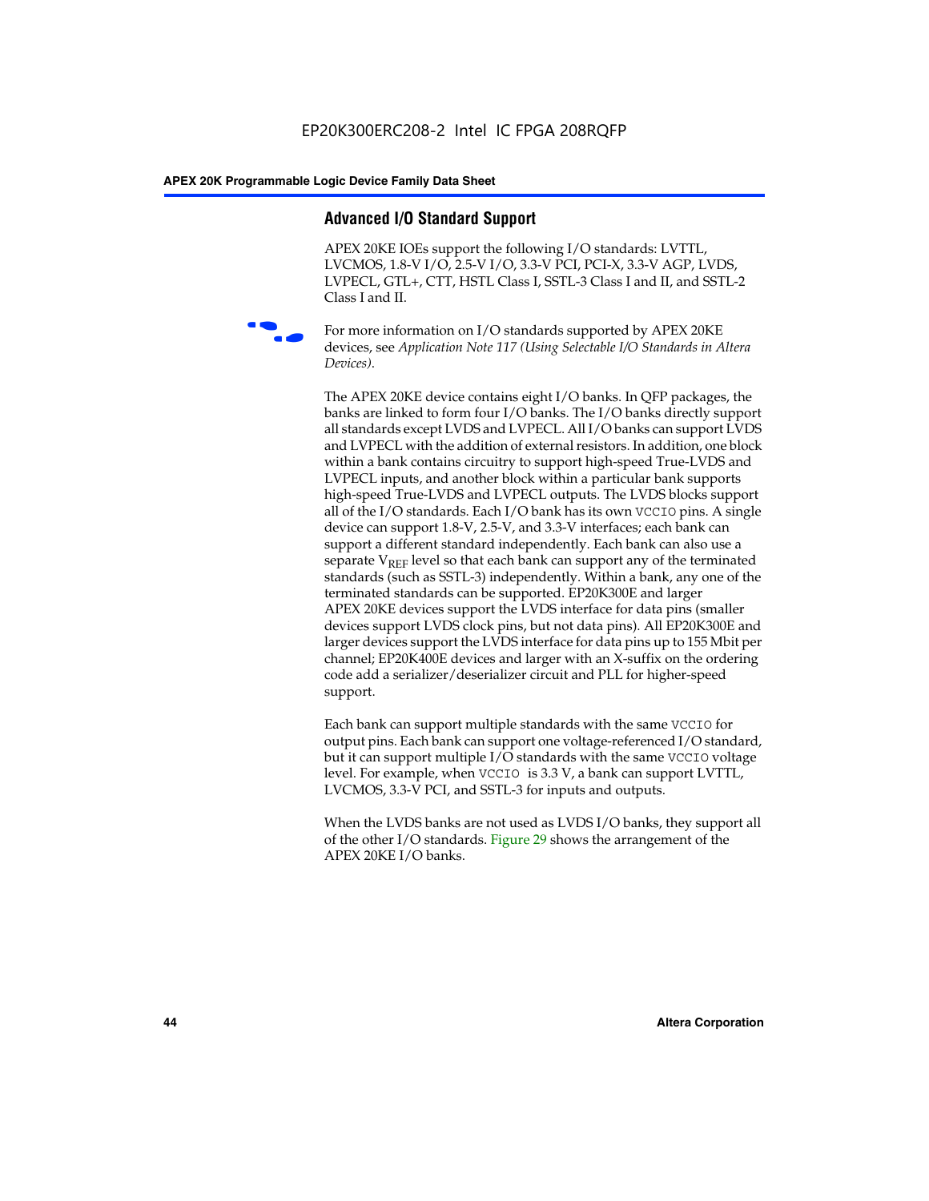## Advanced I/O Standard Support

APEX 20KE IOEs support the following I/O standards: LVTTL, LVCMOS, 1.8-V I/O, 2.5-V I/O, 3.3-V PCI, PCI-X, 3.3-V AGP, LVDS, LVPECL, GTL+, CTT, HSTL Class I, SSTL-3 Class I and II, and SSTL-2 Class I and II.

For more information on I/O standards supported by APEX 20KE devices, see *Application Note 117 (Using Selectable I/O Standards in Altera Devices)*.

The APEX 20KE device contains eight I/O banks. In QFP packages, the banks are linked to form four I/O banks. The I/O banks directly support all standards except LVDS and LVPECL. All I/O banks can support LVDS and LVPECL with the addition of external resistors. In addition, one block within a bank contains circuitry to support high-speed True-LVDS and LVPECL inputs, and another block within a particular bank supports high-speed True-LVDS and LVPECL outputs. The LVDS blocks support all of the I/O standards. Each I/O bank has its own `VCCIO` pins. A single device can support 1.8-V, 2.5-V, and 3.3-V interfaces; each bank can support a different standard independently. Each bank can also use a separate $V_{REF}$ level so that each bank can support any of the terminated standards (such as SSTL-3) independently. Within a bank, any one of the terminated standards can be supported. EP20K300E and larger APEX 20KE devices support the LVDS interface for data pins (smaller devices support LVDS clock pins, but not data pins). All EP20K300E and larger devices support the LVDS interface for data pins up to 155 Mbit per channel; EP20K400E devices and larger with an X-suffix on the ordering code add a serializer/deserializer circuit and PLL for higher-speed support.

Each bank can support multiple standards with the same `VCCIO` for output pins. Each bank can support one voltage-referenced I/O standard, but it can support multiple I/O standards with the same `VCCIO` voltage level. For example, when `VCCIO` is 3.3 V, a bank can support LVTTL, LVCMOS, 3.3-V PCI, and SSTL-3 for inputs and outputs.

When the LVDS banks are not used as LVDS I/O banks, they support all of the other I/O standards. Figure 29 shows the arrangement of the APEX 20KE I/O banks.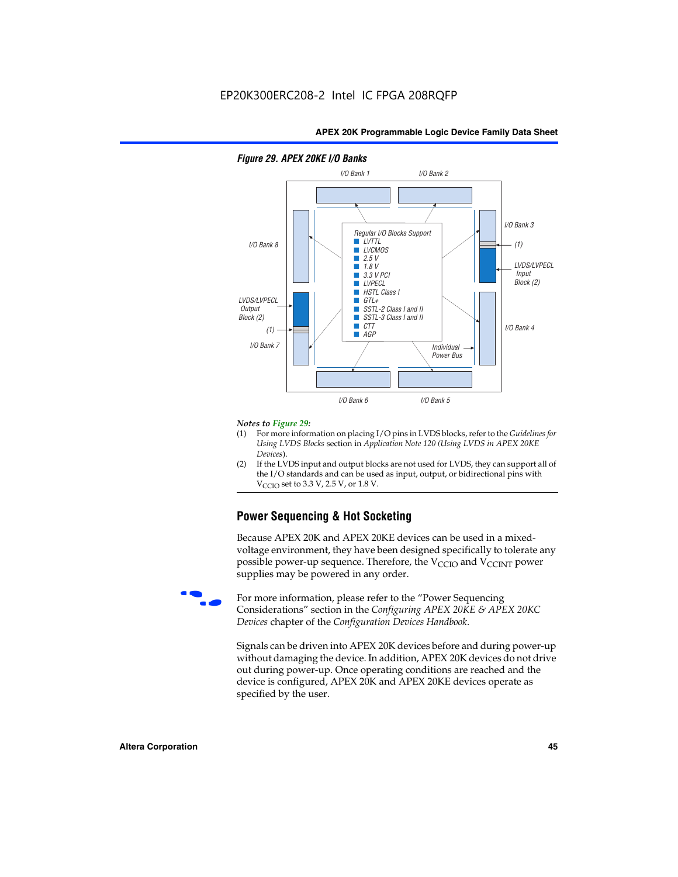EP20K300ERC208-2 Intel IC FPGA 208RQFP

**Figure 29. APEX 20KE I/O Banks**

I/O Bank 1

I/O Bank 2

I/O Bank 3

(1)

LVDS/LVPECL Input Block (2)

I/O Bank 4

I/O Bank 5

I/O Bank 6

I/O Bank 7

(1)

LVDS/LVPECL Output Block (2)

I/O Bank 8

Individual Power Bus

Regular I/O Blocks Support
- LVTTL
- LVCMOS
- 2.5 V
- 1.8 V
- 3.3 V PCI
- LVPECL
- HSTL Class I
- GTL+
- SSTL-2 Class I and II
- SSTL-3 Class I and II
- CTT
- AGP

*Notes to Figure 29:*

(1) For more information on placing I/O pins in LVDS blocks, refer to the *Guidelines for Using LVDS Blocks* section in *Application Note 120 (Using LVDS in APEX 20KE Devices)*.

(2) If the LVDS input and output blocks are not used for LVDS, they can support all of the I/O standards and can be used as input, output, or bidirectional pins with $V_{CCIO}$ set to 3.3 V, 2.5 V, or 1.8 V.

## Power Sequencing & Hot Socketing

Because APEX 20K and APEX 20KE devices can be used in a mixed-voltage environment, they have been designed specifically to tolerate any possible power-up sequence. Therefore, the $V_{CCIO}$ and $V_{CCINT}$ power supplies may be powered in any order.

For more information, please refer to the "Power Sequencing Considerations" section in the *Configuring APEX 20KE & APEX 20KC Devices* chapter of the *Configuration Devices Handbook*.

Signals can be driven into APEX 20K devices before and during power-up without damaging the device. In addition, APEX 20K devices do not drive out during power-up. Once operating conditions are reached and the device is configured, APEX 20K and APEX 20KE devices operate as specified by the user.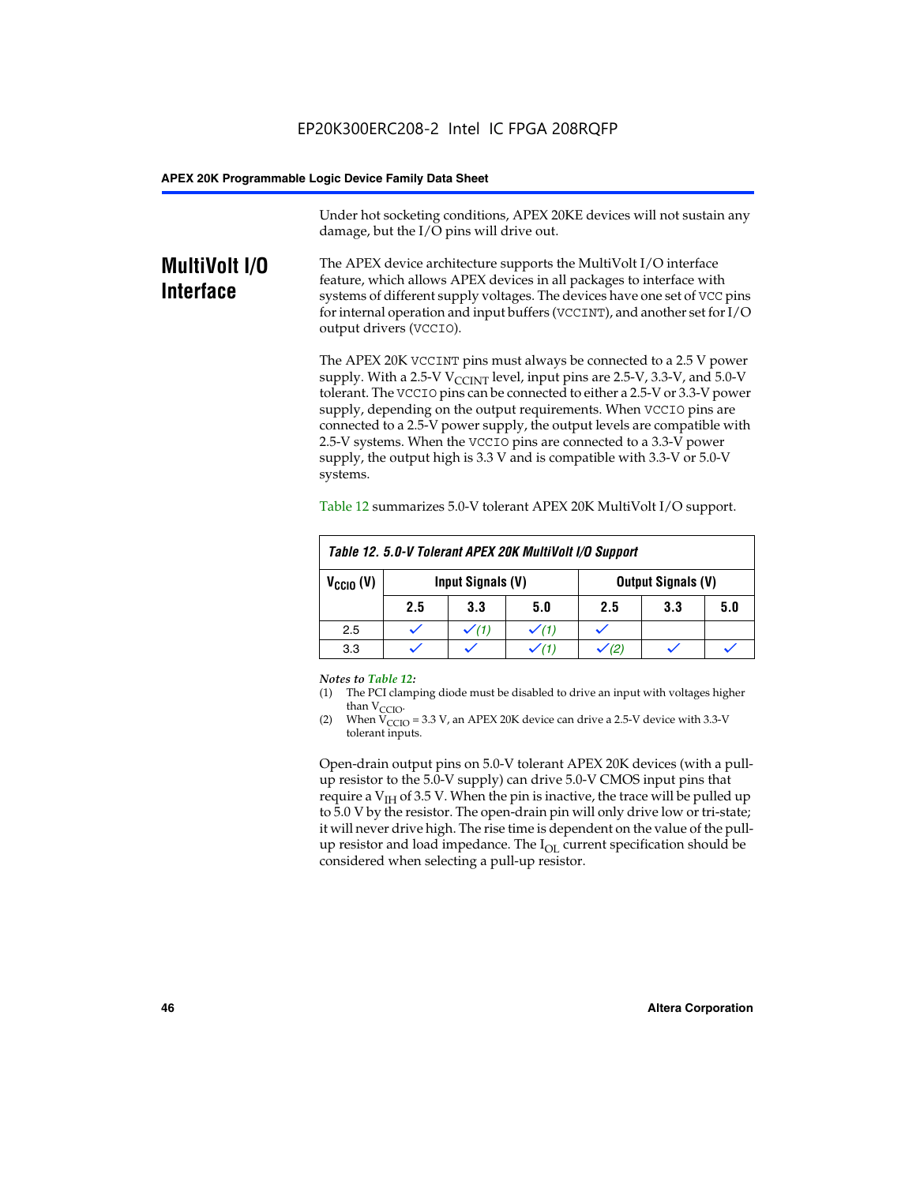Under hot socketing conditions, APEX 20KE devices will not sustain any damage, but the I/O pins will drive out.

## MultiVolt I/O Interface

The APEX device architecture supports the MultiVolt I/O interface feature, which allows APEX devices in all packages to interface with systems of different supply voltages. The devices have one set of VCC pins for internal operation and input buffers (VCCINT), and another set for I/O output drivers (VCCIO).

The APEX 20K VCCINT pins must always be connected to a 2.5 V power supply. With a 2.5-V $V_{CCINT}$ level, input pins are 2.5-V, 3.3-V, and 5.0-V tolerant. The VCCIO pins can be connected to either a 2.5-V or 3.3-V power supply, depending on the output requirements. When VCCIO pins are connected to a 2.5-V power supply, the output levels are compatible with 2.5-V systems. When the VCCIO pins are connected to a 3.3-V power supply, the output high is 3.3 V and is compatible with 3.3-V or 5.0-V systems.

Table 12 summarizes 5.0-V tolerant APEX 20K MultiVolt I/O support.

**Table 12. 5.0-V Tolerant APEX 20K MultiVolt I/O Support**

| $V_{CCIO}$ (V) | Input Signals (V) | | | Output Signals (V) | | |
|---|---|---|---|---|---|---|
| | 2.5 | 3.3 | 5.0 | 2.5 | 3.3 | 5.0 |
| 2.5 | ✓ | ✓ (1) | ✓ (1) | ✓ | | |
| 3.3 | ✓ | ✓ | ✓ (1) | ✓ (2) | ✓ | ✓ |

*Notes to Table 12:*

(1) The PCI clamping diode must be disabled to drive an input with voltages higher than $V_{CCIO}$.

(2) When $V_{CCIO}$ = 3.3 V, an APEX 20K device can drive a 2.5-V device with 3.3-V tolerant inputs.

Open-drain output pins on 5.0-V tolerant APEX 20K devices (with a pull-up resistor to the 5.0-V supply) can drive 5.0-V CMOS input pins that require a $V_{IH}$ of 3.5 V. When the pin is inactive, the trace will be pulled up to 5.0 V by the resistor. The open-drain pin will only drive low or tri-state; it will never drive high. The rise time is dependent on the value of the pull-up resistor and load impedance. The $I_{OL}$ current specification should be considered when selecting a pull-up resistor.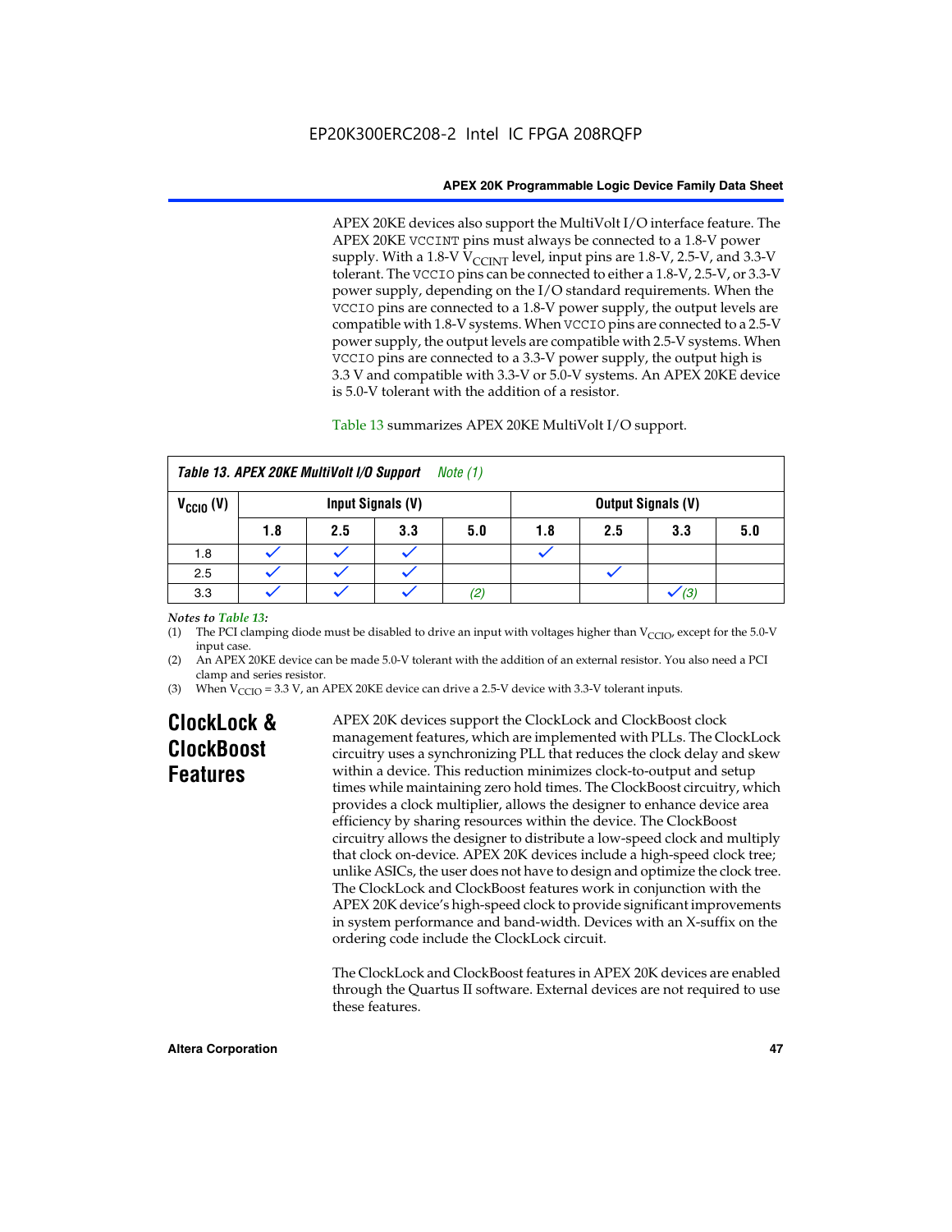APEX 20KE devices also support the MultiVolt I/O interface feature. The APEX 20KE VCCINT pins must always be connected to a 1.8-V power supply. With a 1.8-V $V_{CCINT}$ level, input pins are 1.8-V, 2.5-V, and 3.3-V tolerant. The VCCIO pins can be connected to either a 1.8-V, 2.5-V, or 3.3-V power supply, depending on the I/O standard requirements. When the VCCIO pins are connected to a 1.8-V power supply, the output levels are compatible with 1.8-V systems. When VCCIO pins are connected to a 2.5-V power supply, the output levels are compatible with 2.5-V systems. When VCCIO pins are connected to a 3.3-V power supply, the output high is 3.3 V and compatible with 3.3-V or 5.0-V systems. An APEX 20KE device is 5.0-V tolerant with the addition of a resistor.

Table 13 summarizes APEX 20KE MultiVolt I/O support.

*Table 13. APEX 20KE MultiVolt I/O Support* *Note (1)*

| $V_{CCIO}$ (V) | Input Signals (V) | | | | Output Signals (V) | | | |
|---|---|---|---|---|---|---|---|---|
| | 1.8 | 2.5 | 3.3 | 5.0 | 1.8 | 2.5 | 3.3 | 5.0 |
| 1.8 | ✓ | ✓ | ✓ | | ✓ | | | |
| 2.5 | ✓ | ✓ | ✓ | | | ✓ | | |
| 3.3 | ✓ | ✓ | ✓ | *(2)* | | | ✓ *(3)* | |

*Notes to Table 13:*

(1) The PCI clamping diode must be disabled to drive an input with voltages higher than $V_{CCIO}$, except for the 5.0-V input case.

(2) An APEX 20KE device can be made 5.0-V tolerant with the addition of an external resistor. You also need a PCI clamp and series resistor.

(3) When $V_{CCIO}$ = 3.3 V, an APEX 20KE device can drive a 2.5-V device with 3.3-V tolerant inputs.

## ClockLock & ClockBoost Features

APEX 20K devices support the ClockLock and ClockBoost clock management features, which are implemented with PLLs. The ClockLock circuitry uses a synchronizing PLL that reduces the clock delay and skew within a device. This reduction minimizes clock-to-output and setup times while maintaining zero hold times. The ClockBoost circuitry, which provides a clock multiplier, allows the designer to enhance device area efficiency by sharing resources within the device. The ClockBoost circuitry allows the designer to distribute a low-speed clock and multiply that clock on-device. APEX 20K devices include a high-speed clock tree; unlike ASICs, the user does not have to design and optimize the clock tree. The ClockLock and ClockBoost features work in conjunction with the APEX 20K device's high-speed clock to provide significant improvements in system performance and band-width. Devices with an X-suffix on the ordering code include the ClockLock circuit.

The ClockLock and ClockBoost features in APEX 20K devices are enabled through the Quartus II software. External devices are not required to use these features.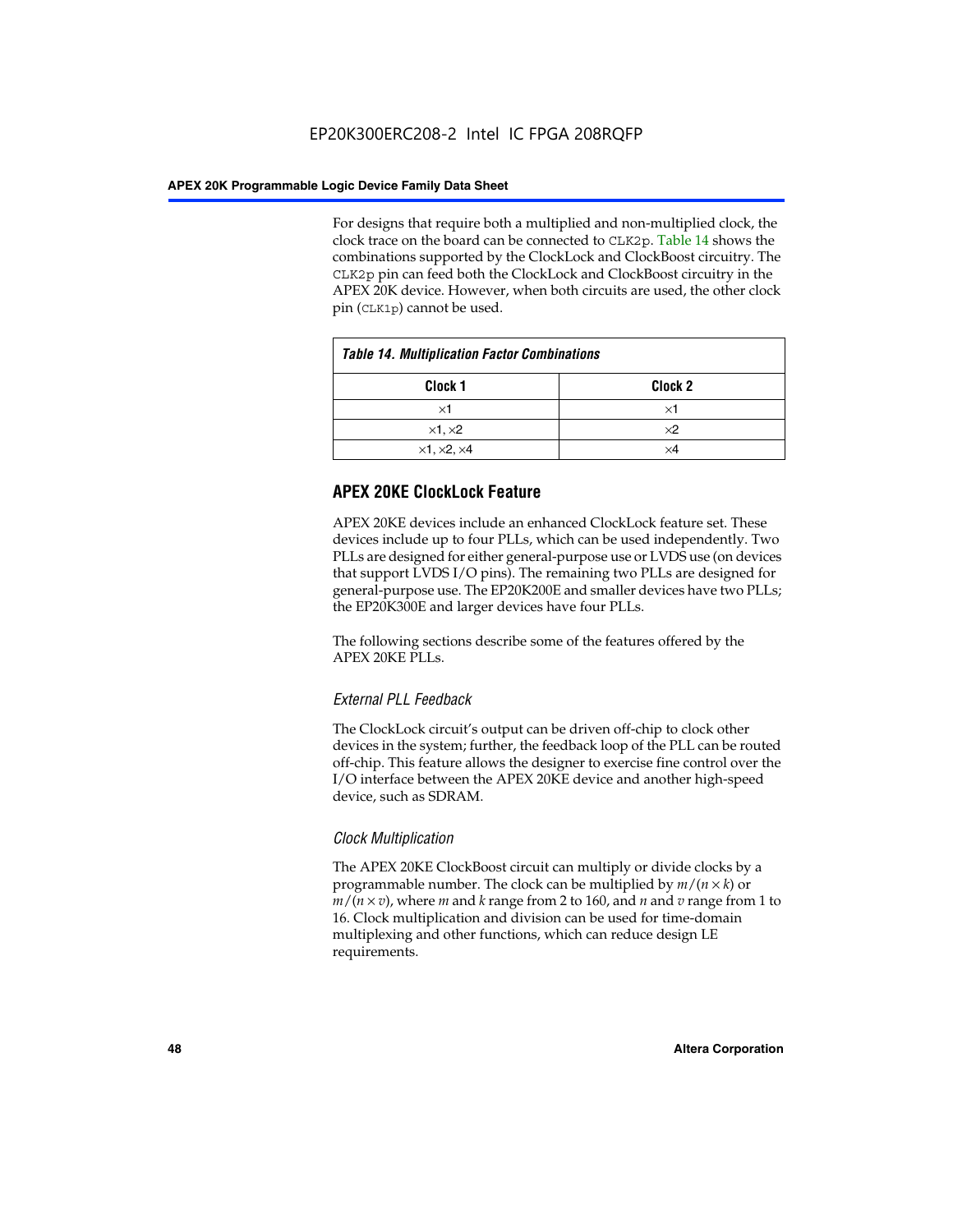For designs that require both a multiplied and non-multiplied clock, the clock trace on the board can be connected to `CLK2p`. Table 14 shows the combinations supported by the ClockLock and ClockBoost circuitry. The `CLK2p` pin can feed both the ClockLock and ClockBoost circuitry in the APEX 20K device. However, when both circuits are used, the other clock pin (`CLK1p`) cannot be used.

*Table 14. Multiplication Factor Combinations*

| Clock 1 | Clock 2 |
|---|---|
| ×1 | ×1 |
| ×1, ×2 | ×2 |
| ×1, ×2, ×4 | ×4 |

## APEX 20KE ClockLock Feature

APEX 20KE devices include an enhanced ClockLock feature set. These devices include up to four PLLs, which can be used independently. Two PLLs are designed for either general-purpose use or LVDS use (on devices that support LVDS I/O pins). The remaining two PLLs are designed for general-purpose use. The EP20K200E and smaller devices have two PLLs; the EP20K300E and larger devices have four PLLs.

The following sections describe some of the features offered by the APEX 20KE PLLs.

### *External PLL Feedback*

The ClockLock circuit's output can be driven off-chip to clock other devices in the system; further, the feedback loop of the PLL can be routed off-chip. This feature allows the designer to exercise fine control over the I/O interface between the APEX 20KE device and another high-speed device, such as SDRAM.

### *Clock Multiplication*

The APEX 20KE ClockBoost circuit can multiply or divide clocks by a programmable number. The clock can be multiplied by $m/(n \times k)$ or $m/(n \times v)$, where $m$ and $k$ range from 2 to 160, and $n$ and $v$ range from 1 to 16. Clock multiplication and division can be used for time-domain multiplexing and other functions, which can reduce design LE requirements.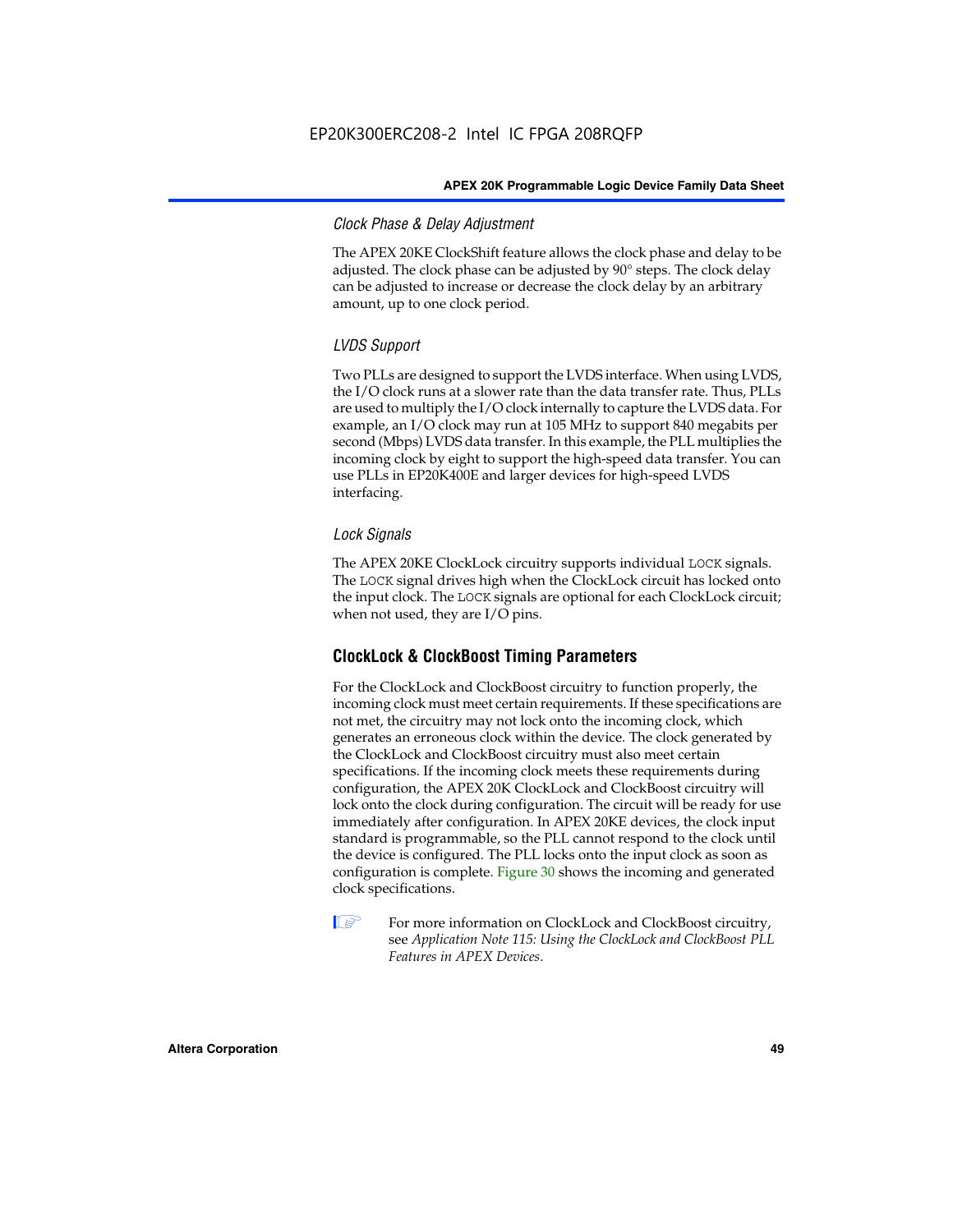#### Clock Phase & Delay Adjustment

The APEX 20KE ClockShift feature allows the clock phase and delay to be adjusted. The clock phase can be adjusted by 90° steps. The clock delay can be adjusted to increase or decrease the clock delay by an arbitrary amount, up to one clock period.

#### LVDS Support

Two PLLs are designed to support the LVDS interface. When using LVDS, the I/O clock runs at a slower rate than the data transfer rate. Thus, PLLs are used to multiply the I/O clock internally to capture the LVDS data. For example, an I/O clock may run at 105 MHz to support 840 megabits per second (Mbps) LVDS data transfer. In this example, the PLL multiplies the incoming clock by eight to support the high-speed data transfer. You can use PLLs in EP20K400E and larger devices for high-speed LVDS interfacing.

#### Lock Signals

The APEX 20KE ClockLock circuitry supports individual `LOCK` signals. The `LOCK` signal drives high when the ClockLock circuit has locked onto the input clock. The `LOCK` signals are optional for each ClockLock circuit; when not used, they are I/O pins.

### ClockLock & ClockBoost Timing Parameters

For the ClockLock and ClockBoost circuitry to function properly, the incoming clock must meet certain requirements. If these specifications are not met, the circuitry may not lock onto the incoming clock, which generates an erroneous clock within the device. The clock generated by the ClockLock and ClockBoost circuitry must also meet certain specifications. If the incoming clock meets these requirements during configuration, the APEX 20K ClockLock and ClockBoost circuitry will lock onto the clock during configuration. The circuit will be ready for use immediately after configuration. In APEX 20KE devices, the clock input standard is programmable, so the PLL cannot respond to the clock until the device is configured. The PLL locks onto the input clock as soon as configuration is complete. Figure 30 shows the incoming and generated clock specifications.

For more information on ClockLock and ClockBoost circuitry, see *Application Note 115: Using the ClockLock and ClockBoost PLL Features in APEX Devices*.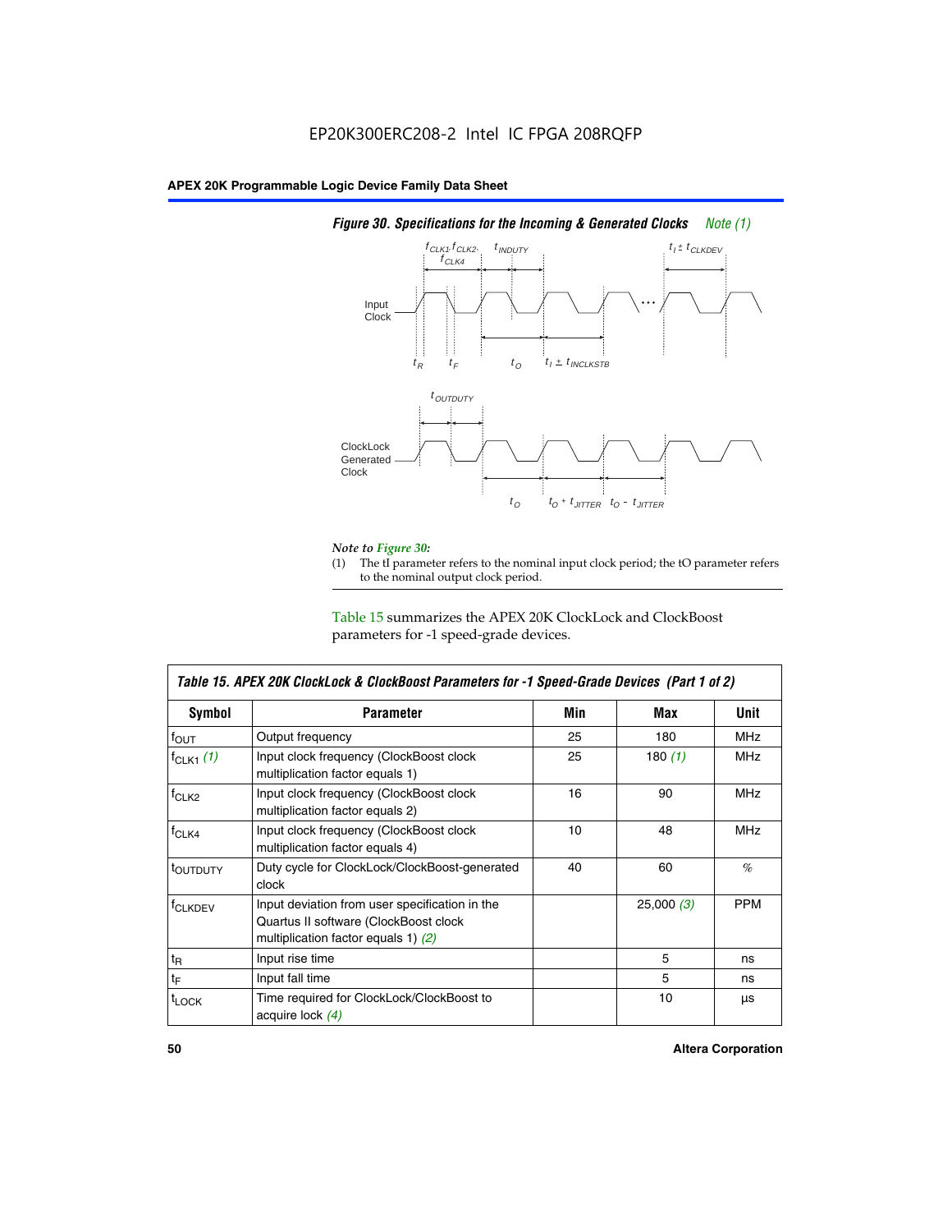EP20K300ERC208-2 Intel IC FPGA 208RQFP

**Figure 30. Specifications for the Incoming & Generated Clocks** *Note (1)*

$f_{CLK1}$, $f_{CLK2}$, $f_{CLK4}$

$t_{INDUTY}$

$t_I \pm t_{CLKDEV}$

Input Clock

$t_R$

$t_F$

$t_O$

$t_I \pm t_{INCLKSTB}$

$t_{OUTDUTY}$

ClockLock Generated Clock

$t_O$

$t_O + t_{JITTER}$

$t_O - t_{JITTER}$

*Note to Figure 30:*

(1) The tI parameter refers to the nominal input clock period; the tO parameter refers to the nominal output clock period.

Table 15 summarizes the APEX 20K ClockLock and ClockBoost parameters for -1 speed-grade devices.

**Table 15. APEX 20K ClockLock & ClockBoost Parameters for -1 Speed-Grade Devices (Part 1 of 2)**

| Symbol | Parameter | Min | Max | Unit |
|---|---|---|---|---|
| $f_{OUT}$ | Output frequency | 25 | 180 | MHz |
| $f_{CLK1}$ *(1)* | Input clock frequency (ClockBoost clock multiplication factor equals 1) | 25 | 180 *(1)* | MHz |
| $f_{CLK2}$ | Input clock frequency (ClockBoost clock multiplication factor equals 2) | 16 | 90 | MHz |
| $f_{CLK4}$ | Input clock frequency (ClockBoost clock multiplication factor equals 4) | 10 | 48 | MHz |
| $t_{OUTDUTY}$ | Duty cycle for ClockLock/ClockBoost-generated clock | 40 | 60 | % |
| $f_{CLKDEV}$ | Input deviation from user specification in the Quartus II software (ClockBoost clock multiplication factor equals 1) *(2)* | | 25,000 *(3)* | PPM |
| $t_R$ | Input rise time | | 5 | ns |
| $t_F$ | Input fall time | | 5 | ns |
| $t_{LOCK}$ | Time required for ClockLock/ClockBoost to acquire lock *(4)* | | 10 | µs |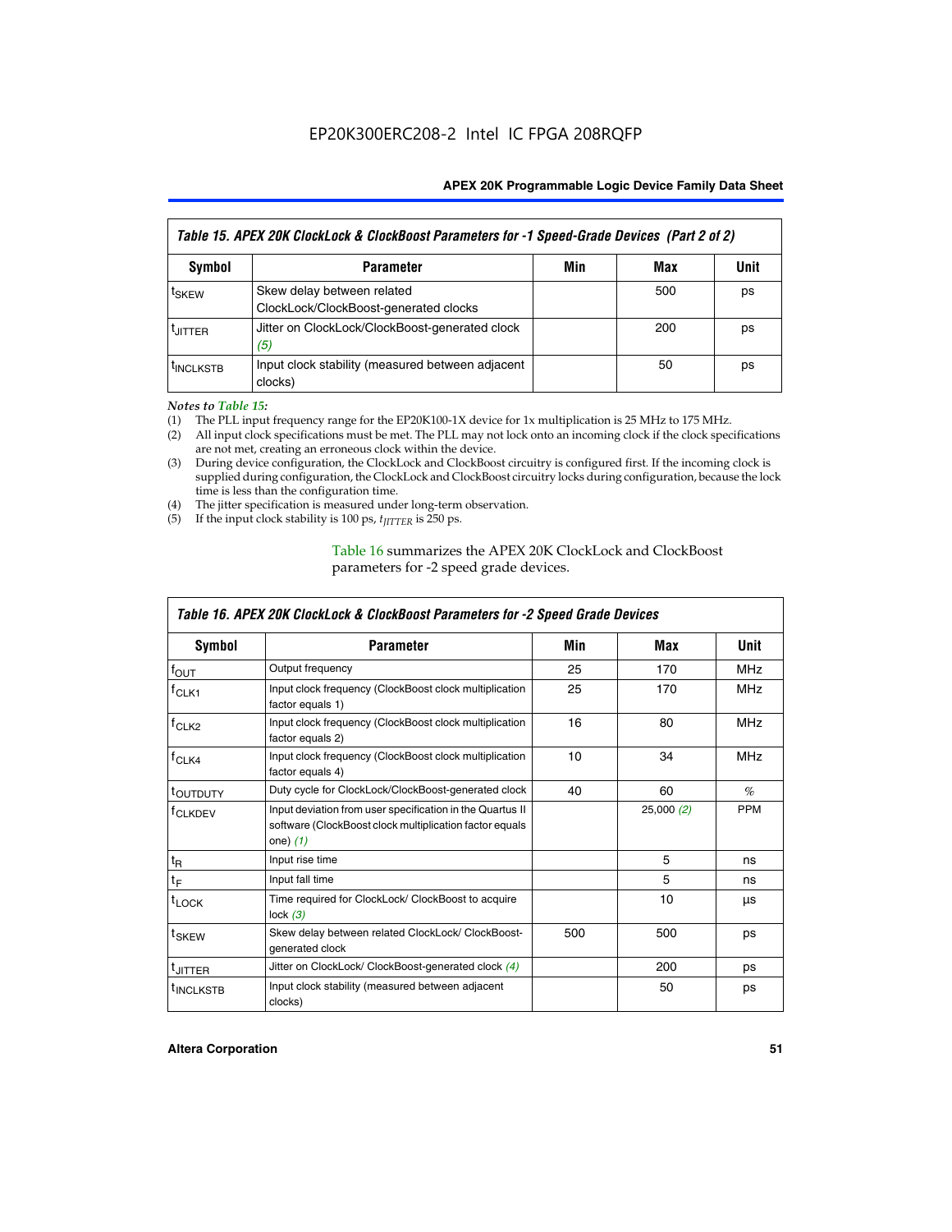EP20K300ERC208-2 Intel IC FPGA 208RQFP

*Table 15. APEX 20K ClockLock & ClockBoost Parameters for -1 Speed-Grade Devices (Part 2 of 2)*

| Symbol | Parameter | Min | Max | Unit |
|---|---|---|---|---|
| $t_{SKEW}$ | Skew delay between related ClockLock/ClockBoost-generated clocks | | 500 | ps |
| $t_{JITTER}$ | Jitter on ClockLock/ClockBoost-generated clock *(5)* | | 200 | ps |
| $t_{INCLKSTB}$ | Input clock stability (measured between adjacent clocks) | | 50 | ps |

*Notes to Table 15:*

(1) The PLL input frequency range for the EP20K100-1X device for 1x multiplication is 25 MHz to 175 MHz.
(2) All input clock specifications must be met. The PLL may not lock onto an incoming clock if the clock specifications are not met, creating an erroneous clock within the device.
(3) During device configuration, the ClockLock and ClockBoost circuitry is configured first. If the incoming clock is supplied during configuration, the ClockLock and ClockBoost circuitry locks during configuration, because the lock time is less than the configuration time.
(4) The jitter specification is measured under long-term observation.
(5) If the input clock stability is 100 ps, $t_{JITTER}$ is 250 ps.

Table 16 summarizes the APEX 20K ClockLock and ClockBoost parameters for -2 speed grade devices.

*Table 16. APEX 20K ClockLock & ClockBoost Parameters for -2 Speed Grade Devices*

| Symbol | Parameter | Min | Max | Unit |
|---|---|---|---|---|
| $f_{OUT}$ | Output frequency | 25 | 170 | MHz |
| $f_{CLK1}$ | Input clock frequency (ClockBoost clock multiplication factor equals 1) | 25 | 170 | MHz |
| $f_{CLK2}$ | Input clock frequency (ClockBoost clock multiplication factor equals 2) | 16 | 80 | MHz |
| $f_{CLK4}$ | Input clock frequency (ClockBoost clock multiplication factor equals 4) | 10 | 34 | MHz |
| $t_{OUTDUTY}$ | Duty cycle for ClockLock/ClockBoost-generated clock | 40 | 60 | % |
| $f_{CLKDEV}$ | Input deviation from user specification in the Quartus II software (ClockBoost clock multiplication factor equals one) *(1)* | | 25,000 *(2)* | PPM |
| $t_R$ | Input rise time | | 5 | ns |
| $t_F$ | Input fall time | | 5 | ns |
| $t_{LOCK}$ | Time required for ClockLock/ ClockBoost to acquire lock *(3)* | | 10 | µs |
| $t_{SKEW}$ | Skew delay between related ClockLock/ ClockBoost-generated clock | 500 | 500 | ps |
| $t_{JITTER}$ | Jitter on ClockLock/ ClockBoost-generated clock *(4)* | | 200 | ps |
| $t_{INCLKSTB}$ | Input clock stability (measured between adjacent clocks) | | 50 | ps |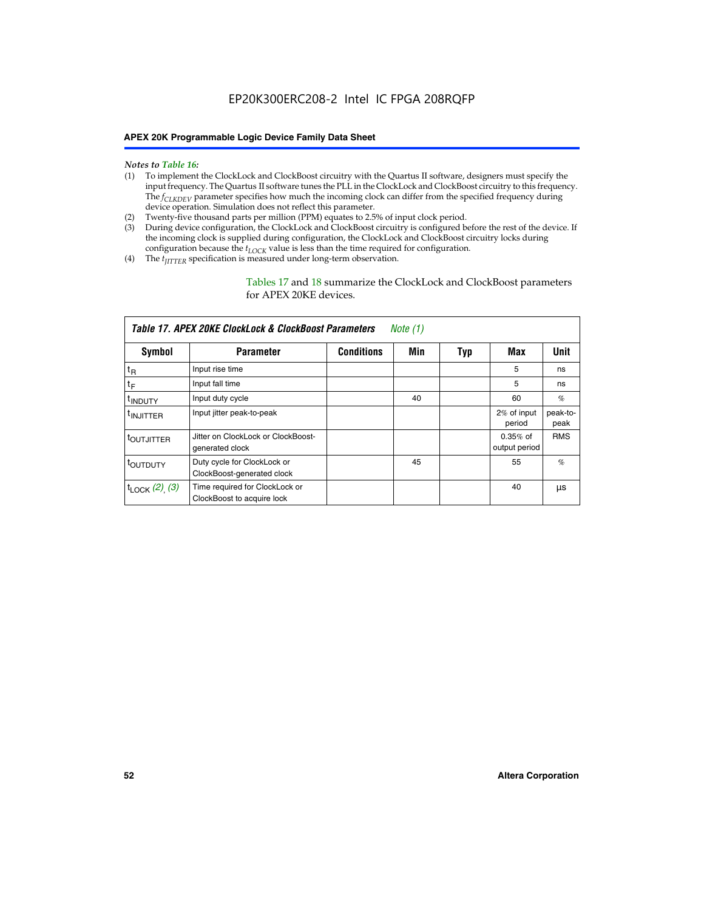*Notes to Table 16:*

(1) To implement the ClockLock and ClockBoost circuitry with the Quartus II software, designers must specify the input frequency. The Quartus II software tunes the PLL in the ClockLock and ClockBoost circuitry to this frequency. The $f_{CLKDEV}$ parameter specifies how much the incoming clock can differ from the specified frequency during device operation. Simulation does not reflect this parameter.

(2) Twenty-five thousand parts per million (PPM) equates to 2.5% of input clock period.

(3) During device configuration, the ClockLock and ClockBoost circuitry is configured before the rest of the device. If the incoming clock is supplied during configuration, the ClockLock and ClockBoost circuitry locks during configuration because the $t_{LOCK}$ value is less than the time required for configuration.

(4) The $t_{JITTER}$ specification is measured under long-term observation.

Tables 17 and 18 summarize the ClockLock and ClockBoost parameters for APEX 20KE devices.

**Table 17. APEX 20KE ClockLock & ClockBoost Parameters** *Note (1)*

| Symbol | Parameter | Conditions | Min | Typ | Max | Unit |
|---|---|---|---|---|---|---|
| $t_R$ | Input rise time | | | | 5 | ns |
| $t_F$ | Input fall time | | | | 5 | ns |
| $t_{INDUTY}$ | Input duty cycle | | 40 | | 60 | % |
| $t_{INJITTER}$ | Input jitter peak-to-peak | | | | 2% of input period | peak-to-peak |
| $t_{OUTJITTER}$ | Jitter on ClockLock or ClockBoost-generated clock | | | | 0.35% of output period | RMS |
| $t_{OUTDUTY}$ | Duty cycle for ClockLock or ClockBoost-generated clock | | 45 | | 55 | % |
| $t_{LOCK}$ *(2)*, *(3)* | Time required for ClockLock or ClockBoost to acquire lock | | | | 40 | μs |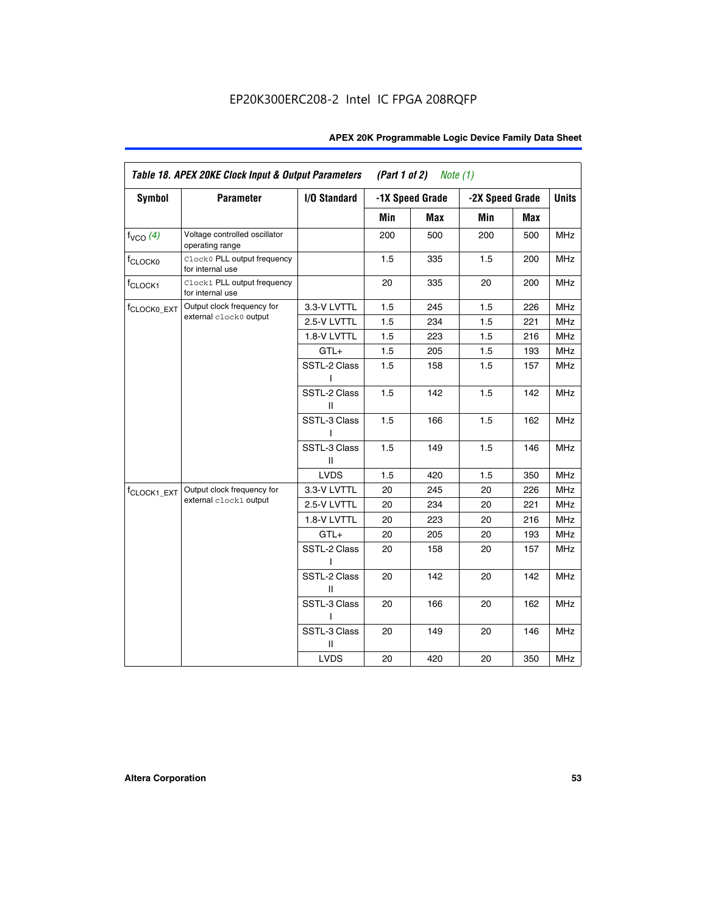EP20K300ERC208-2 Intel IC FPGA 208RQFP

**Table 18. APEX 20KE Clock Input & Output Parameters (Part 1 of 2) *Note (1)***

| Symbol | Parameter | I/O Standard | -1X Speed Grade | | -2X Speed Grade | | Units |
|---|---|---|---|---|---|---|---|
| | | | Min | Max | Min | Max | |
| $f_{VCO}$ *(4)* | Voltage controlled oscillator operating range | | 200 | 500 | 200 | 500 | MHz |
| $f_{CLOCK0}$ | `Clock0` PLL output frequency for internal use | | 1.5 | 335 | 1.5 | 200 | MHz |
| $f_{CLOCK1}$ | `Clock1` PLL output frequency for internal use | | 20 | 335 | 20 | 200 | MHz |
| $f_{CLOCK0\_EXT}$ | Output clock frequency for external `clock0` output | 3.3-V LVTTL | 1.5 | 245 | 1.5 | 226 | MHz |
| | | 2.5-V LVTTL | 1.5 | 234 | 1.5 | 221 | MHz |
| | | 1.8-V LVTTL | 1.5 | 223 | 1.5 | 216 | MHz |
| | | GTL+ | 1.5 | 205 | 1.5 | 193 | MHz |
| | | SSTL-2 Class I | 1.5 | 158 | 1.5 | 157 | MHz |
| | | SSTL-2 Class II | 1.5 | 142 | 1.5 | 142 | MHz |
| | | SSTL-3 Class I | 1.5 | 166 | 1.5 | 162 | MHz |
| | | SSTL-3 Class II | 1.5 | 149 | 1.5 | 146 | MHz |
| | | LVDS | 1.5 | 420 | 1.5 | 350 | MHz |
| $f_{CLOCK1\_EXT}$ | Output clock frequency for external `clock1` output | 3.3-V LVTTL | 20 | 245 | 20 | 226 | MHz |
| | | 2.5-V LVTTL | 20 | 234 | 20 | 221 | MHz |
| | | 1.8-V LVTTL | 20 | 223 | 20 | 216 | MHz |
| | | GTL+ | 20 | 205 | 20 | 193 | MHz |
| | | SSTL-2 Class I | 20 | 158 | 20 | 157 | MHz |
| | | SSTL-2 Class II | 20 | 142 | 20 | 142 | MHz |
| | | SSTL-3 Class I | 20 | 166 | 20 | 162 | MHz |
| | | SSTL-3 Class II | 20 | 149 | 20 | 146 | MHz |
| | | LVDS | 20 | 420 | 20 | 350 | MHz |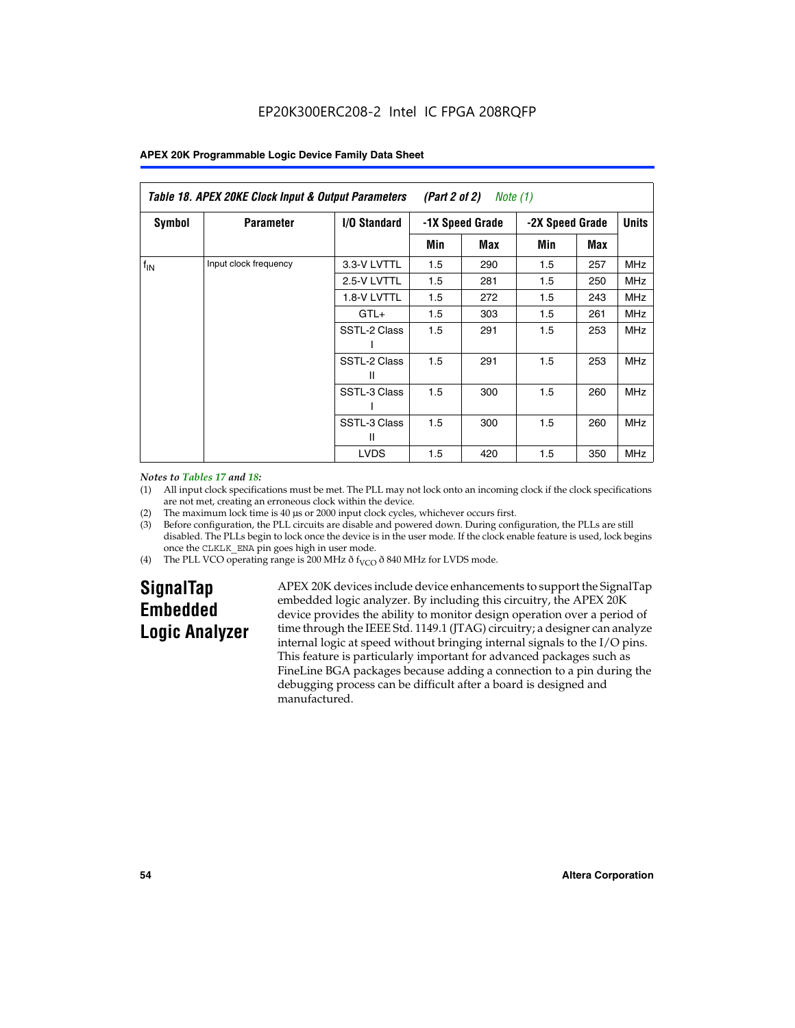EP20K300ERC208-2 Intel IC FPGA 208RQFP

| Table 18. APEX 20KE Clock Input & Output Parameters (Part 2 of 2) Note (1) | | | | | | | |
|---|---|---|---|---|---|---|---|
| Symbol | Parameter | I/O Standard | -1X Speed Grade | | -2X Speed Grade | | Units |
| | | | Min | Max | Min | Max | |
| $f_{IN}$ | Input clock frequency | 3.3-V LVTTL | 1.5 | 290 | 1.5 | 257 | MHz |
| | | 2.5-V LVTTL | 1.5 | 281 | 1.5 | 250 | MHz |
| | | 1.8-V LVTTL | 1.5 | 272 | 1.5 | 243 | MHz |
| | | GTL+ | 1.5 | 303 | 1.5 | 261 | MHz |
| | | SSTL-2 Class I | 1.5 | 291 | 1.5 | 253 | MHz |
| | | SSTL-2 Class II | 1.5 | 291 | 1.5 | 253 | MHz |
| | | SSTL-3 Class I | 1.5 | 300 | 1.5 | 260 | MHz |
| | | SSTL-3 Class II | 1.5 | 300 | 1.5 | 260 | MHz |
| | | LVDS | 1.5 | 420 | 1.5 | 350 | MHz |

*Notes to Tables 17 and 18:*

(1) All input clock specifications must be met. The PLL may not lock onto an incoming clock if the clock specifications are not met, creating an erroneous clock within the device.

(2) The maximum lock time is 40 µs or 2000 input clock cycles, whichever occurs first.

(3) Before configuration, the PLL circuits are disable and powered down. During configuration, the PLLs are still disabled. The PLLs begin to lock once the device is in the user mode. If the clock enable feature is used, lock begins once the CLKLK_ENA pin goes high in user mode.

(4) The PLL VCO operating range is 200 MHz ð $f_{VCO}$ ð 840 MHz for LVDS mode.

## SignalTap Embedded Logic Analyzer

APEX 20K devices include device enhancements to support the SignalTap embedded logic analyzer. By including this circuitry, the APEX 20K device provides the ability to monitor design operation over a period of time through the IEEE Std. 1149.1 (JTAG) circuitry; a designer can analyze internal logic at speed without bringing internal signals to the I/O pins. This feature is particularly important for advanced packages such as FineLine BGA packages because adding a connection to a pin during the debugging process can be difficult after a board is designed and manufactured.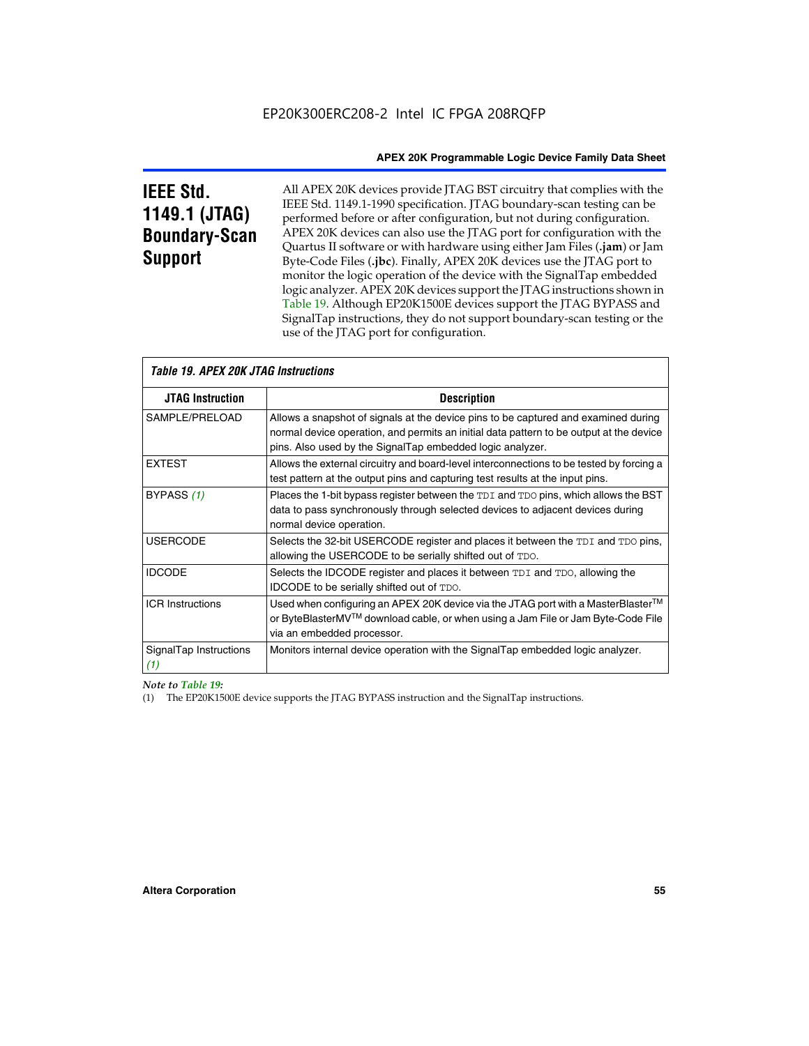# IEEE Std. 1149.1 (JTAG) Boundary-Scan Support

All APEX 20K devices provide JTAG BST circuitry that complies with the IEEE Std. 1149.1-1990 specification. JTAG boundary-scan testing can be performed before or after configuration, but not during configuration. APEX 20K devices can also use the JTAG port for configuration with the Quartus II software or with hardware using either Jam Files (**.jam**) or Jam Byte-Code Files (**.jbc**). Finally, APEX 20K devices use the JTAG port to monitor the logic operation of the device with the SignalTap embedded logic analyzer. APEX 20K devices support the JTAG instructions shown in Table 19. Although EP20K1500E devices support the JTAG BYPASS and SignalTap instructions, they do not support boundary-scan testing or the use of the JTAG port for configuration.

*Table 19. APEX 20K JTAG Instructions*

| JTAG Instruction | Description |
| --- | --- |
| SAMPLE/PRELOAD | Allows a snapshot of signals at the device pins to be captured and examined during normal device operation, and permits an initial data pattern to be output at the device pins. Also used by the SignalTap embedded logic analyzer. |
| EXTEST | Allows the external circuitry and board-level interconnections to be tested by forcing a test pattern at the output pins and capturing test results at the input pins. |
| BYPASS *(1)* | Places the 1-bit bypass register between the TDI and TDO pins, which allows the BST data to pass synchronously through selected devices to adjacent devices during normal device operation. |
| USERCODE | Selects the 32-bit USERCODE register and places it between the TDI and TDO pins, allowing the USERCODE to be serially shifted out of TDO. |
| IDCODE | Selects the IDCODE register and places it between TDI and TDO, allowing the IDCODE to be serially shifted out of TDO. |
| ICR Instructions | Used when configuring an APEX 20K device via the JTAG port with a MasterBlaster™ or ByteBlasterMV™ download cable, or when using a Jam File or Jam Byte-Code File via an embedded processor. |
| SignalTap Instructions *(1)* | Monitors internal device operation with the SignalTap embedded logic analyzer. |

*Note to Table 19:*

(1) The EP20K1500E device supports the JTAG BYPASS instruction and the SignalTap instructions.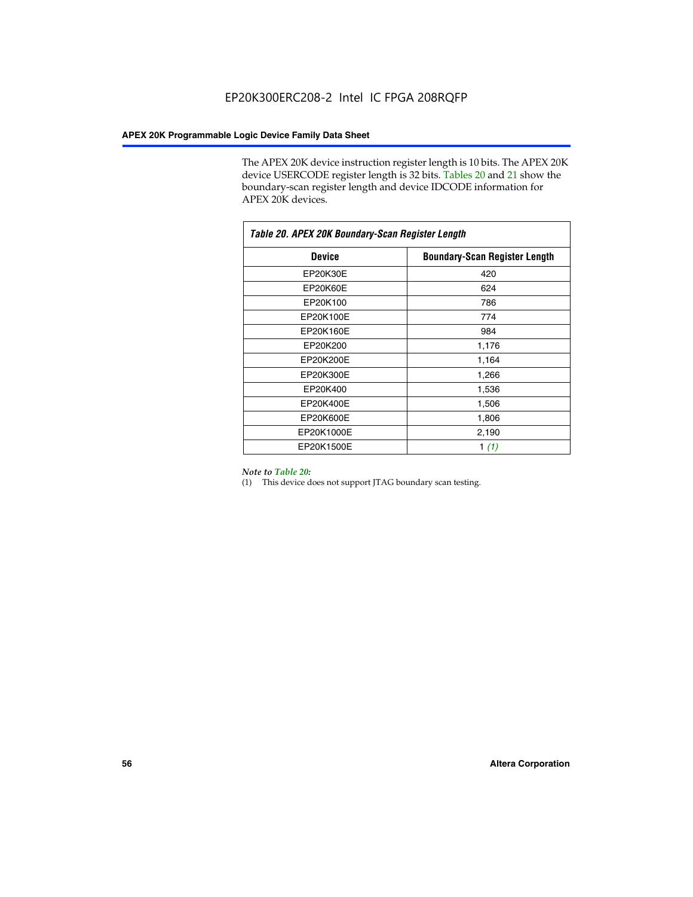The APEX 20K device instruction register length is 10 bits. The APEX 20K device USERCODE register length is 32 bits. Tables 20 and 21 show the boundary-scan register length and device IDCODE information for APEX 20K devices.

*Table 20. APEX 20K Boundary-Scan Register Length*

| Device | Boundary-Scan Register Length |
|---|---|
| EP20K30E | 420 |
| EP20K60E | 624 |
| EP20K100 | 786 |
| EP20K100E | 774 |
| EP20K160E | 984 |
| EP20K200 | 1,176 |
| EP20K200E | 1,164 |
| EP20K300E | 1,266 |
| EP20K400 | 1,536 |
| EP20K400E | 1,506 |
| EP20K600E | 1,806 |
| EP20K1000E | 2,190 |
| EP20K1500E | 1 *(1)* |

*Note to Table 20:*

(1) This device does not support JTAG boundary scan testing.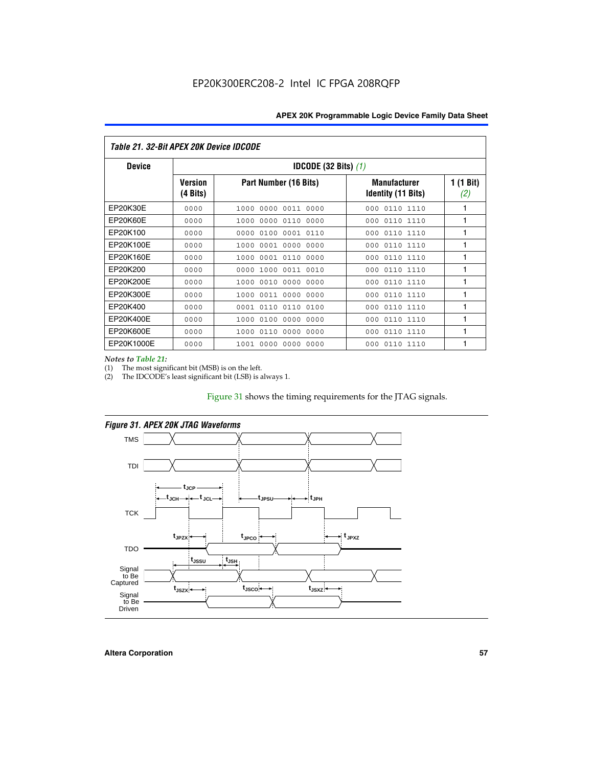*Table 21. 32-Bit APEX 20K Device IDCODE*

| Device | IDCODE (32 Bits) *(1)* | | | |
|---|---|---|---|---|
| | Version (4 Bits) | Part Number (16 Bits) | Manufacturer Identity (11 Bits) | 1 (1 Bit) *(2)* |
| EP20K30E | 0000 | 1000 0000 0011 0000 | 000 0110 1110 | 1 |
| EP20K60E | 0000 | 1000 0000 0110 0000 | 000 0110 1110 | 1 |
| EP20K100 | 0000 | 0000 0100 0001 0110 | 000 0110 1110 | 1 |
| EP20K100E | 0000 | 1000 0001 0000 0000 | 000 0110 1110 | 1 |
| EP20K160E | 0000 | 1000 0001 0110 0000 | 000 0110 1110 | 1 |
| EP20K200 | 0000 | 0000 1000 0011 0010 | 000 0110 1110 | 1 |
| EP20K200E | 0000 | 1000 0010 0000 0000 | 000 0110 1110 | 1 |
| EP20K300E | 0000 | 1000 0011 0000 0000 | 000 0110 1110 | 1 |
| EP20K400 | 0000 | 0001 0110 0110 0100 | 000 0110 1110 | 1 |
| EP20K400E | 0000 | 1000 0100 0000 0000 | 000 0110 1110 | 1 |
| EP20K600E | 0000 | 1000 0110 0000 0000 | 000 0110 1110 | 1 |
| EP20K1000E | 0000 | 1001 0000 0000 0000 | 000 0110 1110 | 1 |

*Notes to Table 21:*

(1) The most significant bit (MSB) is on the left.

(2) The IDCODE's least significant bit (LSB) is always 1.

Figure 31 shows the timing requirements for the JTAG signals.

*Figure 31. APEX 20K JTAG Waveforms*

TMS

TDI

$t_{JCP}$

$t_{JCH}$ $t_{JCL}$ $t_{JPSU}$ $t_{JPH}$

TCK

$t_{JPZX}$ $t_{JPCO}$ $t_{JPXZ}$

TDO

$t_{JSSU}$ $t_{JSH}$

Signal to Be Captured

$t_{JSZX}$ $t_{JSCO}$ $t_{JSXZ}$

Signal to Be Driven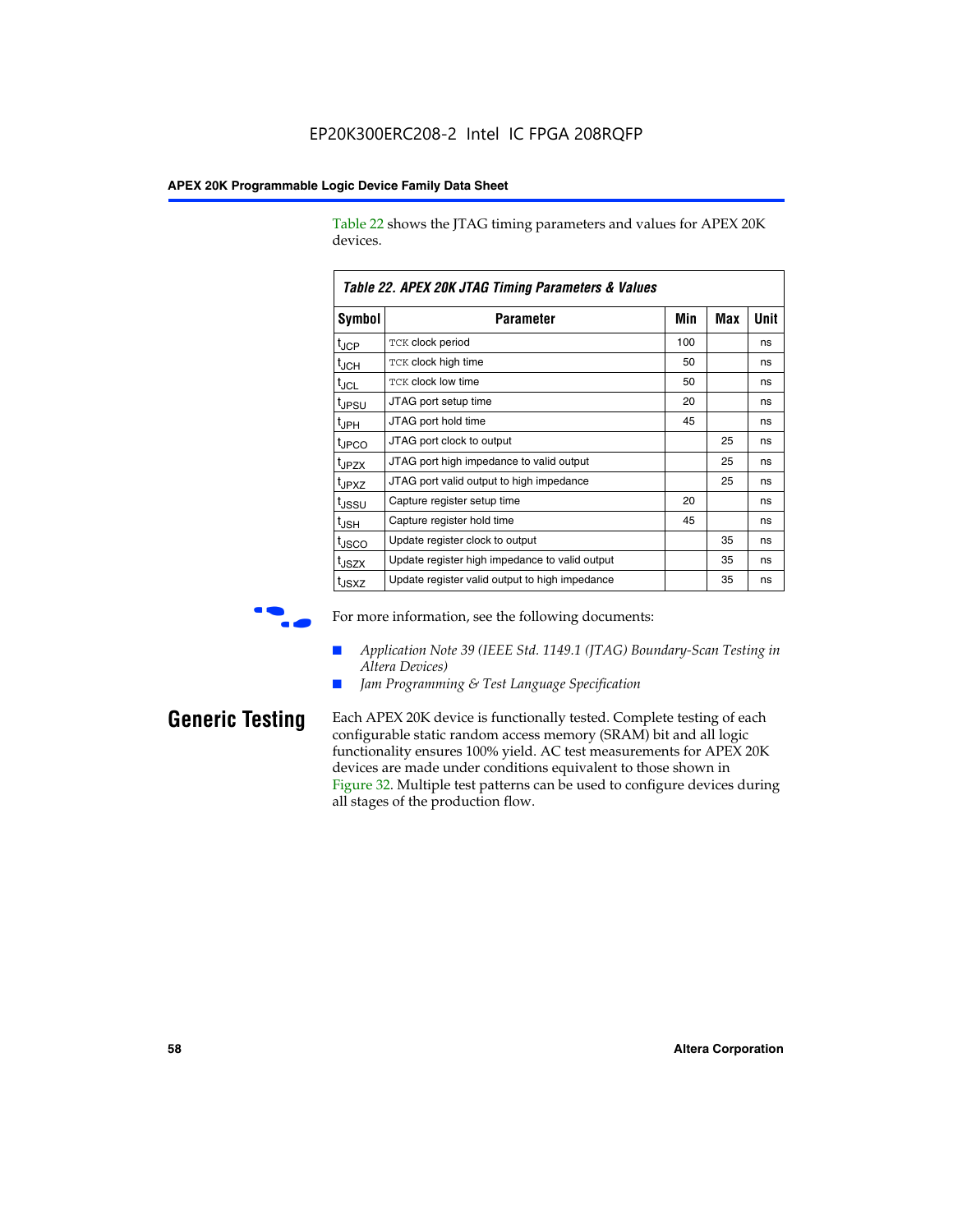Table 22 shows the JTAG timing parameters and values for APEX 20K devices.

*Table 22. APEX 20K JTAG Timing Parameters & Values*

| Symbol | Parameter | Min | Max | Unit |
|---|---|---|---|---|
| $t_{JCP}$ | TCK clock period | 100 | | ns |
| $t_{JCH}$ | TCK clock high time | 50 | | ns |
| $t_{JCL}$ | TCK clock low time | 50 | | ns |
| $t_{JPSU}$ | JTAG port setup time | 20 | | ns |
| $t_{JPH}$ | JTAG port hold time | 45 | | ns |
| $t_{JPCO}$ | JTAG port clock to output | | 25 | ns |
| $t_{JPZX}$ | JTAG port high impedance to valid output | | 25 | ns |
| $t_{JPXZ}$ | JTAG port valid output to high impedance | | 25 | ns |
| $t_{JSSU}$ | Capture register setup time | 20 | | ns |
| $t_{JSH}$ | Capture register hold time | 45 | | ns |
| $t_{JSCO}$ | Update register clock to output | | 35 | ns |
| $t_{JSZX}$ | Update register high impedance to valid output | | 35 | ns |
| $t_{JSXZ}$ | Update register valid output to high impedance | | 35 | ns |

For more information, see the following documents:

- *Application Note 39 (IEEE Std. 1149.1 (JTAG) Boundary-Scan Testing in Altera Devices)*
- *Jam Programming & Test Language Specification*

## Generic Testing

Each APEX 20K device is functionally tested. Complete testing of each configurable static random access memory (SRAM) bit and all logic functionality ensures 100% yield. AC test measurements for APEX 20K devices are made under conditions equivalent to those shown in Figure 32. Multiple test patterns can be used to configure devices during all stages of the production flow.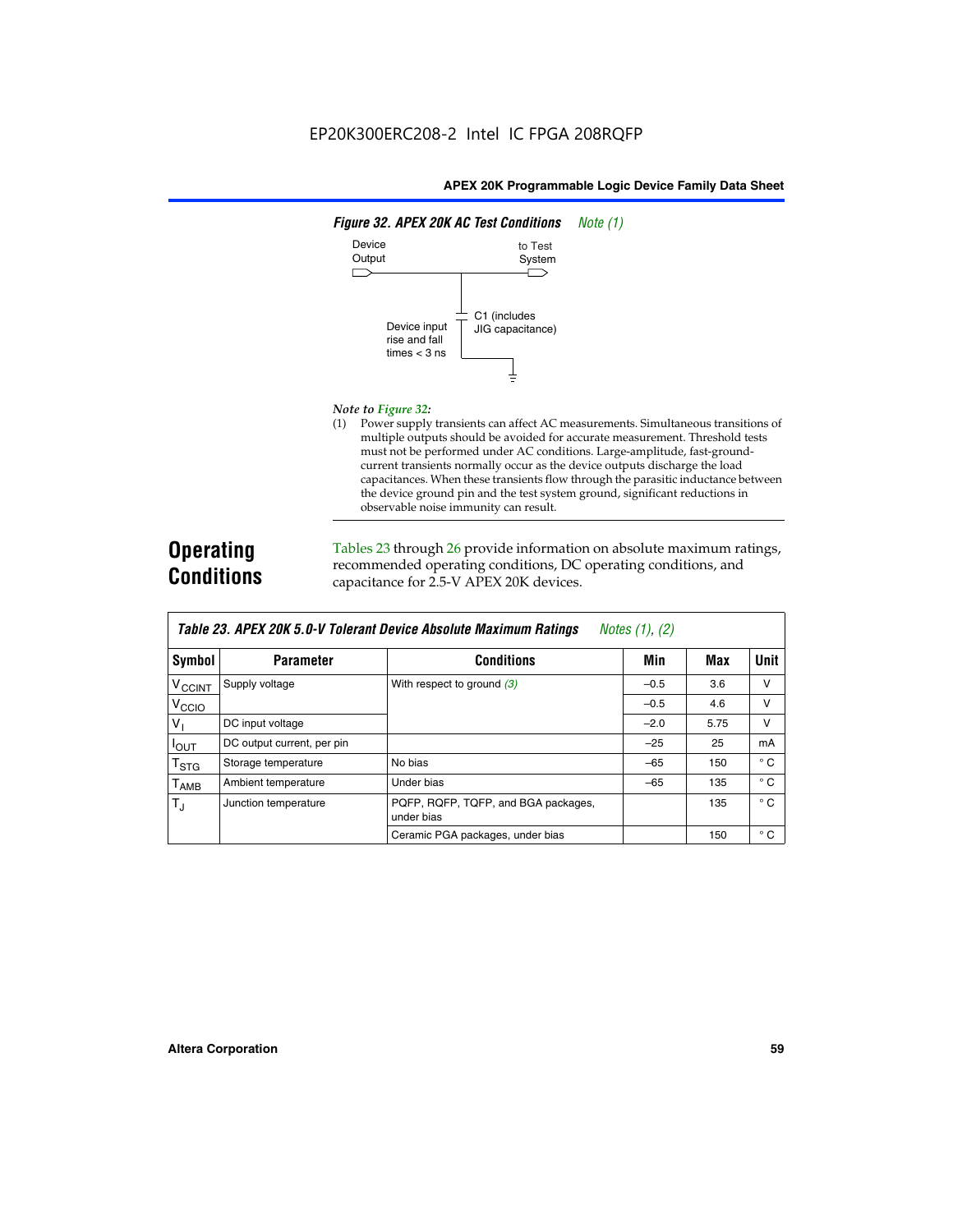*Figure 32. APEX 20K AC Test Conditions* *Note (1)*

Device Output

to Test System

C1 (includes JIG capacitance)

Device input rise and fall times < 3 ns

*Note to Figure 32:*

(1) Power supply transients can affect AC measurements. Simultaneous transitions of multiple outputs should be avoided for accurate measurement. Threshold tests must not be performed under AC conditions. Large-amplitude, fast-ground-current transients normally occur as the device outputs discharge the load capacitances. When these transients flow through the parasitic inductance between the device ground pin and the test system ground, significant reductions in observable noise immunity can result.

# Operating Conditions

Tables 23 through 26 provide information on absolute maximum ratings, recommended operating conditions, DC operating conditions, and capacitance for 2.5-V APEX 20K devices.

*Table 23. APEX 20K 5.0-V Tolerant Device Absolute Maximum Ratings* *Notes (1), (2)*

| Symbol | Parameter | Conditions | Min | Max | Unit |
|---|---|---|---|---|---|
| $V_{CCINT}$ | Supply voltage | With respect to ground (3) | –0.5 | 3.6 | V |
| $V_{CCIO}$ | | | –0.5 | 4.6 | V |
| $V_I$ | DC input voltage | | –2.0 | 5.75 | V |
| $I_{OUT}$ | DC output current, per pin | | –25 | 25 | mA |
| $T_{STG}$ | Storage temperature | No bias | –65 | 150 | ° C |
| $T_{AMB}$ | Ambient temperature | Under bias | –65 | 135 | ° C |
| $T_J$ | Junction temperature | PQFP, RQFP, TQFP, and BGA packages, under bias | | 135 | ° C |
| | | Ceramic PGA packages, under bias | | 150 | ° C |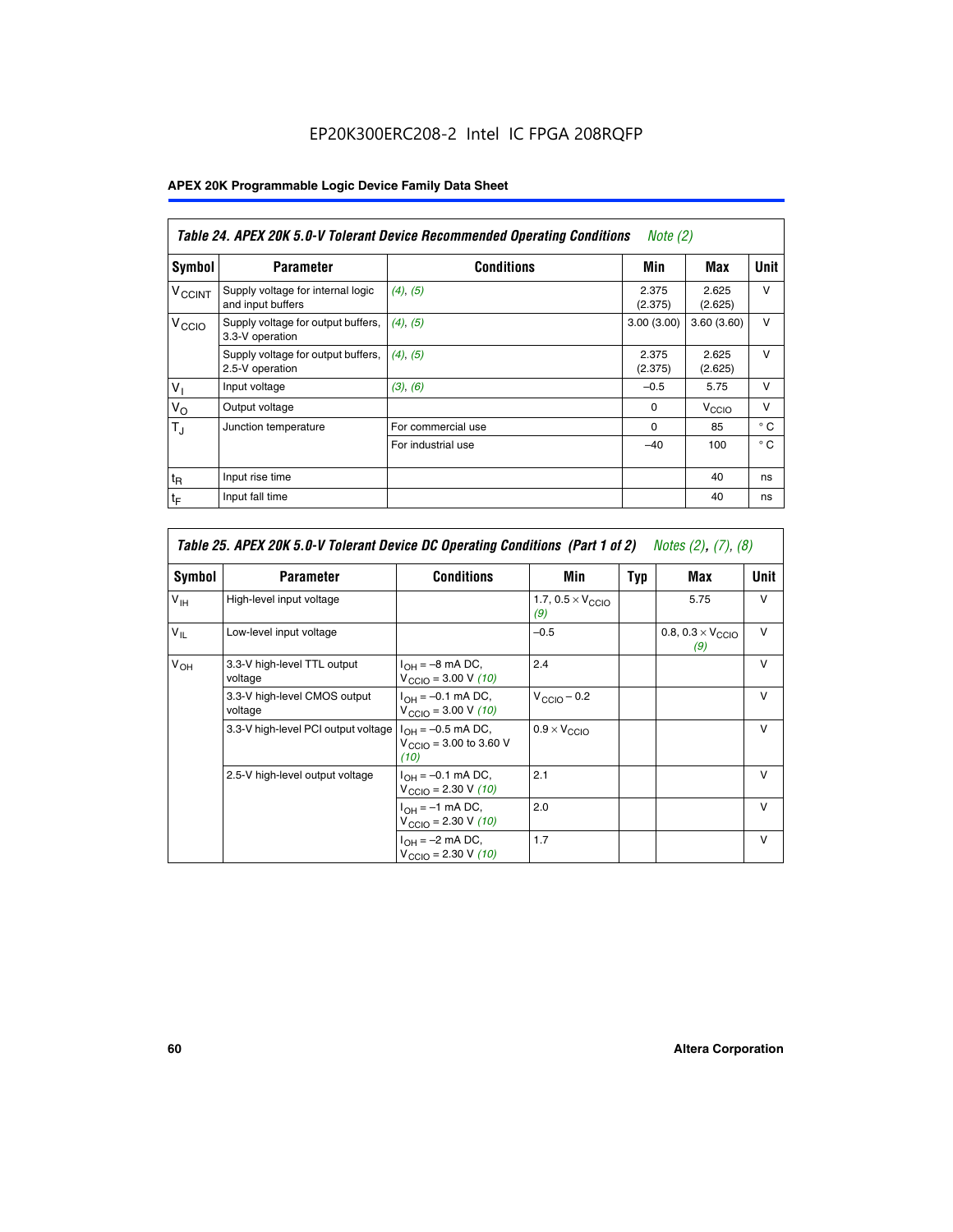EP20K300ERC208-2 Intel IC FPGA 208RQFP

| *Table 24. APEX 20K 5.0-V Tolerant Device Recommended Operating Conditions* *Note (2)* | | | | | |
|---|---|---|---|---|---|
| **Symbol** | **Parameter** | **Conditions** | **Min** | **Max** | **Unit** |
| $V_{CCINT}$ | Supply voltage for internal logic and input buffers | *(4)*, *(5)* | 2.375 (2.375) | 2.625 (2.625) | V |
| $V_{CCIO}$ | Supply voltage for output buffers, 3.3-V operation | *(4)*, *(5)* | 3.00 (3.00) | 3.60 (3.60) | V |
| | Supply voltage for output buffers, 2.5-V operation | *(4)*, *(5)* | 2.375 (2.375) | 2.625 (2.625) | V |
| $V_I$ | Input voltage | *(3)*, *(6)* | –0.5 | 5.75 | V |
| $V_O$ | Output voltage | | 0 | $V_{CCIO}$ | V |
| $T_J$ | Junction temperature | For commercial use | 0 | 85 | ° C |
| | | For industrial use | –40 | 100 | ° C |
| $t_R$ | Input rise time | | | 40 | ns |
| $t_F$ | Input fall time | | | 40 | ns |

| *Table 25. APEX 20K 5.0-V Tolerant Device DC Operating Conditions (Part 1 of 2)* *Notes (2), (7), (8)* | | | | | | |
|---|---|---|---|---|---|---|
| **Symbol** | **Parameter** | **Conditions** | **Min** | **Typ** | **Max** | **Unit** |
| $V_{IH}$ | High-level input voltage | | 1.7, 0.5 × $V_{CCIO}$ *(9)* | | 5.75 | V |
| $V_{IL}$ | Low-level input voltage | | –0.5 | | 0.8, 0.3 × $V_{CCIO}$ *(9)* | V |
| $V_{OH}$ | 3.3-V high-level TTL output voltage | $I_{OH}$ = –8 mA DC, $V_{CCIO}$ = 3.00 V *(10)* | 2.4 | | | V |
| | 3.3-V high-level CMOS output voltage | $I_{OH}$ = –0.1 mA DC, $V_{CCIO}$ = 3.00 V *(10)* | $V_{CCIO}$ – 0.2 | | | V |
| | 3.3-V high-level PCI output voltage | $I_{OH}$ = –0.5 mA DC, $V_{CCIO}$ = 3.00 to 3.60 V *(10)* | 0.9 × $V_{CCIO}$ | | | V |
| | 2.5-V high-level output voltage | $I_{OH}$ = –0.1 mA DC, $V_{CCIO}$ = 2.30 V *(10)* | 2.1 | | | V |
| | | $I_{OH}$ = –1 mA DC, $V_{CCIO}$ = 2.30 V *(10)* | 2.0 | | | V |
| | | $I_{OH}$ = –2 mA DC, $V_{CCIO}$ = 2.30 V *(10)* | 1.7 | | | V |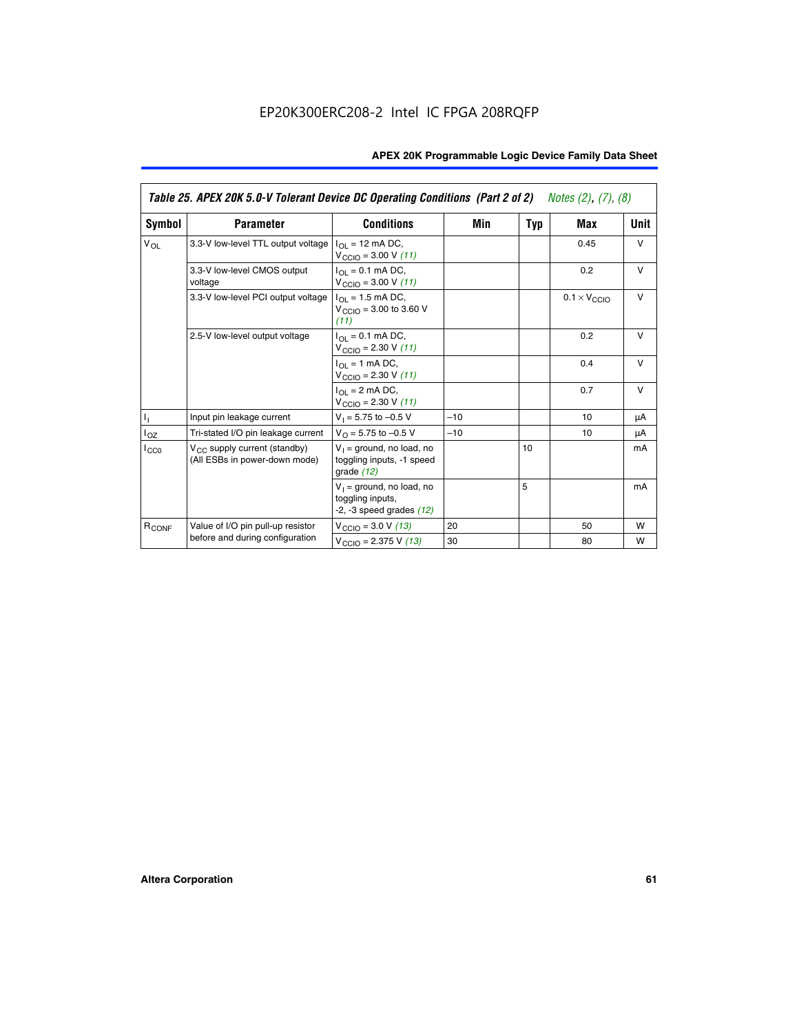EP20K300ERC208-2 Intel IC FPGA 208RQFP

**Table 25. APEX 20K 5.0-V Tolerant Device DC Operating Conditions (Part 2 of 2)** *Notes (2), (7), (8)*

| Symbol | Parameter | Conditions | Min | Typ | Max | Unit |
|---|---|---|---|---|---|---|
| $V_{OL}$ | 3.3-V low-level TTL output voltage | $I_{OL}$ = 12 mA DC, $V_{CCIO}$ = 3.00 V *(11)* | | | 0.45 | V |
| | 3.3-V low-level CMOS output voltage | $I_{OL}$ = 0.1 mA DC, $V_{CCIO}$ = 3.00 V *(11)* | | | 0.2 | V |
| | 3.3-V low-level PCI output voltage | $I_{OL}$ = 1.5 mA DC, $V_{CCIO}$ = 3.00 to 3.60 V *(11)* | | | $0.1 \times V_{CCIO}$ | V |
| | 2.5-V low-level output voltage | $I_{OL}$ = 0.1 mA DC, $V_{CCIO}$ = 2.30 V *(11)* | | | 0.2 | V |
| | | $I_{OL}$ = 1 mA DC, $V_{CCIO}$ = 2.30 V *(11)* | | | 0.4 | V |
| | | $I_{OL}$ = 2 mA DC, $V_{CCIO}$ = 2.30 V *(11)* | | | 0.7 | V |
| $I_I$ | Input pin leakage current | $V_I$ = 5.75 to –0.5 V | –10 | | 10 | μA |
| $I_{OZ}$ | Tri-stated I/O pin leakage current | $V_O$ = 5.75 to –0.5 V | –10 | | 10 | μA |
| $I_{CC0}$ | $V_{CC}$ supply current (standby) (All ESBs in power-down mode) | $V_I$ = ground, no load, no toggling inputs, -1 speed grade *(12)* | | 10 | | mA |
| | | $V_I$ = ground, no load, no toggling inputs, -2, -3 speed grades *(12)* | | 5 | | mA |
| $R_{CONF}$ | Value of I/O pin pull-up resistor before and during configuration | $V_{CCIO}$ = 3.0 V *(13)* | 20 | | 50 | W |
| | | $V_{CCIO}$ = 2.375 V *(13)* | 30 | | 80 | W |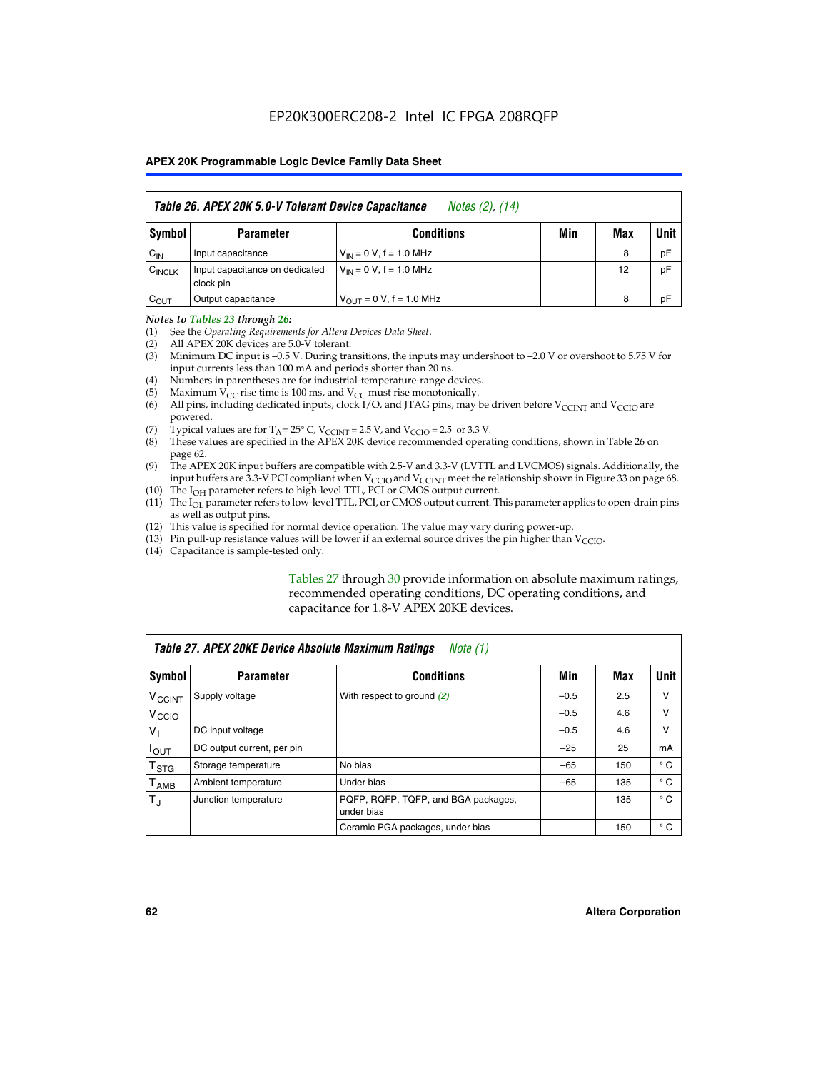| Table 26. APEX 20K 5.0-V Tolerant Device Capacitance *Notes (2), (14)* | | | | | |
|---|---|---|---|---|---|
| **Symbol** | **Parameter** | **Conditions** | **Min** | **Max** | **Unit** |
| $C_{IN}$ | Input capacitance | $V_{IN}$ = 0 V, f = 1.0 MHz | | 8 | pF |
| $C_{INCLK}$ | Input capacitance on dedicated clock pin | $V_{IN}$ = 0 V, f = 1.0 MHz | | 12 | pF |
| $C_{OUT}$ | Output capacitance | $V_{OUT}$ = 0 V, f = 1.0 MHz | | 8 | pF |

*Notes to Tables 23 through 26:*

(1) See the *Operating Requirements for Altera Devices Data Sheet*.
(2) All APEX 20K devices are 5.0-V tolerant.
(3) Minimum DC input is –0.5 V. During transitions, the inputs may undershoot to –2.0 V or overshoot to 5.75 V for input currents less than 100 mA and periods shorter than 20 ns.
(4) Numbers in parentheses are for industrial-temperature-range devices.
(5) Maximum $V_{CC}$ rise time is 100 ms, and $V_{CC}$ must rise monotonically.
(6) All pins, including dedicated inputs, clock I/O, and JTAG pins, may be driven before $V_{CCINT}$ and $V_{CCIO}$ are powered.
(7) Typical values are for $T_A$ = 25° C, $V_{CCINT}$ = 2.5 V, and $V_{CCIO}$ = 2.5 or 3.3 V.
(8) These values are specified in the APEX 20K device recommended operating conditions, shown in Table 26 on page 62.
(9) The APEX 20K input buffers are compatible with 2.5-V and 3.3-V (LVTTL and LVCMOS) signals. Additionally, the input buffers are 3.3-V PCI compliant when $V_{CCIO}$ and $V_{CCINT}$ meet the relationship shown in Figure 33 on page 68.
(10) The $I_{OH}$ parameter refers to high-level TTL, PCI or CMOS output current.
(11) The $I_{OL}$ parameter refers to low-level TTL, PCI, or CMOS output current. This parameter applies to open-drain pins as well as output pins.
(12) This value is specified for normal device operation. The value may vary during power-up.
(13) Pin pull-up resistance values will be lower if an external source drives the pin higher than $V_{CCIO}$.
(14) Capacitance is sample-tested only.

Tables 27 through 30 provide information on absolute maximum ratings, recommended operating conditions, DC operating conditions, and capacitance for 1.8-V APEX 20KE devices.

| Table 27. APEX 20KE Device Absolute Maximum Ratings *Note (1)* | | | | | |
|---|---|---|---|---|---|
| **Symbol** | **Parameter** | **Conditions** | **Min** | **Max** | **Unit** |
| $V_{CCINT}$ | Supply voltage | With respect to ground *(2)* | –0.5 | 2.5 | V |
| $V_{CCIO}$ | | | –0.5 | 4.6 | V |
| $V_I$ | DC input voltage | | –0.5 | 4.6 | V |
| $I_{OUT}$ | DC output current, per pin | | –25 | 25 | mA |
| $T_{STG}$ | Storage temperature | No bias | –65 | 150 | ° C |
| $T_{AMB}$ | Ambient temperature | Under bias | –65 | 135 | ° C |
| $T_J$ | Junction temperature | PQFP, RQFP, TQFP, and BGA packages, under bias | | 135 | ° C |
| | | Ceramic PGA packages, under bias | | 150 | ° C |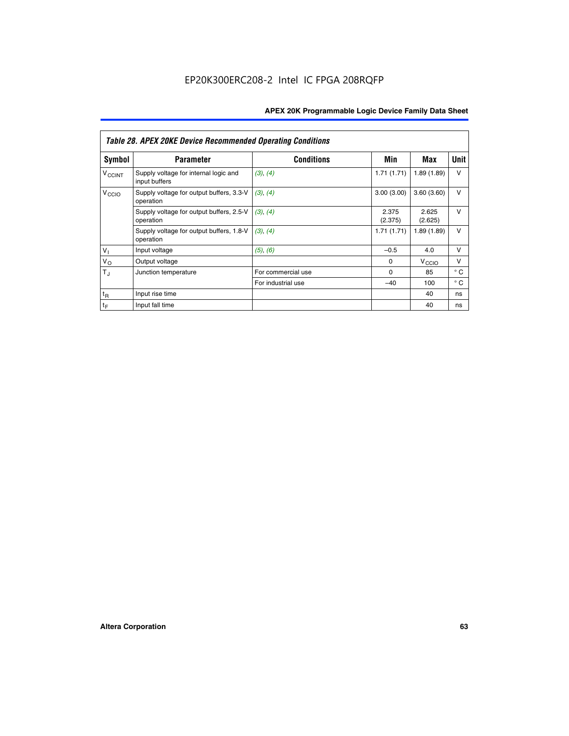EP20K300ERC208-2 Intel IC FPGA 208RQFP

| Table 28. APEX 20KE Device Recommended Operating Conditions | | | | | |
|---|---|---|---|---|---|
| **Symbol** | **Parameter** | **Conditions** | **Min** | **Max** | **Unit** |
| $V_{CCINT}$ | Supply voltage for internal logic and input buffers | *(3)*, *(4)* | 1.71 (1.71) | 1.89 (1.89) | V |
| $V_{CCIO}$ | Supply voltage for output buffers, 3.3-V operation | *(3)*, *(4)* | 3.00 (3.00) | 3.60 (3.60) | V |
| | Supply voltage for output buffers, 2.5-V operation | *(3)*, *(4)* | 2.375 (2.375) | 2.625 (2.625) | V |
| | Supply voltage for output buffers, 1.8-V operation | *(3)*, *(4)* | 1.71 (1.71) | 1.89 (1.89) | V |
| $V_I$ | Input voltage | *(5)*, *(6)* | –0.5 | 4.0 | V |
| $V_O$ | Output voltage | | 0 | $V_{CCIO}$ | V |
| $T_J$ | Junction temperature | For commercial use | 0 | 85 | ° C |
| | | For industrial use | –40 | 100 | ° C |
| $t_R$ | Input rise time | | | 40 | ns |
| $t_F$ | Input fall time | | | 40 | ns |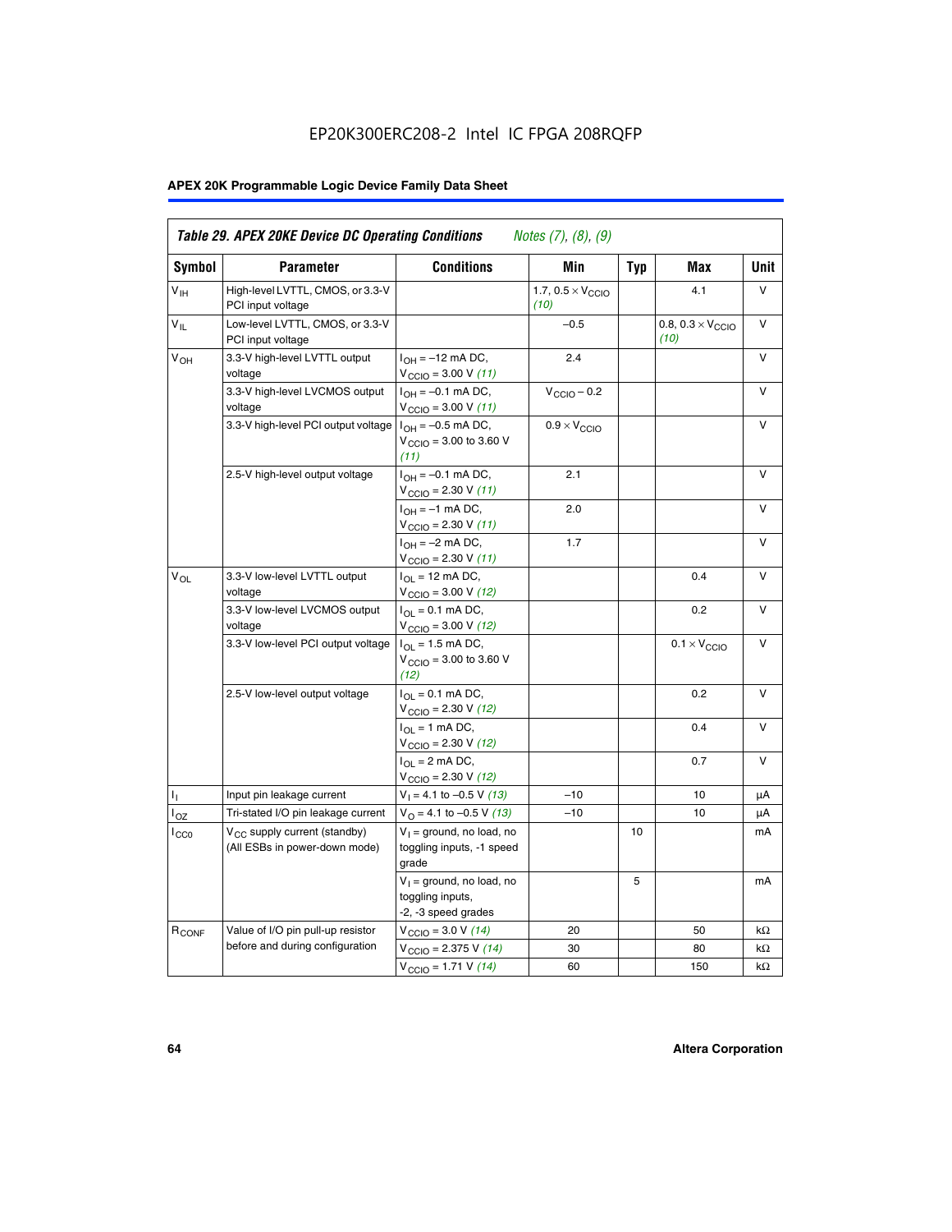EP20K300ERC208-2 Intel IC FPGA 208RQFP

| Table 29. APEX 20KE Device DC Operating Conditions *Notes (7), (8), (9)* | | | | | | |
|---|---|---|---|---|---|---|
| **Symbol** | **Parameter** | **Conditions** | **Min** | **Typ** | **Max** | **Unit** |
| $V_{IH}$ | High-level LVTTL, CMOS, or 3.3-V PCI input voltage | | 1.7, $0.5 \times V_{CCIO}$ *(10)* | | 4.1 | V |
| $V_{IL}$ | Low-level LVTTL, CMOS, or 3.3-V PCI input voltage | | –0.5 | | 0.8, $0.3 \times V_{CCIO}$ *(10)* | V |
| $V_{OH}$ | 3.3-V high-level LVTTL output voltage | $I_{OH}$ = –12 mA DC, $V_{CCIO}$ = 3.00 V *(11)* | 2.4 | | | V |
| | 3.3-V high-level LVCMOS output voltage | $I_{OH}$ = –0.1 mA DC, $V_{CCIO}$ = 3.00 V *(11)* | $V_{CCIO}$ – 0.2 | | | V |
| | 3.3-V high-level PCI output voltage | $I_{OH}$ = –0.5 mA DC, $V_{CCIO}$ = 3.00 to 3.60 V *(11)* | $0.9 \times V_{CCIO}$ | | | V |
| | 2.5-V high-level output voltage | $I_{OH}$ = –0.1 mA DC, $V_{CCIO}$ = 2.30 V *(11)* | 2.1 | | | V |
| | | $I_{OH}$ = –1 mA DC, $V_{CCIO}$ = 2.30 V *(11)* | 2.0 | | | V |
| | | $I_{OH}$ = –2 mA DC, $V_{CCIO}$ = 2.30 V *(11)* | 1.7 | | | V |
| $V_{OL}$ | 3.3-V low-level LVTTL output voltage | $I_{OL}$ = 12 mA DC, $V_{CCIO}$ = 3.00 V *(12)* | | | 0.4 | V |
| | 3.3-V low-level LVCMOS output voltage | $I_{OL}$ = 0.1 mA DC, $V_{CCIO}$ = 3.00 V *(12)* | | | 0.2 | V |
| | 3.3-V low-level PCI output voltage | $I_{OL}$ = 1.5 mA DC, $V_{CCIO}$ = 3.00 to 3.60 V *(12)* | | | $0.1 \times V_{CCIO}$ | V |
| | 2.5-V low-level output voltage | $I_{OL}$ = 0.1 mA DC, $V_{CCIO}$ = 2.30 V *(12)* | | | 0.2 | V |
| | | $I_{OL}$ = 1 mA DC, $V_{CCIO}$ = 2.30 V *(12)* | | | 0.4 | V |
| | | $I_{OL}$ = 2 mA DC, $V_{CCIO}$ = 2.30 V *(12)* | | | 0.7 | V |
| $I_I$ | Input pin leakage current | $V_I$ = 4.1 to –0.5 V *(13)* | –10 | | 10 | µA |
| $I_{OZ}$ | Tri-stated I/O pin leakage current | $V_O$ = 4.1 to –0.5 V *(13)* | –10 | | 10 | µA |
| $I_{CC0}$ | $V_{CC}$ supply current (standby) (All ESBs in power-down mode) | $V_I$ = ground, no load, no toggling inputs, -1 speed grade | | 10 | | mA |
| | | $V_I$ = ground, no load, no toggling inputs, -2, -3 speed grades | | 5 | | mA |
| $R_{CONF}$ | Value of I/O pin pull-up resistor before and during configuration | $V_{CCIO}$ = 3.0 V *(14)* | 20 | | 50 | kΩ |
| | | $V_{CCIO}$ = 2.375 V *(14)* | 30 | | 80 | kΩ |
| | | $V_{CCIO}$ = 1.71 V *(14)* | 60 | | 150 | kΩ |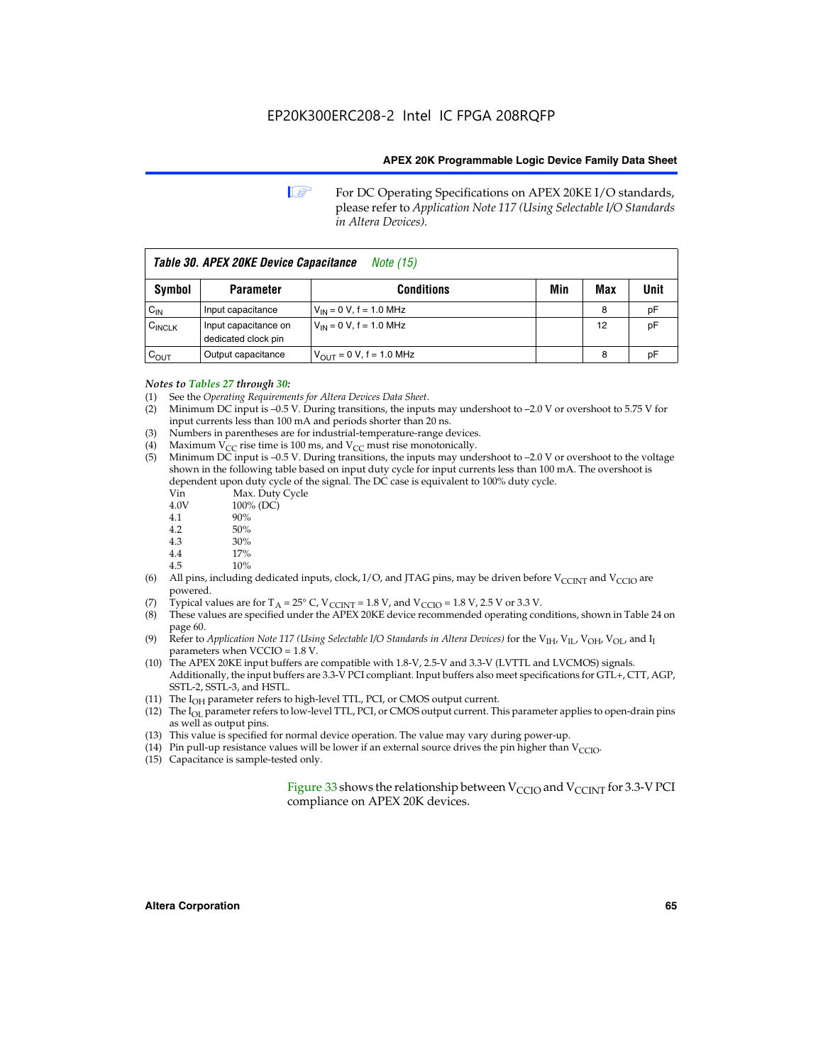For DC Operating Specifications on APEX 20KE I/O standards, please refer to *Application Note 117 (Using Selectable I/O Standards in Altera Devices).*

| *Table 30. APEX 20KE Device Capacitance* *Note (15)* | | | | | |
|---|---|---|---|---|---|
| **Symbol** | **Parameter** | **Conditions** | **Min** | **Max** | **Unit** |
| $C_{IN}$ | Input capacitance | $V_{IN}$ = 0 V, f = 1.0 MHz | | 8 | pF |
| $C_{INCLK}$ | Input capacitance on dedicated clock pin | $V_{IN}$ = 0 V, f = 1.0 MHz | | 12 | pF |
| $C_{OUT}$ | Output capacitance | $V_{OUT}$ = 0 V, f = 1.0 MHz | | 8 | pF |

*Notes to Tables 27 through 30:*

(1) See the *Operating Requirements for Altera Devices Data Sheet*.

(2) Minimum DC input is –0.5 V. During transitions, the inputs may undershoot to –2.0 V or overshoot to 5.75 V for input currents less than 100 mA and periods shorter than 20 ns.

(3) Numbers in parentheses are for industrial-temperature-range devices.

(4) Maximum $V_{CC}$ rise time is 100 ms, and $V_{CC}$ must rise monotonically.

(5) Minimum DC input is –0.5 V. During transitions, the inputs may undershoot to –2.0 V or overshoot to the voltage shown in the following table based on input duty cycle for input currents less than 100 mA. The overshoot is dependent upon duty cycle of the signal. The DC case is equivalent to 100% duty cycle.

| Vin | Max. Duty Cycle |
|---|---|
| 4.0V | 100% (DC) |
| 4.1 | 90% |
| 4.2 | 50% |
| 4.3 | 30% |
| 4.4 | 17% |
| 4.5 | 10% |

(6) All pins, including dedicated inputs, clock, I/O, and JTAG pins, may be driven before $V_{CCINT}$ and $V_{CCIO}$ are powered.

(7) Typical values are for $T_A$ = 25° C, $V_{CCINT}$ = 1.8 V, and $V_{CCIO}$ = 1.8 V, 2.5 V or 3.3 V.

(8) These values are specified under the APEX 20KE device recommended operating conditions, shown in Table 24 on page 60.

(9) Refer to *Application Note 117 (Using Selectable I/O Standards in Altera Devices)* for the $V_{IH}$, $V_{IL}$, $V_{OH}$, $V_{OL}$, and $I_I$ parameters when VCCIO = 1.8 V.

(10) The APEX 20KE input buffers are compatible with 1.8-V, 2.5-V and 3.3-V (LVTTL and LVCMOS) signals. Additionally, the input buffers are 3.3-V PCI compliant. Input buffers also meet specifications for GTL+, CTT, AGP, SSTL-2, SSTL-3, and HSTL.

(11) The $I_{OH}$ parameter refers to high-level TTL, PCI, or CMOS output current.

(12) The $I_{OL}$ parameter refers to low-level TTL, PCI, or CMOS output current. This parameter applies to open-drain pins as well as output pins.

(13) This value is specified for normal device operation. The value may vary during power-up.

(14) Pin pull-up resistance values will be lower if an external source drives the pin higher than $V_{CCIO}$.

(15) Capacitance is sample-tested only.

Figure 33 shows the relationship between $V_{CCIO}$ and $V_{CCINT}$ for 3.3-V PCI compliance on APEX 20K devices.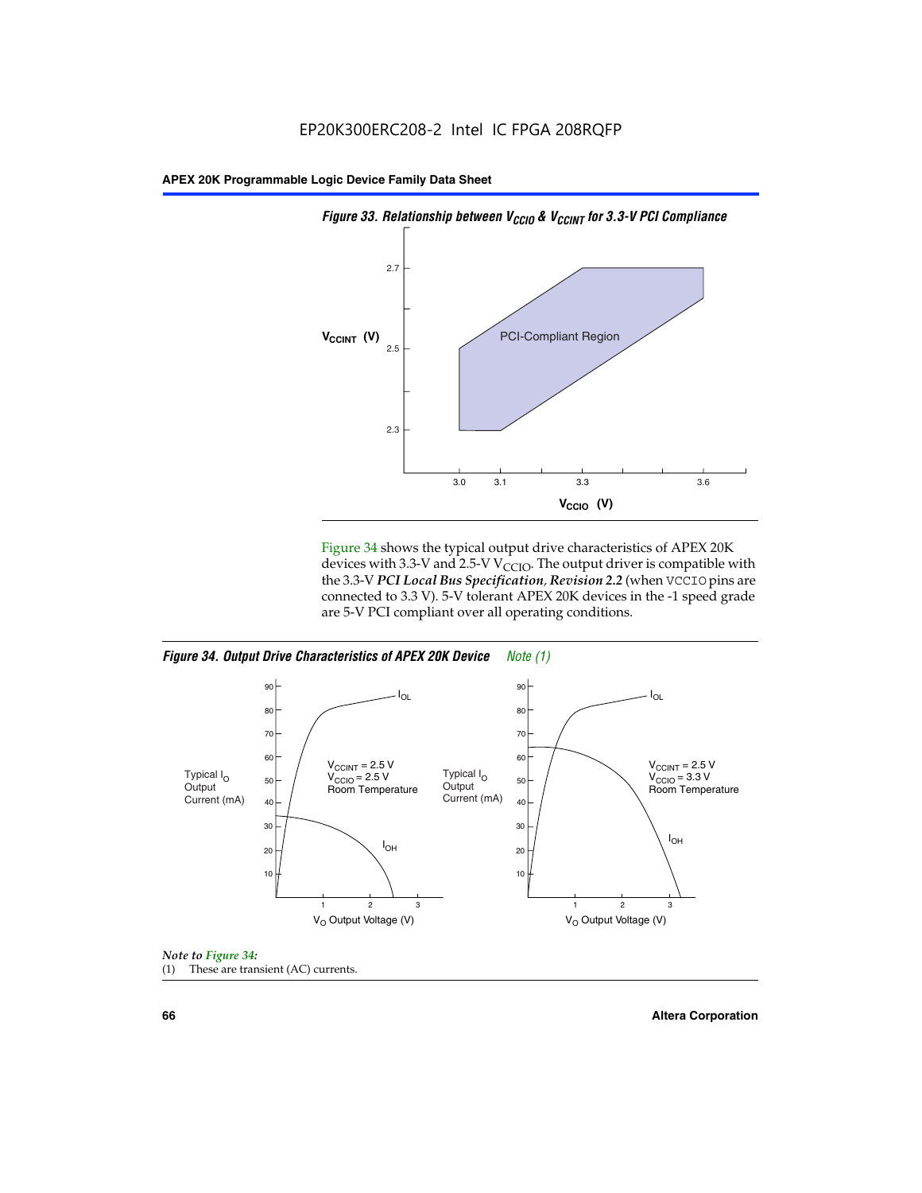*Figure 33. Relationship between $V_{CCIO}$ & $V_{CCINT}$ for 3.3-V PCI Compliance*

Figure 34 shows the typical output drive characteristics of APEX 20K devices with 3.3-V and 2.5-V $V_{CCIO}$. The output driver is compatible with the 3.3-V ***PCI Local Bus Specification, Revision 2.2*** (when VCCIO pins are connected to 3.3 V). 5-V tolerant APEX 20K devices in the -1 speed grade are 5-V PCI compliant over all operating conditions.

*Figure 34. Output Drive Characteristics of APEX 20K Device Note (1)*

*Note to Figure 34:*

(1) These are transient (AC) currents.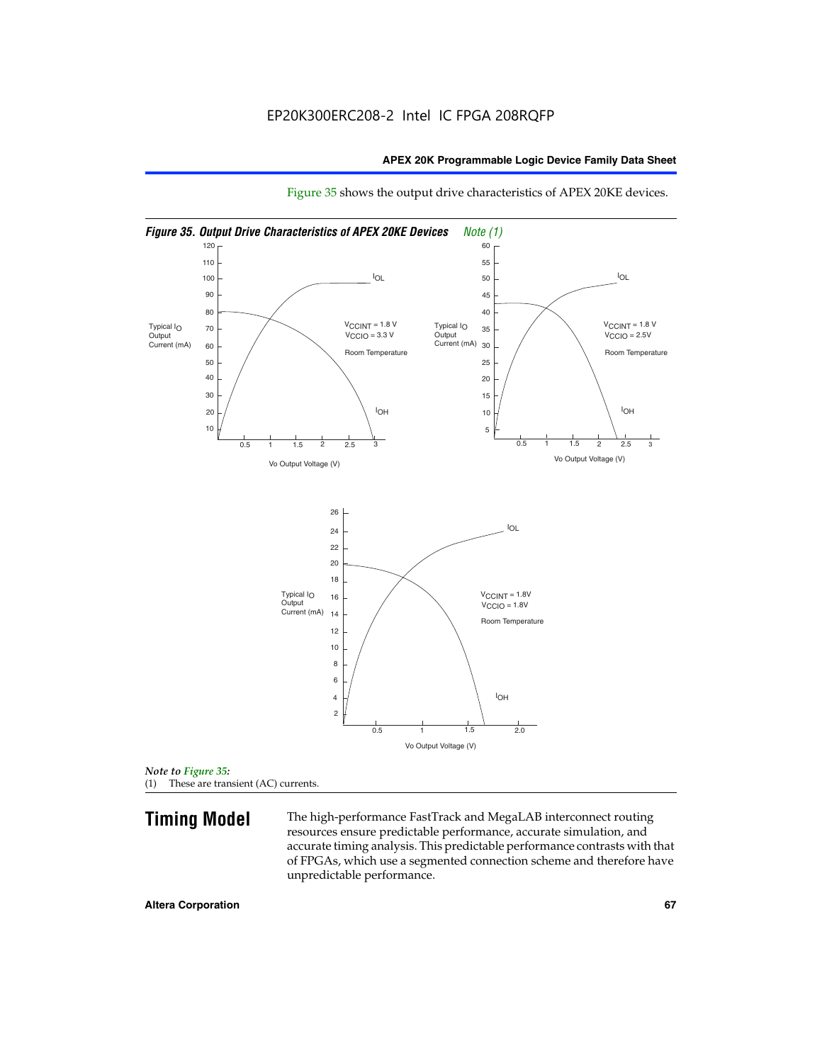Figure 35 shows the output drive characteristics of APEX 20KE devices.

*Figure 35. Output Drive Characteristics of APEX 20KE Devices* *Note (1)*

*Note to Figure 35:*
(1) These are transient (AC) currents.

## Timing Model

The high-performance FastTrack and MegaLAB interconnect routing resources ensure predictable performance, accurate simulation, and accurate timing analysis. This predictable performance contrasts with that of FPGAs, which use a segmented connection scheme and therefore have unpredictable performance.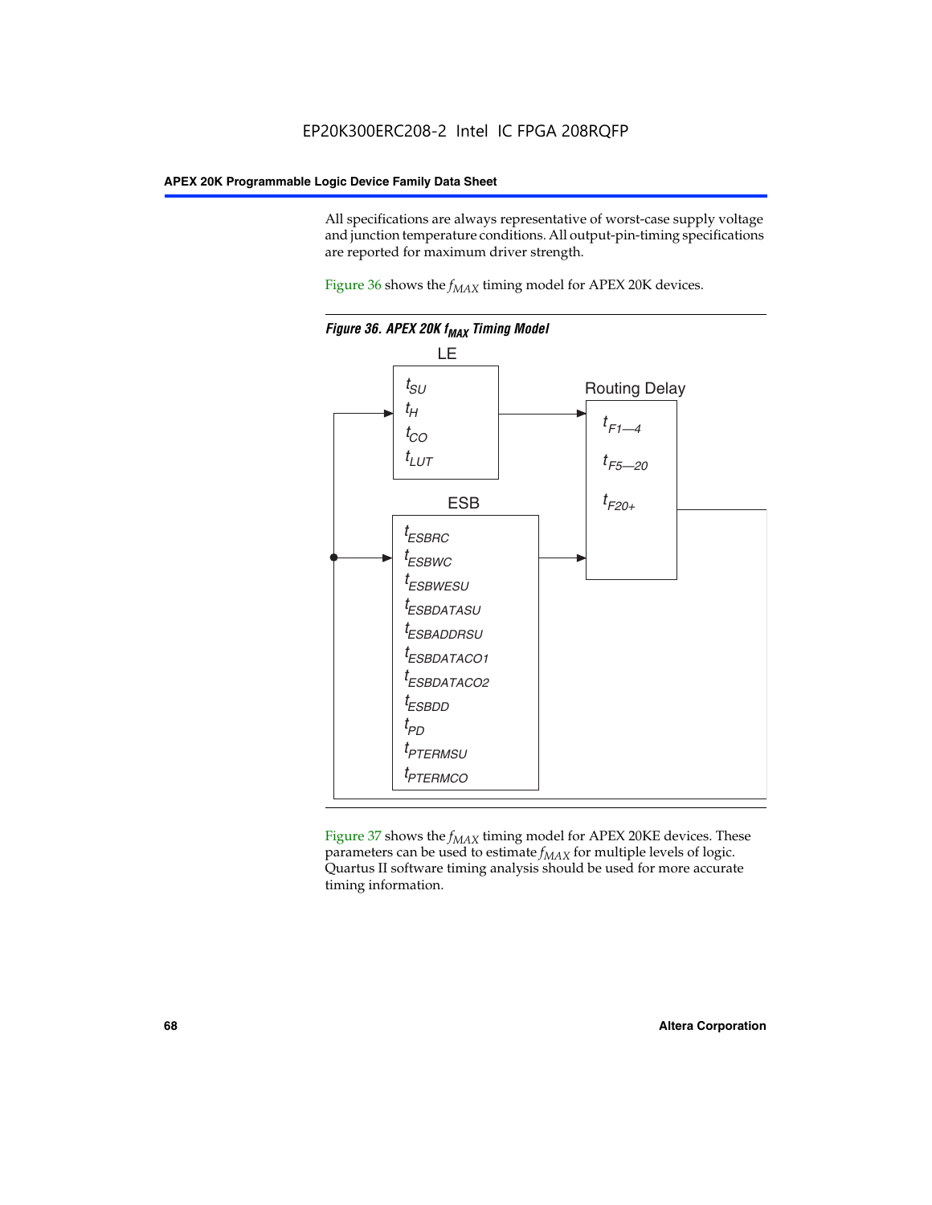All specifications are always representative of worst-case supply voltage and junction temperature conditions. All output-pin-timing specifications are reported for maximum driver strength.

Figure 36 shows the $f_{MAX}$ timing model for APEX 20K devices.

***Figure 36. APEX 20K $f_{MAX}$ Timing Model***

LE

$t_{SU}$
$t_{H}$
$t_{CO}$
$t_{LUT}$

Routing Delay

$t_{F1—4}$
$t_{F5—20}$
$t_{F20+}$

ESB

$t_{ESBRC}$
$t_{ESBWC}$
$t_{ESBWESU}$
$t_{ESBDATASU}$
$t_{ESBADDRSU}$
$t_{ESBDATACO1}$
$t_{ESBDATACO2}$
$t_{ESBDD}$
$t_{PD}$
$t_{PTERMSU}$
$t_{PTERMCO}$

Figure 37 shows the $f_{MAX}$ timing model for APEX 20KE devices. These parameters can be used to estimate $f_{MAX}$ for multiple levels of logic. Quartus II software timing analysis should be used for more accurate timing information.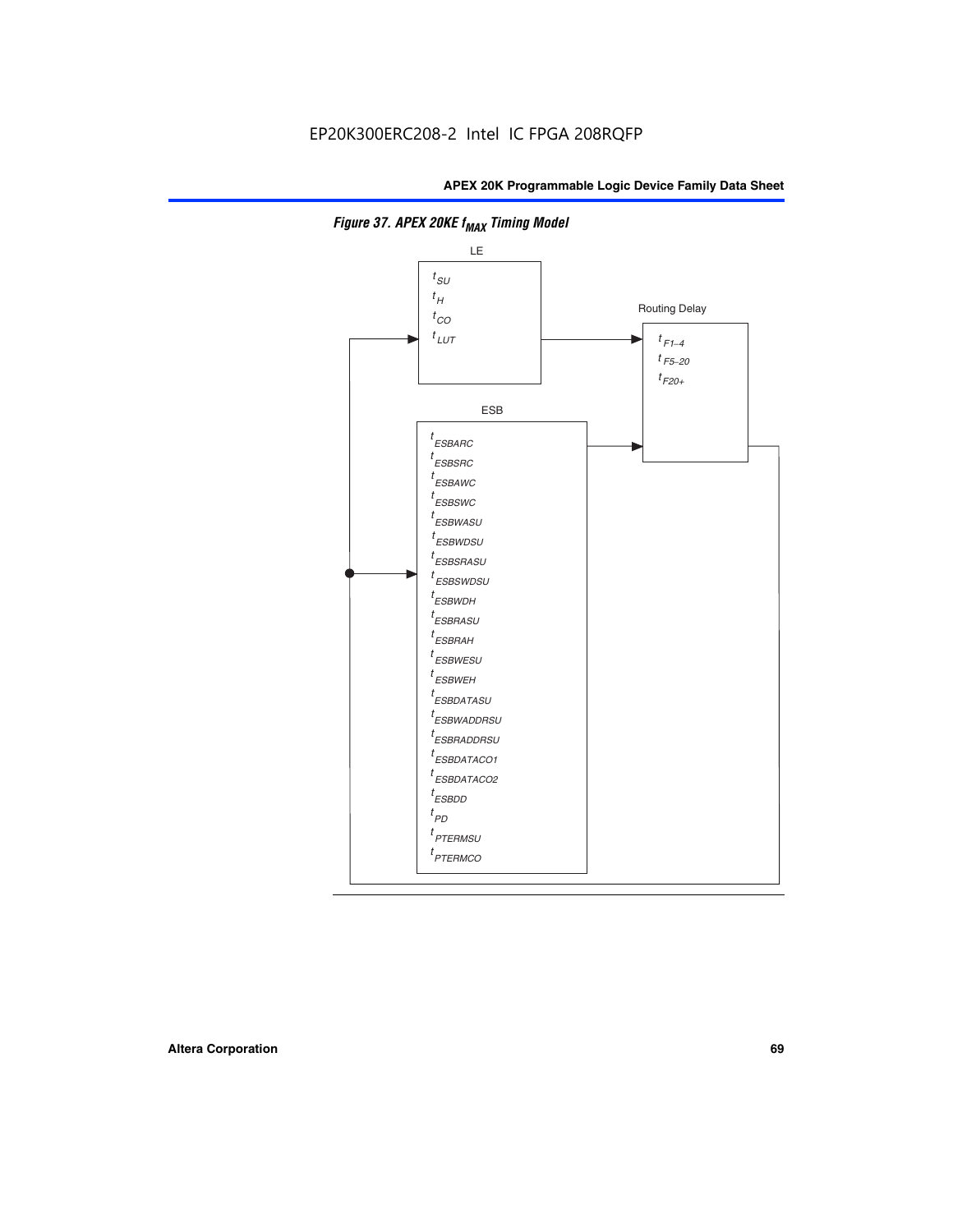EP20K300ERC208-2 Intel IC FPGA 208RQFP

*Figure 37. APEX 20KE $f_{MAX}$ Timing Model*

LE

$t_{SU}$

$t_{H}$

$t_{CO}$

$t_{LUT}$

Routing Delay

$t_{F1-4}$

$t_{F5-20}$

$t_{F20+}$

ESB

$t_{ESBARC}$

$t_{ESBSRC}$

$t_{ESBAWC}$

$t_{ESBSWC}$

$t_{ESBWASU}$

$t_{ESBWDSU}$

$t_{ESBSRASU}$

$t_{ESBSWDSU}$

$t_{ESBWDH}$

$t_{ESBRASU}$

$t_{ESBRAH}$

$t_{ESBWESU}$

$t_{ESBWEH}$

$t_{ESBDATASU}$

$t_{ESBWADDRSU}$

$t_{ESBRADDRSU}$

$t_{ESBDATACO1}$

$t_{ESBDATACO2}$

$t_{ESBDD}$

$t_{PD}$

$t_{PTERMSU}$

$t_{PTERMCO}$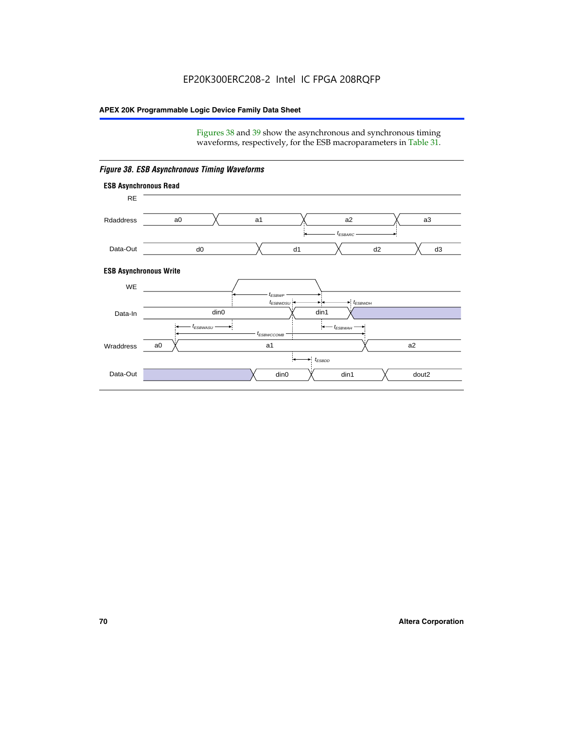Figures 38 and 39 show the asynchronous and synchronous timing waveforms, respectively, for the ESB macroparameters in Table 31.

*Figure 38. ESB Asynchronous Timing Waveforms*

**ESB Asynchronous Read**

RE

Rdaddress a0 a1 a2 a3

$t_{ESBARC}$

Data-Out d0 d1 d2 d3

**ESB Asynchronous Write**

WE

$t_{ESBWP}$

$t_{ESBWDSU}$ $t_{ESBWDH}$

Data-In din0 din1

$t_{ESBWASU}$ $t_{ESBWAH}$

$t_{ESBWCCOMB}$

Wraddress a0 a1 a2

$t_{ESBDD}$

Data-Out din0 din1 dout2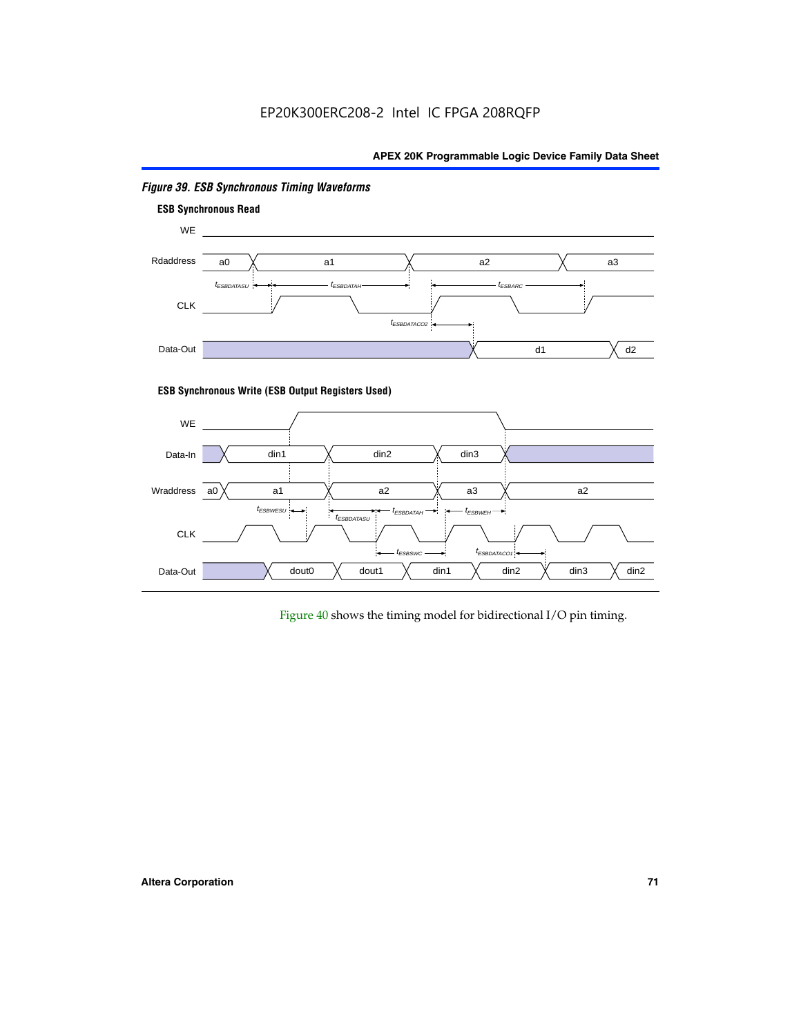*Figure 39. ESB Synchronous Timing Waveforms*

**ESB Synchronous Read**

WE

Rdaddress a0 a1 a2 a3

$t_{ESBDATASU}$ $t_{ESBDATAH}$ $t_{ESBARC}$

CLK

$t_{ESBDATACO2}$

Data-Out d1 d2

**ESB Synchronous Write (ESB Output Registers Used)**

WE

Data-In din1 din2 din3

Wraddress a0 a1 a2 a3 a2

$t_{ESBWESU}$ $t_{ESBDATASU}$ $t_{ESBDATAH}$ $t_{ESBWEH}$

CLK

$t_{ESBSWC}$ $t_{ESBDATACO1}$

Data-Out dout0 dout1 din1 din2 din3 din2

Figure 40 shows the timing model for bidirectional I/O pin timing.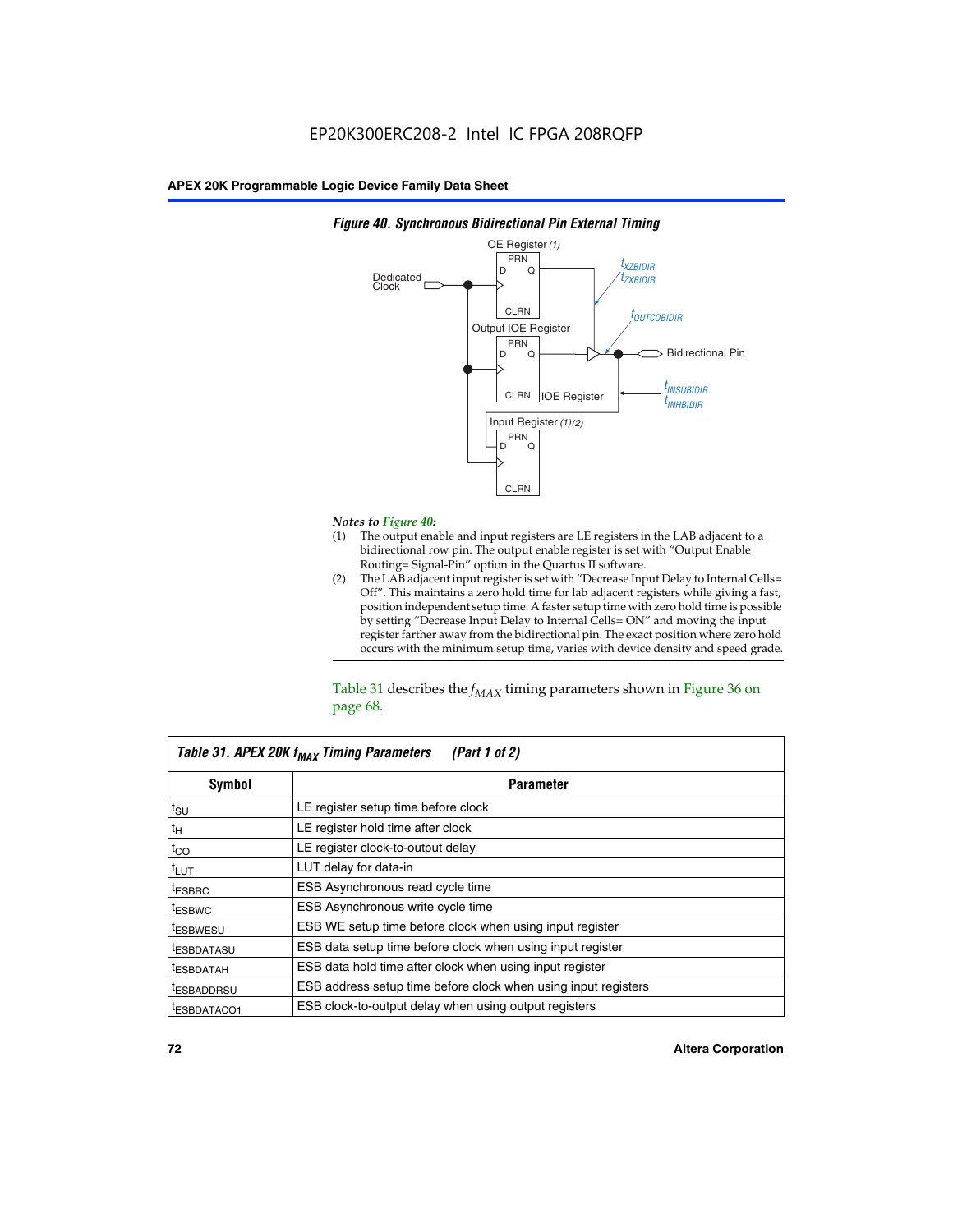**Figure 40. Synchronous Bidirectional Pin External Timing**

OE Register (1)

PRN

D Q

Dedicated Clock

CLRN

$t_{XZBIDIR}$
$t_{ZXBIDIR}$

$t_{OUTCOBIDIR}$

Output IOE Register

PRN

D Q

Bidirectional Pin

CLRN

IOE Register

$t_{INSUBIDIR}$
$t_{INHBIDIR}$

Input Register (1)(2)

PRN

D Q

CLRN

*Notes to Figure 40:*

(1) The output enable and input registers are LE registers in the LAB adjacent to a bidirectional row pin. The output enable register is set with "Output Enable Routing= Signal-Pin" option in the Quartus II software.

(2) The LAB adjacent input register is set with "Decrease Input Delay to Internal Cells= Off". This maintains a zero hold time for lab adjacent registers while giving a fast, position independent setup time. A faster setup time with zero hold time is possible by setting "Decrease Input Delay to Internal Cells= ON" and moving the input register farther away from the bidirectional pin. The exact position where zero hold occurs with the minimum setup time, varies with device density and speed grade.

Table 31 describes the $f_{MAX}$ timing parameters shown in Figure 36 on page 68.

**Table 31. APEX 20K $f_{MAX}$ Timing Parameters (Part 1 of 2)**

| Symbol | Parameter |
|---|---|
| $t_{SU}$ | LE register setup time before clock |
| $t_H$ | LE register hold time after clock |
| $t_{CO}$ | LE register clock-to-output delay |
| $t_{LUT}$ | LUT delay for data-in |
| $t_{ESBRC}$ | ESB Asynchronous read cycle time |
| $t_{ESBWC}$ | ESB Asynchronous write cycle time |
| $t_{ESBWESU}$ | ESB WE setup time before clock when using input register |
| $t_{ESBDATASU}$ | ESB data setup time before clock when using input register |
| $t_{ESBDATAH}$ | ESB data hold time after clock when using input register |
| $t_{ESBADDRSU}$ | ESB address setup time before clock when using input registers |
| $t_{ESBDATACO1}$ | ESB clock-to-output delay when using output registers |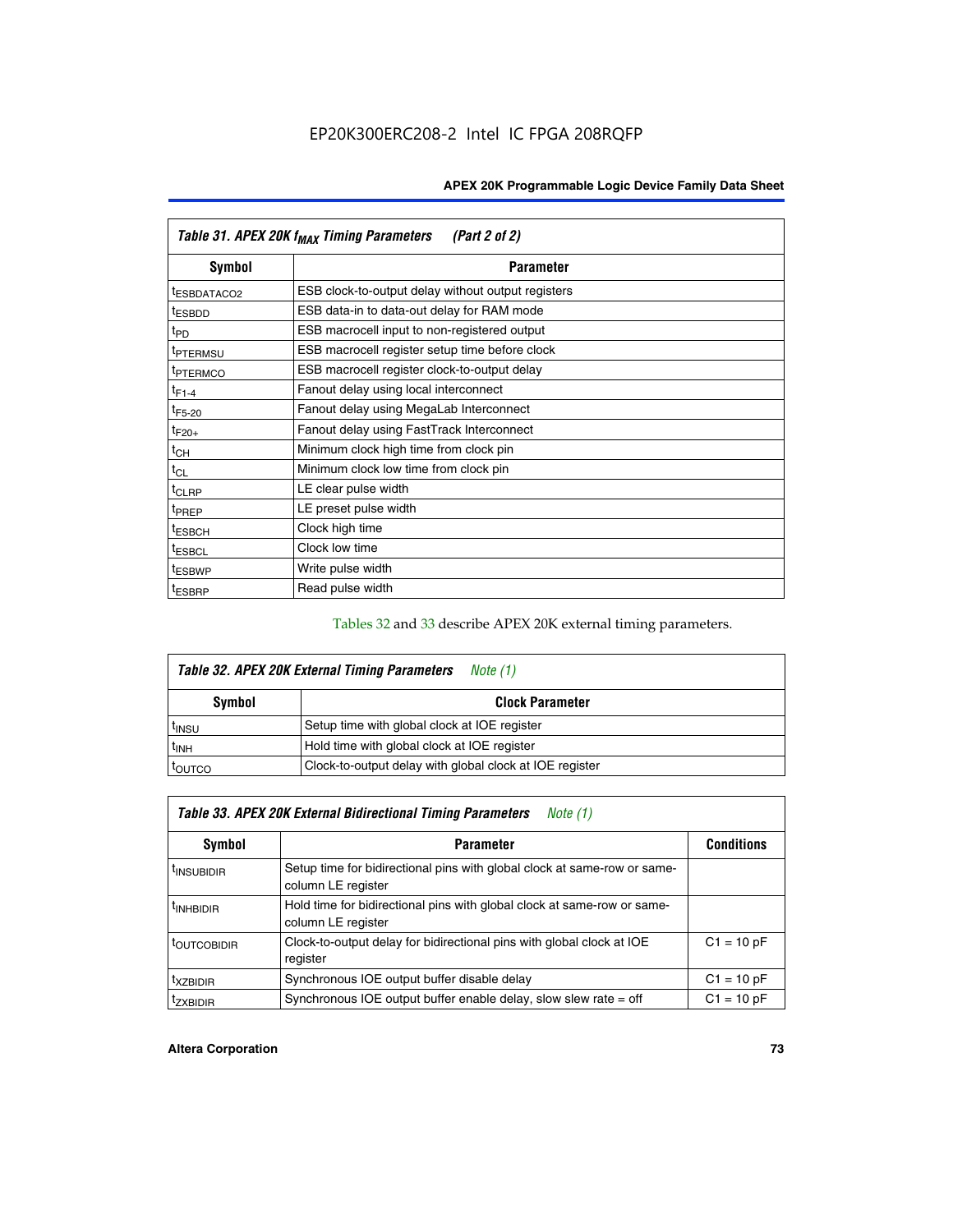| Table 31. APEX 20K $f_{MAX}$ Timing Parameters (Part 2 of 2) | |
|---|---|
| **Symbol** | **Parameter** |
| $t_{ESBDATACO2}$ | ESB clock-to-output delay without output registers |
| $t_{ESBDD}$ | ESB data-in to data-out delay for RAM mode |
| $t_{PD}$ | ESB macrocell input to non-registered output |
| $t_{PTERMSU}$ | ESB macrocell register setup time before clock |
| $t_{PTERMCO}$ | ESB macrocell register clock-to-output delay |
| $t_{F1-4}$ | Fanout delay using local interconnect |
| $t_{F5-20}$ | Fanout delay using MegaLab Interconnect |
| $t_{F20+}$ | Fanout delay using FastTrack Interconnect |
| $t_{CH}$ | Minimum clock high time from clock pin |
| $t_{CL}$ | Minimum clock low time from clock pin |
| $t_{CLRP}$ | LE clear pulse width |
| $t_{PREP}$ | LE preset pulse width |
| $t_{ESBCH}$ | Clock high time |
| $t_{ESBCL}$ | Clock low time |
| $t_{ESBWP}$ | Write pulse width |
| $t_{ESBRP}$ | Read pulse width |

Tables 32 and 33 describe APEX 20K external timing parameters.

| Table 32. APEX 20K External Timing Parameters *Note (1)* | |
|---|---|
| **Symbol** | **Clock Parameter** |
| $t_{INSU}$ | Setup time with global clock at IOE register |
| $t_{INH}$ | Hold time with global clock at IOE register |
| $t_{OUTCO}$ | Clock-to-output delay with global clock at IOE register |

| Table 33. APEX 20K External Bidirectional Timing Parameters *Note (1)* | | |
|---|---|---|
| **Symbol** | **Parameter** | **Conditions** |
| $t_{INSUBIDIR}$ | Setup time for bidirectional pins with global clock at same-row or same-column LE register | |
| $t_{INHBIDIR}$ | Hold time for bidirectional pins with global clock at same-row or same-column LE register | |
| $t_{OUTCOBIDIR}$ | Clock-to-output delay for bidirectional pins with global clock at IOE register | C1 = 10 pF |
| $t_{XZBIDIR}$ | Synchronous IOE output buffer disable delay | C1 = 10 pF |
| $t_{ZXBIDIR}$ | Synchronous IOE output buffer enable delay, slow slew rate = off | C1 = 10 pF |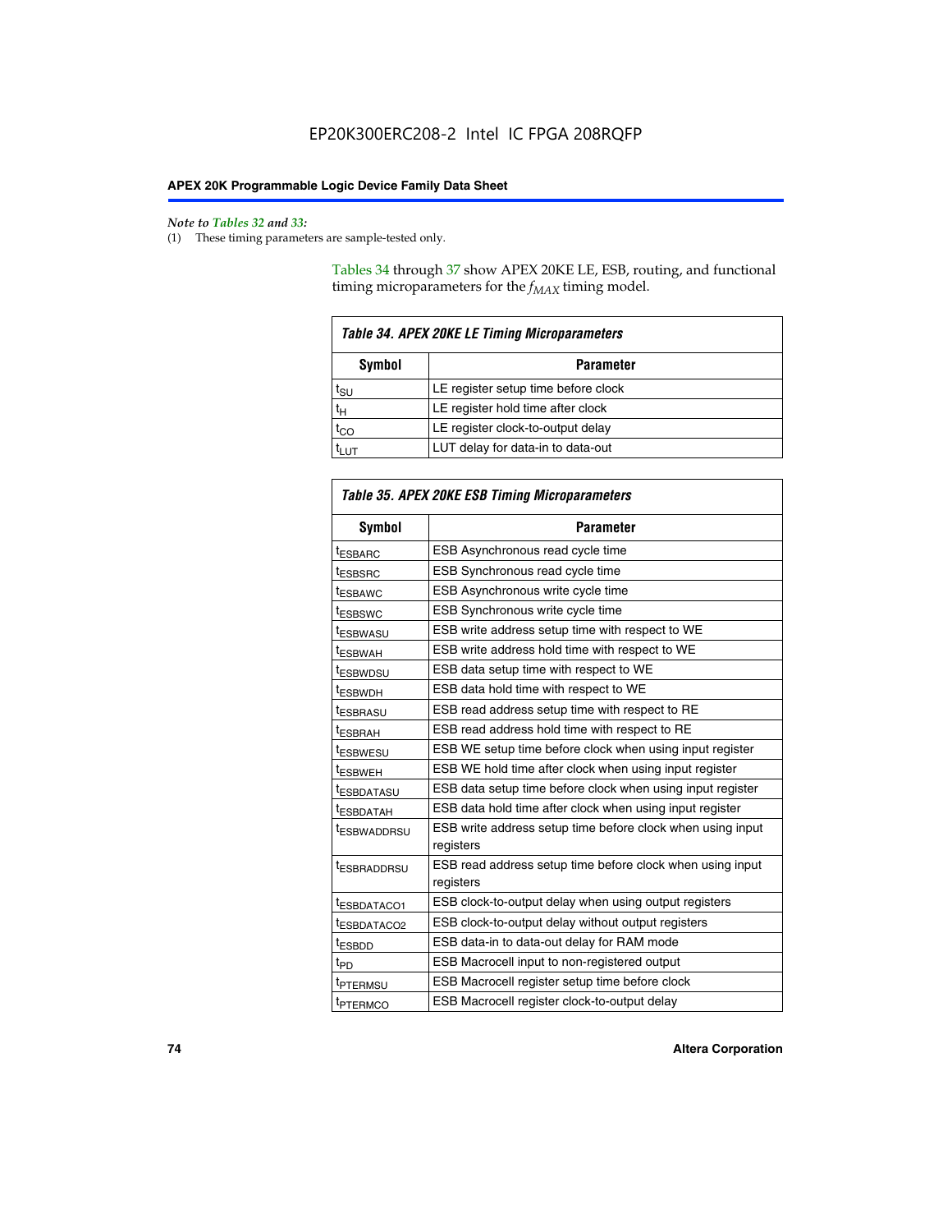*Note to Tables 32 and 33:*

(1) These timing parameters are sample-tested only.

Tables 34 through 37 show APEX 20KE LE, ESB, routing, and functional timing microparameters for the $f_{MAX}$ timing model.

*Table 34. APEX 20KE LE Timing Microparameters*

| Symbol | Parameter |
|---|---|
| $t_{SU}$ | LE register setup time before clock |
| $t_H$ | LE register hold time after clock |
| $t_{CO}$ | LE register clock-to-output delay |
| $t_{LUT}$ | LUT delay for data-in to data-out |

*Table 35. APEX 20KE ESB Timing Microparameters*

| Symbol | Parameter |
|---|---|
| $t_{ESBARC}$ | ESB Asynchronous read cycle time |
| $t_{ESBSRC}$ | ESB Synchronous read cycle time |
| $t_{ESBAWC}$ | ESB Asynchronous write cycle time |
| $t_{ESBSWC}$ | ESB Synchronous write cycle time |
| $t_{ESBWASU}$ | ESB write address setup time with respect to WE |
| $t_{ESBWAH}$ | ESB write address hold time with respect to WE |
| $t_{ESBWDSU}$ | ESB data setup time with respect to WE |
| $t_{ESBWDH}$ | ESB data hold time with respect to WE |
| $t_{ESBRASU}$ | ESB read address setup time with respect to RE |
| $t_{ESBRAH}$ | ESB read address hold time with respect to RE |
| $t_{ESBWESU}$ | ESB WE setup time before clock when using input register |
| $t_{ESBWEH}$ | ESB WE hold time after clock when using input register |
| $t_{ESBDATASU}$ | ESB data setup time before clock when using input register |
| $t_{ESBDATAH}$ | ESB data hold time after clock when using input register |
| $t_{ESBWADDRSU}$ | ESB write address setup time before clock when using input registers |
| $t_{ESBRADDRSU}$ | ESB read address setup time before clock when using input registers |
| $t_{ESBDATACO1}$ | ESB clock-to-output delay when using output registers |
| $t_{ESBDATACO2}$ | ESB clock-to-output delay without output registers |
| $t_{ESBDD}$ | ESB data-in to data-out delay for RAM mode |
| $t_{PD}$ | ESB Macrocell input to non-registered output |
| $t_{PTERMSU}$ | ESB Macrocell register setup time before clock |
| $t_{PTERMCO}$ | ESB Macrocell register clock-to-output delay |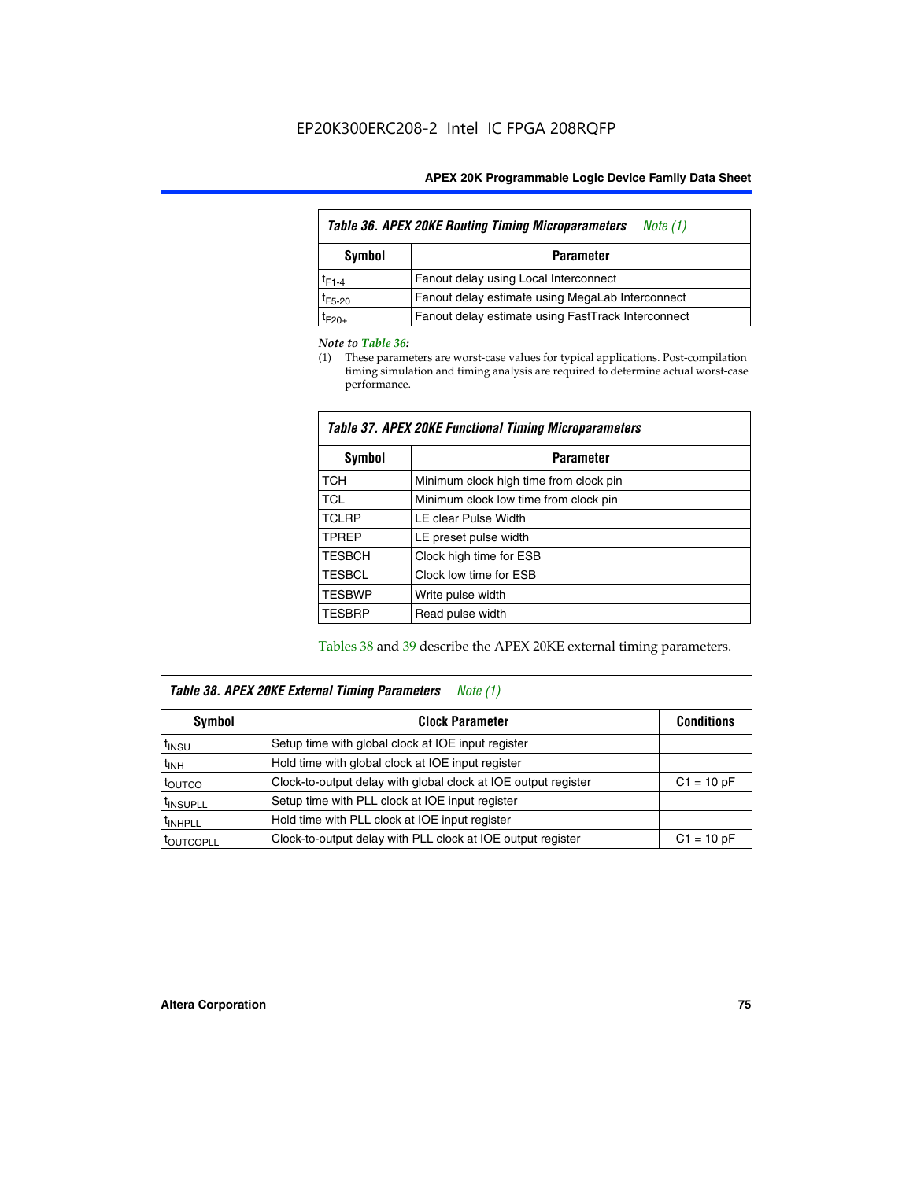| Table 36. APEX 20KE Routing Timing Microparameters Note (1) | |
|---|---|
| **Symbol** | **Parameter** |
| $t_{F1-4}$ | Fanout delay using Local Interconnect |
| $t_{F5-20}$ | Fanout delay estimate using MegaLab Interconnect |
| $t_{F20+}$ | Fanout delay estimate using FastTrack Interconnect |

*Note to Table 36:*

(1) These parameters are worst-case values for typical applications. Post-compilation timing simulation and timing analysis are required to determine actual worst-case performance.

| Table 37. APEX 20KE Functional Timing Microparameters | |
|---|---|
| **Symbol** | **Parameter** |
| TCH | Minimum clock high time from clock pin |
| TCL | Minimum clock low time from clock pin |
| TCLRP | LE clear Pulse Width |
| TPREP | LE preset pulse width |
| TESBCH | Clock high time for ESB |
| TESBCL | Clock low time for ESB |
| TESBWP | Write pulse width |
| TESBRP | Read pulse width |

Tables 38 and 39 describe the APEX 20KE external timing parameters.

| Table 38. APEX 20KE External Timing Parameters Note (1) | | |
|---|---|---|
| **Symbol** | **Clock Parameter** | **Conditions** |
| $t_{INSU}$ | Setup time with global clock at IOE input register | |
| $t_{INH}$ | Hold time with global clock at IOE input register | |
| $t_{OUTCO}$ | Clock-to-output delay with global clock at IOE output register | C1 = 10 pF |
| $t_{INSUPLL}$ | Setup time with PLL clock at IOE input register | |
| $t_{INHPLL}$ | Hold time with PLL clock at IOE input register | |
| $t_{OUTCOPLL}$ | Clock-to-output delay with PLL clock at IOE output register | C1 = 10 pF |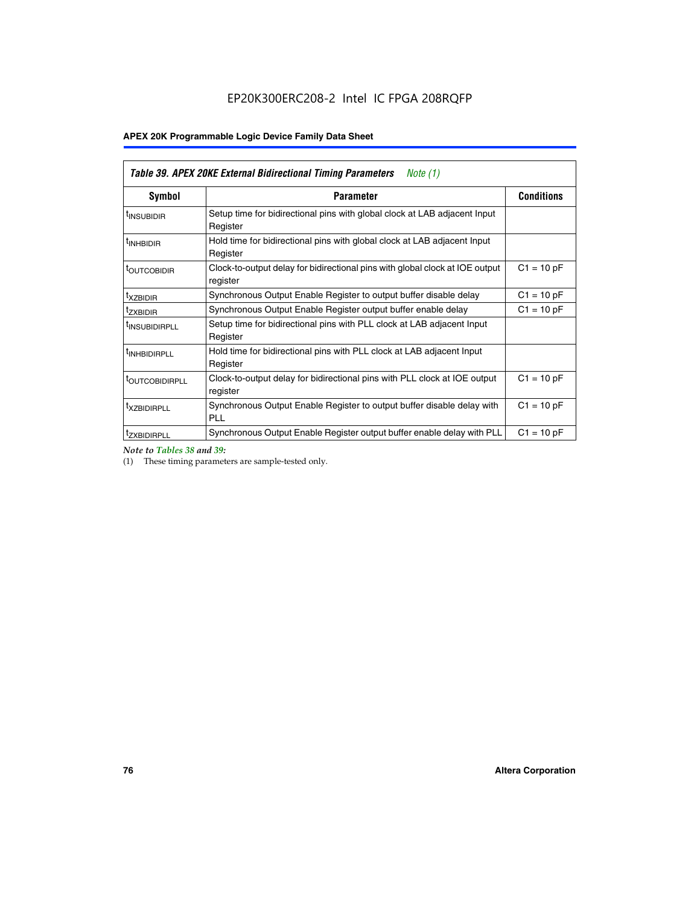Table 39. APEX 20KE External Bidirectional Timing Parameters *Note (1)*

| Symbol | Parameter | Conditions |
| --- | --- | --- |
| $t_{INSUBIDIR}$ | Setup time for bidirectional pins with global clock at LAB adjacent Input Register | |
| $t_{INHBIDIR}$ | Hold time for bidirectional pins with global clock at LAB adjacent Input Register | |
| $t_{OUTCOBIDIR}$ | Clock-to-output delay for bidirectional pins with global clock at IOE output register | C1 = 10 pF |
| $t_{XZBIDIR}$ | Synchronous Output Enable Register to output buffer disable delay | C1 = 10 pF |
| $t_{ZXBIDIR}$ | Synchronous Output Enable Register output buffer enable delay | C1 = 10 pF |
| $t_{INSUBIDIRPLL}$ | Setup time for bidirectional pins with PLL clock at LAB adjacent Input Register | |
| $t_{INHBIDIRPLL}$ | Hold time for bidirectional pins with PLL clock at LAB adjacent Input Register | |
| $t_{OUTCOBIDIRPLL}$ | Clock-to-output delay for bidirectional pins with PLL clock at IOE output register | C1 = 10 pF |
| $t_{XZBIDIRPLL}$ | Synchronous Output Enable Register to output buffer disable delay with PLL | C1 = 10 pF |
| $t_{ZXBIDIRPLL}$ | Synchronous Output Enable Register output buffer enable delay with PLL | C1 = 10 pF |

*Note to Tables 38 and 39:*

(1) These timing parameters are sample-tested only.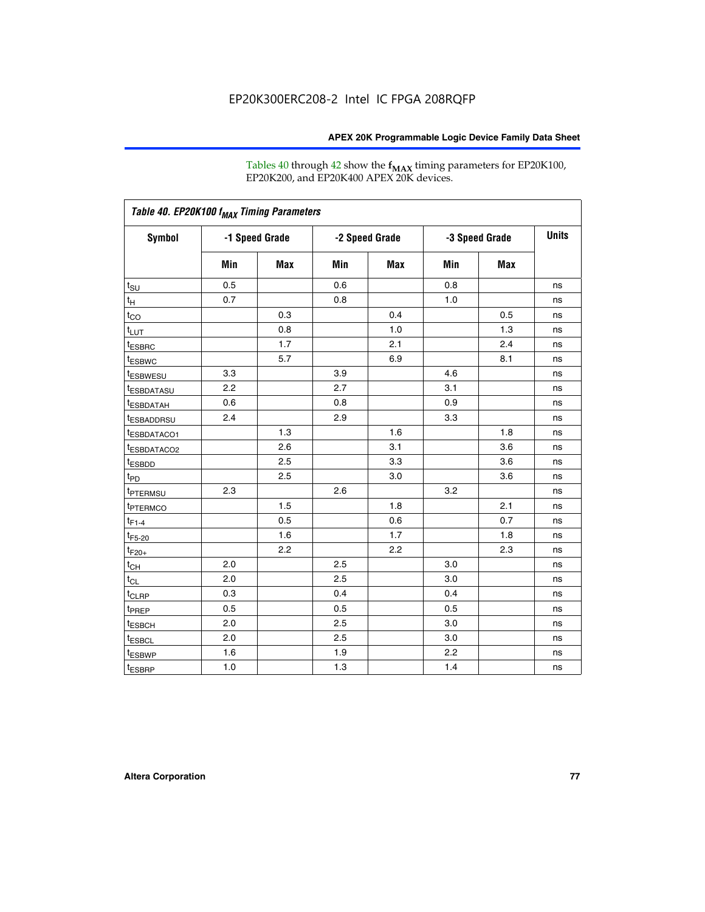EP20K300ERC208-2 Intel IC FPGA 208RQFP

Tables 40 through 42 show the $f_{MAX}$ timing parameters for EP20K100, EP20K200, and EP20K400 APEX 20K devices.

| Table 40. EP20K100 $f_{MAX}$ Timing Parameters | | | | | | | |
|---|---|---|---|---|---|---|---|
| Symbol | -1 Speed Grade | | -2 Speed Grade | | -3 Speed Grade | | Units |
| | Min | Max | Min | Max | Min | Max | |
| $t_{SU}$ | 0.5 | | 0.6 | | 0.8 | | ns |
| $t_{H}$ | 0.7 | | 0.8 | | 1.0 | | ns |
| $t_{CO}$ | | 0.3 | | 0.4 | | 0.5 | ns |
| $t_{LUT}$ | | 0.8 | | 1.0 | | 1.3 | ns |
| $t_{ESBRC}$ | | 1.7 | | 2.1 | | 2.4 | ns |
| $t_{ESBWC}$ | | 5.7 | | 6.9 | | 8.1 | ns |
| $t_{ESBWESU}$ | 3.3 | | 3.9 | | 4.6 | | ns |
| $t_{ESBDATASU}$ | 2.2 | | 2.7 | | 3.1 | | ns |
| $t_{ESBDATAH}$ | 0.6 | | 0.8 | | 0.9 | | ns |
| $t_{ESBADDRSU}$ | 2.4 | | 2.9 | | 3.3 | | ns |
| $t_{ESBDATACO1}$ | | 1.3 | | 1.6 | | 1.8 | ns |
| $t_{ESBDATACO2}$ | | 2.6 | | 3.1 | | 3.6 | ns |
| $t_{ESBDD}$ | | 2.5 | | 3.3 | | 3.6 | ns |
| $t_{PD}$ | | 2.5 | | 3.0 | | 3.6 | ns |
| $t_{PTERMSU}$ | 2.3 | | 2.6 | | 3.2 | | ns |
| $t_{PTERMCO}$ | | 1.5 | | 1.8 | | 2.1 | ns |
| $t_{F1-4}$ | | 0.5 | | 0.6 | | 0.7 | ns |
| $t_{F5-20}$ | | 1.6 | | 1.7 | | 1.8 | ns |
| $t_{F20+}$ | | 2.2 | | 2.2 | | 2.3 | ns |
| $t_{CH}$ | 2.0 | | 2.5 | | 3.0 | | ns |
| $t_{CL}$ | 2.0 | | 2.5 | | 3.0 | | ns |
| $t_{CLRP}$ | 0.3 | | 0.4 | | 0.4 | | ns |
| $t_{PREP}$ | 0.5 | | 0.5 | | 0.5 | | ns |
| $t_{ESBCH}$ | 2.0 | | 2.5 | | 3.0 | | ns |
| $t_{ESBCL}$ | 2.0 | | 2.5 | | 3.0 | | ns |
| $t_{ESBWP}$ | 1.6 | | 1.9 | | 2.2 | | ns |
| $t_{ESBRP}$ | 1.0 | | 1.3 | | 1.4 | | ns |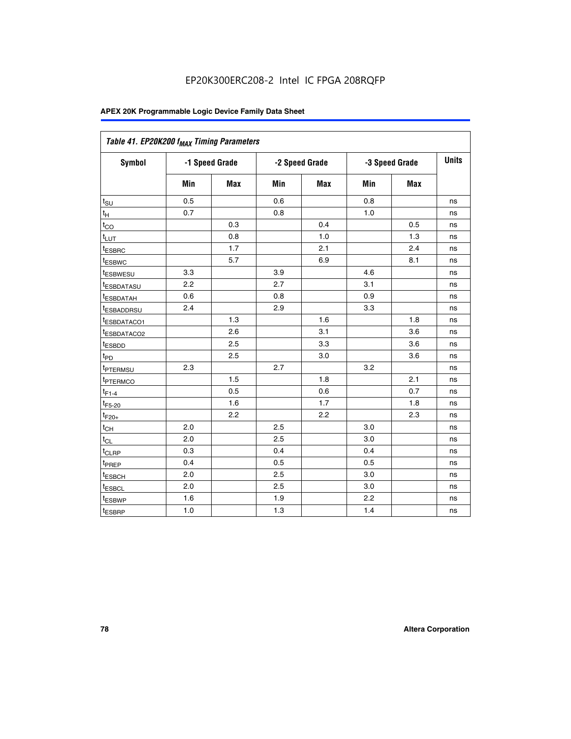EP20K300ERC208-2 Intel IC FPGA 208RQFP

| Table 41. EP20K200 $f_{MAX}$ Timing Parameters | | | | | | | |
|---|---|---|---|---|---|---|---|
| Symbol | -1 Speed Grade | | -2 Speed Grade | | -3 Speed Grade | | Units |
| | Min | Max | Min | Max | Min | Max | |
| $t_{SU}$ | 0.5 | | 0.6 | | 0.8 | | ns |
| $t_{H}$ | 0.7 | | 0.8 | | 1.0 | | ns |
| $t_{CO}$ | | 0.3 | | 0.4 | | 0.5 | ns |
| $t_{LUT}$ | | 0.8 | | 1.0 | | 1.3 | ns |
| $t_{ESBRC}$ | | 1.7 | | 2.1 | | 2.4 | ns |
| $t_{ESBWC}$ | | 5.7 | | 6.9 | | 8.1 | ns |
| $t_{ESBWESU}$ | 3.3 | | 3.9 | | 4.6 | | ns |
| $t_{ESBDATASU}$ | 2.2 | | 2.7 | | 3.1 | | ns |
| $t_{ESBDATAH}$ | 0.6 | | 0.8 | | 0.9 | | ns |
| $t_{ESBADDRSU}$ | 2.4 | | 2.9 | | 3.3 | | ns |
| $t_{ESBDATACO1}$ | | 1.3 | | 1.6 | | 1.8 | ns |
| $t_{ESBDATACO2}$ | | 2.6 | | 3.1 | | 3.6 | ns |
| $t_{ESBDD}$ | | 2.5 | | 3.3 | | 3.6 | ns |
| $t_{PD}$ | | 2.5 | | 3.0 | | 3.6 | ns |
| $t_{PTERMSU}$ | 2.3 | | 2.7 | | 3.2 | | ns |
| $t_{PTERMCO}$ | | 1.5 | | 1.8 | | 2.1 | ns |
| $t_{F1-4}$ | | 0.5 | | 0.6 | | 0.7 | ns |
| $t_{F5-20}$ | | 1.6 | | 1.7 | | 1.8 | ns |
| $t_{F20+}$ | | 2.2 | | 2.2 | | 2.3 | ns |
| $t_{CH}$ | 2.0 | | 2.5 | | 3.0 | | ns |
| $t_{CL}$ | 2.0 | | 2.5 | | 3.0 | | ns |
| $t_{CLRP}$ | 0.3 | | 0.4 | | 0.4 | | ns |
| $t_{PREP}$ | 0.4 | | 0.5 | | 0.5 | | ns |
| $t_{ESBCH}$ | 2.0 | | 2.5 | | 3.0 | | ns |
| $t_{ESBCL}$ | 2.0 | | 2.5 | | 3.0 | | ns |
| $t_{ESBWP}$ | 1.6 | | 1.9 | | 2.2 | | ns |
| $t_{ESBRP}$ | 1.0 | | 1.3 | | 1.4 | | ns |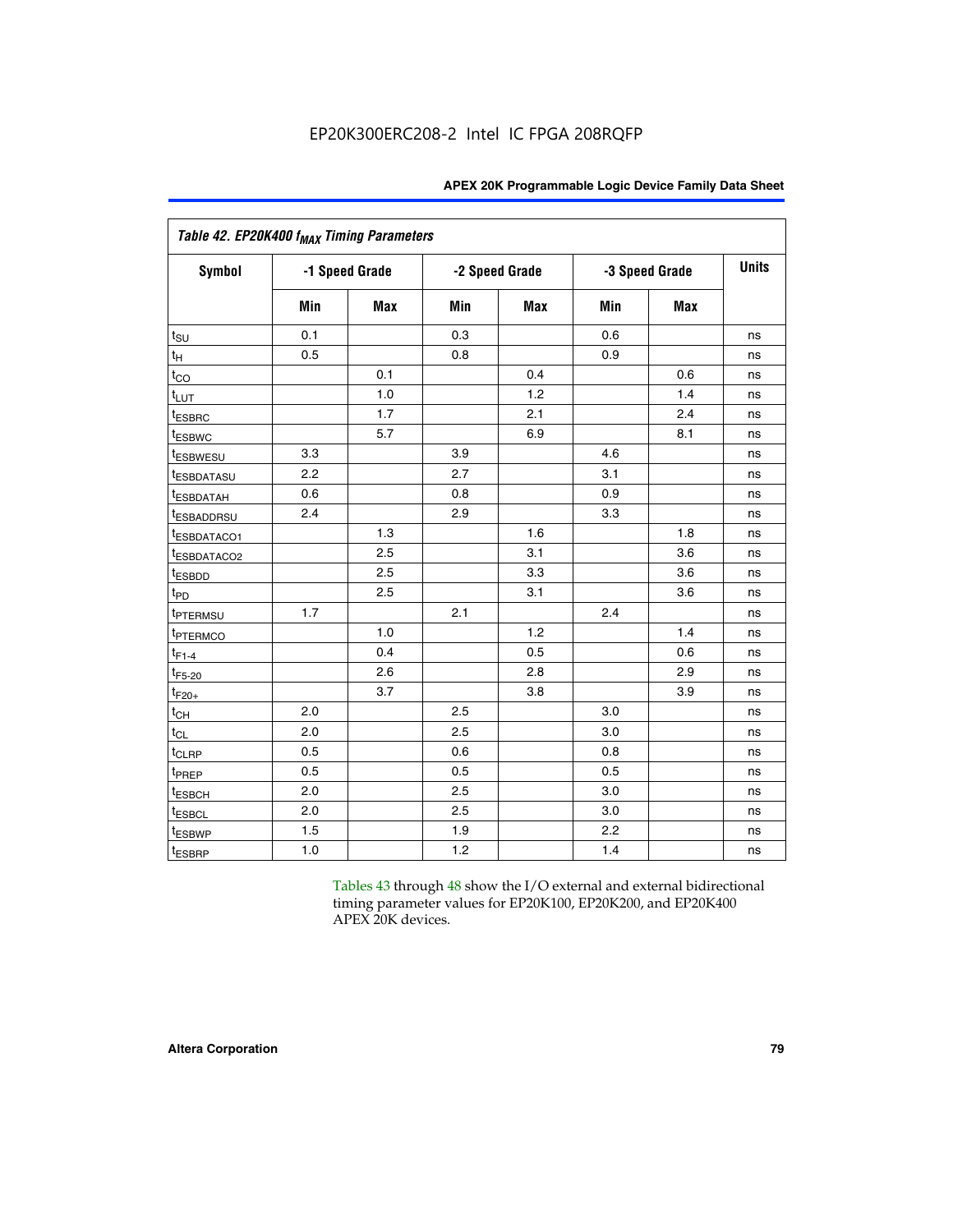EP20K300ERC208-2 Intel IC FPGA 208RQFP

| Table 42. EP20K400 $f_{MAX}$ Timing Parameters | | | | | | | |
|---|---|---|---|---|---|---|---|
| Symbol | -1 Speed Grade | | -2 Speed Grade | | -3 Speed Grade | | Units |
| | Min | Max | Min | Max | Min | Max | |
| $t_{SU}$ | 0.1 | | 0.3 | | 0.6 | | ns |
| $t_{H}$ | 0.5 | | 0.8 | | 0.9 | | ns |
| $t_{CO}$ | | 0.1 | | 0.4 | | 0.6 | ns |
| $t_{LUT}$ | | 1.0 | | 1.2 | | 1.4 | ns |
| $t_{ESBRC}$ | | 1.7 | | 2.1 | | 2.4 | ns |
| $t_{ESBWC}$ | | 5.7 | | 6.9 | | 8.1 | ns |
| $t_{ESBWESU}$ | 3.3 | | 3.9 | | 4.6 | | ns |
| $t_{ESBDATASU}$ | 2.2 | | 2.7 | | 3.1 | | ns |
| $t_{ESBDATAH}$ | 0.6 | | 0.8 | | 0.9 | | ns |
| $t_{ESBADDRSU}$ | 2.4 | | 2.9 | | 3.3 | | ns |
| $t_{ESBDATACO1}$ | | 1.3 | | 1.6 | | 1.8 | ns |
| $t_{ESBDATACO2}$ | | 2.5 | | 3.1 | | 3.6 | ns |
| $t_{ESBDD}$ | | 2.5 | | 3.3 | | 3.6 | ns |
| $t_{PD}$ | | 2.5 | | 3.1 | | 3.6 | ns |
| $t_{PTERMSU}$ | 1.7 | | 2.1 | | 2.4 | | ns |
| $t_{PTERMCO}$ | | 1.0 | | 1.2 | | 1.4 | ns |
| $t_{F1-4}$ | | 0.4 | | 0.5 | | 0.6 | ns |
| $t_{F5-20}$ | | 2.6 | | 2.8 | | 2.9 | ns |
| $t_{F20+}$ | | 3.7 | | 3.8 | | 3.9 | ns |
| $t_{CH}$ | 2.0 | | 2.5 | | 3.0 | | ns |
| $t_{CL}$ | 2.0 | | 2.5 | | 3.0 | | ns |
| $t_{CLRP}$ | 0.5 | | 0.6 | | 0.8 | | ns |
| $t_{PREP}$ | 0.5 | | 0.5 | | 0.5 | | ns |
| $t_{ESBCH}$ | 2.0 | | 2.5 | | 3.0 | | ns |
| $t_{ESBCL}$ | 2.0 | | 2.5 | | 3.0 | | ns |
| $t_{ESBWP}$ | 1.5 | | 1.9 | | 2.2 | | ns |
| $t_{ESBRP}$ | 1.0 | | 1.2 | | 1.4 | | ns |

Tables 43 through 48 show the I/O external and external bidirectional timing parameter values for EP20K100, EP20K200, and EP20K400 APEX 20K devices.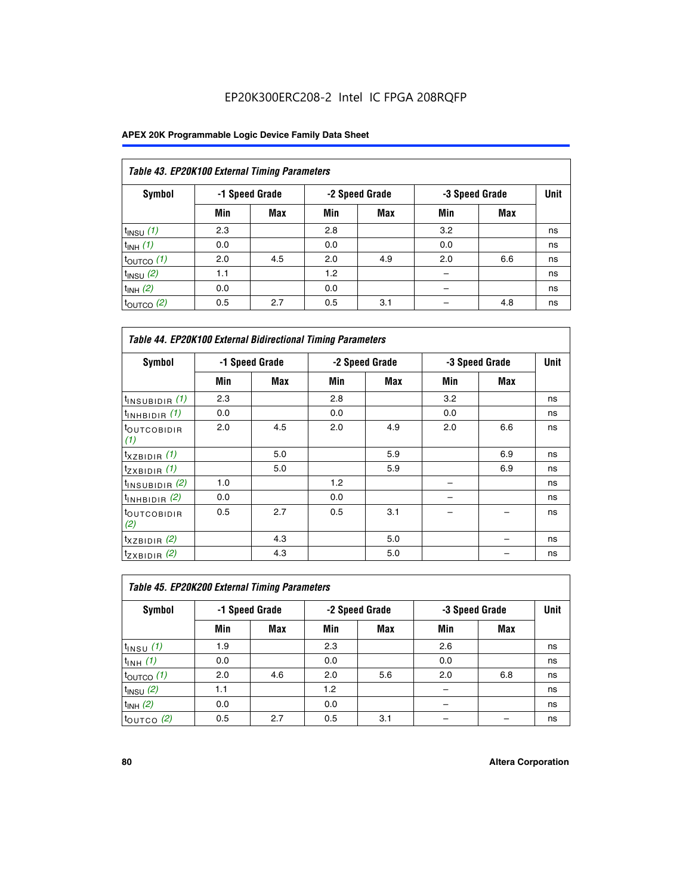EP20K300ERC208-2 Intel IC FPGA 208RQFP

**APEX 20K Programmable Logic Device Family Data Sheet**

| Table 43. EP20K100 External Timing Parameters | | | | | | | |
|---|---|---|---|---|---|---|---|
| Symbol | -1 Speed Grade | | -2 Speed Grade | | -3 Speed Grade | | Unit |
| | Min | Max | Min | Max | Min | Max | |
| $t_{INSU}$ *(1)* | 2.3 | | 2.8 | | 3.2 | | ns |
| $t_{INH}$ *(1)* | 0.0 | | 0.0 | | 0.0 | | ns |
| $t_{OUTCO}$ *(1)* | 2.0 | 4.5 | 2.0 | 4.9 | 2.0 | 6.6 | ns |
| $t_{INSU}$ *(2)* | 1.1 | | 1.2 | | – | | ns |
| $t_{INH}$ *(2)* | 0.0 | | 0.0 | | – | | ns |
| $t_{OUTCO}$ *(2)* | 0.5 | 2.7 | 0.5 | 3.1 | – | 4.8 | ns |

| Table 44. EP20K100 External Bidirectional Timing Parameters | | | | | | | |
|---|---|---|---|---|---|---|---|
| Symbol | -1 Speed Grade | | -2 Speed Grade | | -3 Speed Grade | | Unit |
| | Min | Max | Min | Max | Min | Max | |
| $t_{INSUBIDIR}$ *(1)* | 2.3 | | 2.8 | | 3.2 | | ns |
| $t_{INHBIDIR}$ *(1)* | 0.0 | | 0.0 | | 0.0 | | ns |
| $t_{OUTCOBIDIR}$ *(1)* | 2.0 | 4.5 | 2.0 | 4.9 | 2.0 | 6.6 | ns |
| $t_{XZBIDIR}$ *(1)* | | 5.0 | | 5.9 | | 6.9 | ns |
| $t_{ZXBIDIR}$ *(1)* | | 5.0 | | 5.9 | | 6.9 | ns |
| $t_{INSUBIDIR}$ *(2)* | 1.0 | | 1.2 | | – | | ns |
| $t_{INHBIDIR}$ *(2)* | 0.0 | | 0.0 | | – | | ns |
| $t_{OUTCOBIDIR}$ *(2)* | 0.5 | 2.7 | 0.5 | 3.1 | – | – | ns |
| $t_{XZBIDIR}$ *(2)* | | 4.3 | | 5.0 | | – | ns |
| $t_{ZXBIDIR}$ *(2)* | | 4.3 | | 5.0 | | – | ns |

| Table 45. EP20K200 External Timing Parameters | | | | | | | |
|---|---|---|---|---|---|---|---|
| Symbol | -1 Speed Grade | | -2 Speed Grade | | -3 Speed Grade | | Unit |
| | Min | Max | Min | Max | Min | Max | |
| $t_{INSU}$ *(1)* | 1.9 | | 2.3 | | 2.6 | | ns |
| $t_{INH}$ *(1)* | 0.0 | | 0.0 | | 0.0 | | ns |
| $t_{OUTCO}$ *(1)* | 2.0 | 4.6 | 2.0 | 5.6 | 2.0 | 6.8 | ns |
| $t_{INSU}$ *(2)* | 1.1 | | 1.2 | | – | | ns |
| $t_{INH}$ *(2)* | 0.0 | | 0.0 | | – | | ns |
| $t_{OUTCO}$ *(2)* | 0.5 | 2.7 | 0.5 | 3.1 | – | – | ns |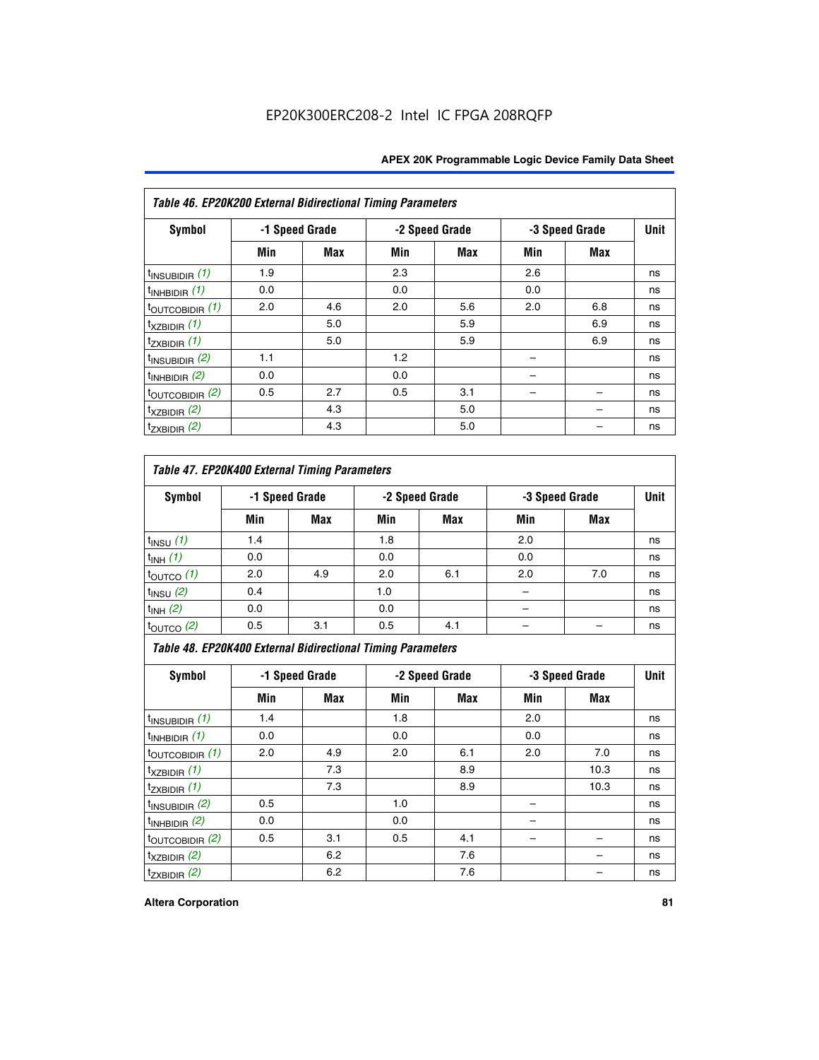EP20K300ERC208-2 Intel IC FPGA 208RQFP

**Table 46. EP20K200 External Bidirectional Timing Parameters**

| Symbol | -1 Speed Grade | | -2 Speed Grade | | -3 Speed Grade | | Unit |
|---|---|---|---|---|---|---|---|
| | Min | Max | Min | Max | Min | Max | |
| $t_{INSUBIDIR}$ *(1)* | 1.9 | | 2.3 | | 2.6 | | ns |
| $t_{INHBIDIR}$ *(1)* | 0.0 | | 0.0 | | 0.0 | | ns |
| $t_{OUTCOBIDIR}$ *(1)* | 2.0 | 4.6 | 2.0 | 5.6 | 2.0 | 6.8 | ns |
| $t_{XZBIDIR}$ *(1)* | | 5.0 | | 5.9 | | 6.9 | ns |
| $t_{ZXBIDIR}$ *(1)* | | 5.0 | | 5.9 | | 6.9 | ns |
| $t_{INSUBIDIR}$ *(2)* | 1.1 | | 1.2 | | – | | ns |
| $t_{INHBIDIR}$ *(2)* | 0.0 | | 0.0 | | – | | ns |
| $t_{OUTCOBIDIR}$ *(2)* | 0.5 | 2.7 | 0.5 | 3.1 | – | – | ns |
| $t_{XZBIDIR}$ *(2)* | | 4.3 | | 5.0 | | – | ns |
| $t_{ZXBIDIR}$ *(2)* | | 4.3 | | 5.0 | | – | ns |

**Table 47. EP20K400 External Timing Parameters**

| Symbol | -1 Speed Grade | | -2 Speed Grade | | -3 Speed Grade | | Unit |
|---|---|---|---|---|---|---|---|
| | Min | Max | Min | Max | Min | Max | |
| $t_{INSU}$ *(1)* | 1.4 | | 1.8 | | 2.0 | | ns |
| $t_{INH}$ *(1)* | 0.0 | | 0.0 | | 0.0 | | ns |
| $t_{OUTCO}$ *(1)* | 2.0 | 4.9 | 2.0 | 6.1 | 2.0 | 7.0 | ns |
| $t_{INSU}$ *(2)* | 0.4 | | 1.0 | | – | | ns |
| $t_{INH}$ *(2)* | 0.0 | | 0.0 | | – | | ns |
| $t_{OUTCO}$ *(2)* | 0.5 | 3.1 | 0.5 | 4.1 | – | – | ns |

**Table 48. EP20K400 External Bidirectional Timing Parameters**

| Symbol | -1 Speed Grade | | -2 Speed Grade | | -3 Speed Grade | | Unit |
|---|---|---|---|---|---|---|---|
| | Min | Max | Min | Max | Min | Max | |
| $t_{INSUBIDIR}$ *(1)* | 1.4 | | 1.8 | | 2.0 | | ns |
| $t_{INHBIDIR}$ *(1)* | 0.0 | | 0.0 | | 0.0 | | ns |
| $t_{OUTCOBIDIR}$ *(1)* | 2.0 | 4.9 | 2.0 | 6.1 | 2.0 | 7.0 | ns |
| $t_{XZBIDIR}$ *(1)* | | 7.3 | | 8.9 | | 10.3 | ns |
| $t_{ZXBIDIR}$ *(1)* | | 7.3 | | 8.9 | | 10.3 | ns |
| $t_{INSUBIDIR}$ *(2)* | 0.5 | | 1.0 | | – | | ns |
| $t_{INHBIDIR}$ *(2)* | 0.0 | | 0.0 | | – | | ns |
| $t_{OUTCOBIDIR}$ *(2)* | 0.5 | 3.1 | 0.5 | 4.1 | – | – | ns |
| $t_{XZBIDIR}$ *(2)* | | 6.2 | | 7.6 | | – | ns |
| $t_{ZXBIDIR}$ *(2)* | | 6.2 | | 7.6 | | – | ns |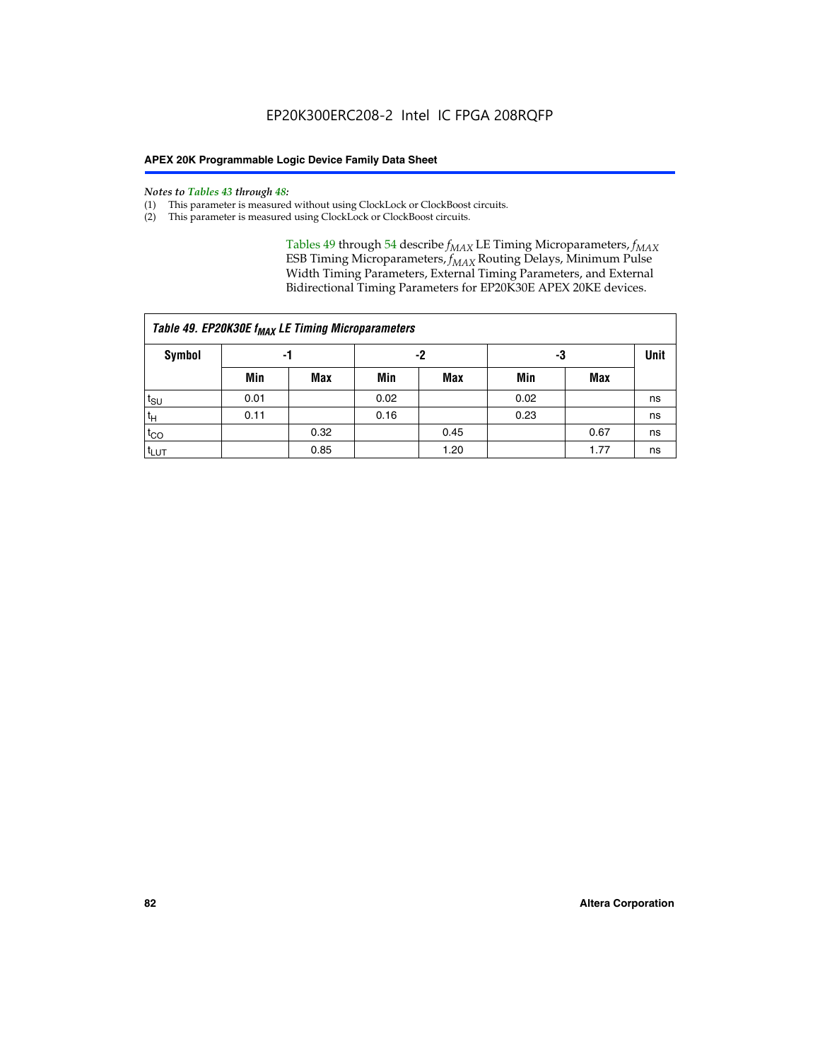*Notes to Tables 43 through 48:*

(1) This parameter is measured without using ClockLock or ClockBoost circuits.
(2) This parameter is measured using ClockLock or ClockBoost circuits.

Tables 49 through 54 describe $f_{MAX}$ LE Timing Microparameters, $f_{MAX}$ ESB Timing Microparameters, $f_{MAX}$ Routing Delays, Minimum Pulse Width Timing Parameters, External Timing Parameters, and External Bidirectional Timing Parameters for EP20K30E APEX 20KE devices.

| Table 49. EP20K30E $f_{MAX}$ LE Timing Microparameters | | | | | | | |
|---|---|---|---|---|---|---|---|
| Symbol | -1 | | -2 | | -3 | | Unit |
| | Min | Max | Min | Max | Min | Max | |
| $t_{SU}$ | 0.01 | | 0.02 | | 0.02 | | ns |
| $t_H$ | 0.11 | | 0.16 | | 0.23 | | ns |
| $t_{CO}$ | | 0.32 | | 0.45 | | 0.67 | ns |
| $t_{LUT}$ | | 0.85 | | 1.20 | | 1.77 | ns |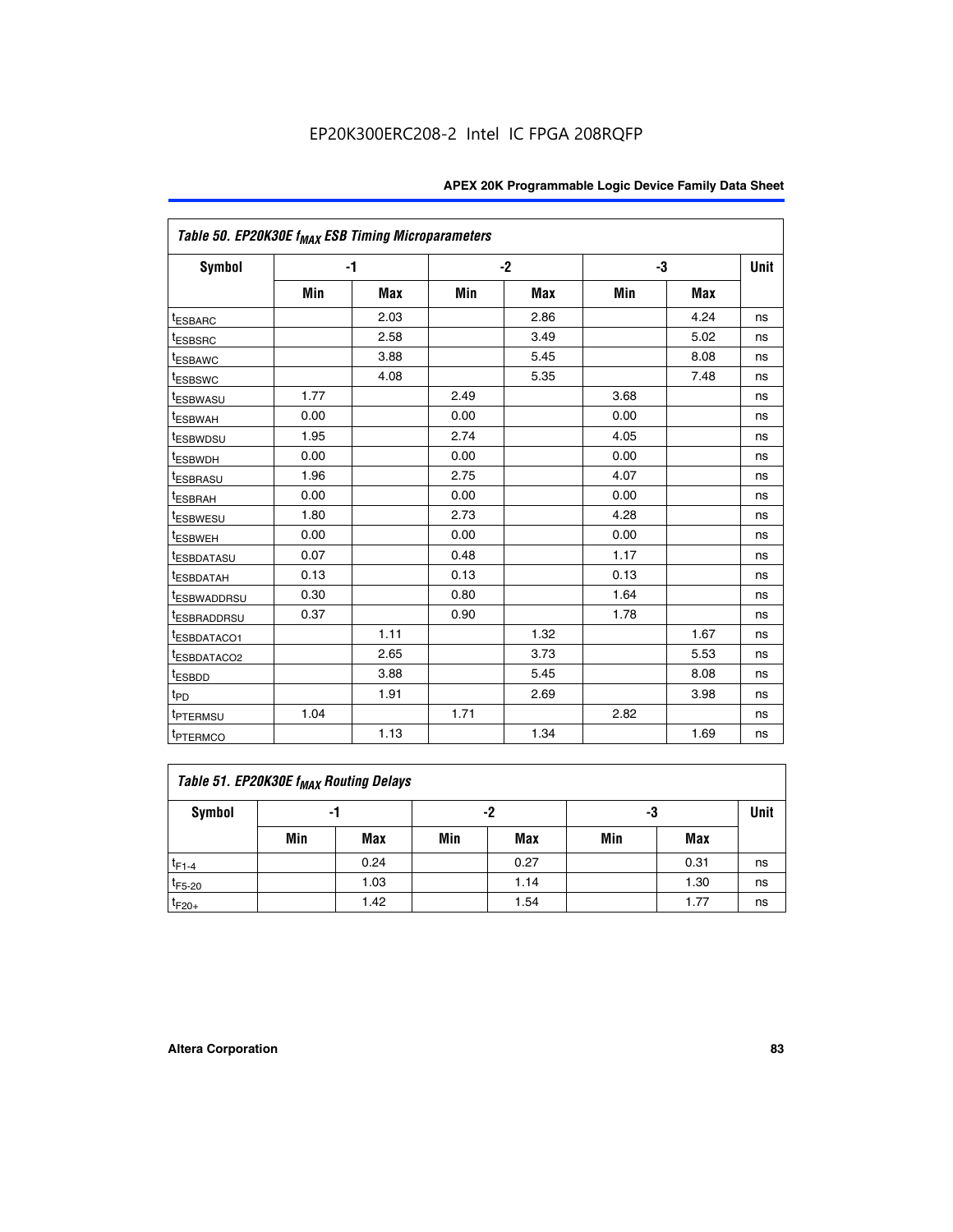| Table 50. EP20K30E $f_{MAX}$ ESB Timing Microparameters | | | | | | | |
|---|---|---|---|---|---|---|---|
| Symbol | -1 | | -2 | | -3 | | Unit |
| | Min | Max | Min | Max | Min | Max | |
| $t_{ESBARC}$ | | 2.03 | | 2.86 | | 4.24 | ns |
| $t_{ESBSRC}$ | | 2.58 | | 3.49 | | 5.02 | ns |
| $t_{ESBAWC}$ | | 3.88 | | 5.45 | | 8.08 | ns |
| $t_{ESBSWC}$ | | 4.08 | | 5.35 | | 7.48 | ns |
| $t_{ESBWASU}$ | 1.77 | | 2.49 | | 3.68 | | ns |
| $t_{ESBWAH}$ | 0.00 | | 0.00 | | 0.00 | | ns |
| $t_{ESBWDSU}$ | 1.95 | | 2.74 | | 4.05 | | ns |
| $t_{ESBWDH}$ | 0.00 | | 0.00 | | 0.00 | | ns |
| $t_{ESBRASU}$ | 1.96 | | 2.75 | | 4.07 | | ns |
| $t_{ESBRAH}$ | 0.00 | | 0.00 | | 0.00 | | ns |
| $t_{ESBWESU}$ | 1.80 | | 2.73 | | 4.28 | | ns |
| $t_{ESBWEH}$ | 0.00 | | 0.00 | | 0.00 | | ns |
| $t_{ESBDATASU}$ | 0.07 | | 0.48 | | 1.17 | | ns |
| $t_{ESBDATAH}$ | 0.13 | | 0.13 | | 0.13 | | ns |
| $t_{ESBWADDRSU}$ | 0.30 | | 0.80 | | 1.64 | | ns |
| $t_{ESBRADDRSU}$ | 0.37 | | 0.90 | | 1.78 | | ns |
| $t_{ESBDATACO1}$ | | 1.11 | | 1.32 | | 1.67 | ns |
| $t_{ESBDATACO2}$ | | 2.65 | | 3.73 | | 5.53 | ns |
| $t_{ESBDD}$ | | 3.88 | | 5.45 | | 8.08 | ns |
| $t_{PD}$ | | 1.91 | | 2.69 | | 3.98 | ns |
| $t_{PTERMSU}$ | 1.04 | | 1.71 | | 2.82 | | ns |
| $t_{PTERMCO}$ | | 1.13 | | 1.34 | | 1.69 | ns |

| Table 51. EP20K30E $f_{MAX}$ Routing Delays | | | | | | | |
|---|---|---|---|---|---|---|---|
| Symbol | -1 | | -2 | | -3 | | Unit |
| | Min | Max | Min | Max | Min | Max | |
| $t_{F1-4}$ | | 0.24 | | 0.27 | | 0.31 | ns |
| $t_{F5-20}$ | | 1.03 | | 1.14 | | 1.30 | ns |
| $t_{F20+}$ | | 1.42 | | 1.54 | | 1.77 | ns |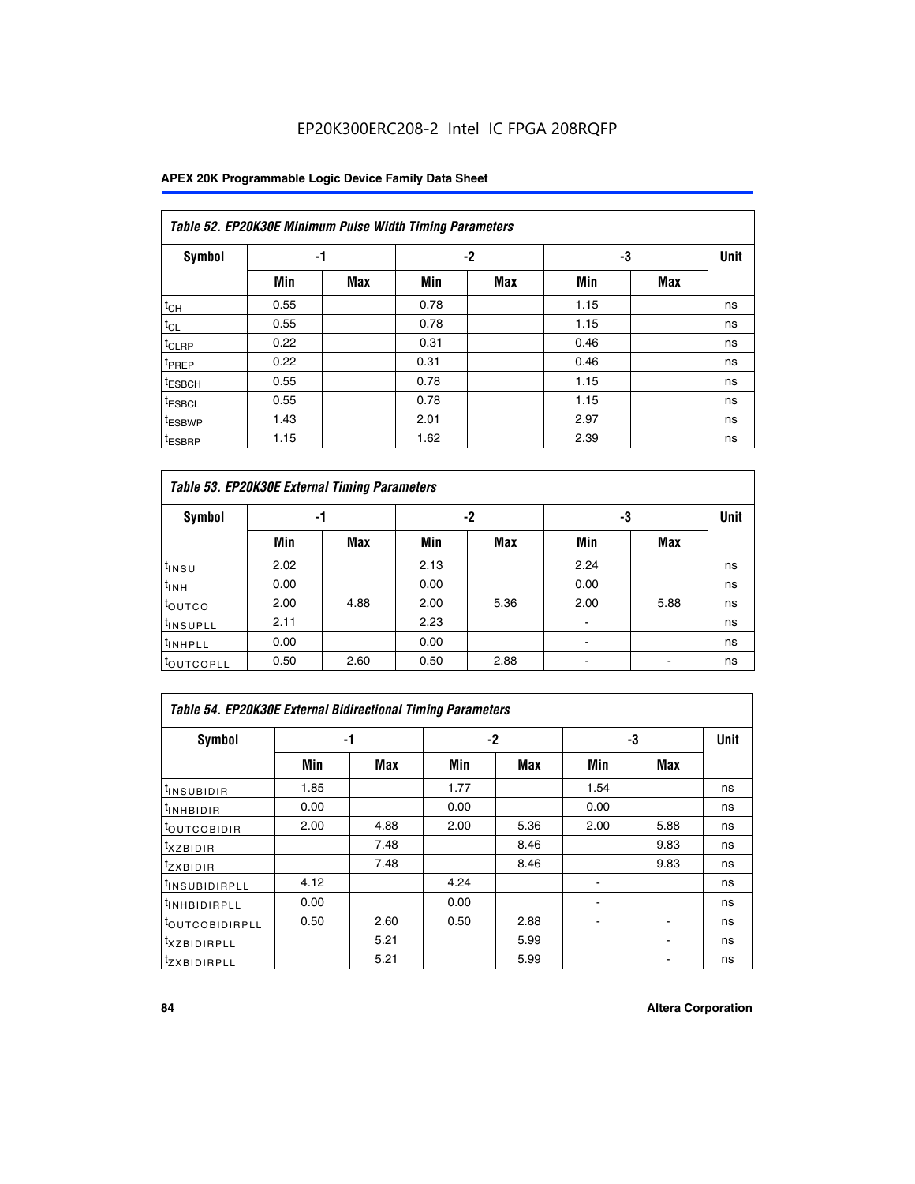| Table 52. EP20K30E Minimum Pulse Width Timing Parameters | | | | | | | |
|---|---|---|---|---|---|---|---|
| Symbol | -1 | | -2 | | -3 | | Unit |
| | Min | Max | Min | Max | Min | Max | |
| $t_{CH}$ | 0.55 | | 0.78 | | 1.15 | | ns |
| $t_{CL}$ | 0.55 | | 0.78 | | 1.15 | | ns |
| $t_{CLRP}$ | 0.22 | | 0.31 | | 0.46 | | ns |
| $t_{PREP}$ | 0.22 | | 0.31 | | 0.46 | | ns |
| $t_{ESBCH}$ | 0.55 | | 0.78 | | 1.15 | | ns |
| $t_{ESBCL}$ | 0.55 | | 0.78 | | 1.15 | | ns |
| $t_{ESBWP}$ | 1.43 | | 2.01 | | 2.97 | | ns |
| $t_{ESBRP}$ | 1.15 | | 1.62 | | 2.39 | | ns |

| Table 53. EP20K30E External Timing Parameters | | | | | | | |
|---|---|---|---|---|---|---|---|
| Symbol | -1 | | -2 | | -3 | | Unit |
| | Min | Max | Min | Max | Min | Max | |
| $t_{INSU}$ | 2.02 | | 2.13 | | 2.24 | | ns |
| $t_{INH}$ | 0.00 | | 0.00 | | 0.00 | | ns |
| $t_{OUTCO}$ | 2.00 | 4.88 | 2.00 | 5.36 | 2.00 | 5.88 | ns |
| $t_{INSUPLL}$ | 2.11 | | 2.23 | | - | | ns |
| $t_{INHPLL}$ | 0.00 | | 0.00 | | - | | ns |
| $t_{OUTCOPLL}$ | 0.50 | 2.60 | 0.50 | 2.88 | - | - | ns |

| Table 54. EP20K30E External Bidirectional Timing Parameters | | | | | | | |
|---|---|---|---|---|---|---|---|
| Symbol | -1 | | -2 | | -3 | | Unit |
| | Min | Max | Min | Max | Min | Max | |
| $t_{INSUBIDIR}$ | 1.85 | | 1.77 | | 1.54 | | ns |
| $t_{INHBIDIR}$ | 0.00 | | 0.00 | | 0.00 | | ns |
| $t_{OUTCOBIDIR}$ | 2.00 | 4.88 | 2.00 | 5.36 | 2.00 | 5.88 | ns |
| $t_{XZBIDIR}$ | | 7.48 | | 8.46 | | 9.83 | ns |
| $t_{ZXBIDIR}$ | | 7.48 | | 8.46 | | 9.83 | ns |
| $t_{INSUBIDIRPLL}$ | 4.12 | | 4.24 | | - | | ns |
| $t_{INHBIDIRPLL}$ | 0.00 | | 0.00 | | - | | ns |
| $t_{OUTCOBIDIRPLL}$ | 0.50 | 2.60 | 0.50 | 2.88 | - | - | ns |
| $t_{XZBIDIRPLL}$ | | 5.21 | | 5.99 | | - | ns |
| $t_{ZXBIDIRPLL}$ | | 5.21 | | 5.99 | | - | ns |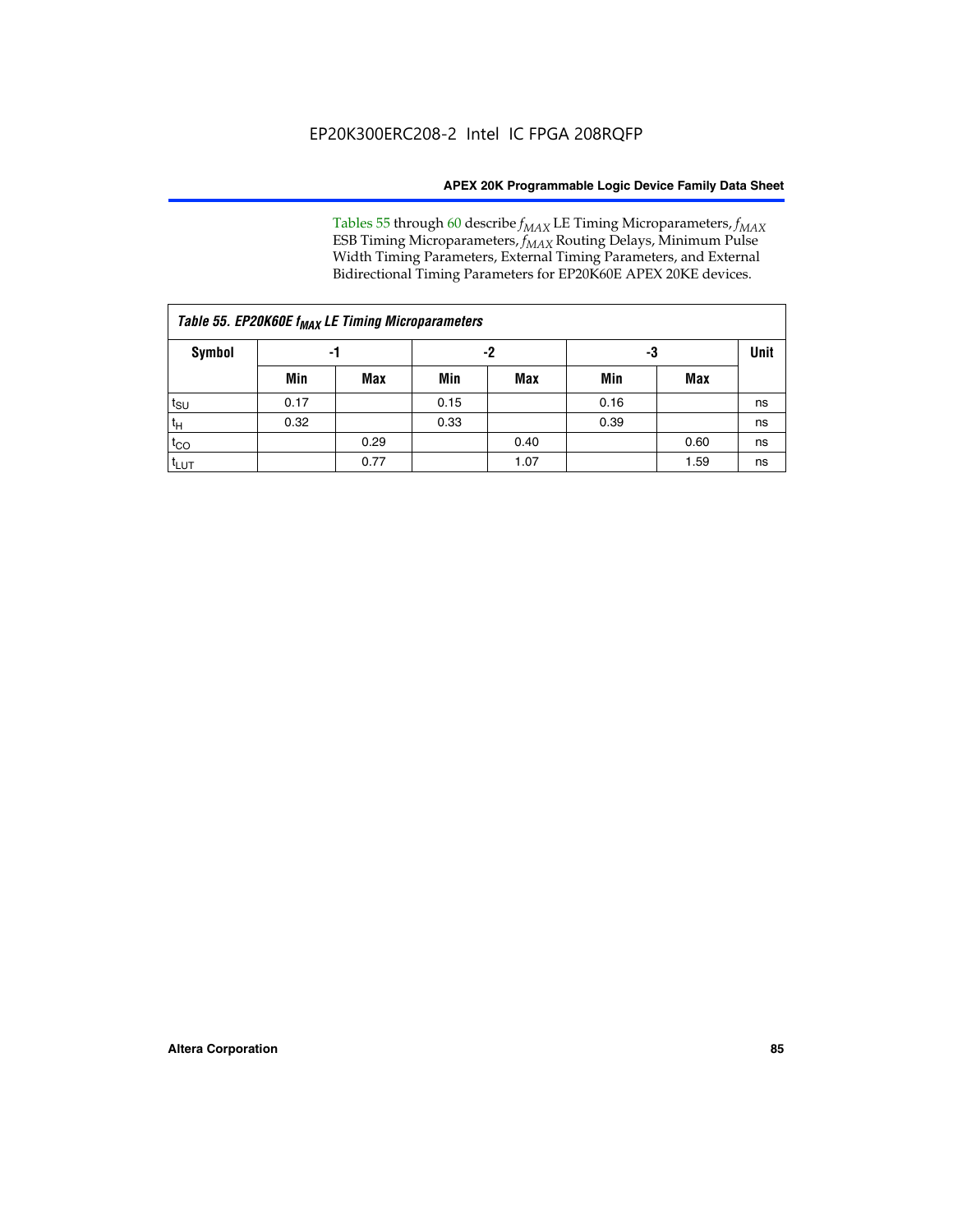Tables 55 through 60 describe $f_{MAX}$ LE Timing Microparameters, $f_{MAX}$ ESB Timing Microparameters, $f_{MAX}$ Routing Delays, Minimum Pulse Width Timing Parameters, External Timing Parameters, and External Bidirectional Timing Parameters for EP20K60E APEX 20KE devices.

*Table 55. EP20K60E $f_{MAX}$ LE Timing Microparameters*

| Symbol | -1 | | -2 | | -3 | | Unit |
|---|---|---|---|---|---|---|---|
| | Min | Max | Min | Max | Min | Max | |
| $t_{SU}$ | 0.17 | | 0.15 | | 0.16 | | ns |
| $t_{H}$ | 0.32 | | 0.33 | | 0.39 | | ns |
| $t_{CO}$ | | 0.29 | | 0.40 | | 0.60 | ns |
| $t_{LUT}$ | | 0.77 | | 1.07 | | 1.59 | ns |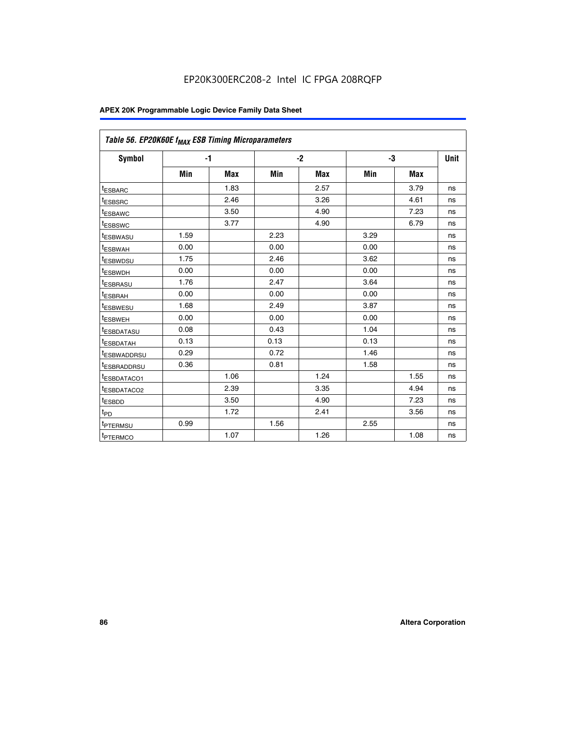**Table 56. EP20K60E $f_{MAX}$ ESB Timing Microparameters**

| Symbol | -1 | | -2 | | -3 | | Unit |
|---|---|---|---|---|---|---|---|
| | Min | Max | Min | Max | Min | Max | |
| $t_{ESBARC}$ | | 1.83 | | 2.57 | | 3.79 | ns |
| $t_{ESBSRC}$ | | 2.46 | | 3.26 | | 4.61 | ns |
| $t_{ESBAWC}$ | | 3.50 | | 4.90 | | 7.23 | ns |
| $t_{ESBSWC}$ | | 3.77 | | 4.90 | | 6.79 | ns |
| $t_{ESBWASU}$ | 1.59 | | 2.23 | | 3.29 | | ns |
| $t_{ESBWAH}$ | 0.00 | | 0.00 | | 0.00 | | ns |
| $t_{ESBWDSU}$ | 1.75 | | 2.46 | | 3.62 | | ns |
| $t_{ESBWDH}$ | 0.00 | | 0.00 | | 0.00 | | ns |
| $t_{ESBRASU}$ | 1.76 | | 2.47 | | 3.64 | | ns |
| $t_{ESBRAH}$ | 0.00 | | 0.00 | | 0.00 | | ns |
| $t_{ESBWESU}$ | 1.68 | | 2.49 | | 3.87 | | ns |
| $t_{ESBWEH}$ | 0.00 | | 0.00 | | 0.00 | | ns |
| $t_{ESBDATASU}$ | 0.08 | | 0.43 | | 1.04 | | ns |
| $t_{ESBDATAH}$ | 0.13 | | 0.13 | | 0.13 | | ns |
| $t_{ESBWADDRSU}$ | 0.29 | | 0.72 | | 1.46 | | ns |
| $t_{ESBRADDRSU}$ | 0.36 | | 0.81 | | 1.58 | | ns |
| $t_{ESBDATACO1}$ | | 1.06 | | 1.24 | | 1.55 | ns |
| $t_{ESBDATACO2}$ | | 2.39 | | 3.35 | | 4.94 | ns |
| $t_{ESBDD}$ | | 3.50 | | 4.90 | | 7.23 | ns |
| $t_{PD}$ | | 1.72 | | 2.41 | | 3.56 | ns |
| $t_{PTERMSU}$ | 0.99 | | 1.56 | | 2.55 | | ns |
| $t_{PTERMCO}$ | | 1.07 | | 1.26 | | 1.08 | ns |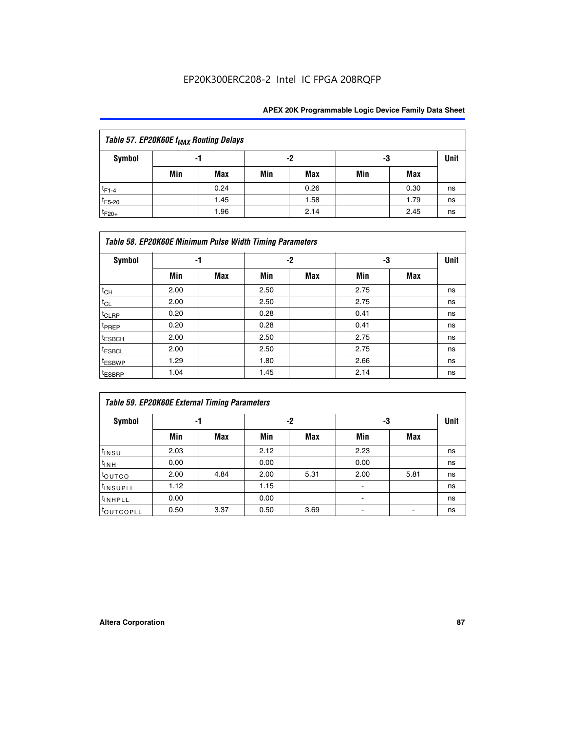| Table 57. EP20K60E $f_{MAX}$ Routing Delays | | | | | | | |
|---|---|---|---|---|---|---|---|
| Symbol | -1 | | -2 | | -3 | | Unit |
| | Min | Max | Min | Max | Min | Max | |
| $t_{F1-4}$ | | 0.24 | | 0.26 | | 0.30 | ns |
| $t_{F5-20}$ | | 1.45 | | 1.58 | | 1.79 | ns |
| $t_{F20+}$ | | 1.96 | | 2.14 | | 2.45 | ns |

| Table 58. EP20K60E Minimum Pulse Width Timing Parameters | | | | | | | |
|---|---|---|---|---|---|---|---|
| Symbol | -1 | | -2 | | -3 | | Unit |
| | Min | Max | Min | Max | Min | Max | |
| $t_{CH}$ | 2.00 | | 2.50 | | 2.75 | | ns |
| $t_{CL}$ | 2.00 | | 2.50 | | 2.75 | | ns |
| $t_{CLRP}$ | 0.20 | | 0.28 | | 0.41 | | ns |
| $t_{PREP}$ | 0.20 | | 0.28 | | 0.41 | | ns |
| $t_{ESBCH}$ | 2.00 | | 2.50 | | 2.75 | | ns |
| $t_{ESBCL}$ | 2.00 | | 2.50 | | 2.75 | | ns |
| $t_{ESBWP}$ | 1.29 | | 1.80 | | 2.66 | | ns |
| $t_{ESBRP}$ | 1.04 | | 1.45 | | 2.14 | | ns |

| Table 59. EP20K60E External Timing Parameters | | | | | | | |
|---|---|---|---|---|---|---|---|
| Symbol | -1 | | -2 | | -3 | | Unit |
| | Min | Max | Min | Max | Min | Max | |
| $t_{INSU}$ | 2.03 | | 2.12 | | 2.23 | | ns |
| $t_{INH}$ | 0.00 | | 0.00 | | 0.00 | | ns |
| $t_{OUTCO}$ | 2.00 | 4.84 | 2.00 | 5.31 | 2.00 | 5.81 | ns |
| $t_{INSUPLL}$ | 1.12 | | 1.15 | | - | | ns |
| $t_{INHPLL}$ | 0.00 | | 0.00 | | - | | ns |
| $t_{OUTCOPLL}$ | 0.50 | 3.37 | 0.50 | 3.69 | - | - | ns |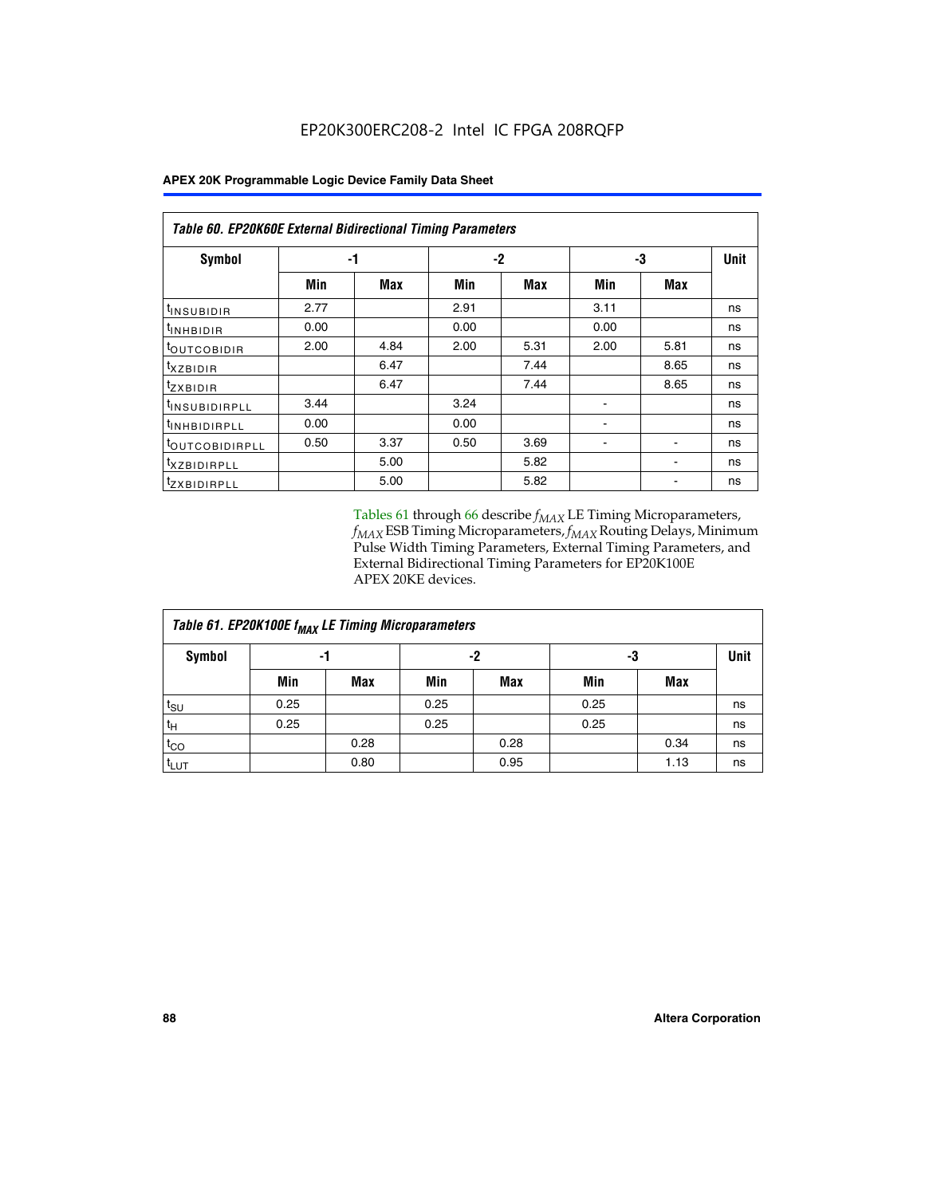EP20K300ERC208-2 Intel IC FPGA 208RQFP

| Table 60. EP20K60E External Bidirectional Timing Parameters | | | | | | | |
|---|---|---|---|---|---|---|---|
| Symbol | -1 | | -2 | | -3 | | Unit |
| | Min | Max | Min | Max | Min | Max | |
| $t_{INSUBIDIR}$ | 2.77 | | 2.91 | | 3.11 | | ns |
| $t_{INHBIDIR}$ | 0.00 | | 0.00 | | 0.00 | | ns |
| $t_{OUTCOBIDIR}$ | 2.00 | 4.84 | 2.00 | 5.31 | 2.00 | 5.81 | ns |
| $t_{XZBIDIR}$ | | 6.47 | | 7.44 | | 8.65 | ns |
| $t_{ZXBIDIR}$ | | 6.47 | | 7.44 | | 8.65 | ns |
| $t_{INSUBIDIRPLL}$ | 3.44 | | 3.24 | | - | | ns |
| $t_{INHBIDIRPLL}$ | 0.00 | | 0.00 | | - | | ns |
| $t_{OUTCOBIDIRPLL}$ | 0.50 | 3.37 | 0.50 | 3.69 | - | - | ns |
| $t_{XZBIDIRPLL}$ | | 5.00 | | 5.82 | | - | ns |
| $t_{ZXBIDIRPLL}$ | | 5.00 | | 5.82 | | - | ns |

Tables 61 through 66 describe $f_{MAX}$ LE Timing Microparameters, $f_{MAX}$ ESB Timing Microparameters, $f_{MAX}$ Routing Delays, Minimum Pulse Width Timing Parameters, External Timing Parameters, and External Bidirectional Timing Parameters for EP20K100E APEX 20KE devices.

| Table 61. EP20K100E $f_{MAX}$ LE Timing Microparameters | | | | | | | |
|---|---|---|---|---|---|---|---|
| Symbol | -1 | | -2 | | -3 | | Unit |
| | Min | Max | Min | Max | Min | Max | |
| $t_{SU}$ | 0.25 | | 0.25 | | 0.25 | | ns |
| $t_H$ | 0.25 | | 0.25 | | 0.25 | | ns |
| $t_{CO}$ | | 0.28 | | 0.28 | | 0.34 | ns |
| $t_{LUT}$ | | 0.80 | | 0.95 | | 1.13 | ns |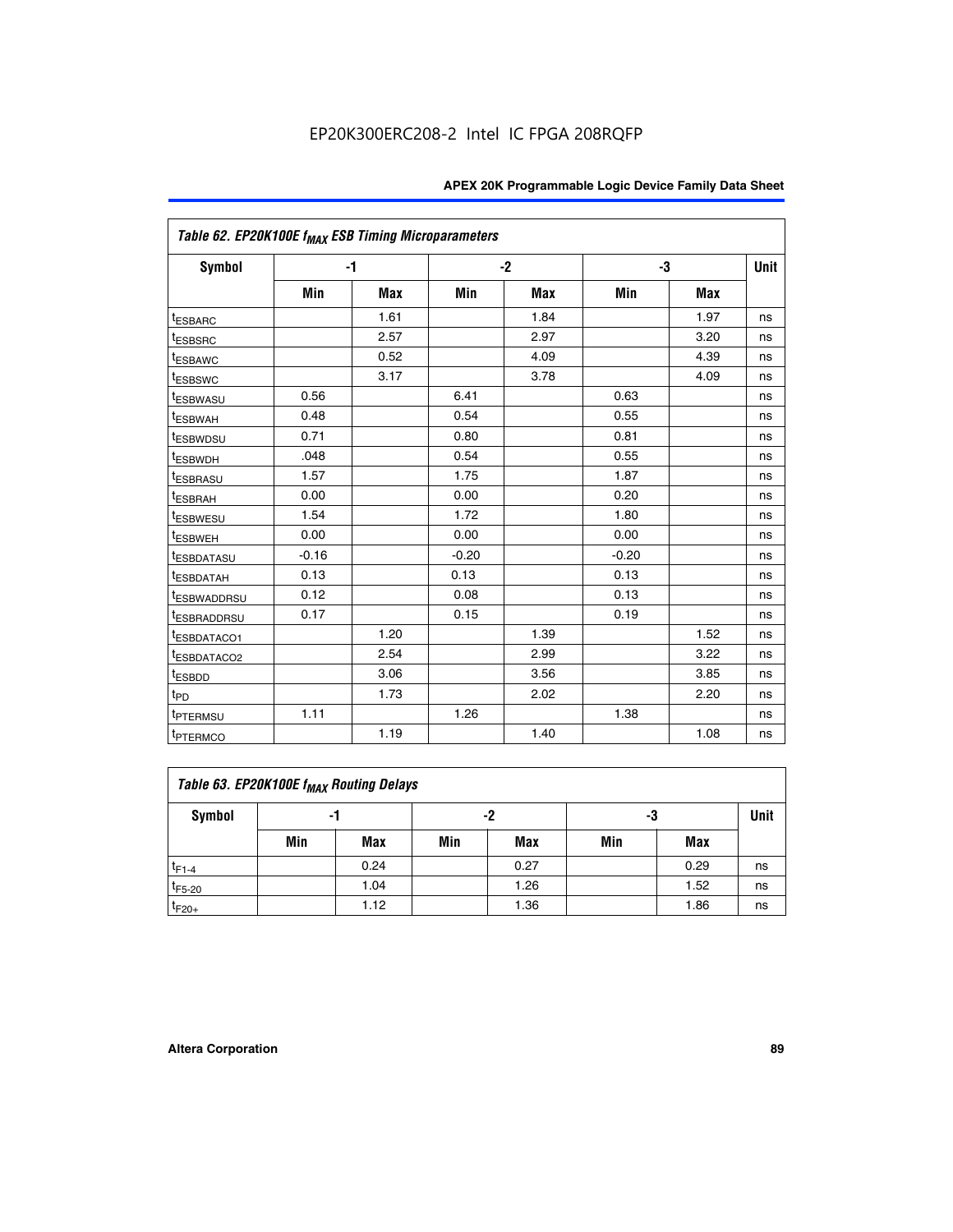Table 62. EP20K100E $f_{MAX}$ ESB Timing Microparameters

| Symbol | -1 | | -2 | | -3 | | Unit |
|---|---|---|---|---|---|---|---|
| | Min | Max | Min | Max | Min | Max | |
| $t_{ESBARC}$ | | 1.61 | | 1.84 | | 1.97 | ns |
| $t_{ESBSRC}$ | | 2.57 | | 2.97 | | 3.20 | ns |
| $t_{ESBAWC}$ | | 0.52 | | 4.09 | | 4.39 | ns |
| $t_{ESBSWC}$ | | 3.17 | | 3.78 | | 4.09 | ns |
| $t_{ESBWASU}$ | 0.56 | | 6.41 | | 0.63 | | ns |
| $t_{ESBWAH}$ | 0.48 | | 0.54 | | 0.55 | | ns |
| $t_{ESBWDSU}$ | 0.71 | | 0.80 | | 0.81 | | ns |
| $t_{ESBWDH}$ | .048 | | 0.54 | | 0.55 | | ns |
| $t_{ESBRASU}$ | 1.57 | | 1.75 | | 1.87 | | ns |
| $t_{ESBRAH}$ | 0.00 | | 0.00 | | 0.20 | | ns |
| $t_{ESBWESU}$ | 1.54 | | 1.72 | | 1.80 | | ns |
| $t_{ESBWEH}$ | 0.00 | | 0.00 | | 0.00 | | ns |
| $t_{ESBDATASU}$ | -0.16 | | -0.20 | | -0.20 | | ns |
| $t_{ESBDATAH}$ | 0.13 | | 0.13 | | 0.13 | | ns |
| $t_{ESBWADDRSU}$ | 0.12 | | 0.08 | | 0.13 | | ns |
| $t_{ESBRADDRSU}$ | 0.17 | | 0.15 | | 0.19 | | ns |
| $t_{ESBDATACO1}$ | | 1.20 | | 1.39 | | 1.52 | ns |
| $t_{ESBDATACO2}$ | | 2.54 | | 2.99 | | 3.22 | ns |
| $t_{ESBDD}$ | | 3.06 | | 3.56 | | 3.85 | ns |
| $t_{PD}$ | | 1.73 | | 2.02 | | 2.20 | ns |
| $t_{PTERMSU}$ | 1.11 | | 1.26 | | 1.38 | | ns |
| $t_{PTERMCO}$ | | 1.19 | | 1.40 | | 1.08 | ns |

Table 63. EP20K100E $f_{MAX}$ Routing Delays

| Symbol | -1 | | -2 | | -3 | | Unit |
|---|---|---|---|---|---|---|---|
| | Min | Max | Min | Max | Min | Max | |
| $t_{F1-4}$ | | 0.24 | | 0.27 | | 0.29 | ns |
| $t_{F5-20}$ | | 1.04 | | 1.26 | | 1.52 | ns |
| $t_{F20+}$ | | 1.12 | | 1.36 | | 1.86 | ns |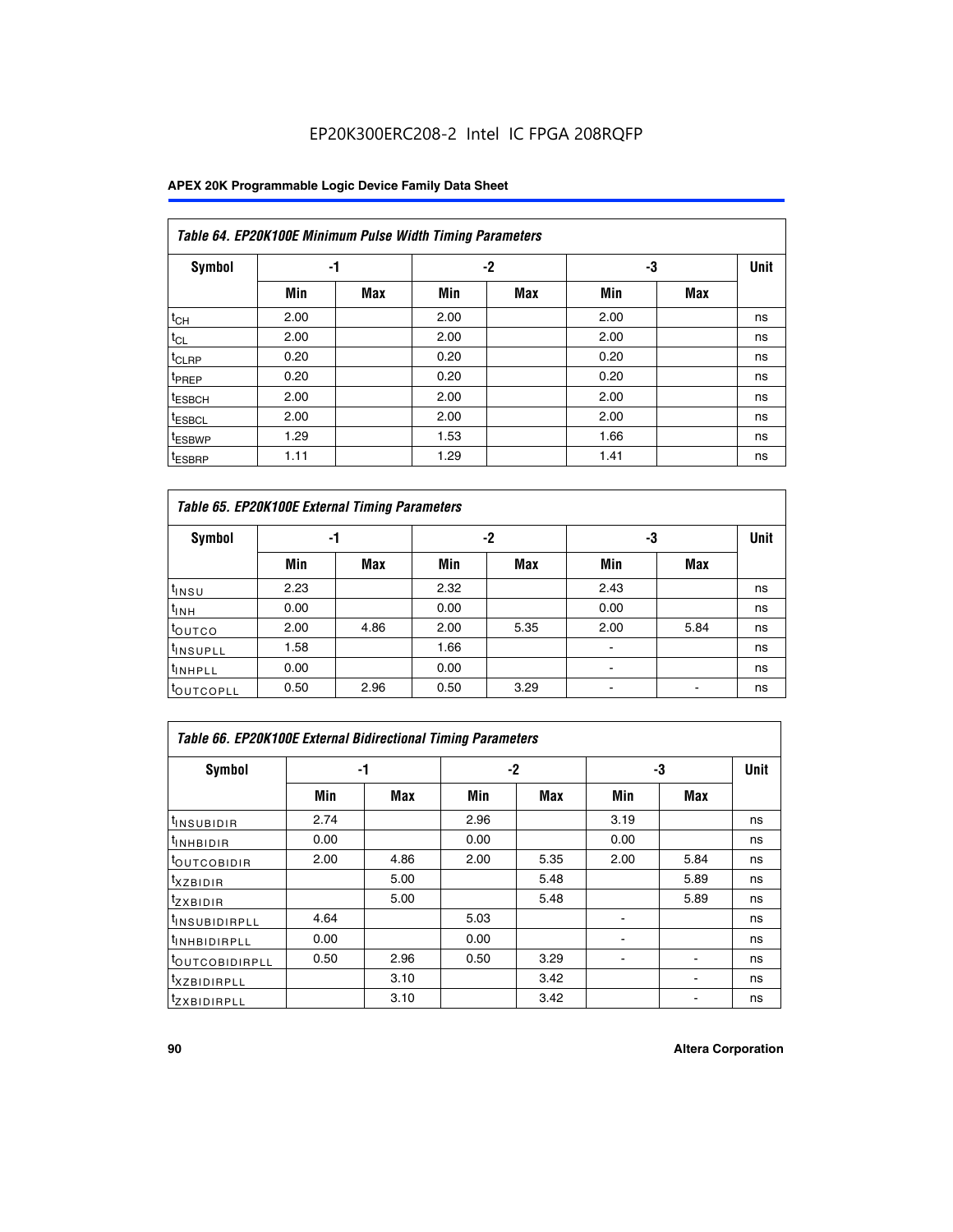EP20K300ERC208-2 Intel IC FPGA 208RQFP

**APEX 20K Programmable Logic Device Family Data Sheet**

| *Table 64. EP20K100E Minimum Pulse Width Timing Parameters* | | | | | | | |
|---|---|---|---|---|---|---|---|
| **Symbol** | **-1** | | **-2** | | **-3** | | **Unit** |
| | **Min** | **Max** | **Min** | **Max** | **Min** | **Max** | |
| $t_{CH}$ | 2.00 | | 2.00 | | 2.00 | | ns |
| $t_{CL}$ | 2.00 | | 2.00 | | 2.00 | | ns |
| $t_{CLRP}$ | 0.20 | | 0.20 | | 0.20 | | ns |
| $t_{PREP}$ | 0.20 | | 0.20 | | 0.20 | | ns |
| $t_{ESBCH}$ | 2.00 | | 2.00 | | 2.00 | | ns |
| $t_{ESBCL}$ | 2.00 | | 2.00 | | 2.00 | | ns |
| $t_{ESBWP}$ | 1.29 | | 1.53 | | 1.66 | | ns |
| $t_{ESBRP}$ | 1.11 | | 1.29 | | 1.41 | | ns |

| *Table 65. EP20K100E External Timing Parameters* | | | | | | | |
|---|---|---|---|---|---|---|---|
| **Symbol** | **-1** | | **-2** | | **-3** | | **Unit** |
| | **Min** | **Max** | **Min** | **Max** | **Min** | **Max** | |
| $t_{INSU}$ | 2.23 | | 2.32 | | 2.43 | | ns |
| $t_{INH}$ | 0.00 | | 0.00 | | 0.00 | | ns |
| $t_{OUTCO}$ | 2.00 | 4.86 | 2.00 | 5.35 | 2.00 | 5.84 | ns |
| $t_{INSUPLL}$ | 1.58 | | 1.66 | | - | | ns |
| $t_{INHPLL}$ | 0.00 | | 0.00 | | - | | ns |
| $t_{OUTCOPLL}$ | 0.50 | 2.96 | 0.50 | 3.29 | - | - | ns |

| *Table 66. EP20K100E External Bidirectional Timing Parameters* | | | | | | | |
|---|---|---|---|---|---|---|---|
| **Symbol** | **-1** | | **-2** | | **-3** | | **Unit** |
| | **Min** | **Max** | **Min** | **Max** | **Min** | **Max** | |
| $t_{INSUBIDIR}$ | 2.74 | | 2.96 | | 3.19 | | ns |
| $t_{INHBIDIR}$ | 0.00 | | 0.00 | | 0.00 | | ns |
| $t_{OUTCOBIDIR}$ | 2.00 | 4.86 | 2.00 | 5.35 | 2.00 | 5.84 | ns |
| $t_{XZBIDIR}$ | | 5.00 | | 5.48 | | 5.89 | ns |
| $t_{ZXBIDIR}$ | | 5.00 | | 5.48 | | 5.89 | ns |
| $t_{INSUBIDIRPLL}$ | 4.64 | | 5.03 | | - | | ns |
| $t_{INHBIDIRPLL}$ | 0.00 | | 0.00 | | - | | ns |
| $t_{OUTCOBIDIRPLL}$ | 0.50 | 2.96 | 0.50 | 3.29 | - | - | ns |
| $t_{XZBIDIRPLL}$ | | 3.10 | | 3.42 | | - | ns |
| $t_{ZXBIDIRPLL}$ | | 3.10 | | 3.42 | | - | ns |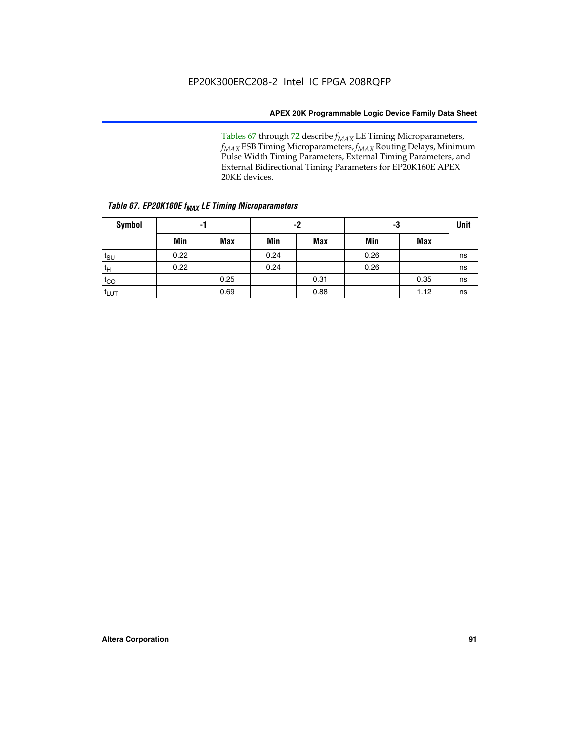Tables 67 through 72 describe $f_{MAX}$ LE Timing Microparameters, $f_{MAX}$ ESB Timing Microparameters, $f_{MAX}$ Routing Delays, Minimum Pulse Width Timing Parameters, External Timing Parameters, and External Bidirectional Timing Parameters for EP20K160E APEX 20KE devices.

*Table 67. EP20K160E $f_{MAX}$ LE Timing Microparameters*

| Symbol | -1 | | -2 | | -3 | | Unit |
|---|---|---|---|---|---|---|---|
| | Min | Max | Min | Max | Min | Max | |
| $t_{SU}$ | 0.22 | | 0.24 | | 0.26 | | ns |
| $t_H$ | 0.22 | | 0.24 | | 0.26 | | ns |
| $t_{CO}$ | | 0.25 | | 0.31 | | 0.35 | ns |
| $t_{LUT}$ | | 0.69 | | 0.88 | | 1.12 | ns |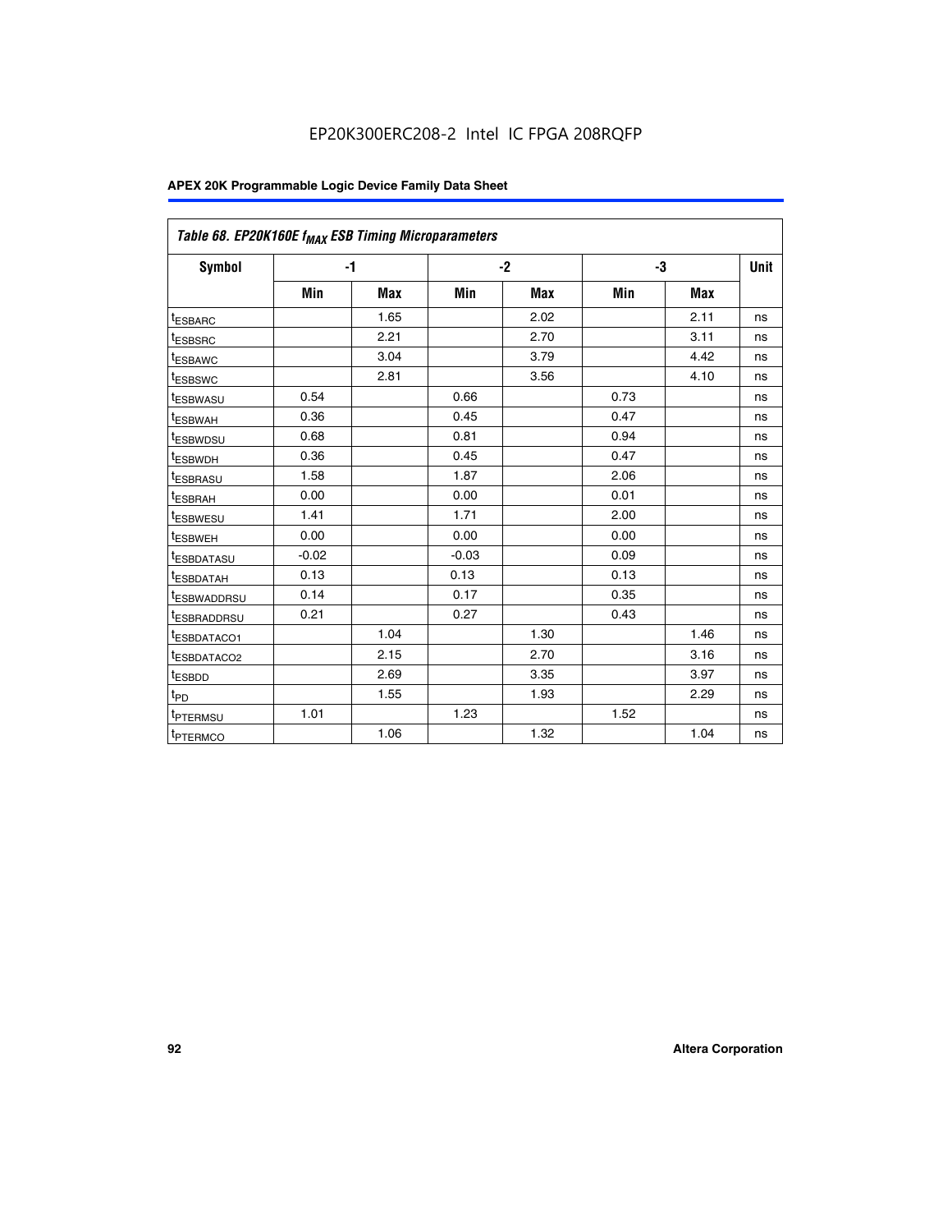EP20K300ERC208-2 Intel IC FPGA 208RQFP

| Table 68. EP20K160E $f_{MAX}$ ESB Timing Microparameters | | | | | | | |
|---|---|---|---|---|---|---|---|
| Symbol | -1 | | -2 | | -3 | | Unit |
| | Min | Max | Min | Max | Min | Max | |
| $t_{ESBARC}$ | | 1.65 | | 2.02 | | 2.11 | ns |
| $t_{ESBSRC}$ | | 2.21 | | 2.70 | | 3.11 | ns |
| $t_{ESBAWC}$ | | 3.04 | | 3.79 | | 4.42 | ns |
| $t_{ESBSWC}$ | | 2.81 | | 3.56 | | 4.10 | ns |
| $t_{ESBWASU}$ | 0.54 | | 0.66 | | 0.73 | | ns |
| $t_{ESBWAH}$ | 0.36 | | 0.45 | | 0.47 | | ns |
| $t_{ESBWDSU}$ | 0.68 | | 0.81 | | 0.94 | | ns |
| $t_{ESBWDH}$ | 0.36 | | 0.45 | | 0.47 | | ns |
| $t_{ESBRASU}$ | 1.58 | | 1.87 | | 2.06 | | ns |
| $t_{ESBRAH}$ | 0.00 | | 0.00 | | 0.01 | | ns |
| $t_{ESBWESU}$ | 1.41 | | 1.71 | | 2.00 | | ns |
| $t_{ESBWEH}$ | 0.00 | | 0.00 | | 0.00 | | ns |
| $t_{ESBDATASU}$ | -0.02 | | -0.03 | | 0.09 | | ns |
| $t_{ESBDATAH}$ | 0.13 | | 0.13 | | 0.13 | | ns |
| $t_{ESBWADDRSU}$ | 0.14 | | 0.17 | | 0.35 | | ns |
| $t_{ESBRADDRSU}$ | 0.21 | | 0.27 | | 0.43 | | ns |
| $t_{ESBDATACO1}$ | | 1.04 | | 1.30 | | 1.46 | ns |
| $t_{ESBDATACO2}$ | | 2.15 | | 2.70 | | 3.16 | ns |
| $t_{ESBDD}$ | | 2.69 | | 3.35 | | 3.97 | ns |
| $t_{PD}$ | | 1.55 | | 1.93 | | 2.29 | ns |
| $t_{PTERMSU}$ | 1.01 | | 1.23 | | 1.52 | | ns |
| $t_{PTERMCO}$ | | 1.06 | | 1.32 | | 1.04 | ns |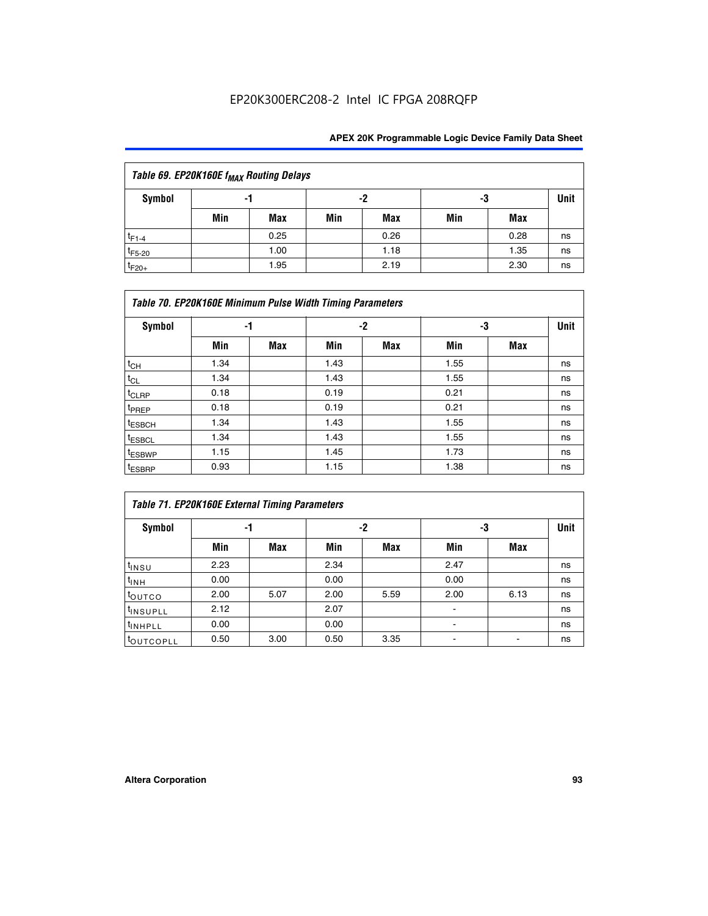| Table 69. EP20K160E $f_{MAX}$ Routing Delays | | | | | | | |
|---|---|---|---|---|---|---|---|
| Symbol | -1 | | -2 | | -3 | | Unit |
| | Min | Max | Min | Max | Min | Max | |
| $t_{F1-4}$ | | 0.25 | | 0.26 | | 0.28 | ns |
| $t_{F5-20}$ | | 1.00 | | 1.18 | | 1.35 | ns |
| $t_{F20+}$ | | 1.95 | | 2.19 | | 2.30 | ns |

| Table 70. EP20K160E Minimum Pulse Width Timing Parameters | | | | | | | |
|---|---|---|---|---|---|---|---|
| Symbol | -1 | | -2 | | -3 | | Unit |
| | Min | Max | Min | Max | Min | Max | |
| $t_{CH}$ | 1.34 | | 1.43 | | 1.55 | | ns |
| $t_{CL}$ | 1.34 | | 1.43 | | 1.55 | | ns |
| $t_{CLRP}$ | 0.18 | | 0.19 | | 0.21 | | ns |
| $t_{PREP}$ | 0.18 | | 0.19 | | 0.21 | | ns |
| $t_{ESBCH}$ | 1.34 | | 1.43 | | 1.55 | | ns |
| $t_{ESBCL}$ | 1.34 | | 1.43 | | 1.55 | | ns |
| $t_{ESBWP}$ | 1.15 | | 1.45 | | 1.73 | | ns |
| $t_{ESBRP}$ | 0.93 | | 1.15 | | 1.38 | | ns |

| Table 71. EP20K160E External Timing Parameters | | | | | | | |
|---|---|---|---|---|---|---|---|
| Symbol | -1 | | -2 | | -3 | | Unit |
| | Min | Max | Min | Max | Min | Max | |
| $t_{INSU}$ | 2.23 | | 2.34 | | 2.47 | | ns |
| $t_{INH}$ | 0.00 | | 0.00 | | 0.00 | | ns |
| $t_{OUTCO}$ | 2.00 | 5.07 | 2.00 | 5.59 | 2.00 | 6.13 | ns |
| $t_{INSUPLL}$ | 2.12 | | 2.07 | | - | | ns |
| $t_{INHPLL}$ | 0.00 | | 0.00 | | - | | ns |
| $t_{OUTCOPLL}$ | 0.50 | 3.00 | 0.50 | 3.35 | - | - | ns |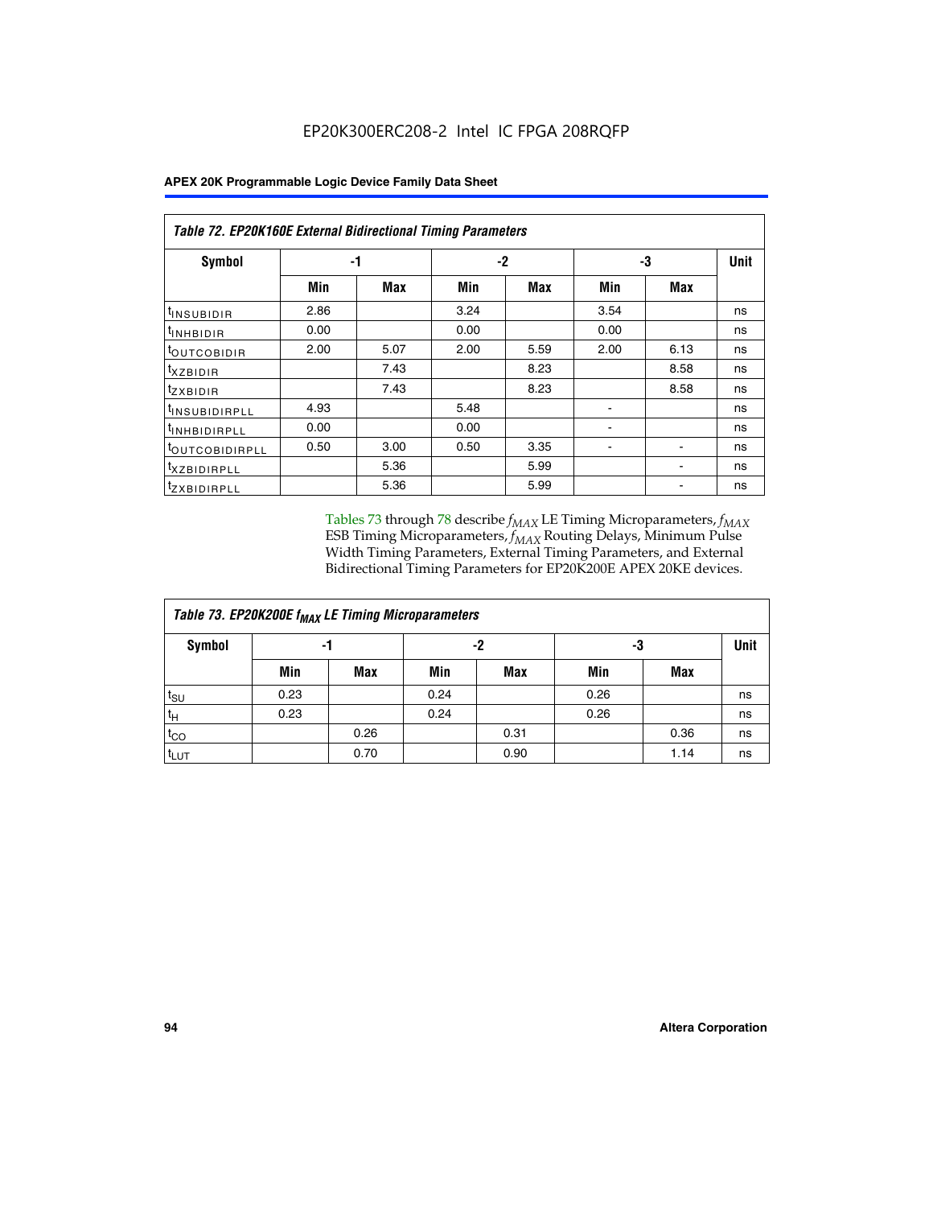EP20K300ERC208-2 Intel IC FPGA 208RQFP

| Table 72. EP20K160E External Bidirectional Timing Parameters | | | | | | | |
|---|---|---|---|---|---|---|---|
| Symbol | -1 | | -2 | | -3 | | Unit |
| | Min | Max | Min | Max | Min | Max | |
| $t_{INSUBIDIR}$ | 2.86 | | 3.24 | | 3.54 | | ns |
| $t_{INHBIDIR}$ | 0.00 | | 0.00 | | 0.00 | | ns |
| $t_{OUTCOBIDIR}$ | 2.00 | 5.07 | 2.00 | 5.59 | 2.00 | 6.13 | ns |
| $t_{XZBIDIR}$ | | 7.43 | | 8.23 | | 8.58 | ns |
| $t_{ZXBIDIR}$ | | 7.43 | | 8.23 | | 8.58 | ns |
| $t_{INSUBIDIRPLL}$ | 4.93 | | 5.48 | | - | | ns |
| $t_{INHBIDIRPLL}$ | 0.00 | | 0.00 | | - | | ns |
| $t_{OUTCOBIDIRPLL}$ | 0.50 | 3.00 | 0.50 | 3.35 | - | - | ns |
| $t_{XZBIDIRPLL}$ | | 5.36 | | 5.99 | | - | ns |
| $t_{ZXBIDIRPLL}$ | | 5.36 | | 5.99 | | - | ns |

Tables 73 through 78 describe $f_{MAX}$ LE Timing Microparameters, $f_{MAX}$ ESB Timing Microparameters, $f_{MAX}$ Routing Delays, Minimum Pulse Width Timing Parameters, External Timing Parameters, and External Bidirectional Timing Parameters for EP20K200E APEX 20KE devices.

| Table 73. EP20K200E $f_{MAX}$ LE Timing Microparameters | | | | | | | |
|---|---|---|---|---|---|---|---|
| Symbol | -1 | | -2 | | -3 | | Unit |
| | Min | Max | Min | Max | Min | Max | |
| $t_{SU}$ | 0.23 | | 0.24 | | 0.26 | | ns |
| $t_H$ | 0.23 | | 0.24 | | 0.26 | | ns |
| $t_{CO}$ | | 0.26 | | 0.31 | | 0.36 | ns |
| $t_{LUT}$ | | 0.70 | | 0.90 | | 1.14 | ns |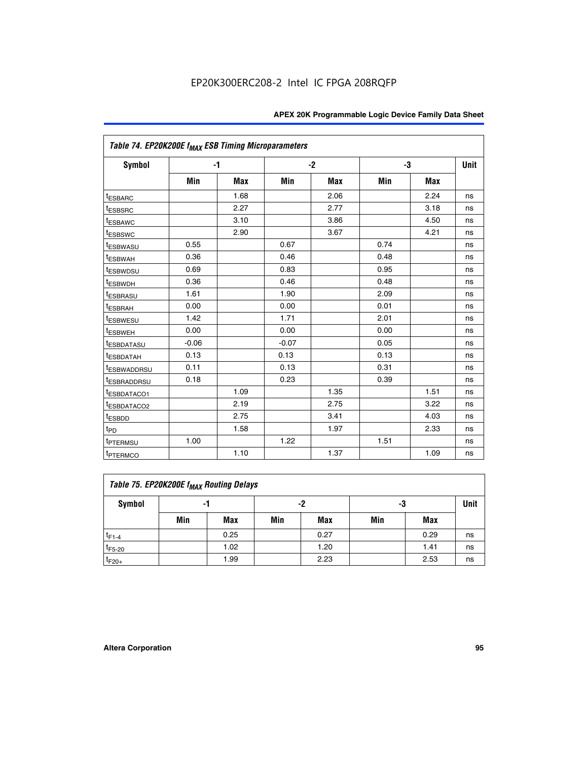EP20K300ERC208-2 Intel IC FPGA 208RQFP

| Table 74. EP20K200E $f_{MAX}$ ESB Timing Microparameters | | | | | | | |
|---|---|---|---|---|---|---|---|
| Symbol | -1 | | -2 | | -3 | | Unit |
| | Min | Max | Min | Max | Min | Max | |
| $t_{ESBARC}$ | | 1.68 | | 2.06 | | 2.24 | ns |
| $t_{ESBSRC}$ | | 2.27 | | 2.77 | | 3.18 | ns |
| $t_{ESBAWC}$ | | 3.10 | | 3.86 | | 4.50 | ns |
| $t_{ESBSWC}$ | | 2.90 | | 3.67 | | 4.21 | ns |
| $t_{ESBWASU}$ | 0.55 | | 0.67 | | 0.74 | | ns |
| $t_{ESBWAH}$ | 0.36 | | 0.46 | | 0.48 | | ns |
| $t_{ESBWDSU}$ | 0.69 | | 0.83 | | 0.95 | | ns |
| $t_{ESBWDH}$ | 0.36 | | 0.46 | | 0.48 | | ns |
| $t_{ESBRASU}$ | 1.61 | | 1.90 | | 2.09 | | ns |
| $t_{ESBRAH}$ | 0.00 | | 0.00 | | 0.01 | | ns |
| $t_{ESBWESU}$ | 1.42 | | 1.71 | | 2.01 | | ns |
| $t_{ESBWEH}$ | 0.00 | | 0.00 | | 0.00 | | ns |
| $t_{ESBDATASU}$ | -0.06 | | -0.07 | | 0.05 | | ns |
| $t_{ESBDATAH}$ | 0.13 | | 0.13 | | 0.13 | | ns |
| $t_{ESBWADDRSU}$ | 0.11 | | 0.13 | | 0.31 | | ns |
| $t_{ESBRADDRSU}$ | 0.18 | | 0.23 | | 0.39 | | ns |
| $t_{ESBDATACO1}$ | | 1.09 | | 1.35 | | 1.51 | ns |
| $t_{ESBDATACO2}$ | | 2.19 | | 2.75 | | 3.22 | ns |
| $t_{ESBDD}$ | | 2.75 | | 3.41 | | 4.03 | ns |
| $t_{PD}$ | | 1.58 | | 1.97 | | 2.33 | ns |
| $t_{PTERMSU}$ | 1.00 | | 1.22 | | 1.51 | | ns |
| $t_{PTERMCO}$ | | 1.10 | | 1.37 | | 1.09 | ns |

| Table 75. EP20K200E $f_{MAX}$ Routing Delays | | | | | | | |
|---|---|---|---|---|---|---|---|
| Symbol | -1 | | -2 | | -3 | | Unit |
| | Min | Max | Min | Max | Min | Max | |
| $t_{F1-4}$ | | 0.25 | | 0.27 | | 0.29 | ns |
| $t_{F5-20}$ | | 1.02 | | 1.20 | | 1.41 | ns |
| $t_{F20+}$ | | 1.99 | | 2.23 | | 2.53 | ns |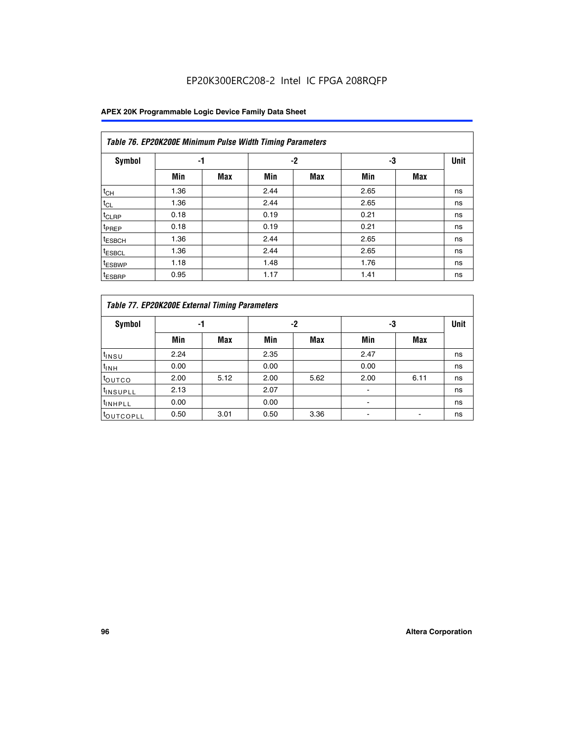EP20K300ERC208-2 Intel IC FPGA 208RQFP

| Table 76. EP20K200E Minimum Pulse Width Timing Parameters | | | | | | | |
|---|---|---|---|---|---|---|---|
| Symbol | -1 | | -2 | | -3 | | Unit |
| | Min | Max | Min | Max | Min | Max | |
| $t_{CH}$ | 1.36 | | 2.44 | | 2.65 | | ns |
| $t_{CL}$ | 1.36 | | 2.44 | | 2.65 | | ns |
| $t_{CLRP}$ | 0.18 | | 0.19 | | 0.21 | | ns |
| $t_{PREP}$ | 0.18 | | 0.19 | | 0.21 | | ns |
| $t_{ESBCH}$ | 1.36 | | 2.44 | | 2.65 | | ns |
| $t_{ESBCL}$ | 1.36 | | 2.44 | | 2.65 | | ns |
| $t_{ESBWP}$ | 1.18 | | 1.48 | | 1.76 | | ns |
| $t_{ESBRP}$ | 0.95 | | 1.17 | | 1.41 | | ns |

| Table 77. EP20K200E External Timing Parameters | | | | | | | |
|---|---|---|---|---|---|---|---|
| Symbol | -1 | | -2 | | -3 | | Unit |
| | Min | Max | Min | Max | Min | Max | |
| $t_{INSU}$ | 2.24 | | 2.35 | | 2.47 | | ns |
| $t_{INH}$ | 0.00 | | 0.00 | | 0.00 | | ns |
| $t_{OUTCO}$ | 2.00 | 5.12 | 2.00 | 5.62 | 2.00 | 6.11 | ns |
| $t_{INSUPLL}$ | 2.13 | | 2.07 | | - | | ns |
| $t_{INHPLL}$ | 0.00 | | 0.00 | | - | | ns |
| $t_{OUTCOPLL}$ | 0.50 | 3.01 | 0.50 | 3.36 | - | - | ns |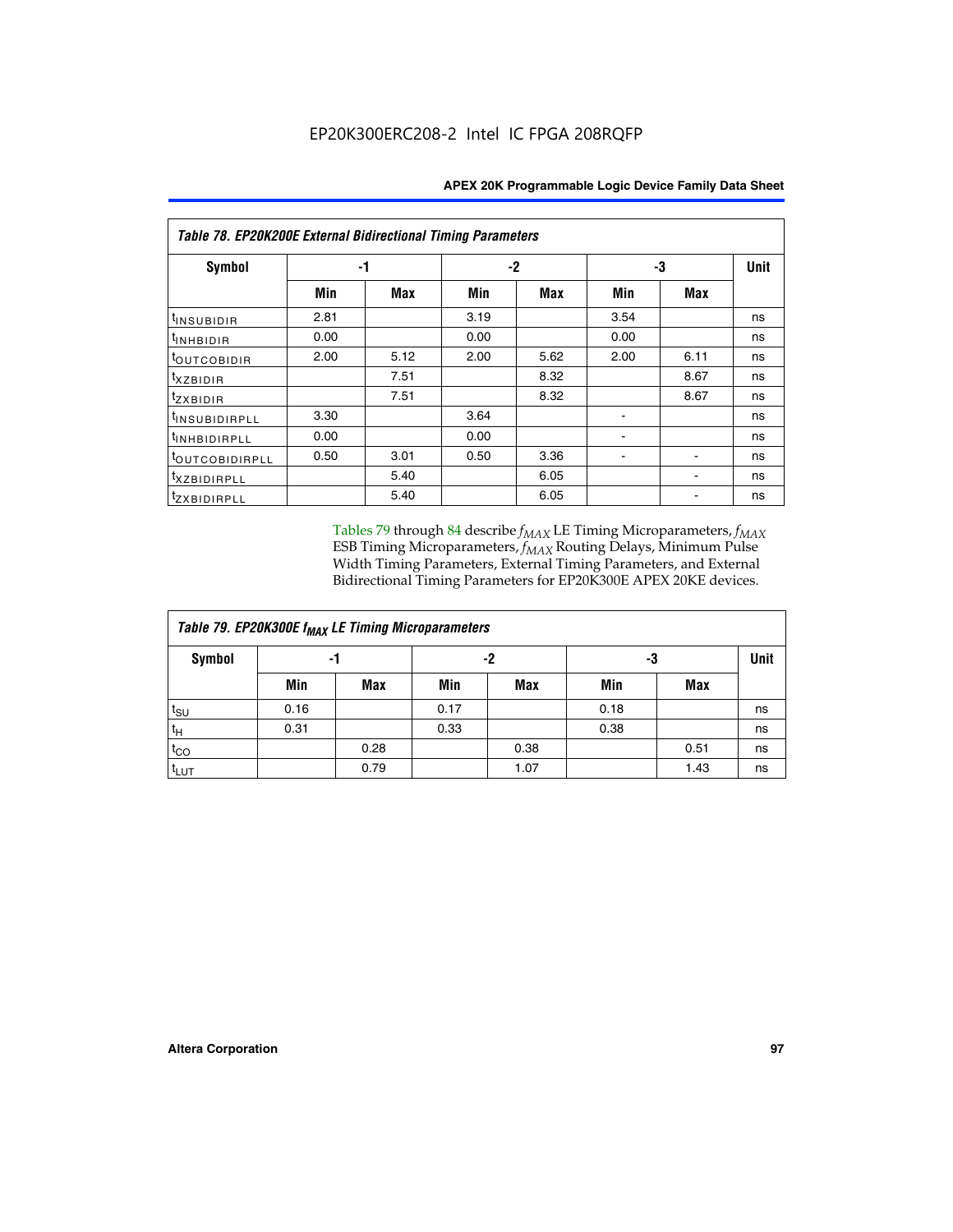**Table 78. EP20K200E External Bidirectional Timing Parameters**

| Symbol | -1 | | -2 | | -3 | | Unit |
|---|---|---|---|---|---|---|---|
| | Min | Max | Min | Max | Min | Max | |
| $t_{INSUBIDIR}$ | 2.81 | | 3.19 | | 3.54 | | ns |
| $t_{INHBIDIR}$ | 0.00 | | 0.00 | | 0.00 | | ns |
| $t_{OUTCOBIDIR}$ | 2.00 | 5.12 | 2.00 | 5.62 | 2.00 | 6.11 | ns |
| $t_{XZBIDIR}$ | | 7.51 | | 8.32 | | 8.67 | ns |
| $t_{ZXBIDIR}$ | | 7.51 | | 8.32 | | 8.67 | ns |
| $t_{INSUBIDIRPLL}$ | 3.30 | | 3.64 | | - | | ns |
| $t_{INHBIDIRPLL}$ | 0.00 | | 0.00 | | - | | ns |
| $t_{OUTCOBIDIRPLL}$ | 0.50 | 3.01 | 0.50 | 3.36 | - | - | ns |
| $t_{XZBIDIRPLL}$ | | 5.40 | | 6.05 | | - | ns |
| $t_{ZXBIDIRPLL}$ | | 5.40 | | 6.05 | | - | ns |

Tables 79 through 84 describe $f_{MAX}$ LE Timing Microparameters, $f_{MAX}$ ESB Timing Microparameters, $f_{MAX}$ Routing Delays, Minimum Pulse Width Timing Parameters, External Timing Parameters, and External Bidirectional Timing Parameters for EP20K300E APEX 20KE devices.

**Table 79. EP20K300E $f_{MAX}$ LE Timing Microparameters**

| Symbol | -1 | | -2 | | -3 | | Unit |
|---|---|---|---|---|---|---|---|
| | Min | Max | Min | Max | Min | Max | |
| $t_{SU}$ | 0.16 | | 0.17 | | 0.18 | | ns |
| $t_{H}$ | 0.31 | | 0.33 | | 0.38 | | ns |
| $t_{CO}$ | | 0.28 | | 0.38 | | 0.51 | ns |
| $t_{LUT}$ | | 0.79 | | 1.07 | | 1.43 | ns |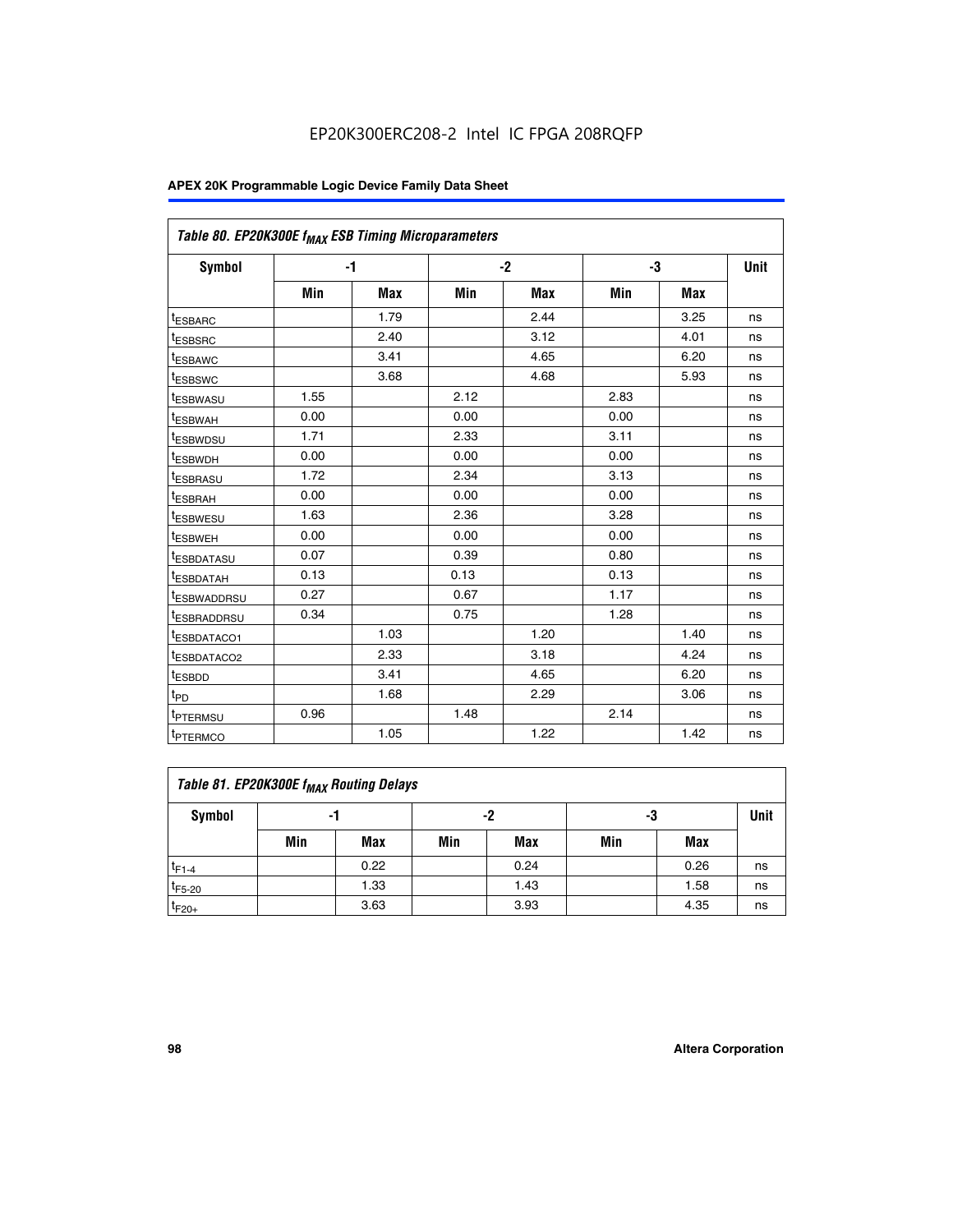EP20K300ERC208-2 Intel IC FPGA 208RQFP

| Table 80. EP20K300E $f_{MAX}$ ESB Timing Microparameters | | | | | | | |
|---|---|---|---|---|---|---|---|
| Symbol | -1 | | -2 | | -3 | | Unit |
| | Min | Max | Min | Max | Min | Max | |
| $t_{ESBARC}$ | | 1.79 | | 2.44 | | 3.25 | ns |
| $t_{ESBSRC}$ | | 2.40 | | 3.12 | | 4.01 | ns |
| $t_{ESBAWC}$ | | 3.41 | | 4.65 | | 6.20 | ns |
| $t_{ESBSWC}$ | | 3.68 | | 4.68 | | 5.93 | ns |
| $t_{ESBWASU}$ | 1.55 | | 2.12 | | 2.83 | | ns |
| $t_{ESBWAH}$ | 0.00 | | 0.00 | | 0.00 | | ns |
| $t_{ESBWDSU}$ | 1.71 | | 2.33 | | 3.11 | | ns |
| $t_{ESBWDH}$ | 0.00 | | 0.00 | | 0.00 | | ns |
| $t_{ESBRASU}$ | 1.72 | | 2.34 | | 3.13 | | ns |
| $t_{ESBRAH}$ | 0.00 | | 0.00 | | 0.00 | | ns |
| $t_{ESBWESU}$ | 1.63 | | 2.36 | | 3.28 | | ns |
| $t_{ESBWEH}$ | 0.00 | | 0.00 | | 0.00 | | ns |
| $t_{ESBDATASU}$ | 0.07 | | 0.39 | | 0.80 | | ns |
| $t_{ESBDATAH}$ | 0.13 | | 0.13 | | 0.13 | | ns |
| $t_{ESBWADDRSU}$ | 0.27 | | 0.67 | | 1.17 | | ns |
| $t_{ESBRADDRSU}$ | 0.34 | | 0.75 | | 1.28 | | ns |
| $t_{ESBDATACO1}$ | | 1.03 | | 1.20 | | 1.40 | ns |
| $t_{ESBDATACO2}$ | | 2.33 | | 3.18 | | 4.24 | ns |
| $t_{ESBDD}$ | | 3.41 | | 4.65 | | 6.20 | ns |
| $t_{PD}$ | | 1.68 | | 2.29 | | 3.06 | ns |
| $t_{PTERMSU}$ | 0.96 | | 1.48 | | 2.14 | | ns |
| $t_{PTERMCO}$ | | 1.05 | | 1.22 | | 1.42 | ns |

| Table 81. EP20K300E $f_{MAX}$ Routing Delays | | | | | | | |
|---|---|---|---|---|---|---|---|
| Symbol | -1 | | -2 | | -3 | | Unit |
| | Min | Max | Min | Max | Min | Max | |
| $t_{F1-4}$ | | 0.22 | | 0.24 | | 0.26 | ns |
| $t_{F5-20}$ | | 1.33 | | 1.43 | | 1.58 | ns |
| $t_{F20+}$ | | 3.63 | | 3.93 | | 4.35 | ns |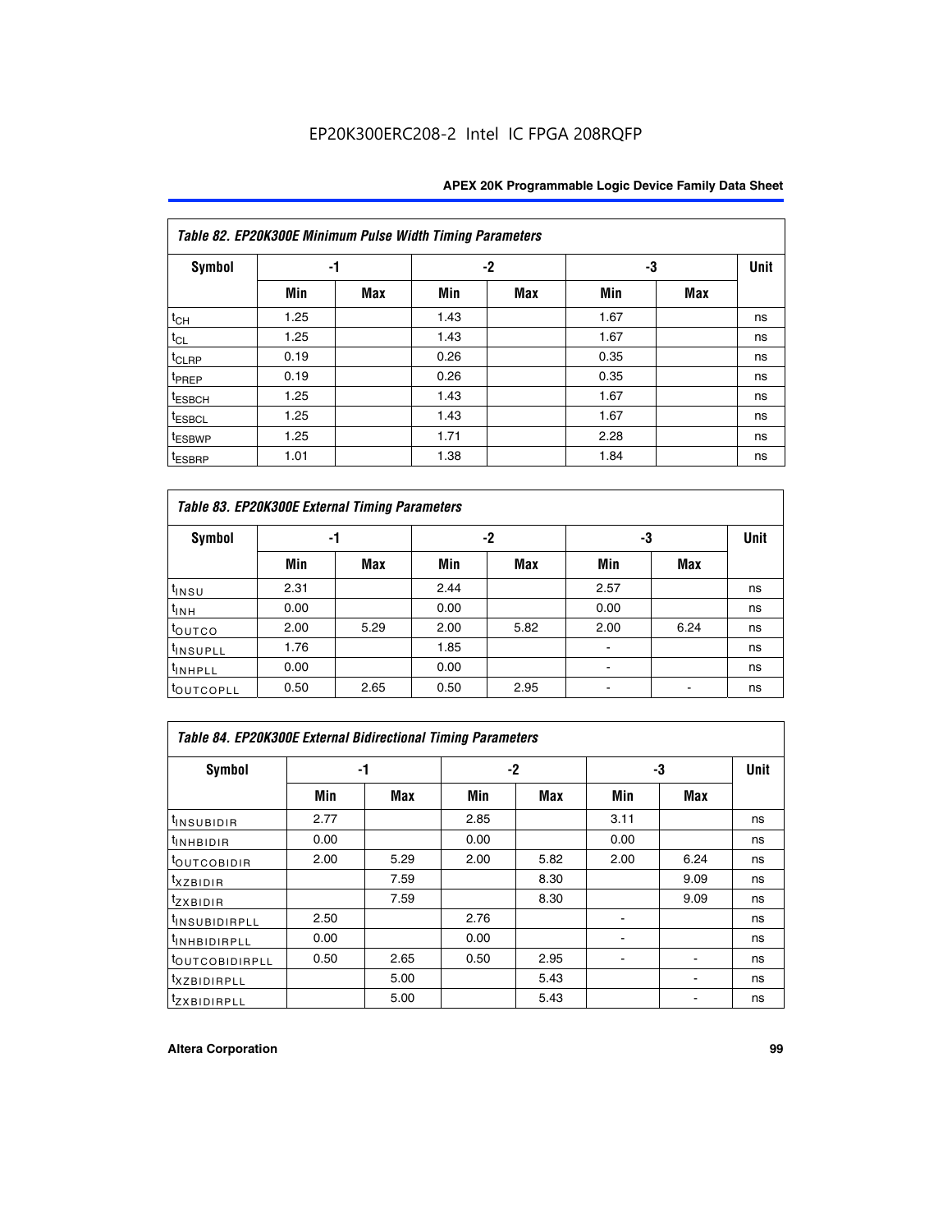EP20K300ERC208-2 Intel IC FPGA 208RQFP

### Table 82. EP20K300E Minimum Pulse Width Timing Parameters

| Symbol | -1 | | -2 | | -3 | | Unit |
|---|---|---|---|---|---|---|---|
| | Min | Max | Min | Max | Min | Max | |
| $t_{CH}$ | 1.25 | | 1.43 | | 1.67 | | ns |
| $t_{CL}$ | 1.25 | | 1.43 | | 1.67 | | ns |
| $t_{CLRP}$ | 0.19 | | 0.26 | | 0.35 | | ns |
| $t_{PREP}$ | 0.19 | | 0.26 | | 0.35 | | ns |
| $t_{ESBCH}$ | 1.25 | | 1.43 | | 1.67 | | ns |
| $t_{ESBCL}$ | 1.25 | | 1.43 | | 1.67 | | ns |
| $t_{ESBWP}$ | 1.25 | | 1.71 | | 2.28 | | ns |
| $t_{ESBRP}$ | 1.01 | | 1.38 | | 1.84 | | ns |

### Table 83. EP20K300E External Timing Parameters

| Symbol | -1 | | -2 | | -3 | | Unit |
|---|---|---|---|---|---|---|---|
| | Min | Max | Min | Max | Min | Max | |
| $t_{INSU}$ | 2.31 | | 2.44 | | 2.57 | | ns |
| $t_{INH}$ | 0.00 | | 0.00 | | 0.00 | | ns |
| $t_{OUTCO}$ | 2.00 | 5.29 | 2.00 | 5.82 | 2.00 | 6.24 | ns |
| $t_{INSUPLL}$ | 1.76 | | 1.85 | | - | | ns |
| $t_{INHPLL}$ | 0.00 | | 0.00 | | - | | ns |
| $t_{OUTCOPLL}$ | 0.50 | 2.65 | 0.50 | 2.95 | - | - | ns |

### Table 84. EP20K300E External Bidirectional Timing Parameters

| Symbol | -1 | | -2 | | -3 | | Unit |
|---|---|---|---|---|---|---|---|
| | Min | Max | Min | Max | Min | Max | |
| $t_{INSUBIDIR}$ | 2.77 | | 2.85 | | 3.11 | | ns |
| $t_{INHBIDIR}$ | 0.00 | | 0.00 | | 0.00 | | ns |
| $t_{OUTCOBIDIR}$ | 2.00 | 5.29 | 2.00 | 5.82 | 2.00 | 6.24 | ns |
| $t_{XZBIDIR}$ | | 7.59 | | 8.30 | | 9.09 | ns |
| $t_{ZXBIDIR}$ | | 7.59 | | 8.30 | | 9.09 | ns |
| $t_{INSUBIDIRPLL}$ | 2.50 | | 2.76 | | - | | ns |
| $t_{INHBIDIRPLL}$ | 0.00 | | 0.00 | | - | | ns |
| $t_{OUTCOBIDIRPLL}$ | 0.50 | 2.65 | 0.50 | 2.95 | - | - | ns |
| $t_{XZBIDIRPLL}$ | | 5.00 | | 5.43 | | - | ns |
| $t_{ZXBIDIRPLL}$ | | 5.00 | | 5.43 | | - | ns |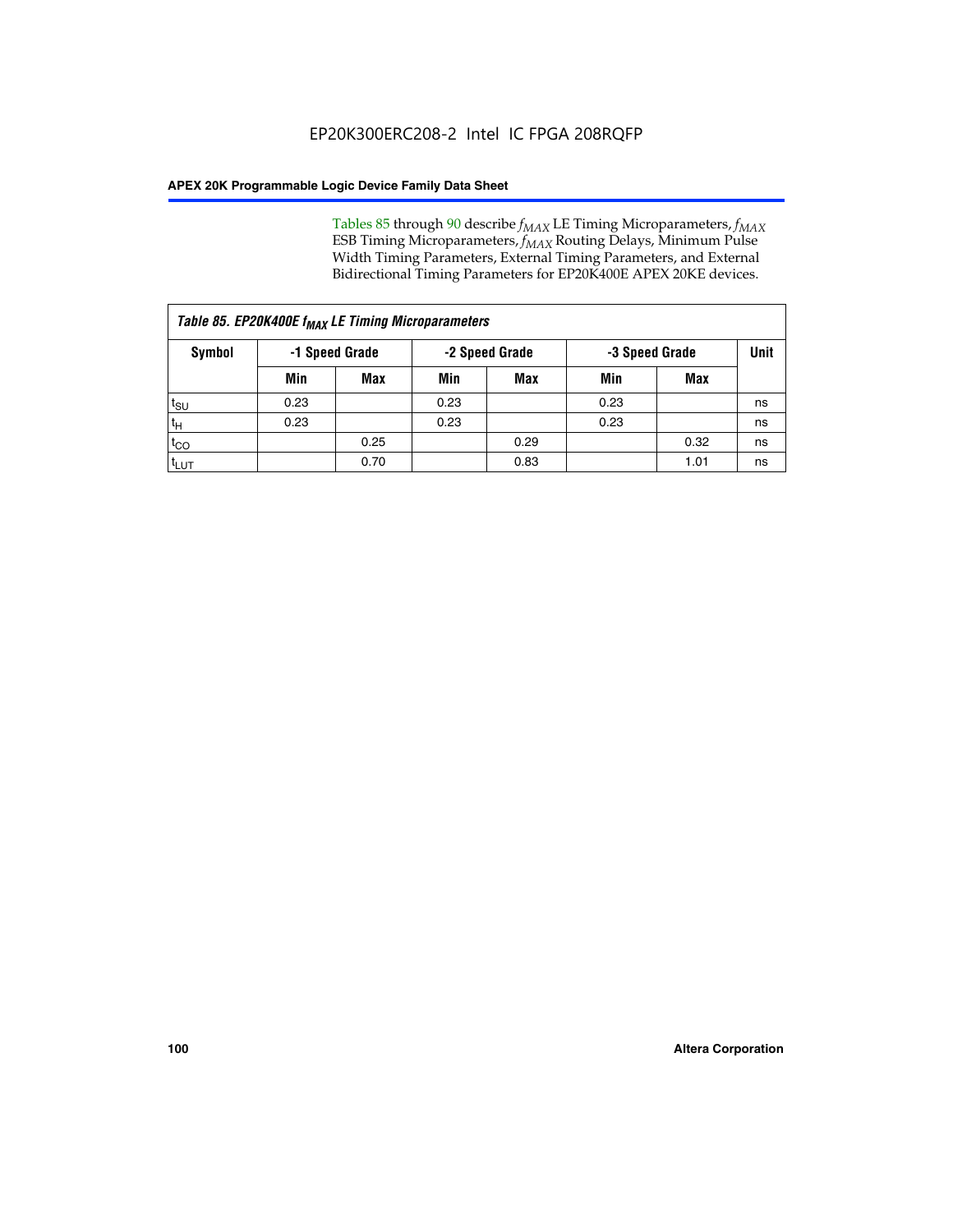EP20K300ERC208-2 Intel IC FPGA 208RQFP

Tables 85 through 90 describe $f_{MAX}$ LE Timing Microparameters, $f_{MAX}$ ESB Timing Microparameters, $f_{MAX}$ Routing Delays, Minimum Pulse Width Timing Parameters, External Timing Parameters, and External Bidirectional Timing Parameters for EP20K400E APEX 20KE devices.

*Table 85. EP20K400E $f_{MAX}$ LE Timing Microparameters*

| Symbol | -1 Speed Grade | | -2 Speed Grade | | -3 Speed Grade | | Unit |
|---|---|---|---|---|---|---|---|
| | Min | Max | Min | Max | Min | Max | |
| $t_{SU}$ | 0.23 | | 0.23 | | 0.23 | | ns |
| $t_H$ | 0.23 | | 0.23 | | 0.23 | | ns |
| $t_{CO}$ | | 0.25 | | 0.29 | | 0.32 | ns |
| $t_{LUT}$ | | 0.70 | | 0.83 | | 1.01 | ns |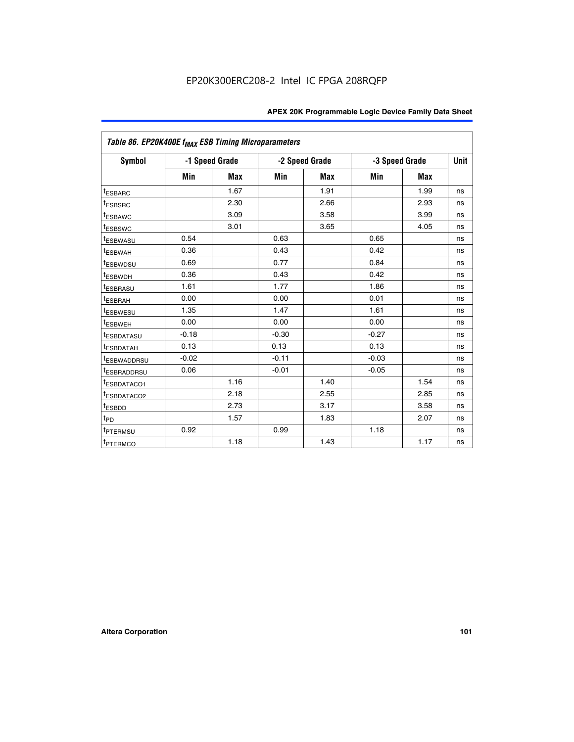Table 86. EP20K400E $f_{MAX}$ ESB Timing Microparameters

| Symbol | -1 Speed Grade | | -2 Speed Grade | | -3 Speed Grade | | Unit |
|---|---|---|---|---|---|---|---|
| | Min | Max | Min | Max | Min | Max | |
| $t_{ESBARC}$ | | 1.67 | | 1.91 | | 1.99 | ns |
| $t_{ESBSRC}$ | | 2.30 | | 2.66 | | 2.93 | ns |
| $t_{ESBAWC}$ | | 3.09 | | 3.58 | | 3.99 | ns |
| $t_{ESBSWC}$ | | 3.01 | | 3.65 | | 4.05 | ns |
| $t_{ESBWASU}$ | 0.54 | | 0.63 | | 0.65 | | ns |
| $t_{ESBWAH}$ | 0.36 | | 0.43 | | 0.42 | | ns |
| $t_{ESBWDSU}$ | 0.69 | | 0.77 | | 0.84 | | ns |
| $t_{ESBWDH}$ | 0.36 | | 0.43 | | 0.42 | | ns |
| $t_{ESBRASU}$ | 1.61 | | 1.77 | | 1.86 | | ns |
| $t_{ESBRAH}$ | 0.00 | | 0.00 | | 0.01 | | ns |
| $t_{ESBWESU}$ | 1.35 | | 1.47 | | 1.61 | | ns |
| $t_{ESBWEH}$ | 0.00 | | 0.00 | | 0.00 | | ns |
| $t_{ESBDATASU}$ | -0.18 | | -0.30 | | -0.27 | | ns |
| $t_{ESBDATAH}$ | 0.13 | | 0.13 | | 0.13 | | ns |
| $t_{ESBWADDRSU}$ | -0.02 | | -0.11 | | -0.03 | | ns |
| $t_{ESBRADDRSU}$ | 0.06 | | -0.01 | | -0.05 | | ns |
| $t_{ESBDATACO1}$ | | 1.16 | | 1.40 | | 1.54 | ns |
| $t_{ESBDATACO2}$ | | 2.18 | | 2.55 | | 2.85 | ns |
| $t_{ESBDD}$ | | 2.73 | | 3.17 | | 3.58 | ns |
| $t_{PD}$ | | 1.57 | | 1.83 | | 2.07 | ns |
| $t_{PTERMSU}$ | 0.92 | | 0.99 | | 1.18 | | ns |
| $t_{PTERMCO}$ | | 1.18 | | 1.43 | | 1.17 | ns |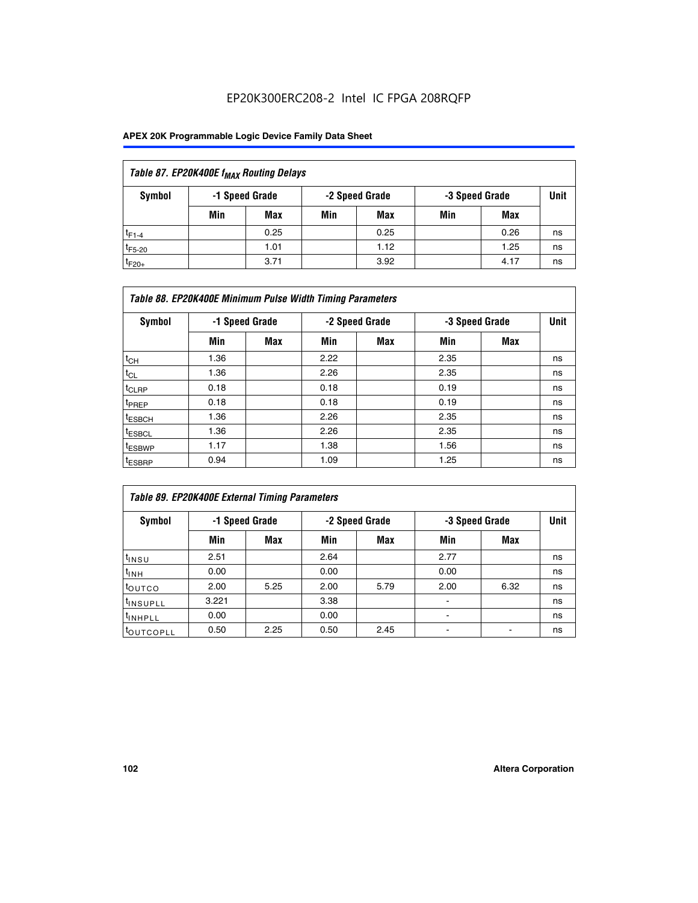EP20K300ERC208-2 Intel IC FPGA 208RQFP

| Table 87. EP20K400E $f_{MAX}$ Routing Delays | | | | | | | |
|---|---|---|---|---|---|---|---|
| Symbol | -1 Speed Grade | | -2 Speed Grade | | -3 Speed Grade | | Unit |
| | Min | Max | Min | Max | Min | Max | |
| $t_{F1-4}$ | | 0.25 | | 0.25 | | 0.26 | ns |
| $t_{F5-20}$ | | 1.01 | | 1.12 | | 1.25 | ns |
| $t_{F20+}$ | | 3.71 | | 3.92 | | 4.17 | ns |

| Table 88. EP20K400E Minimum Pulse Width Timing Parameters | | | | | | | |
|---|---|---|---|---|---|---|---|
| Symbol | -1 Speed Grade | | -2 Speed Grade | | -3 Speed Grade | | Unit |
| | Min | Max | Min | Max | Min | Max | |
| $t_{CH}$ | 1.36 | | 2.22 | | 2.35 | | ns |
| $t_{CL}$ | 1.36 | | 2.26 | | 2.35 | | ns |
| $t_{CLRP}$ | 0.18 | | 0.18 | | 0.19 | | ns |
| $t_{PREP}$ | 0.18 | | 0.18 | | 0.19 | | ns |
| $t_{ESBCH}$ | 1.36 | | 2.26 | | 2.35 | | ns |
| $t_{ESBCL}$ | 1.36 | | 2.26 | | 2.35 | | ns |
| $t_{ESBWP}$ | 1.17 | | 1.38 | | 1.56 | | ns |
| $t_{ESBRP}$ | 0.94 | | 1.09 | | 1.25 | | ns |

| Table 89. EP20K400E External Timing Parameters | | | | | | | |
|---|---|---|---|---|---|---|---|
| Symbol | -1 Speed Grade | | -2 Speed Grade | | -3 Speed Grade | | Unit |
| | Min | Max | Min | Max | Min | Max | |
| $t_{INSU}$ | 2.51 | | 2.64 | | 2.77 | | ns |
| $t_{INH}$ | 0.00 | | 0.00 | | 0.00 | | ns |
| $t_{OUTCO}$ | 2.00 | 5.25 | 2.00 | 5.79 | 2.00 | 6.32 | ns |
| $t_{INSUPLL}$ | 3.221 | | 3.38 | | - | | ns |
| $t_{INHPLL}$ | 0.00 | | 0.00 | | - | | ns |
| $t_{OUTCOPLL}$ | 0.50 | 2.25 | 0.50 | 2.45 | - | - | ns |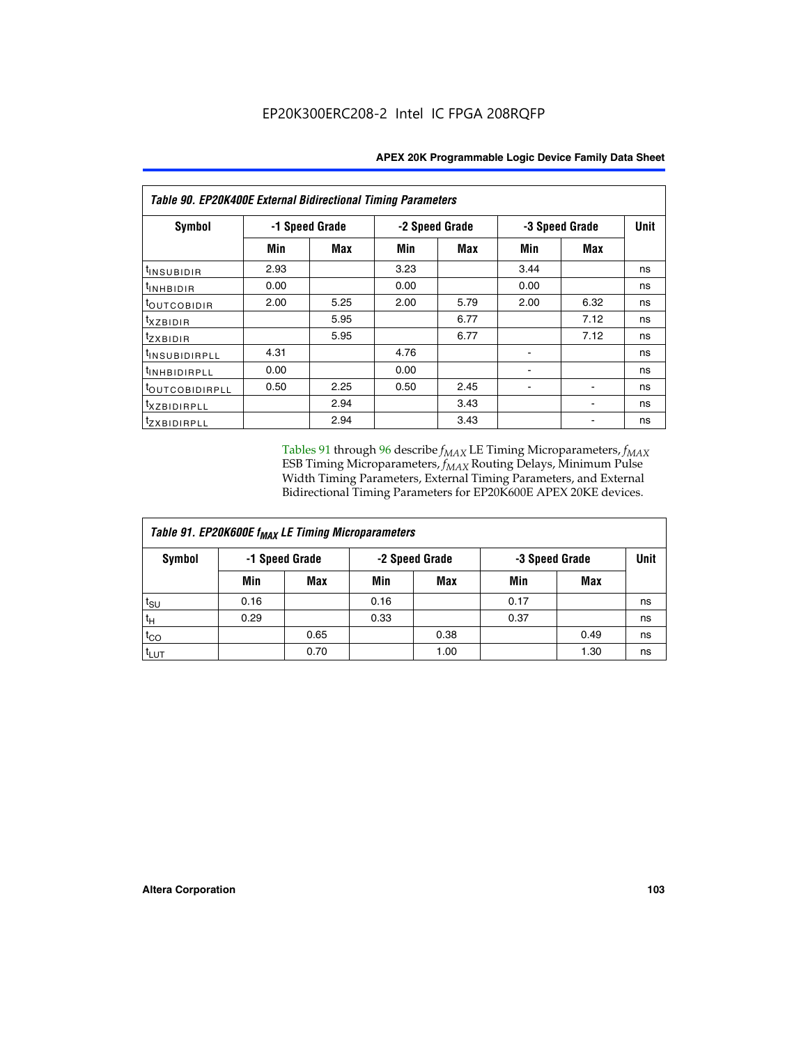**Table 90. EP20K400E External Bidirectional Timing Parameters**

| Symbol | -1 Speed Grade | | -2 Speed Grade | | -3 Speed Grade | | Unit |
|---|---|---|---|---|---|---|---|
| | Min | Max | Min | Max | Min | Max | |
| $t_{INSUBIDIR}$ | 2.93 | | 3.23 | | 3.44 | | ns |
| $t_{INHBIDIR}$ | 0.00 | | 0.00 | | 0.00 | | ns |
| $t_{OUTCOBIDIR}$ | 2.00 | 5.25 | 2.00 | 5.79 | 2.00 | 6.32 | ns |
| $t_{XZBIDIR}$ | | 5.95 | | 6.77 | | 7.12 | ns |
| $t_{ZXBIDIR}$ | | 5.95 | | 6.77 | | 7.12 | ns |
| $t_{INSUBIDIRPLL}$ | 4.31 | | 4.76 | | - | | ns |
| $t_{INHBIDIRPLL}$ | 0.00 | | 0.00 | | - | | ns |
| $t_{OUTCOBIDIRPLL}$ | 0.50 | 2.25 | 0.50 | 2.45 | - | - | ns |
| $t_{XZBIDIRPLL}$ | | 2.94 | | 3.43 | | - | ns |
| $t_{ZXBIDIRPLL}$ | | 2.94 | | 3.43 | | - | ns |

Tables 91 through 96 describe $f_{MAX}$ LE Timing Microparameters, $f_{MAX}$ ESB Timing Microparameters, $f_{MAX}$ Routing Delays, Minimum Pulse Width Timing Parameters, External Timing Parameters, and External Bidirectional Timing Parameters for EP20K600E APEX 20KE devices.

**Table 91. EP20K600E $f_{MAX}$ LE Timing Microparameters**

| Symbol | -1 Speed Grade | | -2 Speed Grade | | -3 Speed Grade | | Unit |
|---|---|---|---|---|---|---|---|
| | Min | Max | Min | Max | Min | Max | |
| $t_{SU}$ | 0.16 | | 0.16 | | 0.17 | | ns |
| $t_{H}$ | 0.29 | | 0.33 | | 0.37 | | ns |
| $t_{CO}$ | | 0.65 | | 0.38 | | 0.49 | ns |
| $t_{LUT}$ | | 0.70 | | 1.00 | | 1.30 | ns |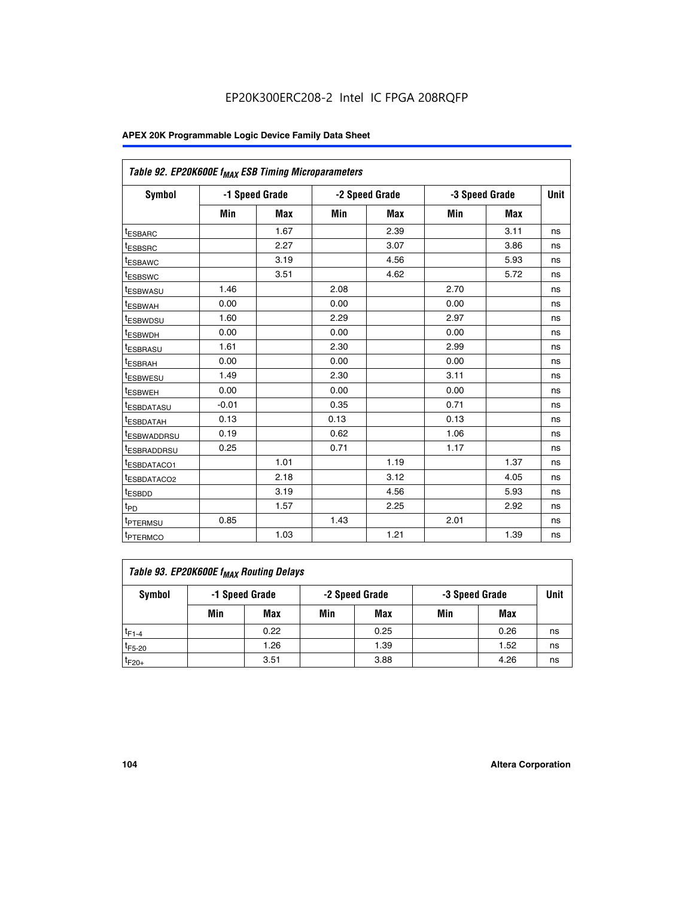EP20K300ERC208-2 Intel IC FPGA 208RQFP

| Table 92. EP20K600E $f_{MAX}$ ESB Timing Microparameters | | | | | | | |
|---|---|---|---|---|---|---|---|
| Symbol | -1 Speed Grade | | -2 Speed Grade | | -3 Speed Grade | | Unit |
| | Min | Max | Min | Max | Min | Max | |
| $t_{ESBARC}$ | | 1.67 | | 2.39 | | 3.11 | ns |
| $t_{ESBSRC}$ | | 2.27 | | 3.07 | | 3.86 | ns |
| $t_{ESBAWC}$ | | 3.19 | | 4.56 | | 5.93 | ns |
| $t_{ESBSWC}$ | | 3.51 | | 4.62 | | 5.72 | ns |
| $t_{ESBWASU}$ | 1.46 | | 2.08 | | 2.70 | | ns |
| $t_{ESBWAH}$ | 0.00 | | 0.00 | | 0.00 | | ns |
| $t_{ESBWDSU}$ | 1.60 | | 2.29 | | 2.97 | | ns |
| $t_{ESBWDH}$ | 0.00 | | 0.00 | | 0.00 | | ns |
| $t_{ESBRASU}$ | 1.61 | | 2.30 | | 2.99 | | ns |
| $t_{ESBRAH}$ | 0.00 | | 0.00 | | 0.00 | | ns |
| $t_{ESBWESU}$ | 1.49 | | 2.30 | | 3.11 | | ns |
| $t_{ESBWEH}$ | 0.00 | | 0.00 | | 0.00 | | ns |
| $t_{ESBDATASU}$ | -0.01 | | 0.35 | | 0.71 | | ns |
| $t_{ESBDATAH}$ | 0.13 | | 0.13 | | 0.13 | | ns |
| $t_{ESBWADDRSU}$ | 0.19 | | 0.62 | | 1.06 | | ns |
| $t_{ESBRADDRSU}$ | 0.25 | | 0.71 | | 1.17 | | ns |
| $t_{ESBDATACO1}$ | | 1.01 | | 1.19 | | 1.37 | ns |
| $t_{ESBDATACO2}$ | | 2.18 | | 3.12 | | 4.05 | ns |
| $t_{ESBDD}$ | | 3.19 | | 4.56 | | 5.93 | ns |
| $t_{PD}$ | | 1.57 | | 2.25 | | 2.92 | ns |
| $t_{PTERMSU}$ | 0.85 | | 1.43 | | 2.01 | | ns |
| $t_{PTERMCO}$ | | 1.03 | | 1.21 | | 1.39 | ns |

| Table 93. EP20K600E $f_{MAX}$ Routing Delays | | | | | | | |
|---|---|---|---|---|---|---|---|
| Symbol | -1 Speed Grade | | -2 Speed Grade | | -3 Speed Grade | | Unit |
| | Min | Max | Min | Max | Min | Max | |
| $t_{F1-4}$ | | 0.22 | | 0.25 | | 0.26 | ns |
| $t_{F5-20}$ | | 1.26 | | 1.39 | | 1.52 | ns |
| $t_{F20+}$ | | 3.51 | | 3.88 | | 4.26 | ns |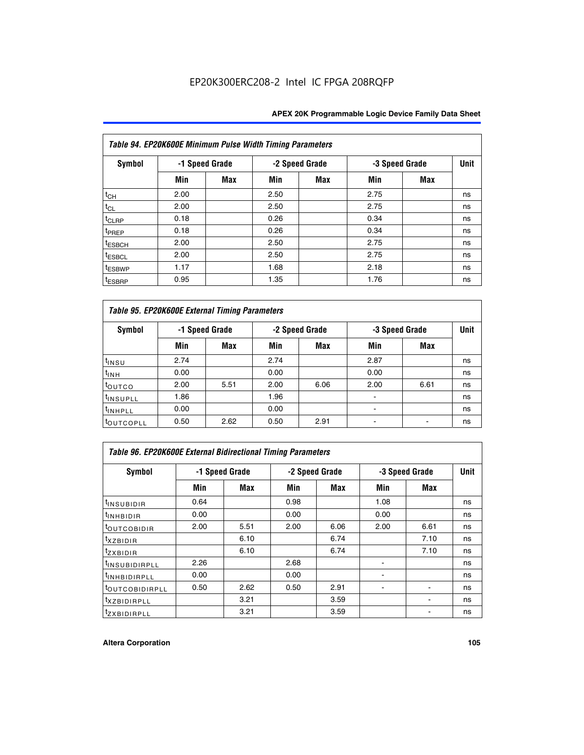| Table 94. EP20K600E Minimum Pulse Width Timing Parameters | | | | | | | |
|---|---|---|---|---|---|---|---|
| Symbol | -1 Speed Grade | | -2 Speed Grade | | -3 Speed Grade | | Unit |
| | Min | Max | Min | Max | Min | Max | |
| $t_{CH}$ | 2.00 | | 2.50 | | 2.75 | | ns |
| $t_{CL}$ | 2.00 | | 2.50 | | 2.75 | | ns |
| $t_{CLRP}$ | 0.18 | | 0.26 | | 0.34 | | ns |
| $t_{PREP}$ | 0.18 | | 0.26 | | 0.34 | | ns |
| $t_{ESBCH}$ | 2.00 | | 2.50 | | 2.75 | | ns |
| $t_{ESBCL}$ | 2.00 | | 2.50 | | 2.75 | | ns |
| $t_{ESBWP}$ | 1.17 | | 1.68 | | 2.18 | | ns |
| $t_{ESBRP}$ | 0.95 | | 1.35 | | 1.76 | | ns |

| Table 95. EP20K600E External Timing Parameters | | | | | | | |
|---|---|---|---|---|---|---|---|
| Symbol | -1 Speed Grade | | -2 Speed Grade | | -3 Speed Grade | | Unit |
| | Min | Max | Min | Max | Min | Max | |
| $t_{INSU}$ | 2.74 | | 2.74 | | 2.87 | | ns |
| $t_{INH}$ | 0.00 | | 0.00 | | 0.00 | | ns |
| $t_{OUTCO}$ | 2.00 | 5.51 | 2.00 | 6.06 | 2.00 | 6.61 | ns |
| $t_{INSUPLL}$ | 1.86 | | 1.96 | | - | | ns |
| $t_{INHPLL}$ | 0.00 | | 0.00 | | - | | ns |
| $t_{OUTCOPLL}$ | 0.50 | 2.62 | 0.50 | 2.91 | - | - | ns |

| Table 96. EP20K600E External Bidirectional Timing Parameters | | | | | | | |
|---|---|---|---|---|---|---|---|
| Symbol | -1 Speed Grade | | -2 Speed Grade | | -3 Speed Grade | | Unit |
| | Min | Max | Min | Max | Min | Max | |
| $t_{INSUBIDIR}$ | 0.64 | | 0.98 | | 1.08 | | ns |
| $t_{INHBIDIR}$ | 0.00 | | 0.00 | | 0.00 | | ns |
| $t_{OUTCOBIDIR}$ | 2.00 | 5.51 | 2.00 | 6.06 | 2.00 | 6.61 | ns |
| $t_{XZBIDIR}$ | | 6.10 | | 6.74 | | 7.10 | ns |
| $t_{ZXBIDIR}$ | | 6.10 | | 6.74 | | 7.10 | ns |
| $t_{INSUBIDIRPLL}$ | 2.26 | | 2.68 | | - | | ns |
| $t_{INHBIDIRPLL}$ | 0.00 | | 0.00 | | - | | ns |
| $t_{OUTCOBIDIRPLL}$ | 0.50 | 2.62 | 0.50 | 2.91 | - | - | ns |
| $t_{XZBIDIRPLL}$ | | 3.21 | | 3.59 | | - | ns |
| $t_{ZXBIDIRPLL}$ | | 3.21 | | 3.59 | | - | ns |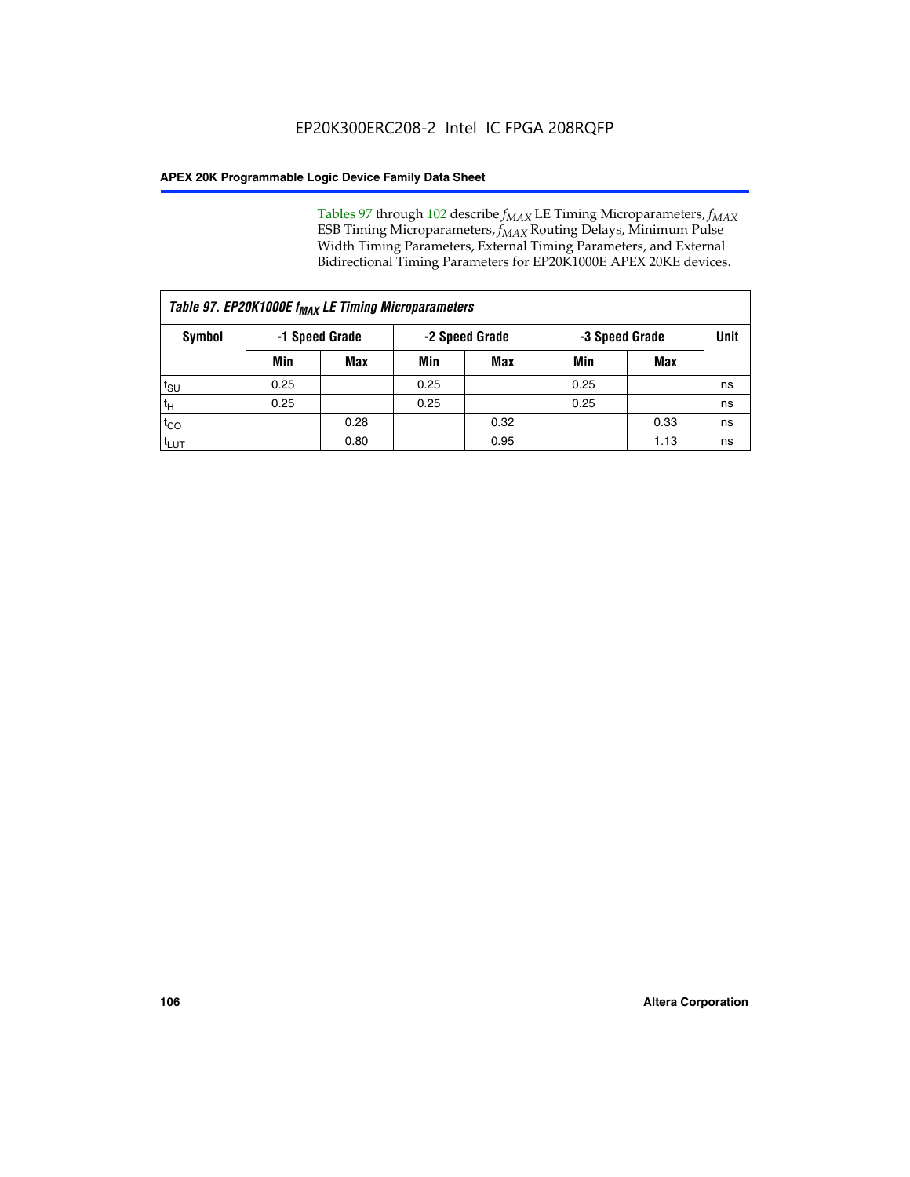EP20K300ERC208-2 Intel IC FPGA 208RQFP

Tables 97 through 102 describe $f_{MAX}$ LE Timing Microparameters, $f_{MAX}$ ESB Timing Microparameters, $f_{MAX}$ Routing Delays, Minimum Pulse Width Timing Parameters, External Timing Parameters, and External Bidirectional Timing Parameters for EP20K1000E APEX 20KE devices.

*Table 97. EP20K1000E $f_{MAX}$ LE Timing Microparameters*

| Symbol | -1 Speed Grade | | -2 Speed Grade | | -3 Speed Grade | | Unit |
|---|---|---|---|---|---|---|---|
| | Min | Max | Min | Max | Min | Max | |
| $t_{SU}$ | 0.25 | | 0.25 | | 0.25 | | ns |
| $t_{H}$ | 0.25 | | 0.25 | | 0.25 | | ns |
| $t_{CO}$ | | 0.28 | | 0.32 | | 0.33 | ns |
| $t_{LUT}$ | | 0.80 | | 0.95 | | 1.13 | ns |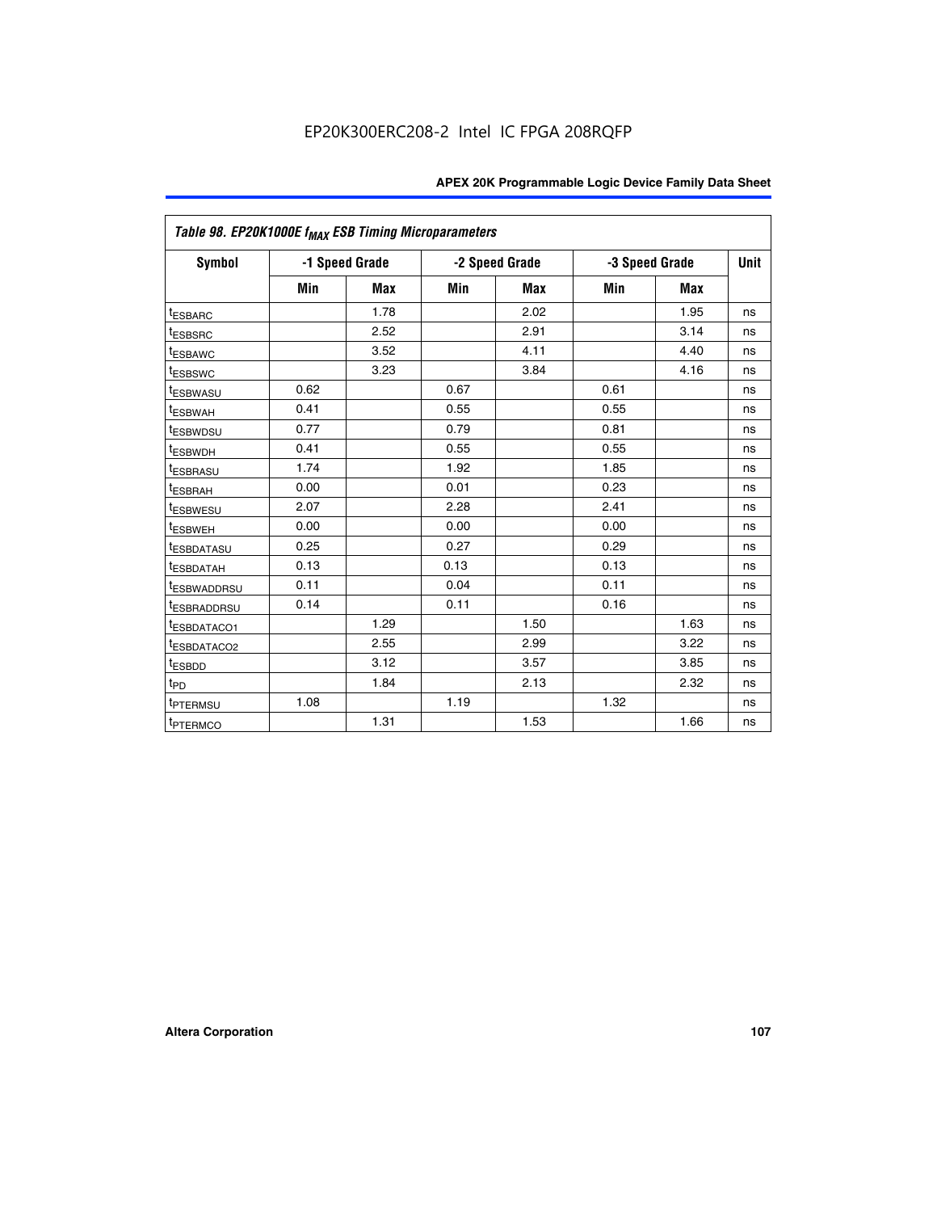Table 98. EP20K1000E $f_{MAX}$ ESB Timing Microparameters

| Symbol | -1 Speed Grade | | -2 Speed Grade | | -3 Speed Grade | | Unit |
|---|---|---|---|---|---|---|---|
| | Min | Max | Min | Max | Min | Max | |
| $t_{ESBARC}$ | | 1.78 | | 2.02 | | 1.95 | ns |
| $t_{ESBSRC}$ | | 2.52 | | 2.91 | | 3.14 | ns |
| $t_{ESBAWC}$ | | 3.52 | | 4.11 | | 4.40 | ns |
| $t_{ESBSWC}$ | | 3.23 | | 3.84 | | 4.16 | ns |
| $t_{ESBWASU}$ | 0.62 | | 0.67 | | 0.61 | | ns |
| $t_{ESBWAH}$ | 0.41 | | 0.55 | | 0.55 | | ns |
| $t_{ESBWDSU}$ | 0.77 | | 0.79 | | 0.81 | | ns |
| $t_{ESBWDH}$ | 0.41 | | 0.55 | | 0.55 | | ns |
| $t_{ESBRASU}$ | 1.74 | | 1.92 | | 1.85 | | ns |
| $t_{ESBRAH}$ | 0.00 | | 0.01 | | 0.23 | | ns |
| $t_{ESBWESU}$ | 2.07 | | 2.28 | | 2.41 | | ns |
| $t_{ESBWEH}$ | 0.00 | | 0.00 | | 0.00 | | ns |
| $t_{ESBDATASU}$ | 0.25 | | 0.27 | | 0.29 | | ns |
| $t_{ESBDATAH}$ | 0.13 | | 0.13 | | 0.13 | | ns |
| $t_{ESBWADDRSU}$ | 0.11 | | 0.04 | | 0.11 | | ns |
| $t_{ESBRADDRSU}$ | 0.14 | | 0.11 | | 0.16 | | ns |
| $t_{ESBDATACO1}$ | | 1.29 | | 1.50 | | 1.63 | ns |
| $t_{ESBDATACO2}$ | | 2.55 | | 2.99 | | 3.22 | ns |
| $t_{ESBDD}$ | | 3.12 | | 3.57 | | 3.85 | ns |
| $t_{PD}$ | | 1.84 | | 2.13 | | 2.32 | ns |
| $t_{PTERMSU}$ | 1.08 | | 1.19 | | 1.32 | | ns |
| $t_{PTERMCO}$ | | 1.31 | | 1.53 | | 1.66 | ns |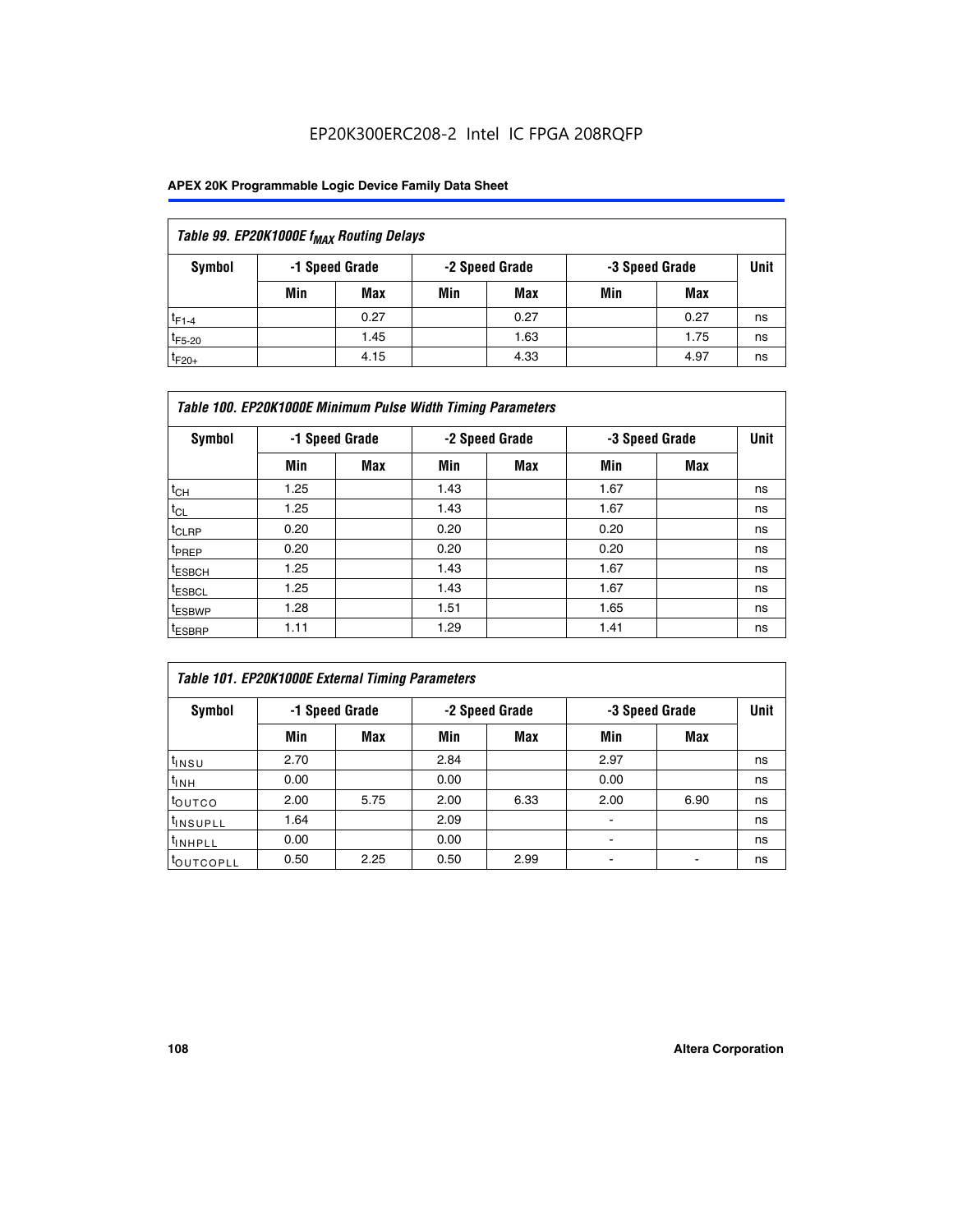EP20K300ERC208-2 Intel IC FPGA 208RQFP

| Table 99. EP20K1000E $f_{MAX}$ Routing Delays | | | | | | | |
|---|---|---|---|---|---|---|---|
| Symbol | -1 Speed Grade | | -2 Speed Grade | | -3 Speed Grade | | Unit |
| | Min | Max | Min | Max | Min | Max | |
| $t_{F1-4}$ | | 0.27 | | 0.27 | | 0.27 | ns |
| $t_{F5-20}$ | | 1.45 | | 1.63 | | 1.75 | ns |
| $t_{F20+}$ | | 4.15 | | 4.33 | | 4.97 | ns |

| Table 100. EP20K1000E Minimum Pulse Width Timing Parameters | | | | | | | |
|---|---|---|---|---|---|---|---|
| Symbol | -1 Speed Grade | | -2 Speed Grade | | -3 Speed Grade | | Unit |
| | Min | Max | Min | Max | Min | Max | |
| $t_{CH}$ | 1.25 | | 1.43 | | 1.67 | | ns |
| $t_{CL}$ | 1.25 | | 1.43 | | 1.67 | | ns |
| $t_{CLRP}$ | 0.20 | | 0.20 | | 0.20 | | ns |
| $t_{PREP}$ | 0.20 | | 0.20 | | 0.20 | | ns |
| $t_{ESBCH}$ | 1.25 | | 1.43 | | 1.67 | | ns |
| $t_{ESBCL}$ | 1.25 | | 1.43 | | 1.67 | | ns |
| $t_{ESBWP}$ | 1.28 | | 1.51 | | 1.65 | | ns |
| $t_{ESBRP}$ | 1.11 | | 1.29 | | 1.41 | | ns |

| Table 101. EP20K1000E External Timing Parameters | | | | | | | |
|---|---|---|---|---|---|---|---|
| Symbol | -1 Speed Grade | | -2 Speed Grade | | -3 Speed Grade | | Unit |
| | Min | Max | Min | Max | Min | Max | |
| $t_{INSU}$ | 2.70 | | 2.84 | | 2.97 | | ns |
| $t_{INH}$ | 0.00 | | 0.00 | | 0.00 | | ns |
| $t_{OUTCO}$ | 2.00 | 5.75 | 2.00 | 6.33 | 2.00 | 6.90 | ns |
| $t_{INSUPLL}$ | 1.64 | | 2.09 | | - | | ns |
| $t_{INHPLL}$ | 0.00 | | 0.00 | | - | | ns |
| $t_{OUTCOPLL}$ | 0.50 | 2.25 | 0.50 | 2.99 | - | - | ns |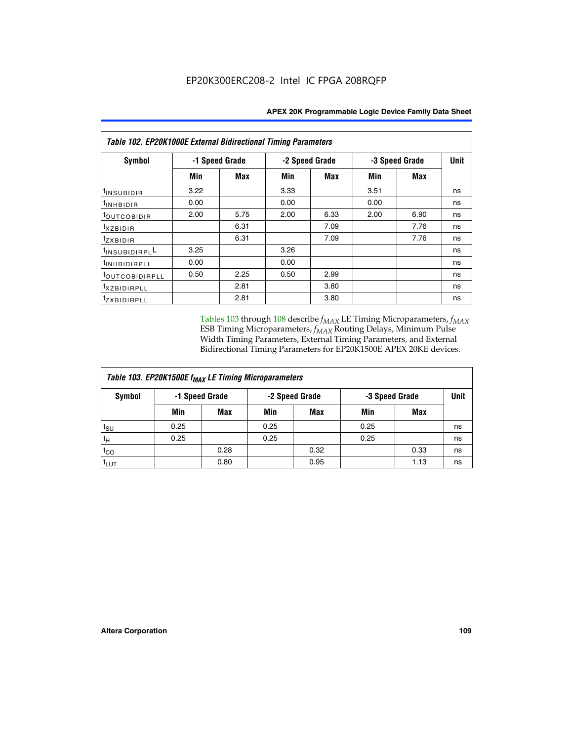EP20K300ERC208-2 Intel IC FPGA 208RQFP

| Table 102. EP20K1000E External Bidirectional Timing Parameters | | | | | | | |
|---|---|---|---|---|---|---|---|
| Symbol | -1 Speed Grade | | -2 Speed Grade | | -3 Speed Grade | | Unit |
| | Min | Max | Min | Max | Min | Max | |
| $t_{INSUBIDIR}$ | 3.22 | | 3.33 | | 3.51 | | ns |
| $t_{INHBIDIR}$ | 0.00 | | 0.00 | | 0.00 | | ns |
| $t_{OUTCOBIDIR}$ | 2.00 | 5.75 | 2.00 | 6.33 | 2.00 | 6.90 | ns |
| $t_{XZBIDIR}$ | | 6.31 | | 7.09 | | 7.76 | ns |
| $t_{ZXBIDIR}$ | | 6.31 | | 7.09 | | 7.76 | ns |
| $t_{INSUBIDIRPLL}$ | 3.25 | | 3.26 | | | | ns |
| $t_{INHBIDIRPLL}$ | 0.00 | | 0.00 | | | | ns |
| $t_{OUTCOBIDIRPLL}$ | 0.50 | 2.25 | 0.50 | 2.99 | | | ns |
| $t_{XZBIDIRPLL}$ | | 2.81 | | 3.80 | | | ns |
| $t_{ZXBIDIRPLL}$ | | 2.81 | | 3.80 | | | ns |

Tables 103 through 108 describe $f_{MAX}$ LE Timing Microparameters, $f_{MAX}$ ESB Timing Microparameters, $f_{MAX}$ Routing Delays, Minimum Pulse Width Timing Parameters, External Timing Parameters, and External Bidirectional Timing Parameters for EP20K1500E APEX 20KE devices.

| Table 103. EP20K1500E $f_{MAX}$ LE Timing Microparameters | | | | | | | |
|---|---|---|---|---|---|---|---|
| Symbol | -1 Speed Grade | | -2 Speed Grade | | -3 Speed Grade | | Unit |
| | Min | Max | Min | Max | Min | Max | |
| $t_{SU}$ | 0.25 | | 0.25 | | 0.25 | | ns |
| $t_{H}$ | 0.25 | | 0.25 | | 0.25 | | ns |
| $t_{CO}$ | | 0.28 | | 0.32 | | 0.33 | ns |
| $t_{LUT}$ | | 0.80 | | 0.95 | | 1.13 | ns |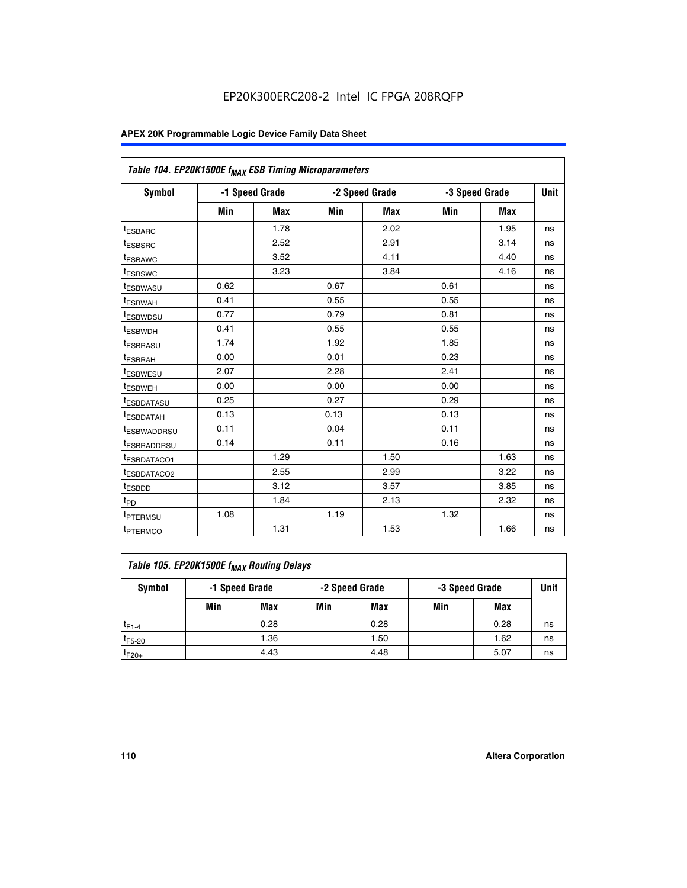Table 104. EP20K1500E $f_{MAX}$ ESB Timing Microparameters

| Symbol | -1 Speed Grade | | -2 Speed Grade | | -3 Speed Grade | | Unit |
|---|---|---|---|---|---|---|---|
| | Min | Max | Min | Max | Min | Max | |
| $t_{ESBARC}$ | | 1.78 | | 2.02 | | 1.95 | ns |
| $t_{ESBSRC}$ | | 2.52 | | 2.91 | | 3.14 | ns |
| $t_{ESBAWC}$ | | 3.52 | | 4.11 | | 4.40 | ns |
| $t_{ESBSWC}$ | | 3.23 | | 3.84 | | 4.16 | ns |
| $t_{ESBWASU}$ | 0.62 | | 0.67 | | 0.61 | | ns |
| $t_{ESBWAH}$ | 0.41 | | 0.55 | | 0.55 | | ns |
| $t_{ESBWDSU}$ | 0.77 | | 0.79 | | 0.81 | | ns |
| $t_{ESBWDH}$ | 0.41 | | 0.55 | | 0.55 | | ns |
| $t_{ESBRASU}$ | 1.74 | | 1.92 | | 1.85 | | ns |
| $t_{ESBRAH}$ | 0.00 | | 0.01 | | 0.23 | | ns |
| $t_{ESBWESU}$ | 2.07 | | 2.28 | | 2.41 | | ns |
| $t_{ESBWEH}$ | 0.00 | | 0.00 | | 0.00 | | ns |
| $t_{ESBDATASU}$ | 0.25 | | 0.27 | | 0.29 | | ns |
| $t_{ESBDATAH}$ | 0.13 | | 0.13 | | 0.13 | | ns |
| $t_{ESBWADDRSU}$ | 0.11 | | 0.04 | | 0.11 | | ns |
| $t_{ESBRADDRSU}$ | 0.14 | | 0.11 | | 0.16 | | ns |
| $t_{ESBDATACO1}$ | | 1.29 | | 1.50 | | 1.63 | ns |
| $t_{ESBDATACO2}$ | | 2.55 | | 2.99 | | 3.22 | ns |
| $t_{ESBDD}$ | | 3.12 | | 3.57 | | 3.85 | ns |
| $t_{PD}$ | | 1.84 | | 2.13 | | 2.32 | ns |
| $t_{PTERMSU}$ | 1.08 | | 1.19 | | 1.32 | | ns |
| $t_{PTERMCO}$ | | 1.31 | | 1.53 | | 1.66 | ns |

Table 105. EP20K1500E $f_{MAX}$ Routing Delays

| Symbol | -1 Speed Grade | | -2 Speed Grade | | -3 Speed Grade | | Unit |
|---|---|---|---|---|---|---|---|
| | Min | Max | Min | Max | Min | Max | |
| $t_{F1-4}$ | | 0.28 | | 0.28 | | 0.28 | ns |
| $t_{F5-20}$ | | 1.36 | | 1.50 | | 1.62 | ns |
| $t_{F20+}$ | | 4.43 | | 4.48 | | 5.07 | ns |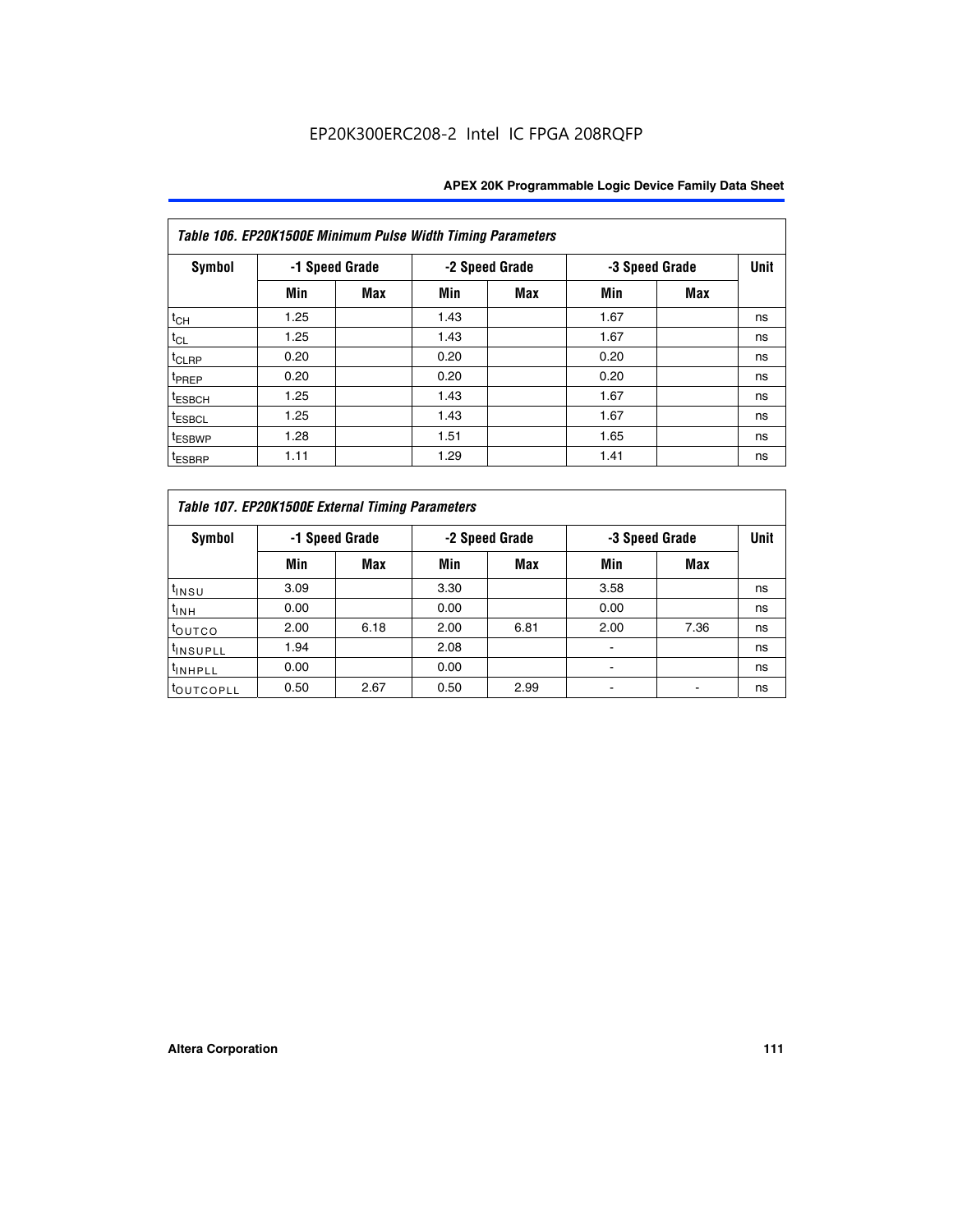EP20K300ERC208-2 Intel IC FPGA 208RQFP

| Table 106. EP20K1500E Minimum Pulse Width Timing Parameters | | | | | | | |
|---|---|---|---|---|---|---|---|
| Symbol | -1 Speed Grade | | -2 Speed Grade | | -3 Speed Grade | | Unit |
| | Min | Max | Min | Max | Min | Max | |
| $t_{CH}$ | 1.25 | | 1.43 | | 1.67 | | ns |
| $t_{CL}$ | 1.25 | | 1.43 | | 1.67 | | ns |
| $t_{CLRP}$ | 0.20 | | 0.20 | | 0.20 | | ns |
| $t_{PREP}$ | 0.20 | | 0.20 | | 0.20 | | ns |
| $t_{ESBCH}$ | 1.25 | | 1.43 | | 1.67 | | ns |
| $t_{ESBCL}$ | 1.25 | | 1.43 | | 1.67 | | ns |
| $t_{ESBWP}$ | 1.28 | | 1.51 | | 1.65 | | ns |
| $t_{ESBRP}$ | 1.11 | | 1.29 | | 1.41 | | ns |

| Table 107. EP20K1500E External Timing Parameters | | | | | | | |
|---|---|---|---|---|---|---|---|
| Symbol | -1 Speed Grade | | -2 Speed Grade | | -3 Speed Grade | | Unit |
| | Min | Max | Min | Max | Min | Max | |
| $t_{INSU}$ | 3.09 | | 3.30 | | 3.58 | | ns |
| $t_{INH}$ | 0.00 | | 0.00 | | 0.00 | | ns |
| $t_{OUTCO}$ | 2.00 | 6.18 | 2.00 | 6.81 | 2.00 | 7.36 | ns |
| $t_{INSUPLL}$ | 1.94 | | 2.08 | | - | | ns |
| $t_{INHPLL}$ | 0.00 | | 0.00 | | - | | ns |
| $t_{OUTCOPLL}$ | 0.50 | 2.67 | 0.50 | 2.99 | - | - | ns |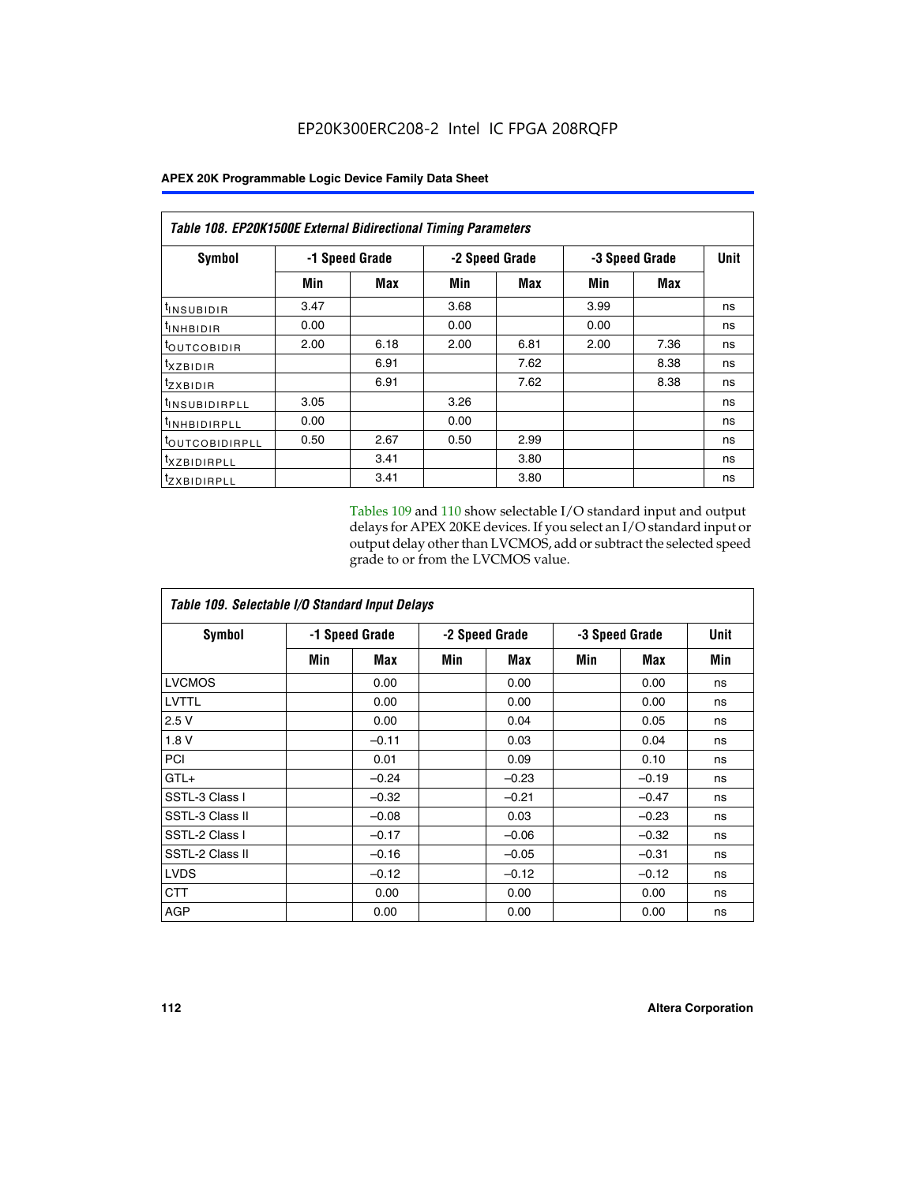EP20K300ERC208-2 Intel IC FPGA 208RQFP

| Table 108. EP20K1500E External Bidirectional Timing Parameters | | | | | | | |
|---|---|---|---|---|---|---|---|
| Symbol | -1 Speed Grade | | -2 Speed Grade | | -3 Speed Grade | | Unit |
| | Min | Max | Min | Max | Min | Max | |
| $t_{INSUBIDIR}$ | 3.47 | | 3.68 | | 3.99 | | ns |
| $t_{INHBIDIR}$ | 0.00 | | 0.00 | | 0.00 | | ns |
| $t_{OUTCOBIDIR}$ | 2.00 | 6.18 | 2.00 | 6.81 | 2.00 | 7.36 | ns |
| $t_{XZBIDIR}$ | | 6.91 | | 7.62 | | 8.38 | ns |
| $t_{ZXBIDIR}$ | | 6.91 | | 7.62 | | 8.38 | ns |
| $t_{INSUBIDIRPLL}$ | 3.05 | | 3.26 | | | | ns |
| $t_{INHBIDIRPLL}$ | 0.00 | | 0.00 | | | | ns |
| $t_{OUTCOBIDIRPLL}$ | 0.50 | 2.67 | 0.50 | 2.99 | | | ns |
| $t_{XZBIDIRPLL}$ | | 3.41 | | 3.80 | | | ns |
| $t_{ZXBIDIRPLL}$ | | 3.41 | | 3.80 | | | ns |

Tables 109 and 110 show selectable I/O standard input and output delays for APEX 20KE devices. If you select an I/O standard input or output delay other than LVCMOS, add or subtract the selected speed grade to or from the LVCMOS value.

| Table 109. Selectable I/O Standard Input Delays | | | | | | | |
|---|---|---|---|---|---|---|---|
| Symbol | -1 Speed Grade | | -2 Speed Grade | | -3 Speed Grade | | Unit |
| | Min | Max | Min | Max | Min | Max | Min |
| LVCMOS | | 0.00 | | 0.00 | | 0.00 | ns |
| LVTTL | | 0.00 | | 0.00 | | 0.00 | ns |
| 2.5 V | | 0.00 | | 0.04 | | 0.05 | ns |
| 1.8 V | | –0.11 | | 0.03 | | 0.04 | ns |
| PCI | | 0.01 | | 0.09 | | 0.10 | ns |
| GTL+ | | –0.24 | | –0.23 | | –0.19 | ns |
| SSTL-3 Class I | | –0.32 | | –0.21 | | –0.47 | ns |
| SSTL-3 Class II | | –0.08 | | 0.03 | | –0.23 | ns |
| SSTL-2 Class I | | –0.17 | | –0.06 | | –0.32 | ns |
| SSTL-2 Class II | | –0.16 | | –0.05 | | –0.31 | ns |
| LVDS | | –0.12 | | –0.12 | | –0.12 | ns |
| CTT | | 0.00 | | 0.00 | | 0.00 | ns |
| AGP | | 0.00 | | 0.00 | | 0.00 | ns |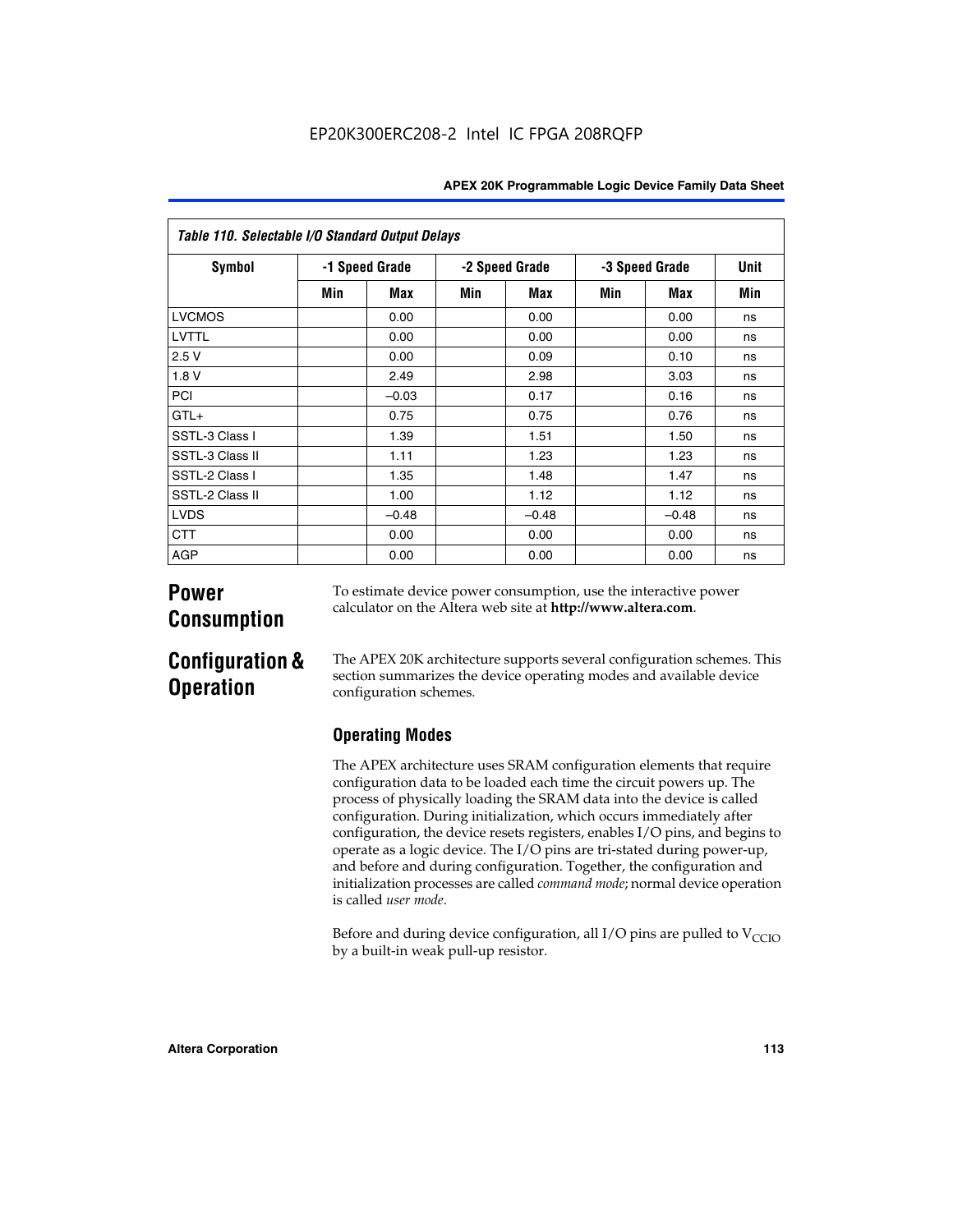| *Table 110. Selectable I/O Standard Output Delays* | | | | | | | |
|---|---|---|---|---|---|---|---|
| **Symbol** | **-1 Speed Grade** | | **-2 Speed Grade** | | **-3 Speed Grade** | | **Unit** |
| | **Min** | **Max** | **Min** | **Max** | **Min** | **Max** | **Min** |
| LVCMOS | | 0.00 | | 0.00 | | 0.00 | ns |
| LVTTL | | 0.00 | | 0.00 | | 0.00 | ns |
| 2.5 V | | 0.00 | | 0.09 | | 0.10 | ns |
| 1.8 V | | 2.49 | | 2.98 | | 3.03 | ns |
| PCI | | –0.03 | | 0.17 | | 0.16 | ns |
| GTL+ | | 0.75 | | 0.75 | | 0.76 | ns |
| SSTL-3 Class I | | 1.39 | | 1.51 | | 1.50 | ns |
| SSTL-3 Class II | | 1.11 | | 1.23 | | 1.23 | ns |
| SSTL-2 Class I | | 1.35 | | 1.48 | | 1.47 | ns |
| SSTL-2 Class II | | 1.00 | | 1.12 | | 1.12 | ns |
| LVDS | | –0.48 | | –0.48 | | –0.48 | ns |
| CTT | | 0.00 | | 0.00 | | 0.00 | ns |
| AGP | | 0.00 | | 0.00 | | 0.00 | ns |

# Power Consumption

To estimate device power consumption, use the interactive power calculator on the Altera web site at **http://www.altera.com**.

# Configuration & Operation

The APEX 20K architecture supports several configuration schemes. This section summarizes the device operating modes and available device configuration schemes.

## Operating Modes

The APEX architecture uses SRAM configuration elements that require configuration data to be loaded each time the circuit powers up. The process of physically loading the SRAM data into the device is called configuration. During initialization, which occurs immediately after configuration, the device resets registers, enables I/O pins, and begins to operate as a logic device. The I/O pins are tri-stated during power-up, and before and during configuration. Together, the configuration and initialization processes are called *command mode*; normal device operation is called *user mode*.

Before and during device configuration, all I/O pins are pulled to $V_{CCIO}$ by a built-in weak pull-up resistor.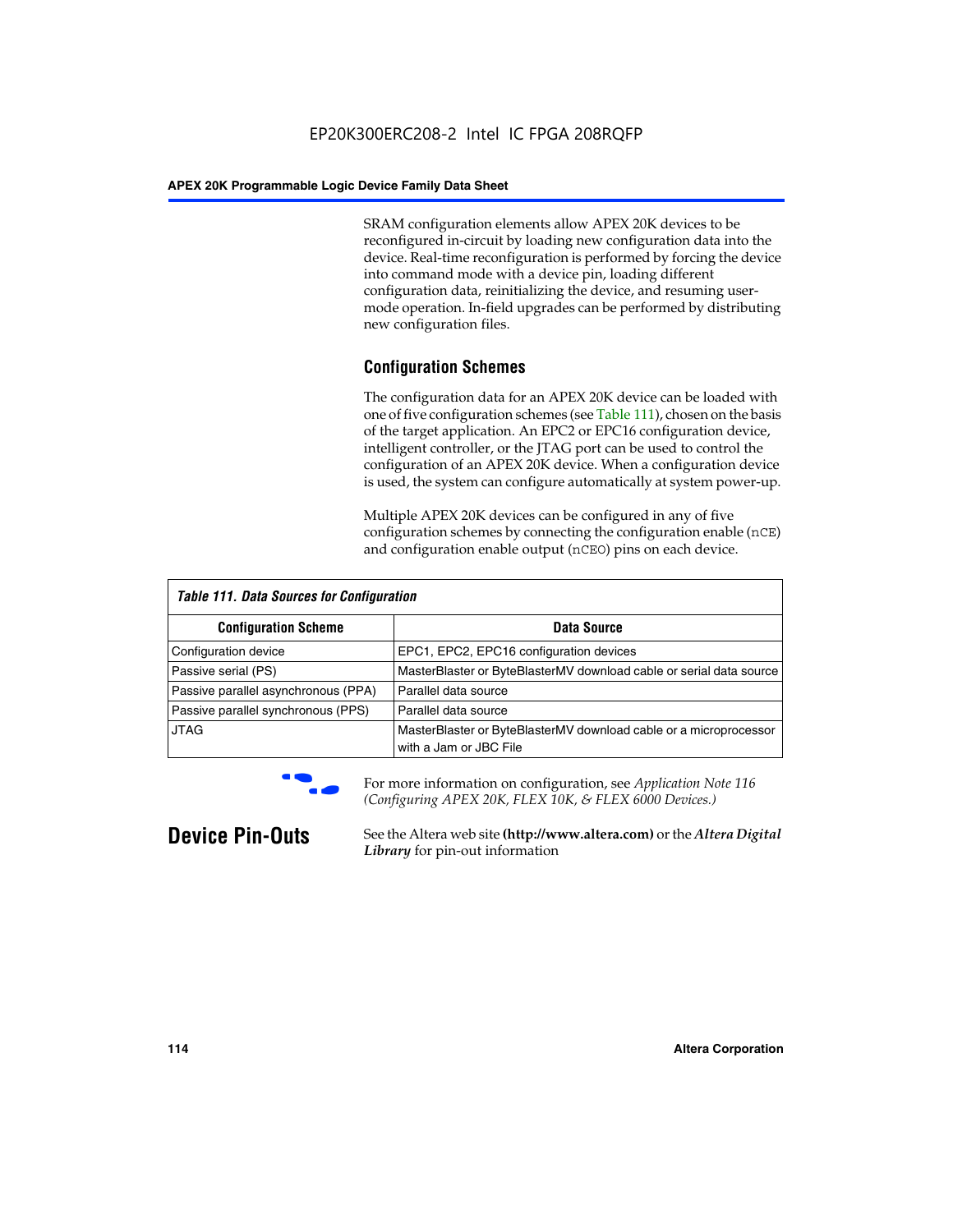SRAM configuration elements allow APEX 20K devices to be reconfigured in-circuit by loading new configuration data into the device. Real-time reconfiguration is performed by forcing the device into command mode with a device pin, loading different configuration data, reinitializing the device, and resuming user-mode operation. In-field upgrades can be performed by distributing new configuration files.

### Configuration Schemes

The configuration data for an APEX 20K device can be loaded with one of five configuration schemes (see Table 111), chosen on the basis of the target application. An EPC2 or EPC16 configuration device, intelligent controller, or the JTAG port can be used to control the configuration of an APEX 20K device. When a configuration device is used, the system can configure automatically at system power-up.

Multiple APEX 20K devices can be configured in any of five configuration schemes by connecting the configuration enable (`nCE`) and configuration enable output (`nCEO`) pins on each device.

*Table 111. Data Sources for Configuration*

| Configuration Scheme | Data Source |
|---|---|
| Configuration device | EPC1, EPC2, EPC16 configuration devices |
| Passive serial (PS) | MasterBlaster or ByteBlasterMV download cable or serial data source |
| Passive parallel asynchronous (PPA) | Parallel data source |
| Passive parallel synchronous (PPS) | Parallel data source |
| JTAG | MasterBlaster or ByteBlasterMV download cable or a microprocessor with a Jam or JBC File |

For more information on configuration, see *Application Note 116 (Configuring APEX 20K, FLEX 10K, & FLEX 6000 Devices.)*

## Device Pin-Outs

See the Altera web site **(http://www.altera.com)** or the ***Altera Digital Library*** for pin-out information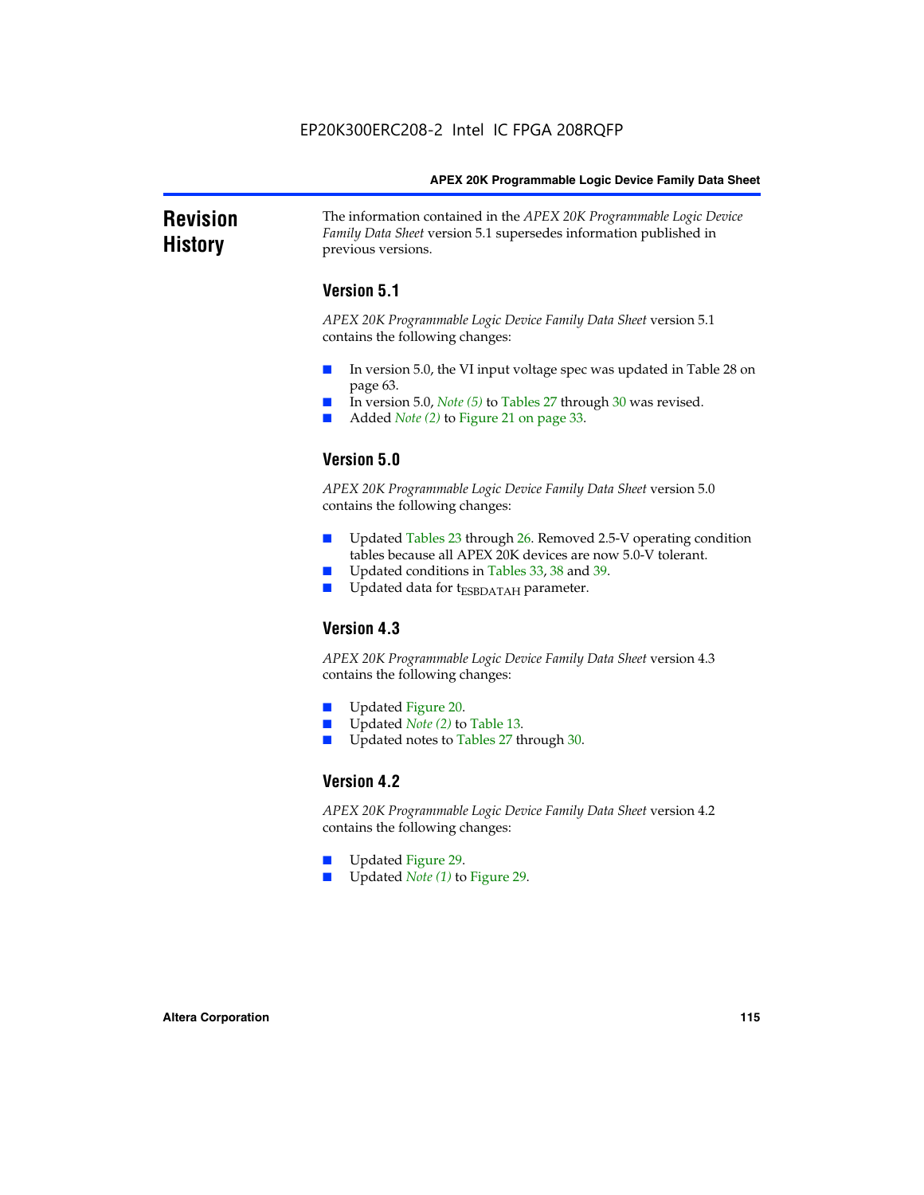## Revision History

The information contained in the *APEX 20K Programmable Logic Device Family Data Sheet* version 5.1 supersedes information published in previous versions.

### Version 5.1

*APEX 20K Programmable Logic Device Family Data Sheet* version 5.1 contains the following changes:

- In version 5.0, the VI input voltage spec was updated in Table 28 on page 63.
- In version 5.0, *Note (5)* to Tables 27 through 30 was revised.
- Added *Note (2)* to Figure 21 on page 33.

### Version 5.0

*APEX 20K Programmable Logic Device Family Data Sheet* version 5.0 contains the following changes:

- Updated Tables 23 through 26. Removed 2.5-V operating condition tables because all APEX 20K devices are now 5.0-V tolerant.
- Updated conditions in Tables 33, 38 and 39.
- Updated data for $t_{ESBDATAH}$ parameter.

### Version 4.3

*APEX 20K Programmable Logic Device Family Data Sheet* version 4.3 contains the following changes:

- Updated Figure 20.
- Updated *Note (2)* to Table 13.
- Updated notes to Tables 27 through 30.

### Version 4.2

*APEX 20K Programmable Logic Device Family Data Sheet* version 4.2 contains the following changes:

- Updated Figure 29.
- Updated *Note (1)* to Figure 29.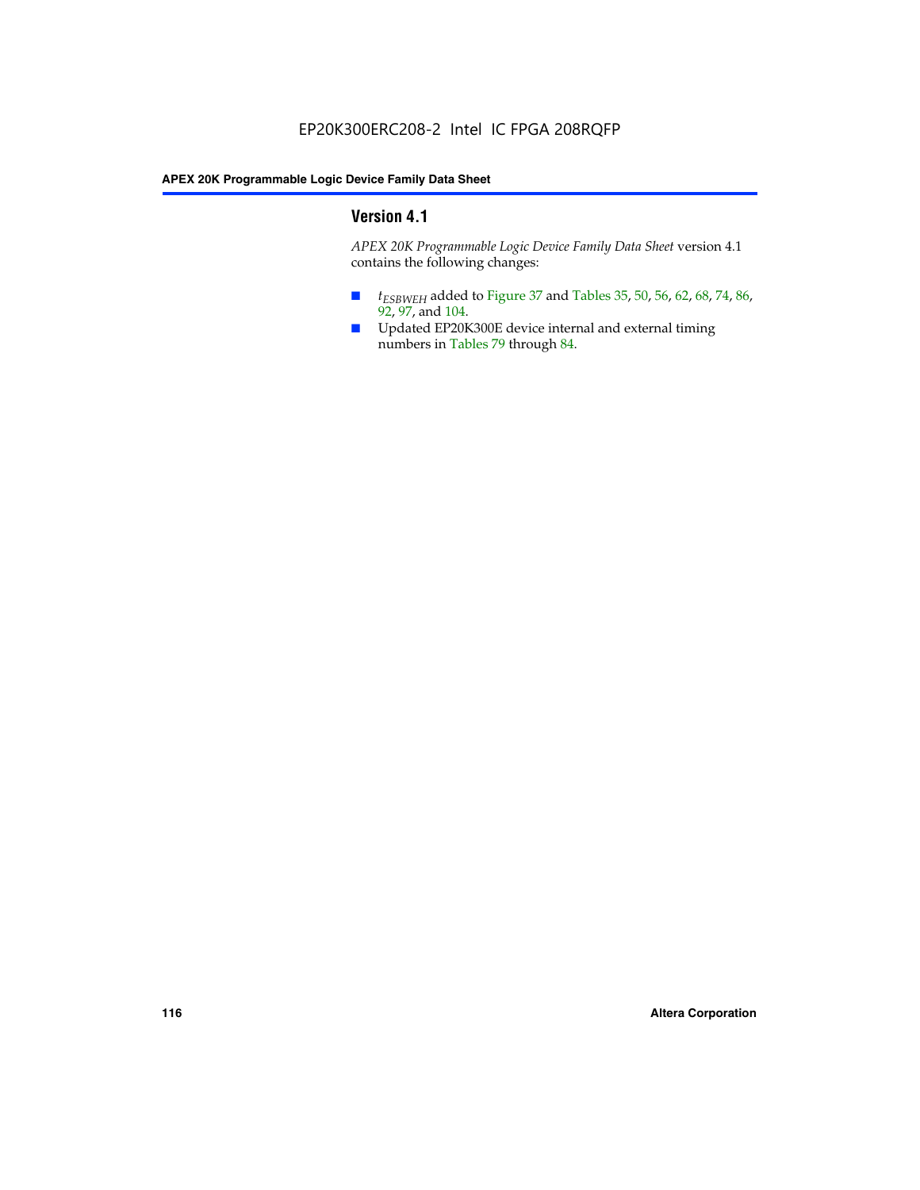## Version 4.1

*APEX 20K Programmable Logic Device Family Data Sheet* version 4.1 contains the following changes:

- $t_{ESBWEH}$ added to Figure 37 and Tables 35, 50, 56, 62, 68, 74, 86, 92, 97, and 104.
- Updated EP20K300E device internal and external timing numbers in Tables 79 through 84.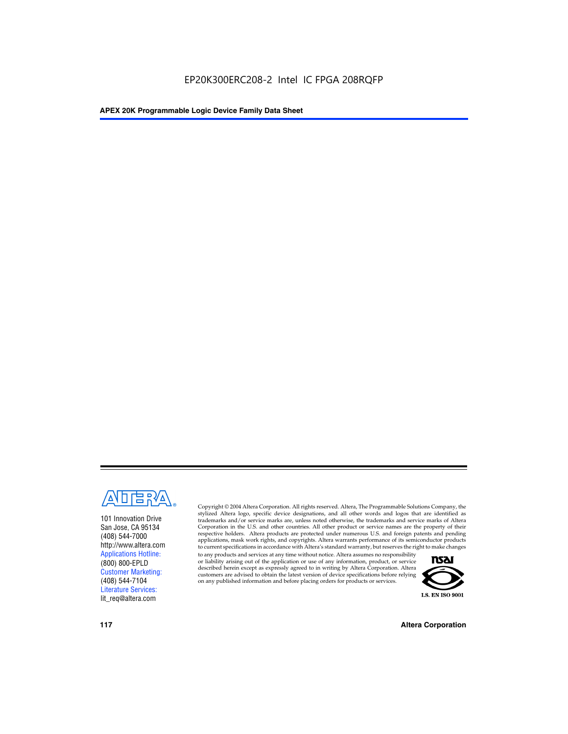EP20K300ERC208-2 Intel IC FPGA 208RQFP

101 Innovation Drive
San Jose, CA 95134
(408) 544-7000
http://www.altera.com
Applications Hotline:
(800) 800-EPLD
Customer Marketing:
(408) 544-7104
Literature Services:
lit_req@altera.com

Copyright © 2004 Altera Corporation. All rights reserved. Altera, The Programmable Solutions Company, the stylized Altera logo, specific device designations, and all other words and logos that are identified as trademarks and/or service marks are, unless noted otherwise, the trademarks and service marks of Altera Corporation in the U.S. and other countries. All other product or service names are the property of their respective holders. Altera products are protected under numerous U.S. and foreign patents and pending applications, mask work rights, and copyrights. Altera warrants performance of its semiconductor products to current specifications in accordance with Altera's standard warranty, but reserves the right to make changes to any products and services at any time without notice. Altera assumes no responsibility or liability arising out of the application or use of any information, product, or service described herein except as expressly agreed to in writing by Altera Corporation. Altera customers are advised to obtain the latest version of device specifications before relying on any published information and before placing orders for products or services.

I.S. EN ISO 9001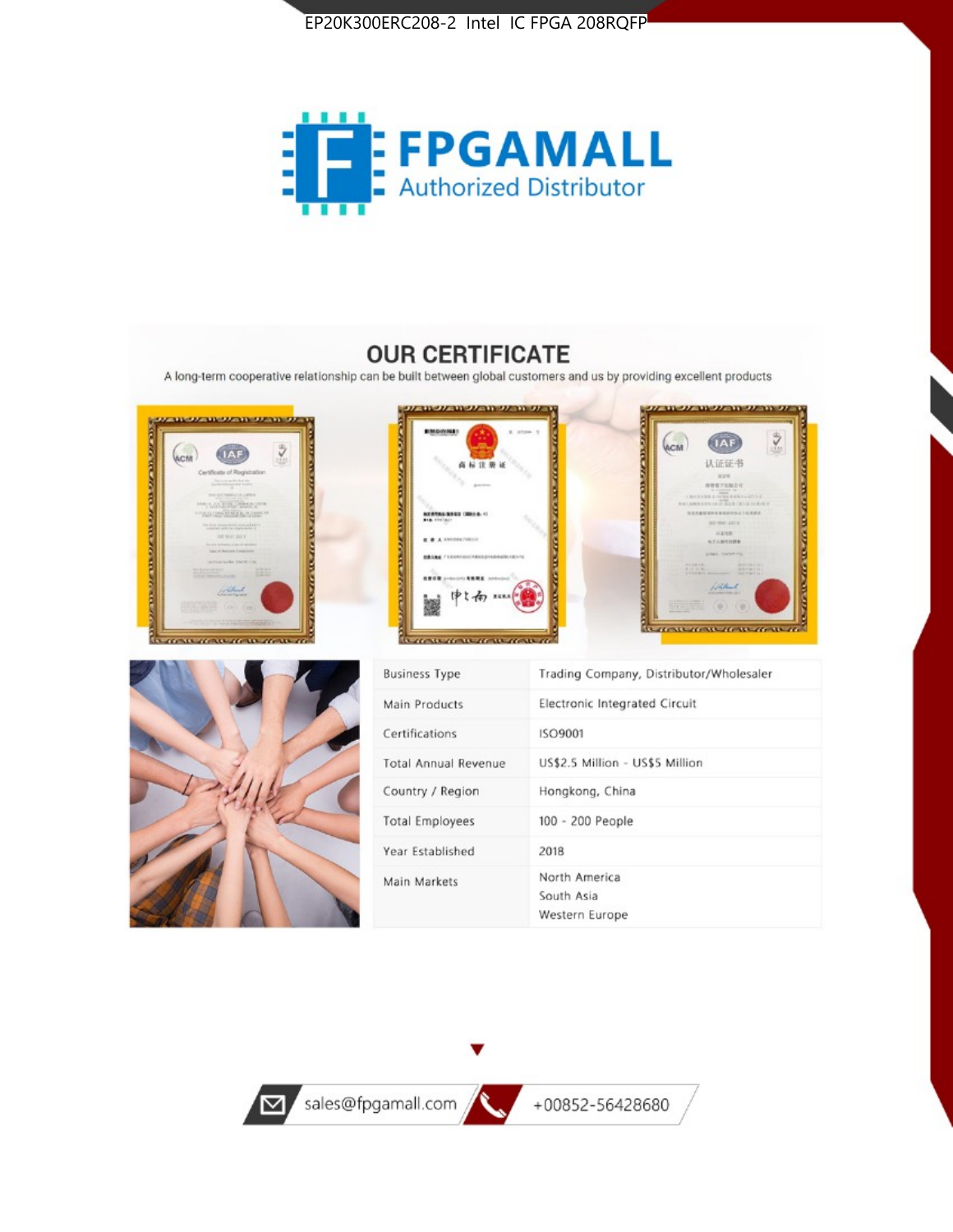FPGAMALL
Authorized Distributor

## OUR CERTIFICATE

A long-term cooperative relationship can be built between global customers and us by providing excellent products

| | |
|---|---|
| Business Type | Trading Company, Distributor/Wholesaler |
| Main Products | Electronic Integrated Circuit |
| Certifications | ISO9001 |
| Total Annual Revenue | US$2.5 Million - US$5 Million |
| Country / Region | Hongkong, China |
| Total Employees | 100 - 200 People |
| Year Established | 2018 |
| Main Markets | North America<br>South Asia<br>Western Europe |

sales@fpgamall.com

+00852-56428680